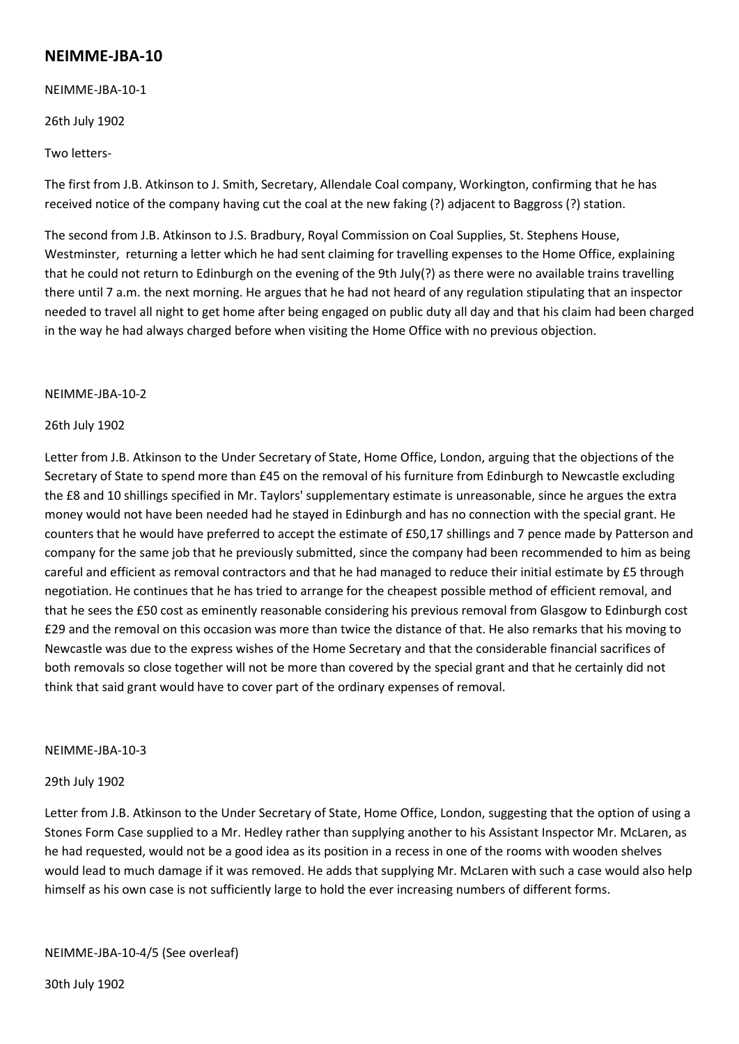# NEIMME-JBA-10

NEIMME-JBA-10-1

26th July 1902

Two letters-

The first from J.B. Atkinson to J. Smith, Secretary, Allendale Coal company, Workington, confirming that he has received notice of the company having cut the coal at the new faking (?) adjacent to Baggross (?) station.

The second from J.B. Atkinson to J.S. Bradbury, Royal Commission on Coal Supplies, St. Stephens House, Westminster, returning a letter which he had sent claiming for travelling expenses to the Home Office, explaining that he could not return to Edinburgh on the evening of the 9th July(?) as there were no available trains travelling there until 7 a.m. the next morning. He argues that he had not heard of any regulation stipulating that an inspector needed to travel all night to get home after being engaged on public duty all day and that his claim had been charged in the way he had always charged before when visiting the Home Office with no previous objection.

NEIMME-JBA-10-2

26th July 1902

Letter from J.B. Atkinson to the Under Secretary of State, Home Office, London, arguing that the objections of the Secretary of State to spend more than £45 on the removal of his furniture from Edinburgh to Newcastle excluding the £8 and 10 shillings specified in Mr. Taylors' supplementary estimate is unreasonable, since he argues the extra money would not have been needed had he stayed in Edinburgh and has no connection with the special grant. He counters that he would have preferred to accept the estimate of £50,17 shillings and 7 pence made by Patterson and company for the same job that he previously submitted, since the company had been recommended to him as being careful and efficient as removal contractors and that he had managed to reduce their initial estimate by £5 through negotiation. He continues that he has tried to arrange for the cheapest possible method of efficient removal, and that he sees the £50 cost as eminently reasonable considering his previous removal from Glasgow to Edinburgh cost £29 and the removal on this occasion was more than twice the distance of that. He also remarks that his moving to Newcastle was due to the express wishes of the Home Secretary and that the considerable financial sacrifices of both removals so close together will not be more than covered by the special grant and that he certainly did not think that said grant would have to cover part of the ordinary expenses of removal.

NEIMME-JBA-10-3

29th July 1902

Letter from J.B. Atkinson to the Under Secretary of State, Home Office, London, suggesting that the option of using a Stones Form Case supplied to a Mr. Hedley rather than supplying another to his Assistant Inspector Mr. McLaren, as he had requested, would not be a good idea as its position in a recess in one of the rooms with wooden shelves would lead to much damage if it was removed. He adds that supplying Mr. McLaren with such a case would also help himself as his own case is not sufficiently large to hold the ever increasing numbers of different forms.

NEIMME-JBA-10-4/5 (See overleaf)

30th July 1902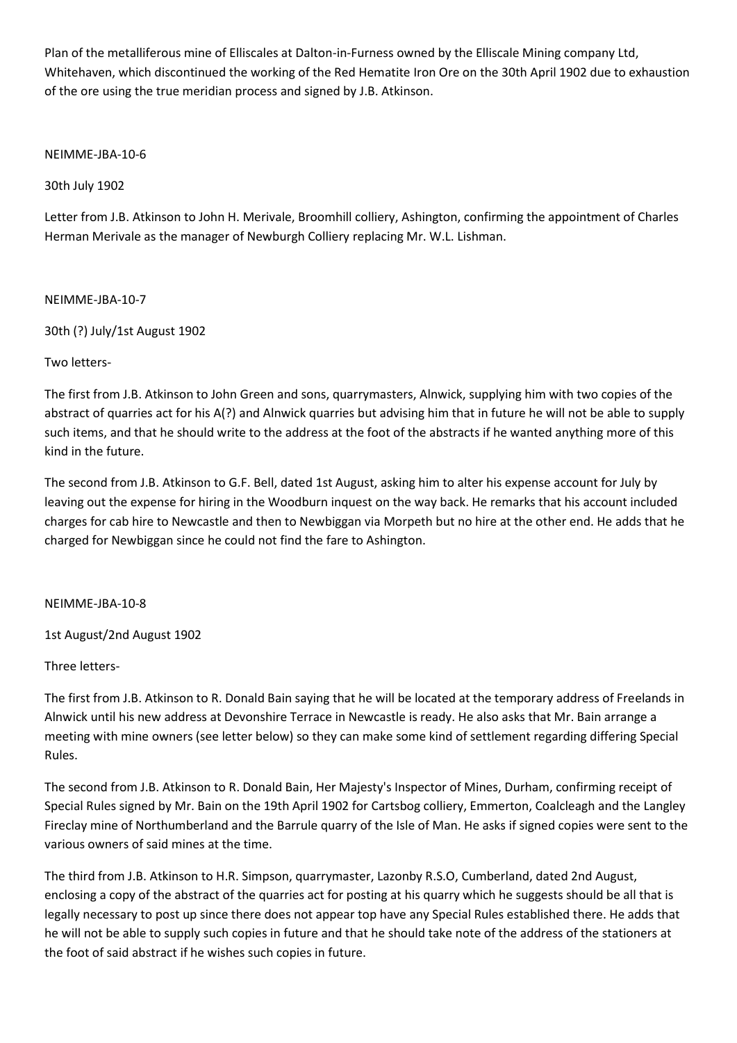Plan of the metalliferous mine of Elliscales at Dalton-in-Furness owned by the Elliscale Mining company Ltd, Whitehaven, which discontinued the working of the Red Hematite Iron Ore on the 30th April 1902 due to exhaustion of the ore using the true meridian process and signed by J.B. Atkinson.

NEIMME-JBA-10-6

30th July 1902

Letter from J.B. Atkinson to John H. Merivale, Broomhill colliery, Ashington, confirming the appointment of Charles Herman Merivale as the manager of Newburgh Colliery replacing Mr. W.L. Lishman.

NEIMME-JBA-10-7

30th (?) July/1st August 1902

Two letters-

The first from J.B. Atkinson to John Green and sons, quarrymasters, Alnwick, supplying him with two copies of the abstract of quarries act for his A(?) and Alnwick quarries but advising him that in future he will not be able to supply such items, and that he should write to the address at the foot of the abstracts if he wanted anything more of this kind in the future.

The second from J.B. Atkinson to G.F. Bell, dated 1st August, asking him to alter his expense account for July by leaving out the expense for hiring in the Woodburn inquest on the way back. He remarks that his account included charges for cab hire to Newcastle and then to Newbiggan via Morpeth but no hire at the other end. He adds that he charged for Newbiggan since he could not find the fare to Ashington.

NEIMME-JBA-10-8

1st August/2nd August 1902

Three letters-

The first from J.B. Atkinson to R. Donald Bain saying that he will be located at the temporary address of Freelands in Alnwick until his new address at Devonshire Terrace in Newcastle is ready. He also asks that Mr. Bain arrange a meeting with mine owners (see letter below) so they can make some kind of settlement regarding differing Special Rules.

The second from J.B. Atkinson to R. Donald Bain, Her Majesty's Inspector of Mines, Durham, confirming receipt of Special Rules signed by Mr. Bain on the 19th April 1902 for Cartsbog colliery, Emmerton, Coalcleagh and the Langley Fireclay mine of Northumberland and the Barrule quarry of the Isle of Man. He asks if signed copies were sent to the various owners of said mines at the time.

The third from J.B. Atkinson to H.R. Simpson, quarrymaster, Lazonby R.S.O, Cumberland, dated 2nd August, enclosing a copy of the abstract of the quarries act for posting at his quarry which he suggests should be all that is legally necessary to post up since there does not appear top have any Special Rules established there. He adds that he will not be able to supply such copies in future and that he should take note of the address of the stationers at the foot of said abstract if he wishes such copies in future.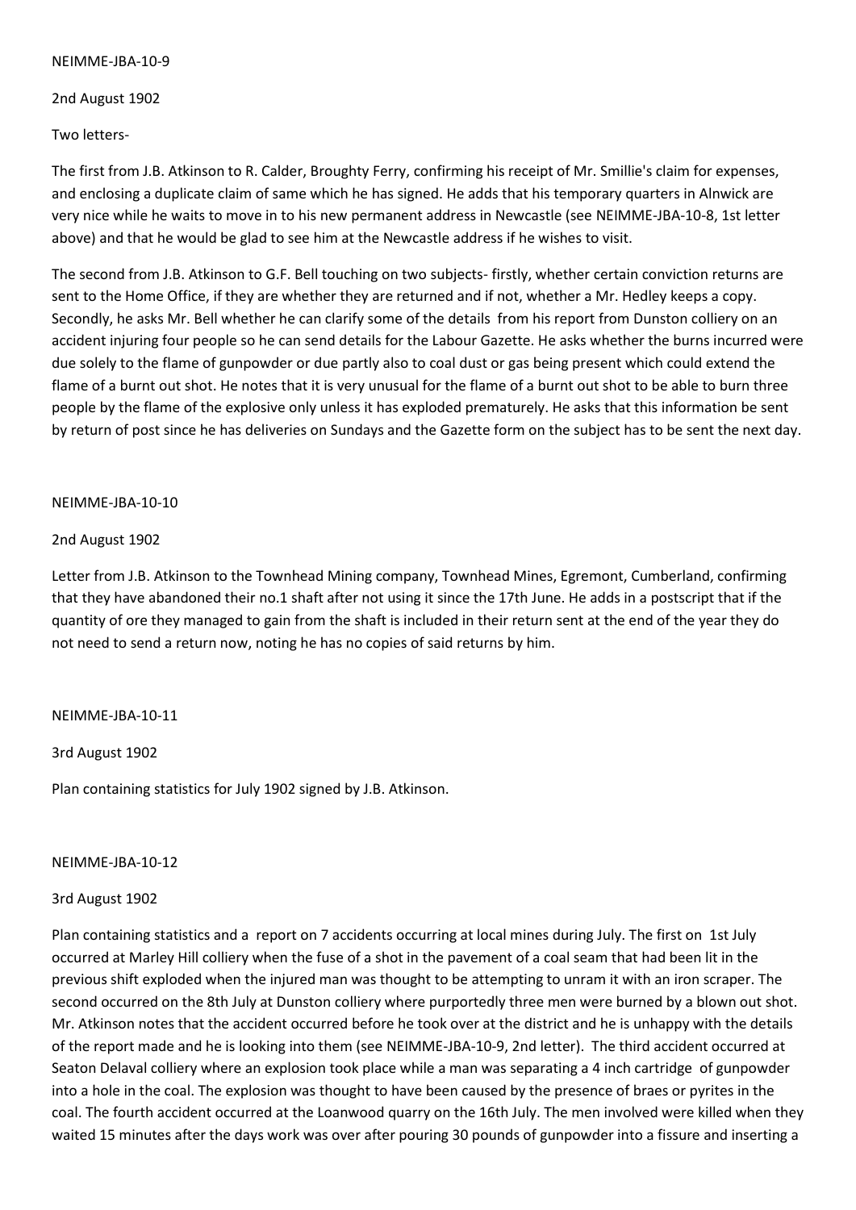NEIMME-JBA-10-9

2nd August 1902

Two letters-

The first from J.B. Atkinson to R. Calder, Broughty Ferry, confirming his receipt of Mr. Smillie's claim for expenses, and enclosing a duplicate claim of same which he has signed. He adds that his temporary quarters in Alnwick are very nice while he waits to move in to his new permanent address in Newcastle (see NEIMME-JBA-10-8, 1st letter above) and that he would be glad to see him at the Newcastle address if he wishes to visit.

The second from J.B. Atkinson to G.F. Bell touching on two subjects- firstly, whether certain conviction returns are sent to the Home Office, if they are whether they are returned and if not, whether a Mr. Hedley keeps a copy. Secondly, he asks Mr. Bell whether he can clarify some of the details from his report from Dunston colliery on an accident injuring four people so he can send details for the Labour Gazette. He asks whether the burns incurred were due solely to the flame of gunpowder or due partly also to coal dust or gas being present which could extend the flame of a burnt out shot. He notes that it is very unusual for the flame of a burnt out shot to be able to burn three people by the flame of the explosive only unless it has exploded prematurely. He asks that this information be sent by return of post since he has deliveries on Sundays and the Gazette form on the subject has to be sent the next day.

NEIMME-JBA-10-10

2nd August 1902

Letter from J.B. Atkinson to the Townhead Mining company, Townhead Mines, Egremont, Cumberland, confirming that they have abandoned their no.1 shaft after not using it since the 17th June. He adds in a postscript that if the quantity of ore they managed to gain from the shaft is included in their return sent at the end of the year they do not need to send a return now, noting he has no copies of said returns by him.

NEIMME-JBA-10-11

3rd August 1902

Plan containing statistics for July 1902 signed by J.B. Atkinson.

NEIMME-JBA-10-12

3rd August 1902

Plan containing statistics and a report on 7 accidents occurring at local mines during July. The first on 1st July occurred at Marley Hill colliery when the fuse of a shot in the pavement of a coal seam that had been lit in the previous shift exploded when the injured man was thought to be attempting to unram it with an iron scraper. The second occurred on the 8th July at Dunston colliery where purportedly three men were burned by a blown out shot. Mr. Atkinson notes that the accident occurred before he took over at the district and he is unhappy with the details of the report made and he is looking into them (see NEIMME-JBA-10-9, 2nd letter). The third accident occurred at Seaton Delaval colliery where an explosion took place while a man was separating a 4 inch cartridge of gunpowder into a hole in the coal. The explosion was thought to have been caused by the presence of braes or pyrites in the coal. The fourth accident occurred at the Loanwood quarry on the 16th July. The men involved were killed when they waited 15 minutes after the days work was over after pouring 30 pounds of gunpowder into a fissure and inserting a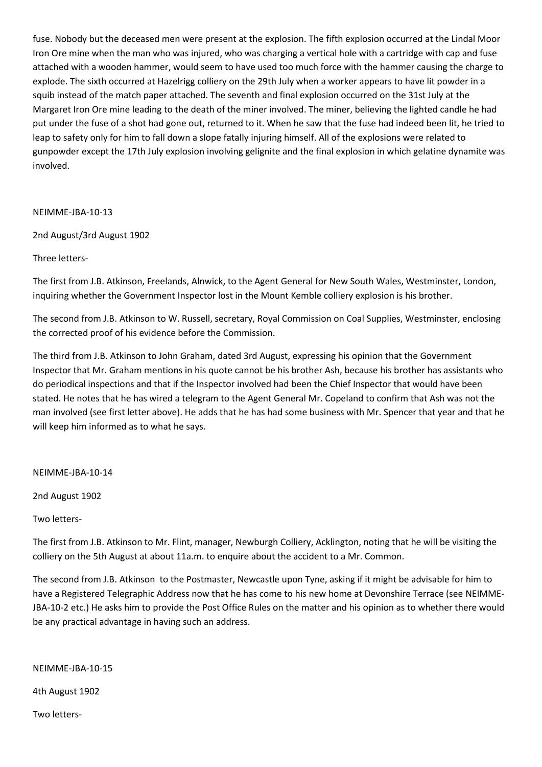fuse. Nobody but the deceased men were present at the explosion. The fifth explosion occurred at the Lindal Moor Iron Ore mine when the man who was injured, who was charging a vertical hole with a cartridge with cap and fuse attached with a wooden hammer, would seem to have used too much force with the hammer causing the charge to explode. The sixth occurred at Hazelrigg colliery on the 29th July when a worker appears to have lit powder in a squib instead of the match paper attached. The seventh and final explosion occurred on the 31st July at the Margaret Iron Ore mine leading to the death of the miner involved. The miner, believing the lighted candle he had put under the fuse of a shot had gone out, returned to it. When he saw that the fuse had indeed been lit, he tried to leap to safety only for him to fall down a slope fatally injuring himself. All of the explosions were related to gunpowder except the 17th July explosion involving gelignite and the final explosion in which gelatine dynamite was involved.

NEIMME-JBA-10-13

2nd August/3rd August 1902

Three letters-

The first from J.B. Atkinson, Freelands, Alnwick, to the Agent General for New South Wales, Westminster, London, inquiring whether the Government Inspector lost in the Mount Kemble colliery explosion is his brother.

The second from J.B. Atkinson to W. Russell, secretary, Royal Commission on Coal Supplies, Westminster, enclosing the corrected proof of his evidence before the Commission.

The third from J.B. Atkinson to John Graham, dated 3rd August, expressing his opinion that the Government Inspector that Mr. Graham mentions in his quote cannot be his brother Ash, because his brother has assistants who do periodical inspections and that if the Inspector involved had been the Chief Inspector that would have been stated. He notes that he has wired a telegram to the Agent General Mr. Copeland to confirm that Ash was not the man involved (see first letter above). He adds that he has had some business with Mr. Spencer that year and that he will keep him informed as to what he says.

NEIMME-JBA-10-14

2nd August 1902

Two letters-

The first from J.B. Atkinson to Mr. Flint, manager, Newburgh Colliery, Acklington, noting that he will be visiting the colliery on the 5th August at about 11a.m. to enquire about the accident to a Mr. Common.

The second from J.B. Atkinson to the Postmaster, Newcastle upon Tyne, asking if it might be advisable for him to have a Registered Telegraphic Address now that he has come to his new home at Devonshire Terrace (see NEIMME-JBA-10-2 etc.) He asks him to provide the Post Office Rules on the matter and his opinion as to whether there would be any practical advantage in having such an address.

NEIMME-JBA-10-15

4th August 1902

Two letters-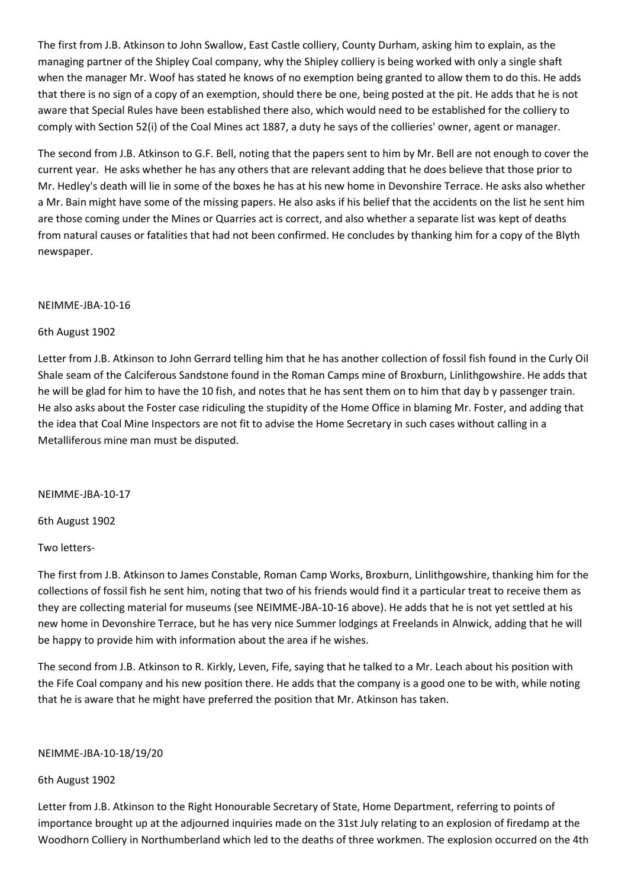The first from J.B. Atkinson to John Swallow, East Castle colliery, County Durham, asking him to explain, as the managing partner of the Shipley Coal company, why the Shipley colliery is being worked with only a single shaft when the manager Mr. Woof has stated he knows of no exemption being granted to allow them to do this. He adds that there is no sign of a copy of an exemption, should there be one, being posted at the pit. He adds that he is not aware that Special Rules have been established there also, which would need to be established for the colliery to comply with Section 52(i) of the Coal Mines act 1887, a duty he says of the collieries' owner, agent or manager.

The second from J.B. Atkinson to G.F. Bell, noting that the papers sent to him by Mr. Bell are not enough to cover the current year. He asks whether he has any others that are relevant adding that he does believe that those prior to Mr. Hedley's death will lie in some of the boxes he has at his new home in Devonshire Terrace. He asks also whether a Mr. Bain might have some of the missing papers. He also asks if his belief that the accidents on the list he sent him are those coming under the Mines or Quarries act is correct, and also whether a separate list was kept of deaths from natural causes or fatalities that had not been confirmed. He concludes by thanking him for a copy of the Blyth newspaper.

NEIMME-JBA-10-16

6th August 1902

Letter from J.B. Atkinson to John Gerrard telling him that he has another collection of fossil fish found in the Curly Oil Shale seam of the Calciferous Sandstone found in the Roman Camps mine of Broxburn, Linlithgowshire. He adds that he will be glad for him to have the 10 fish, and notes that he has sent them on to him that day b y passenger train. He also asks about the Foster case ridiculing the stupidity of the Home Office in blaming Mr. Foster, and adding that the idea that Coal Mine Inspectors are not fit to advise the Home Secretary in such cases without calling in a Metalliferous mine man must be disputed.

NEIMME-JBA-10-17

6th August 1902

Two letters-

The first from J.B. Atkinson to James Constable, Roman Camp Works, Broxburn, Linlithgowshire, thanking him for the collections of fossil fish he sent him, noting that two of his friends would find it a particular treat to receive them as they are collecting material for museums (see NEIMME-JBA-10-16 above). He adds that he is not yet settled at his new home in Devonshire Terrace, but he has very nice Summer lodgings at Freelands in Alnwick, adding that he will be happy to provide him with information about the area if he wishes.

The second from J.B. Atkinson to R. Kirkly, Leven, Fife, saying that he talked to a Mr. Leach about his position with the Fife Coal company and his new position there. He adds that the company is a good one to be with, while noting that he is aware that he might have preferred the position that Mr. Atkinson has taken.

NEIMME-JBA-10-18/19/20

6th August 1902

Letter from J.B. Atkinson to the Right Honourable Secretary of State, Home Department, referring to points of importance brought up at the adjourned inquiries made on the 31st July relating to an explosion of firedamp at the Woodhorn Colliery in Northumberland which led to the deaths of three workmen. The explosion occurred on the 4th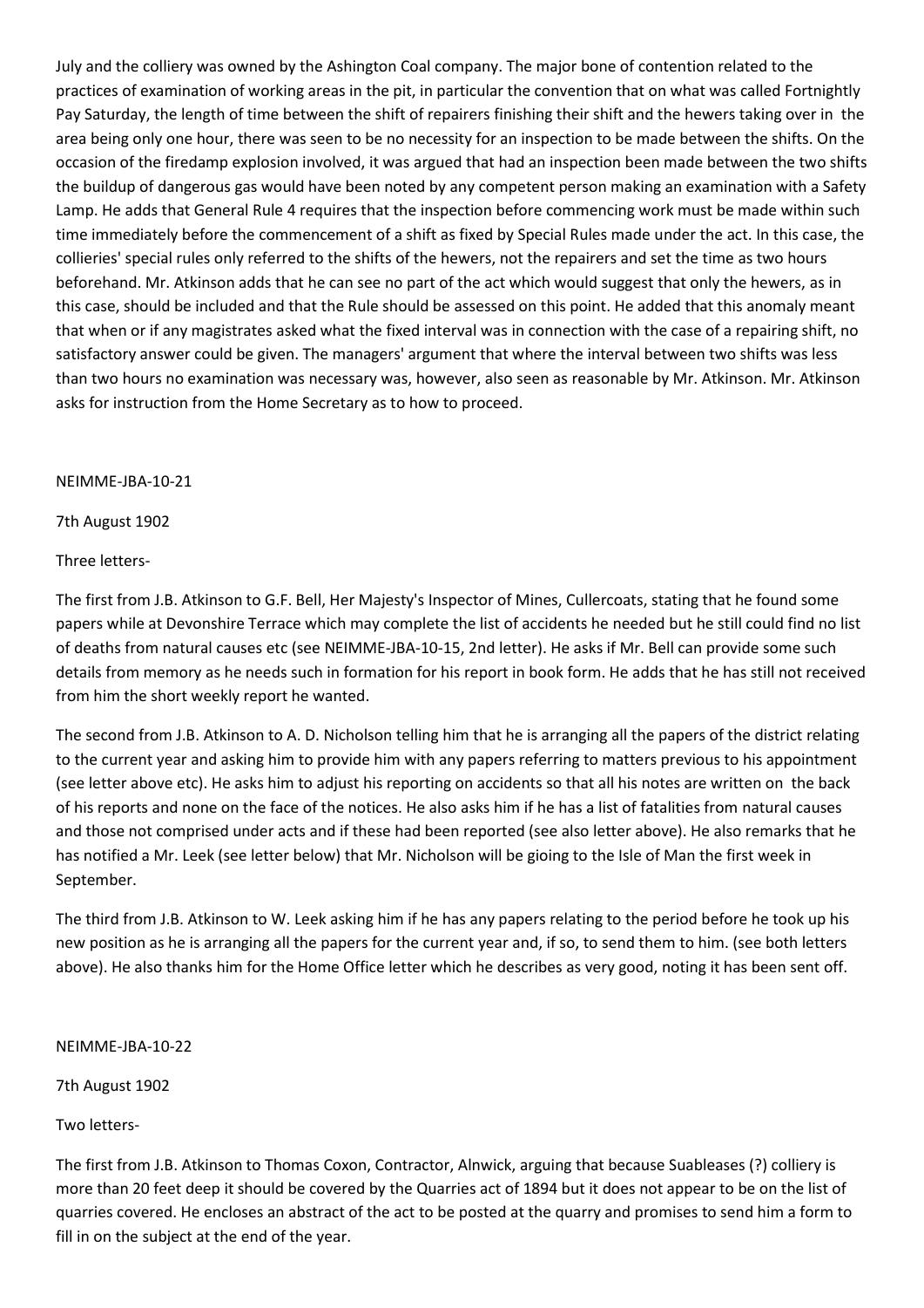July and the colliery was owned by the Ashington Coal company. The major bone of contention related to the practices of examination of working areas in the pit, in particular the convention that on what was called Fortnightly Pay Saturday, the length of time between the shift of repairers finishing their shift and the hewers taking over in the area being only one hour, there was seen to be no necessity for an inspection to be made between the shifts. On the occasion of the firedamp explosion involved, it was argued that had an inspection been made between the two shifts the buildup of dangerous gas would have been noted by any competent person making an examination with a Safety Lamp. He adds that General Rule 4 requires that the inspection before commencing work must be made within such time immediately before the commencement of a shift as fixed by Special Rules made under the act. In this case, the collieries' special rules only referred to the shifts of the hewers, not the repairers and set the time as two hours beforehand. Mr. Atkinson adds that he can see no part of the act which would suggest that only the hewers, as in this case, should be included and that the Rule should be assessed on this point. He added that this anomaly meant that when or if any magistrates asked what the fixed interval was in connection with the case of a repairing shift, no satisfactory answer could be given. The managers' argument that where the interval between two shifts was less than two hours no examination was necessary was, however, also seen as reasonable by Mr. Atkinson. Mr. Atkinson asks for instruction from the Home Secretary as to how to proceed.

NEIMME-JBA-10-21

7th August 1902

Three letters-

The first from J.B. Atkinson to G.F. Bell, Her Majesty's Inspector of Mines, Cullercoats, stating that he found some papers while at Devonshire Terrace which may complete the list of accidents he needed but he still could find no list of deaths from natural causes etc (see NEIMME-JBA-10-15, 2nd letter). He asks if Mr. Bell can provide some such details from memory as he needs such in formation for his report in book form. He adds that he has still not received from him the short weekly report he wanted.

The second from J.B. Atkinson to A. D. Nicholson telling him that he is arranging all the papers of the district relating to the current year and asking him to provide him with any papers referring to matters previous to his appointment (see letter above etc). He asks him to adjust his reporting on accidents so that all his notes are written on the back of his reports and none on the face of the notices. He also asks him if he has a list of fatalities from natural causes and those not comprised under acts and if these had been reported (see also letter above). He also remarks that he has notified a Mr. Leek (see letter below) that Mr. Nicholson will be gioing to the Isle of Man the first week in September.

The third from J.B. Atkinson to W. Leek asking him if he has any papers relating to the period before he took up his new position as he is arranging all the papers for the current year and, if so, to send them to him. (see both letters above). He also thanks him for the Home Office letter which he describes as very good, noting it has been sent off.

NEIMME-JBA-10-22

7th August 1902

Two letters-

The first from J.B. Atkinson to Thomas Coxon, Contractor, Alnwick, arguing that because Suableases (?) colliery is more than 20 feet deep it should be covered by the Quarries act of 1894 but it does not appear to be on the list of quarries covered. He encloses an abstract of the act to be posted at the quarry and promises to send him a form to fill in on the subject at the end of the year.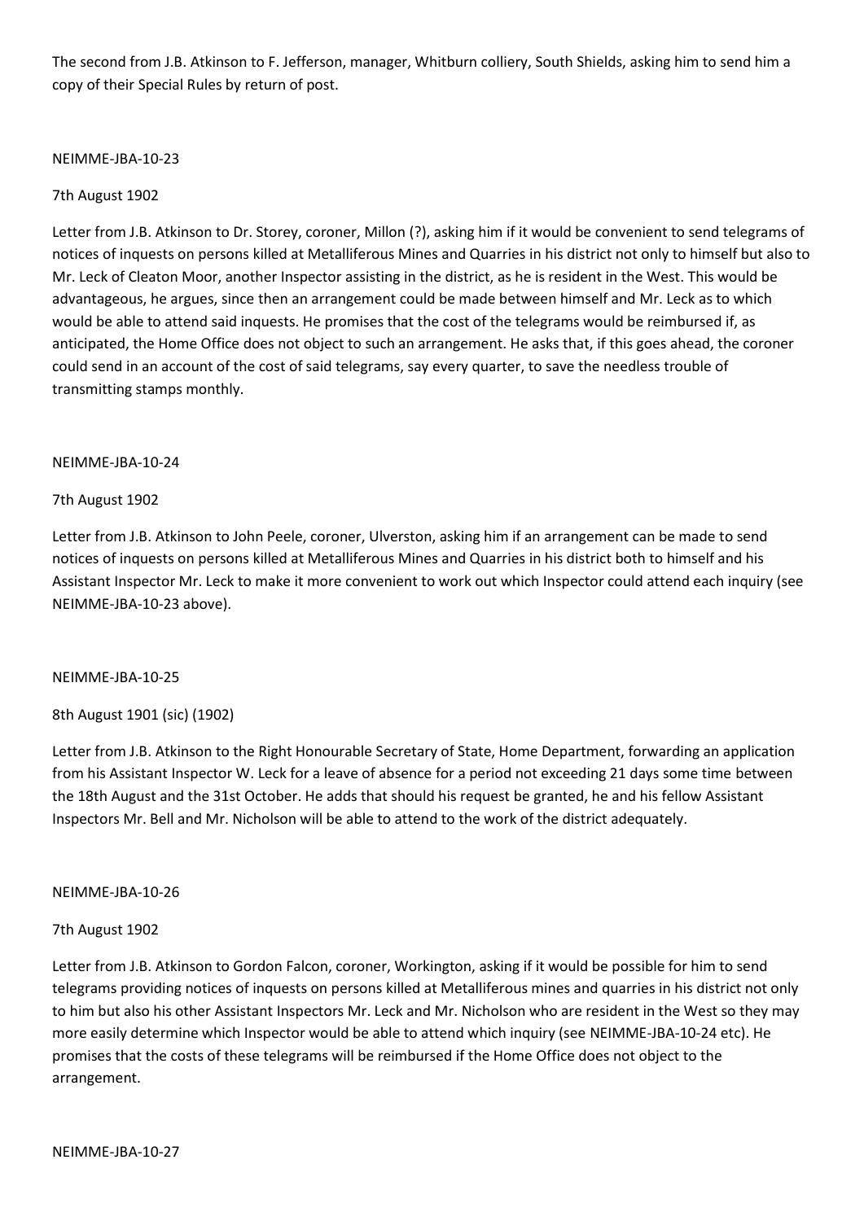The second from J.B. Atkinson to F. Jefferson, manager, Whitburn colliery, South Shields, asking him to send him a copy of their Special Rules by return of post.

NEIMME-JBA-10-23

7th August 1902

Letter from J.B. Atkinson to Dr. Storey, coroner, Millon (?), asking him if it would be convenient to send telegrams of notices of inquests on persons killed at Metalliferous Mines and Quarries in his district not only to himself but also to Mr. Leck of Cleaton Moor, another Inspector assisting in the district, as he is resident in the West. This would be advantageous, he argues, since then an arrangement could be made between himself and Mr. Leck as to which would be able to attend said inquests. He promises that the cost of the telegrams would be reimbursed if, as anticipated, the Home Office does not object to such an arrangement. He asks that, if this goes ahead, the coroner could send in an account of the cost of said telegrams, say every quarter, to save the needless trouble of transmitting stamps monthly.

NEIMME-JBA-10-24

7th August 1902

Letter from J.B. Atkinson to John Peele, coroner, Ulverston, asking him if an arrangement can be made to send notices of inquests on persons killed at Metalliferous Mines and Quarries in his district both to himself and his Assistant Inspector Mr. Leck to make it more convenient to work out which Inspector could attend each inquiry (see NEIMME-JBA-10-23 above).

NEIMME-JBA-10-25

8th August 1901 (sic) (1902)

Letter from J.B. Atkinson to the Right Honourable Secretary of State, Home Department, forwarding an application from his Assistant Inspector W. Leck for a leave of absence for a period not exceeding 21 days some time between the 18th August and the 31st October. He adds that should his request be granted, he and his fellow Assistant Inspectors Mr. Bell and Mr. Nicholson will be able to attend to the work of the district adequately.

NEIMME-JBA-10-26

7th August 1902

Letter from J.B. Atkinson to Gordon Falcon, coroner, Workington, asking if it would be possible for him to send telegrams providing notices of inquests on persons killed at Metalliferous mines and quarries in his district not only to him but also his other Assistant Inspectors Mr. Leck and Mr. Nicholson who are resident in the West so they may more easily determine which Inspector would be able to attend which inquiry (see NEIMME-JBA-10-24 etc). He promises that the costs of these telegrams will be reimbursed if the Home Office does not object to the arrangement.

NEIMME-JBA-10-27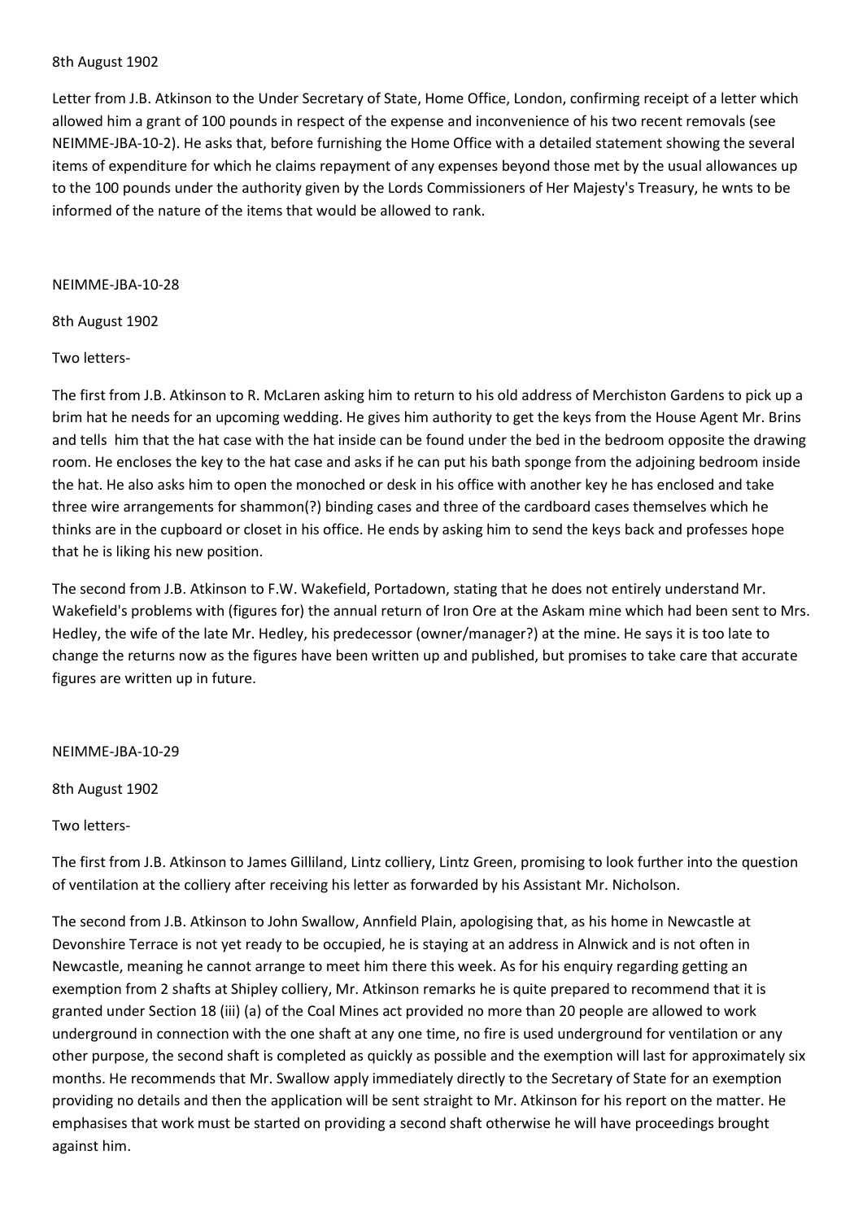8th August 1902

Letter from J.B. Atkinson to the Under Secretary of State, Home Office, London, confirming receipt of a letter which allowed him a grant of 100 pounds in respect of the expense and inconvenience of his two recent removals (see NEIMME-JBA-10-2). He asks that, before furnishing the Home Office with a detailed statement showing the several items of expenditure for which he claims repayment of any expenses beyond those met by the usual allowances up to the 100 pounds under the authority given by the Lords Commissioners of Her Majesty's Treasury, he wnts to be informed of the nature of the items that would be allowed to rank.

NEIMME-JBA-10-28

8th August 1902

Two letters-

The first from J.B. Atkinson to R. McLaren asking him to return to his old address of Merchiston Gardens to pick up a brim hat he needs for an upcoming wedding. He gives him authority to get the keys from the House Agent Mr. Brins and tells him that the hat case with the hat inside can be found under the bed in the bedroom opposite the drawing room. He encloses the key to the hat case and asks if he can put his bath sponge from the adjoining bedroom inside the hat. He also asks him to open the monoched or desk in his office with another key he has enclosed and take three wire arrangements for shammon(?) binding cases and three of the cardboard cases themselves which he thinks are in the cupboard or closet in his office. He ends by asking him to send the keys back and professes hope that he is liking his new position.

The second from J.B. Atkinson to F.W. Wakefield, Portadown, stating that he does not entirely understand Mr. Wakefield's problems with (figures for) the annual return of Iron Ore at the Askam mine which had been sent to Mrs. Hedley, the wife of the late Mr. Hedley, his predecessor (owner/manager?) at the mine. He says it is too late to change the returns now as the figures have been written up and published, but promises to take care that accurate figures are written up in future.

NEIMME-JBA-10-29

8th August 1902

Two letters-

The first from J.B. Atkinson to James Gilliland, Lintz colliery, Lintz Green, promising to look further into the question of ventilation at the colliery after receiving his letter as forwarded by his Assistant Mr. Nicholson.

The second from J.B. Atkinson to John Swallow, Annfield Plain, apologising that, as his home in Newcastle at Devonshire Terrace is not yet ready to be occupied, he is staying at an address in Alnwick and is not often in Newcastle, meaning he cannot arrange to meet him there this week. As for his enquiry regarding getting an exemption from 2 shafts at Shipley colliery, Mr. Atkinson remarks he is quite prepared to recommend that it is granted under Section 18 (iii) (a) of the Coal Mines act provided no more than 20 people are allowed to work underground in connection with the one shaft at any one time, no fire is used underground for ventilation or any other purpose, the second shaft is completed as quickly as possible and the exemption will last for approximately six months. He recommends that Mr. Swallow apply immediately directly to the Secretary of State for an exemption providing no details and then the application will be sent straight to Mr. Atkinson for his report on the matter. He emphasises that work must be started on providing a second shaft otherwise he will have proceedings brought against him.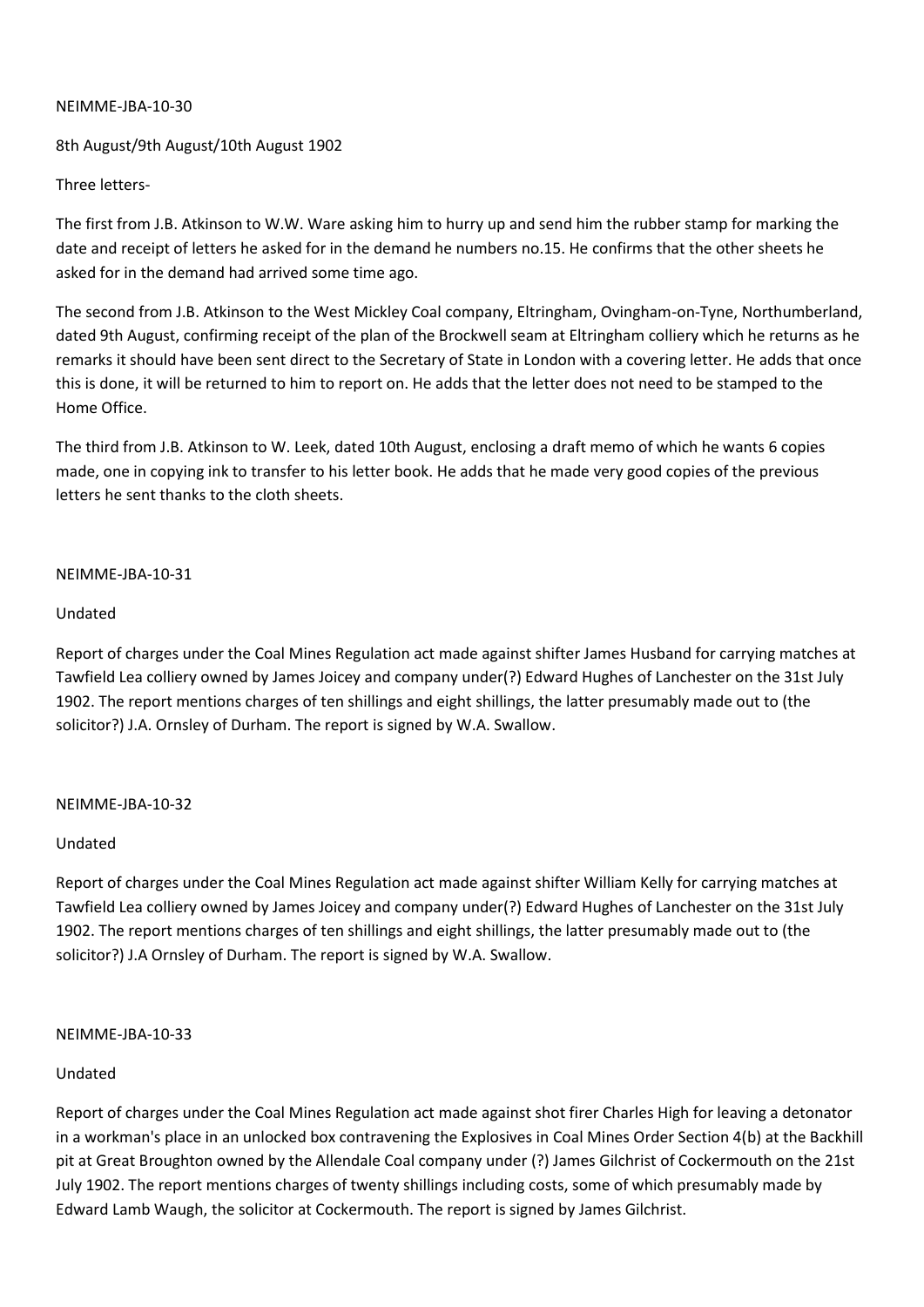NEIMME-JBA-10-30

8th August/9th August/10th August 1902

Three letters-

The first from J.B. Atkinson to W.W. Ware asking him to hurry up and send him the rubber stamp for marking the date and receipt of letters he asked for in the demand he numbers no.15. He confirms that the other sheets he asked for in the demand had arrived some time ago.

The second from J.B. Atkinson to the West Mickley Coal company, Eltringham, Ovingham-on-Tyne, Northumberland, dated 9th August, confirming receipt of the plan of the Brockwell seam at Eltringham colliery which he returns as he remarks it should have been sent direct to the Secretary of State in London with a covering letter. He adds that once this is done, it will be returned to him to report on. He adds that the letter does not need to be stamped to the Home Office.

The third from J.B. Atkinson to W. Leek, dated 10th August, enclosing a draft memo of which he wants 6 copies made, one in copying ink to transfer to his letter book. He adds that he made very good copies of the previous letters he sent thanks to the cloth sheets.

NEIMME-JBA-10-31

Undated

Report of charges under the Coal Mines Regulation act made against shifter James Husband for carrying matches at Tawfield Lea colliery owned by James Joicey and company under(?) Edward Hughes of Lanchester on the 31st July 1902. The report mentions charges of ten shillings and eight shillings, the latter presumably made out to (the solicitor?) J.A. Ornsley of Durham. The report is signed by W.A. Swallow.

NEIMME-JBA-10-32

Undated

Report of charges under the Coal Mines Regulation act made against shifter William Kelly for carrying matches at Tawfield Lea colliery owned by James Joicey and company under(?) Edward Hughes of Lanchester on the 31st July 1902. The report mentions charges of ten shillings and eight shillings, the latter presumably made out to (the solicitor?) J.A Ornsley of Durham. The report is signed by W.A. Swallow.

NEIMME-JBA-10-33

Undated

Report of charges under the Coal Mines Regulation act made against shot firer Charles High for leaving a detonator in a workman's place in an unlocked box contravening the Explosives in Coal Mines Order Section 4(b) at the Backhill pit at Great Broughton owned by the Allendale Coal company under (?) James Gilchrist of Cockermouth on the 21st July 1902. The report mentions charges of twenty shillings including costs, some of which presumably made by Edward Lamb Waugh, the solicitor at Cockermouth. The report is signed by James Gilchrist.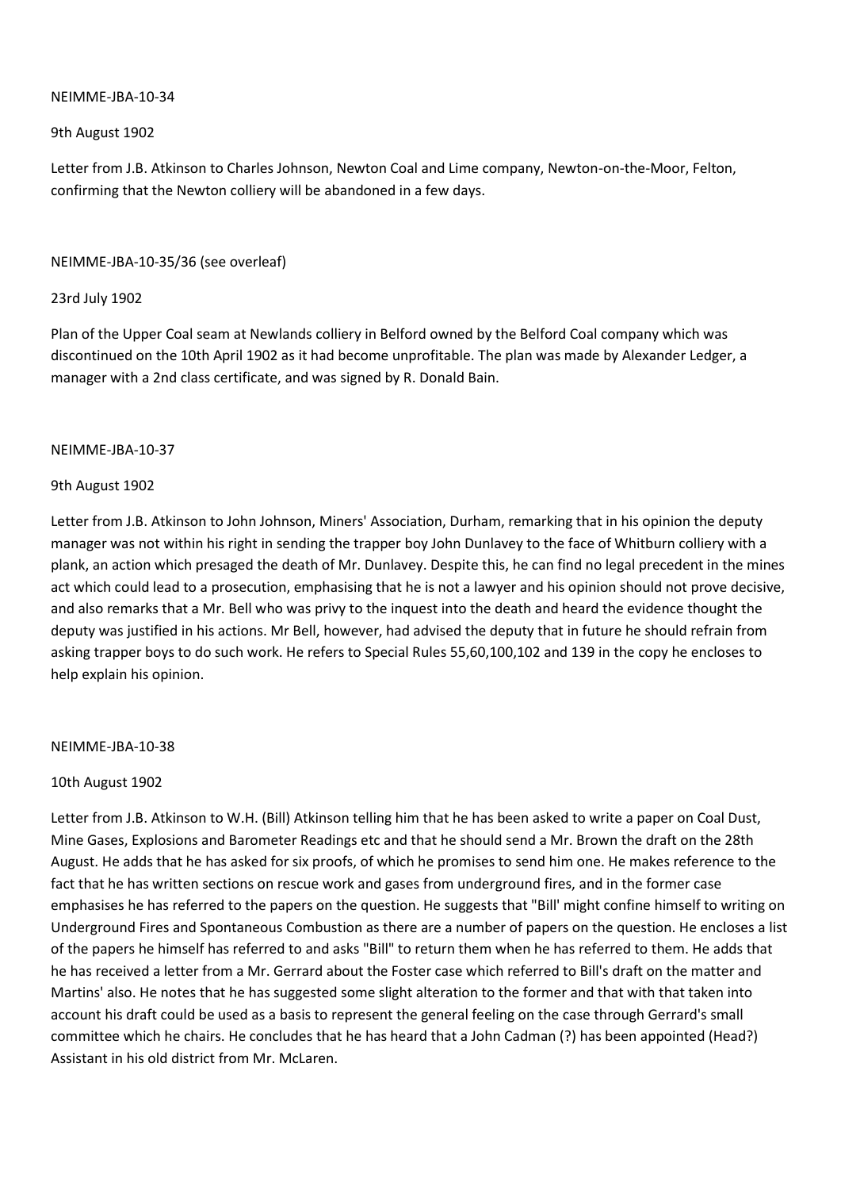NEIMME-JBA-10-34

9th August 1902

Letter from J.B. Atkinson to Charles Johnson, Newton Coal and Lime company, Newton-on-the-Moor, Felton, confirming that the Newton colliery will be abandoned in a few days.

NEIMME-JBA-10-35/36 (see overleaf)

23rd July 1902

Plan of the Upper Coal seam at Newlands colliery in Belford owned by the Belford Coal company which was discontinued on the 10th April 1902 as it had become unprofitable. The plan was made by Alexander Ledger, a manager with a 2nd class certificate, and was signed by R. Donald Bain.

NEIMME-JBA-10-37

9th August 1902

Letter from J.B. Atkinson to John Johnson, Miners' Association, Durham, remarking that in his opinion the deputy manager was not within his right in sending the trapper boy John Dunlavey to the face of Whitburn colliery with a plank, an action which presaged the death of Mr. Dunlavey. Despite this, he can find no legal precedent in the mines act which could lead to a prosecution, emphasising that he is not a lawyer and his opinion should not prove decisive, and also remarks that a Mr. Bell who was privy to the inquest into the death and heard the evidence thought the deputy was justified in his actions. Mr Bell, however, had advised the deputy that in future he should refrain from asking trapper boys to do such work. He refers to Special Rules 55,60,100,102 and 139 in the copy he encloses to help explain his opinion.

NEIMME-JBA-10-38

10th August 1902

Letter from J.B. Atkinson to W.H. (Bill) Atkinson telling him that he has been asked to write a paper on Coal Dust, Mine Gases, Explosions and Barometer Readings etc and that he should send a Mr. Brown the draft on the 28th August. He adds that he has asked for six proofs, of which he promises to send him one. He makes reference to the fact that he has written sections on rescue work and gases from underground fires, and in the former case emphasises he has referred to the papers on the question. He suggests that "Bill' might confine himself to writing on Underground Fires and Spontaneous Combustion as there are a number of papers on the question. He encloses a list of the papers he himself has referred to and asks "Bill" to return them when he has referred to them. He adds that he has received a letter from a Mr. Gerrard about the Foster case which referred to Bill's draft on the matter and Martins' also. He notes that he has suggested some slight alteration to the former and that with that taken into account his draft could be used as a basis to represent the general feeling on the case through Gerrard's small committee which he chairs. He concludes that he has heard that a John Cadman (?) has been appointed (Head?) Assistant in his old district from Mr. McLaren.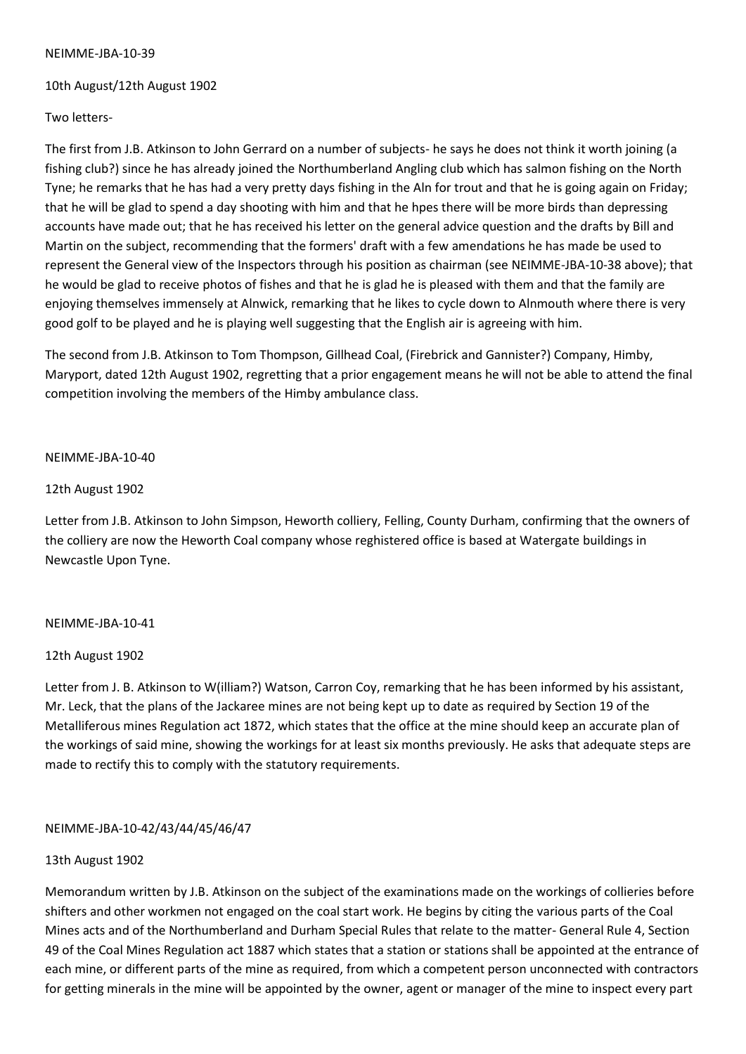NEIMME-JBA-10-39

10th August/12th August 1902

Two letters-

The first from J.B. Atkinson to John Gerrard on a number of subjects- he says he does not think it worth joining (a fishing club?) since he has already joined the Northumberland Angling club which has salmon fishing on the North Tyne; he remarks that he has had a very pretty days fishing in the Aln for trout and that he is going again on Friday; that he will be glad to spend a day shooting with him and that he hpes there will be more birds than depressing accounts have made out; that he has received his letter on the general advice question and the drafts by Bill and Martin on the subject, recommending that the formers' draft with a few amendations he has made be used to represent the General view of the Inspectors through his position as chairman (see NEIMME-JBA-10-38 above); that he would be glad to receive photos of fishes and that he is glad he is pleased with them and that the family are enjoying themselves immensely at Alnwick, remarking that he likes to cycle down to Alnmouth where there is very good golf to be played and he is playing well suggesting that the English air is agreeing with him.

The second from J.B. Atkinson to Tom Thompson, Gillhead Coal, (Firebrick and Gannister?) Company, Himby, Maryport, dated 12th August 1902, regretting that a prior engagement means he will not be able to attend the final competition involving the members of the Himby ambulance class.

NEIMME-JBA-10-40

12th August 1902

Letter from J.B. Atkinson to John Simpson, Heworth colliery, Felling, County Durham, confirming that the owners of the colliery are now the Heworth Coal company whose reghistered office is based at Watergate buildings in Newcastle Upon Tyne.

NEIMME-JBA-10-41

12th August 1902

Letter from J. B. Atkinson to W(illiam?) Watson, Carron Coy, remarking that he has been informed by his assistant, Mr. Leck, that the plans of the Jackaree mines are not being kept up to date as required by Section 19 of the Metalliferous mines Regulation act 1872, which states that the office at the mine should keep an accurate plan of the workings of said mine, showing the workings for at least six months previously. He asks that adequate steps are made to rectify this to comply with the statutory requirements.

NEIMME-JBA-10-42/43/44/45/46/47

13th August 1902

Memorandum written by J.B. Atkinson on the subject of the examinations made on the workings of collieries before shifters and other workmen not engaged on the coal start work. He begins by citing the various parts of the Coal Mines acts and of the Northumberland and Durham Special Rules that relate to the matter- General Rule 4, Section 49 of the Coal Mines Regulation act 1887 which states that a station or stations shall be appointed at the entrance of each mine, or different parts of the mine as required, from which a competent person unconnected with contractors for getting minerals in the mine will be appointed by the owner, agent or manager of the mine to inspect every part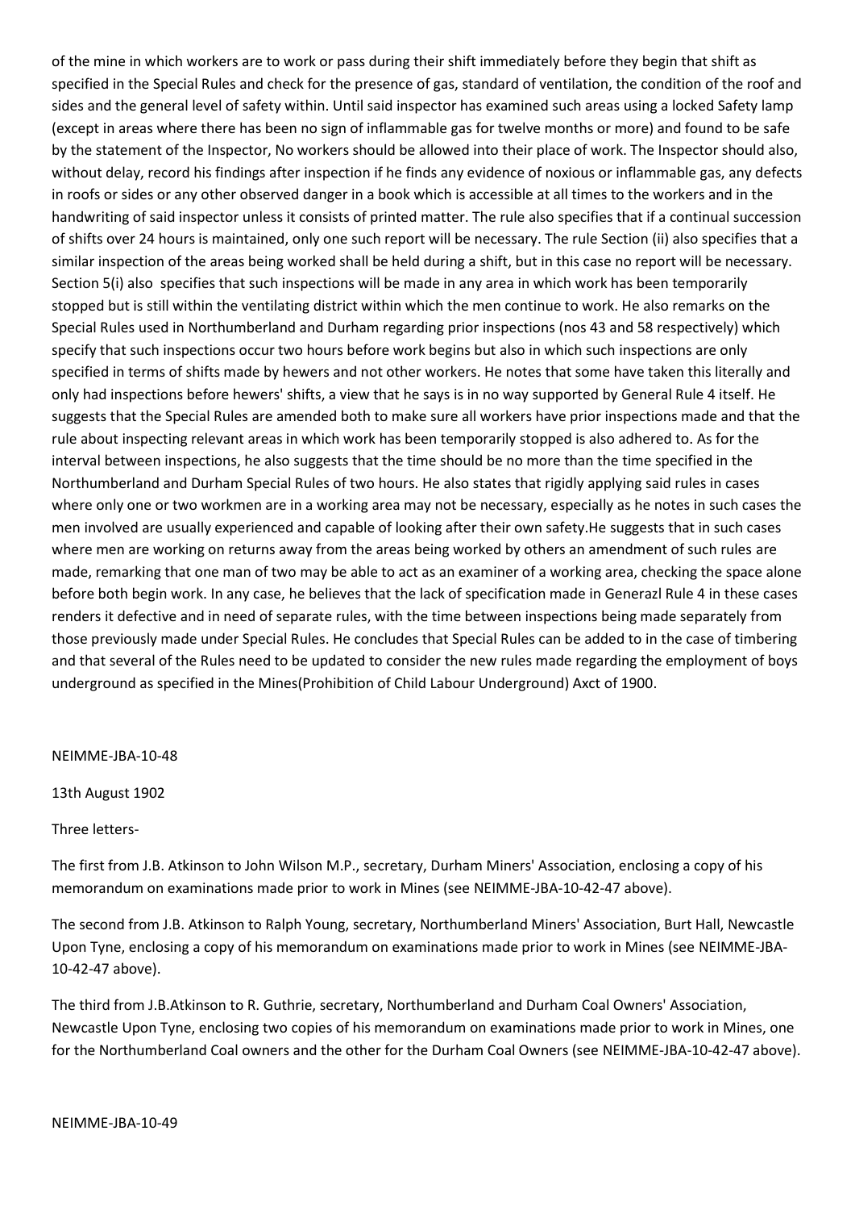of the mine in which workers are to work or pass during their shift immediately before they begin that shift as specified in the Special Rules and check for the presence of gas, standard of ventilation, the condition of the roof and sides and the general level of safety within. Until said inspector has examined such areas using a locked Safety lamp (except in areas where there has been no sign of inflammable gas for twelve months or more) and found to be safe by the statement of the Inspector, No workers should be allowed into their place of work. The Inspector should also, without delay, record his findings after inspection if he finds any evidence of noxious or inflammable gas, any defects in roofs or sides or any other observed danger in a book which is accessible at all times to the workers and in the handwriting of said inspector unless it consists of printed matter. The rule also specifies that if a continual succession of shifts over 24 hours is maintained, only one such report will be necessary. The rule Section (ii) also specifies that a similar inspection of the areas being worked shall be held during a shift, but in this case no report will be necessary. Section 5(i) also specifies that such inspections will be made in any area in which work has been temporarily stopped but is still within the ventilating district within which the men continue to work. He also remarks on the Special Rules used in Northumberland and Durham regarding prior inspections (nos 43 and 58 respectively) which specify that such inspections occur two hours before work begins but also in which such inspections are only specified in terms of shifts made by hewers and not other workers. He notes that some have taken this literally and only had inspections before hewers' shifts, a view that he says is in no way supported by General Rule 4 itself. He suggests that the Special Rules are amended both to make sure all workers have prior inspections made and that the rule about inspecting relevant areas in which work has been temporarily stopped is also adhered to. As for the interval between inspections, he also suggests that the time should be no more than the time specified in the Northumberland and Durham Special Rules of two hours. He also states that rigidly applying said rules in cases where only one or two workmen are in a working area may not be necessary, especially as he notes in such cases the men involved are usually experienced and capable of looking after their own safety.He suggests that in such cases where men are working on returns away from the areas being worked by others an amendment of such rules are made, remarking that one man of two may be able to act as an examiner of a working area, checking the space alone before both begin work. In any case, he believes that the lack of specification made in Generazl Rule 4 in these cases renders it defective and in need of separate rules, with the time between inspections being made separately from those previously made under Special Rules. He concludes that Special Rules can be added to in the case of timbering and that several of the Rules need to be updated to consider the new rules made regarding the employment of boys underground as specified in the Mines(Prohibition of Child Labour Underground) Axct of 1900.

NEIMME-JBA-10-48

13th August 1902

Three letters-

The first from J.B. Atkinson to John Wilson M.P., secretary, Durham Miners' Association, enclosing a copy of his memorandum on examinations made prior to work in Mines (see NEIMME-JBA-10-42-47 above).

The second from J.B. Atkinson to Ralph Young, secretary, Northumberland Miners' Association, Burt Hall, Newcastle Upon Tyne, enclosing a copy of his memorandum on examinations made prior to work in Mines (see NEIMME-JBA-10-42-47 above).

The third from J.B.Atkinson to R. Guthrie, secretary, Northumberland and Durham Coal Owners' Association, Newcastle Upon Tyne, enclosing two copies of his memorandum on examinations made prior to work in Mines, one for the Northumberland Coal owners and the other for the Durham Coal Owners (see NEIMME-JBA-10-42-47 above).

NEIMME-JBA-10-49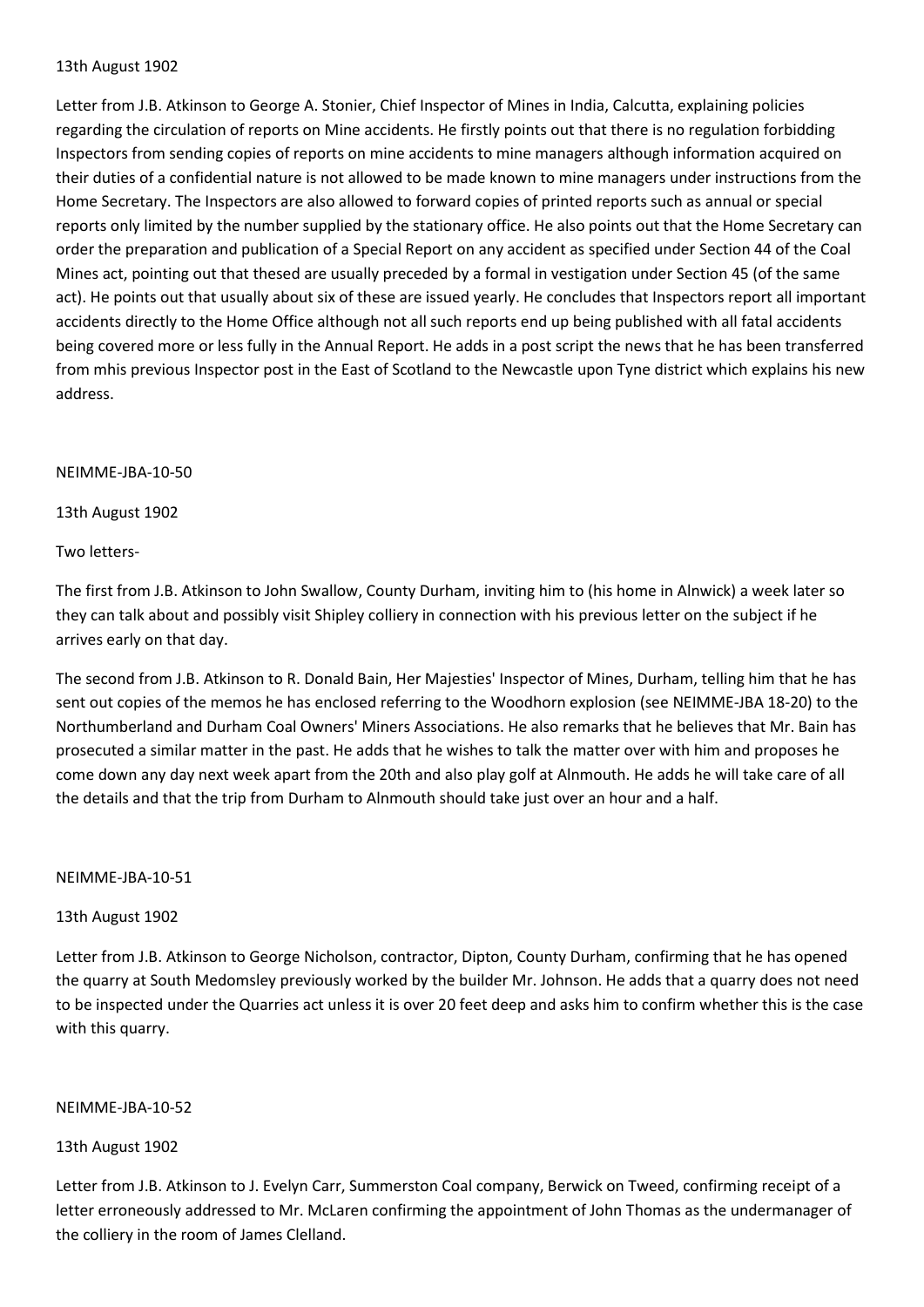13th August 1902

Letter from J.B. Atkinson to George A. Stonier, Chief Inspector of Mines in India, Calcutta, explaining policies regarding the circulation of reports on Mine accidents. He firstly points out that there is no regulation forbidding Inspectors from sending copies of reports on mine accidents to mine managers although information acquired on their duties of a confidential nature is not allowed to be made known to mine managers under instructions from the Home Secretary. The Inspectors are also allowed to forward copies of printed reports such as annual or special reports only limited by the number supplied by the stationary office. He also points out that the Home Secretary can order the preparation and publication of a Special Report on any accident as specified under Section 44 of the Coal Mines act, pointing out that thesed are usually preceded by a formal in vestigation under Section 45 (of the same act). He points out that usually about six of these are issued yearly. He concludes that Inspectors report all important accidents directly to the Home Office although not all such reports end up being published with all fatal accidents being covered more or less fully in the Annual Report. He adds in a post script the news that he has been transferred from mhis previous Inspector post in the East of Scotland to the Newcastle upon Tyne district which explains his new address.

NEIMME-JBA-10-50

13th August 1902

Two letters-

The first from J.B. Atkinson to John Swallow, County Durham, inviting him to (his home in Alnwick) a week later so they can talk about and possibly visit Shipley colliery in connection with his previous letter on the subject if he arrives early on that day.

The second from J.B. Atkinson to R. Donald Bain, Her Majesties' Inspector of Mines, Durham, telling him that he has sent out copies of the memos he has enclosed referring to the Woodhorn explosion (see NEIMME-JBA 18-20) to the Northumberland and Durham Coal Owners' Miners Associations. He also remarks that he believes that Mr. Bain has prosecuted a similar matter in the past. He adds that he wishes to talk the matter over with him and proposes he come down any day next week apart from the 20th and also play golf at Alnmouth. He adds he will take care of all the details and that the trip from Durham to Alnmouth should take just over an hour and a half.

NEIMME-JBA-10-51

13th August 1902

Letter from J.B. Atkinson to George Nicholson, contractor, Dipton, County Durham, confirming that he has opened the quarry at South Medomsley previously worked by the builder Mr. Johnson. He adds that a quarry does not need to be inspected under the Quarries act unless it is over 20 feet deep and asks him to confirm whether this is the case with this quarry.

NEIMME-JBA-10-52

13th August 1902

Letter from J.B. Atkinson to J. Evelyn Carr, Summerston Coal company, Berwick on Tweed, confirming receipt of a letter erroneously addressed to Mr. McLaren confirming the appointment of John Thomas as the undermanager of the colliery in the room of James Clelland.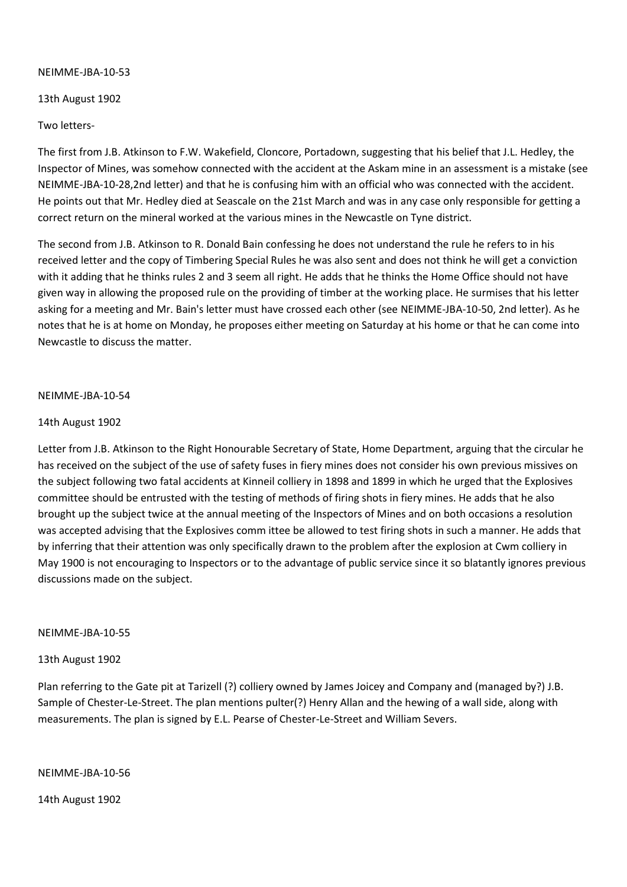NEIMME-JBA-10-53

13th August 1902

Two letters-

The first from J.B. Atkinson to F.W. Wakefield, Cloncore, Portadown, suggesting that his belief that J.L. Hedley, the Inspector of Mines, was somehow connected with the accident at the Askam mine in an assessment is a mistake (see NEIMME-JBA-10-28,2nd letter) and that he is confusing him with an official who was connected with the accident. He points out that Mr. Hedley died at Seascale on the 21st March and was in any case only responsible for getting a correct return on the mineral worked at the various mines in the Newcastle on Tyne district.

The second from J.B. Atkinson to R. Donald Bain confessing he does not understand the rule he refers to in his received letter and the copy of Timbering Special Rules he was also sent and does not think he will get a conviction with it adding that he thinks rules 2 and 3 seem all right. He adds that he thinks the Home Office should not have given way in allowing the proposed rule on the providing of timber at the working place. He surmises that his letter asking for a meeting and Mr. Bain's letter must have crossed each other (see NEIMME-JBA-10-50, 2nd letter). As he notes that he is at home on Monday, he proposes either meeting on Saturday at his home or that he can come into Newcastle to discuss the matter.

NEIMME-JBA-10-54

14th August 1902

Letter from J.B. Atkinson to the Right Honourable Secretary of State, Home Department, arguing that the circular he has received on the subject of the use of safety fuses in fiery mines does not consider his own previous missives on the subject following two fatal accidents at Kinneil colliery in 1898 and 1899 in which he urged that the Explosives committee should be entrusted with the testing of methods of firing shots in fiery mines. He adds that he also brought up the subject twice at the annual meeting of the Inspectors of Mines and on both occasions a resolution was accepted advising that the Explosives comm ittee be allowed to test firing shots in such a manner. He adds that by inferring that their attention was only specifically drawn to the problem after the explosion at Cwm colliery in May 1900 is not encouraging to Inspectors or to the advantage of public service since it so blatantly ignores previous discussions made on the subject.

NEIMME-JBA-10-55

13th August 1902

Plan referring to the Gate pit at Tarizell (?) colliery owned by James Joicey and Company and (managed by?) J.B. Sample of Chester-Le-Street. The plan mentions pulter(?) Henry Allan and the hewing of a wall side, along with measurements. The plan is signed by E.L. Pearse of Chester-Le-Street and William Severs.

NEIMME-JBA-10-56

14th August 1902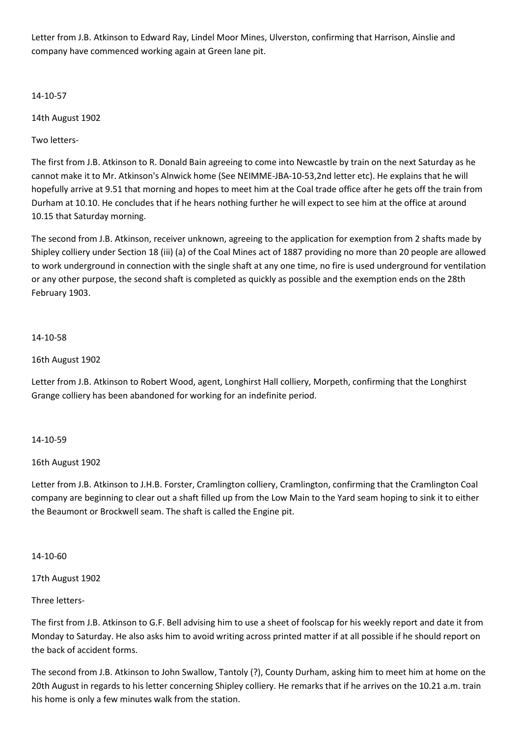Letter from J.B. Atkinson to Edward Ray, Lindel Moor Mines, Ulverston, confirming that Harrison, Ainslie and company have commenced working again at Green lane pit.

14-10-57

14th August 1902

Two letters-

The first from J.B. Atkinson to R. Donald Bain agreeing to come into Newcastle by train on the next Saturday as he cannot make it to Mr. Atkinson's Alnwick home (See NEIMME-JBA-10-53,2nd letter etc). He explains that he will hopefully arrive at 9.51 that morning and hopes to meet him at the Coal trade office after he gets off the train from Durham at 10.10. He concludes that if he hears nothing further he will expect to see him at the office at around 10.15 that Saturday morning.

The second from J.B. Atkinson, receiver unknown, agreeing to the application for exemption from 2 shafts made by Shipley colliery under Section 18 (iii) (a) of the Coal Mines act of 1887 providing no more than 20 people are allowed to work underground in connection with the single shaft at any one time, no fire is used underground for ventilation or any other purpose, the second shaft is completed as quickly as possible and the exemption ends on the 28th February 1903.

14-10-58

16th August 1902

Letter from J.B. Atkinson to Robert Wood, agent, Longhirst Hall colliery, Morpeth, confirming that the Longhirst Grange colliery has been abandoned for working for an indefinite period.

14-10-59

16th August 1902

Letter from J.B. Atkinson to J.H.B. Forster, Cramlington colliery, Cramlington, confirming that the Cramlington Coal company are beginning to clear out a shaft filled up from the Low Main to the Yard seam hoping to sink it to either the Beaumont or Brockwell seam. The shaft is called the Engine pit.

14-10-60

17th August 1902

Three letters-

The first from J.B. Atkinson to G.F. Bell advising him to use a sheet of foolscap for his weekly report and date it from Monday to Saturday. He also asks him to avoid writing across printed matter if at all possible if he should report on the back of accident forms.

The second from J.B. Atkinson to John Swallow, Tantoly (?), County Durham, asking him to meet him at home on the 20th August in regards to his letter concerning Shipley colliery. He remarks that if he arrives on the 10.21 a.m. train his home is only a few minutes walk from the station.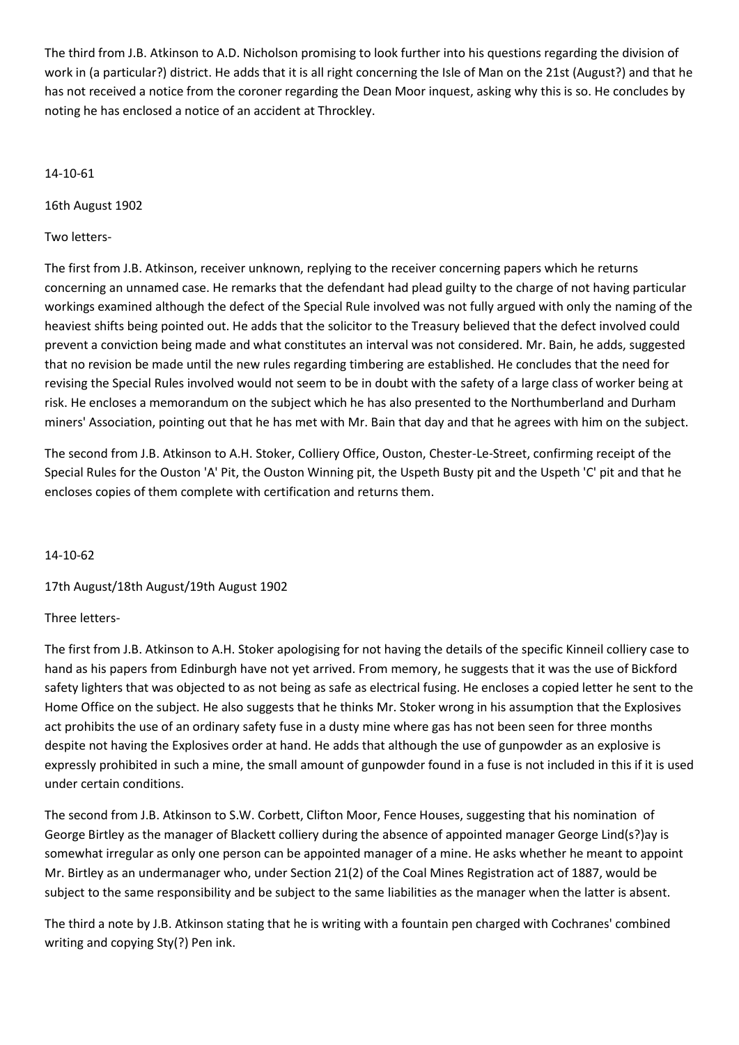The third from J.B. Atkinson to A.D. Nicholson promising to look further into his questions regarding the division of work in (a particular?) district. He adds that it is all right concerning the Isle of Man on the 21st (August?) and that he has not received a notice from the coroner regarding the Dean Moor inquest, asking why this is so. He concludes by noting he has enclosed a notice of an accident at Throckley.

14-10-61

16th August 1902

Two letters-

The first from J.B. Atkinson, receiver unknown, replying to the receiver concerning papers which he returns concerning an unnamed case. He remarks that the defendant had plead guilty to the charge of not having particular workings examined although the defect of the Special Rule involved was not fully argued with only the naming of the heaviest shifts being pointed out. He adds that the solicitor to the Treasury believed that the defect involved could prevent a conviction being made and what constitutes an interval was not considered. Mr. Bain, he adds, suggested that no revision be made until the new rules regarding timbering are established. He concludes that the need for revising the Special Rules involved would not seem to be in doubt with the safety of a large class of worker being at risk. He encloses a memorandum on the subject which he has also presented to the Northumberland and Durham miners' Association, pointing out that he has met with Mr. Bain that day and that he agrees with him on the subject.

The second from J.B. Atkinson to A.H. Stoker, Colliery Office, Ouston, Chester-Le-Street, confirming receipt of the Special Rules for the Ouston 'A' Pit, the Ouston Winning pit, the Uspeth Busty pit and the Uspeth 'C' pit and that he encloses copies of them complete with certification and returns them.

14-10-62

17th August/18th August/19th August 1902

Three letters-

The first from J.B. Atkinson to A.H. Stoker apologising for not having the details of the specific Kinneil colliery case to hand as his papers from Edinburgh have not yet arrived. From memory, he suggests that it was the use of Bickford safety lighters that was objected to as not being as safe as electrical fusing. He encloses a copied letter he sent to the Home Office on the subject. He also suggests that he thinks Mr. Stoker wrong in his assumption that the Explosives act prohibits the use of an ordinary safety fuse in a dusty mine where gas has not been seen for three months despite not having the Explosives order at hand. He adds that although the use of gunpowder as an explosive is expressly prohibited in such a mine, the small amount of gunpowder found in a fuse is not included in this if it is used under certain conditions.

The second from J.B. Atkinson to S.W. Corbett, Clifton Moor, Fence Houses, suggesting that his nomination of George Birtley as the manager of Blackett colliery during the absence of appointed manager George Lind(s?)ay is somewhat irregular as only one person can be appointed manager of a mine. He asks whether he meant to appoint Mr. Birtley as an undermanager who, under Section 21(2) of the Coal Mines Registration act of 1887, would be subject to the same responsibility and be subject to the same liabilities as the manager when the latter is absent.

The third a note by J.B. Atkinson stating that he is writing with a fountain pen charged with Cochranes' combined writing and copying Sty(?) Pen ink.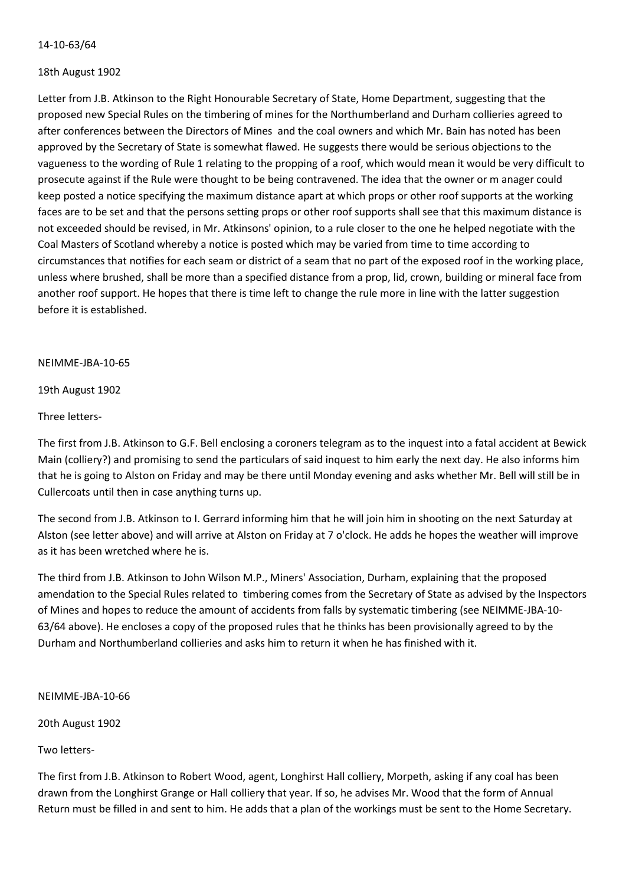14-10-63/64

18th August 1902

Letter from J.B. Atkinson to the Right Honourable Secretary of State, Home Department, suggesting that the proposed new Special Rules on the timbering of mines for the Northumberland and Durham collieries agreed to after conferences between the Directors of Mines and the coal owners and which Mr. Bain has noted has been approved by the Secretary of State is somewhat flawed. He suggests there would be serious objections to the vagueness to the wording of Rule 1 relating to the propping of a roof, which would mean it would be very difficult to prosecute against if the Rule were thought to be being contravened. The idea that the owner or m anager could keep posted a notice specifying the maximum distance apart at which props or other roof supports at the working faces are to be set and that the persons setting props or other roof supports shall see that this maximum distance is not exceeded should be revised, in Mr. Atkinsons' opinion, to a rule closer to the one he helped negotiate with the Coal Masters of Scotland whereby a notice is posted which may be varied from time to time according to circumstances that notifies for each seam or district of a seam that no part of the exposed roof in the working place, unless where brushed, shall be more than a specified distance from a prop, lid, crown, building or mineral face from another roof support. He hopes that there is time left to change the rule more in line with the latter suggestion before it is established.

NEIMME-JBA-10-65

19th August 1902

Three letters-

The first from J.B. Atkinson to G.F. Bell enclosing a coroners telegram as to the inquest into a fatal accident at Bewick Main (colliery?) and promising to send the particulars of said inquest to him early the next day. He also informs him that he is going to Alston on Friday and may be there until Monday evening and asks whether Mr. Bell will still be in Cullercoats until then in case anything turns up.

The second from J.B. Atkinson to I. Gerrard informing him that he will join him in shooting on the next Saturday at Alston (see letter above) and will arrive at Alston on Friday at 7 o'clock. He adds he hopes the weather will improve as it has been wretched where he is.

The third from J.B. Atkinson to John Wilson M.P., Miners' Association, Durham, explaining that the proposed amendation to the Special Rules related to timbering comes from the Secretary of State as advised by the Inspectors of Mines and hopes to reduce the amount of accidents from falls by systematic timbering (see NEIMME-JBA-10-63/64 above). He encloses a copy of the proposed rules that he thinks has been provisionally agreed to by the Durham and Northumberland collieries and asks him to return it when he has finished with it.

NEIMME-JBA-10-66

20th August 1902

Two letters-

The first from J.B. Atkinson to Robert Wood, agent, Longhirst Hall colliery, Morpeth, asking if any coal has been drawn from the Longhirst Grange or Hall colliery that year. If so, he advises Mr. Wood that the form of Annual Return must be filled in and sent to him. He adds that a plan of the workings must be sent to the Home Secretary.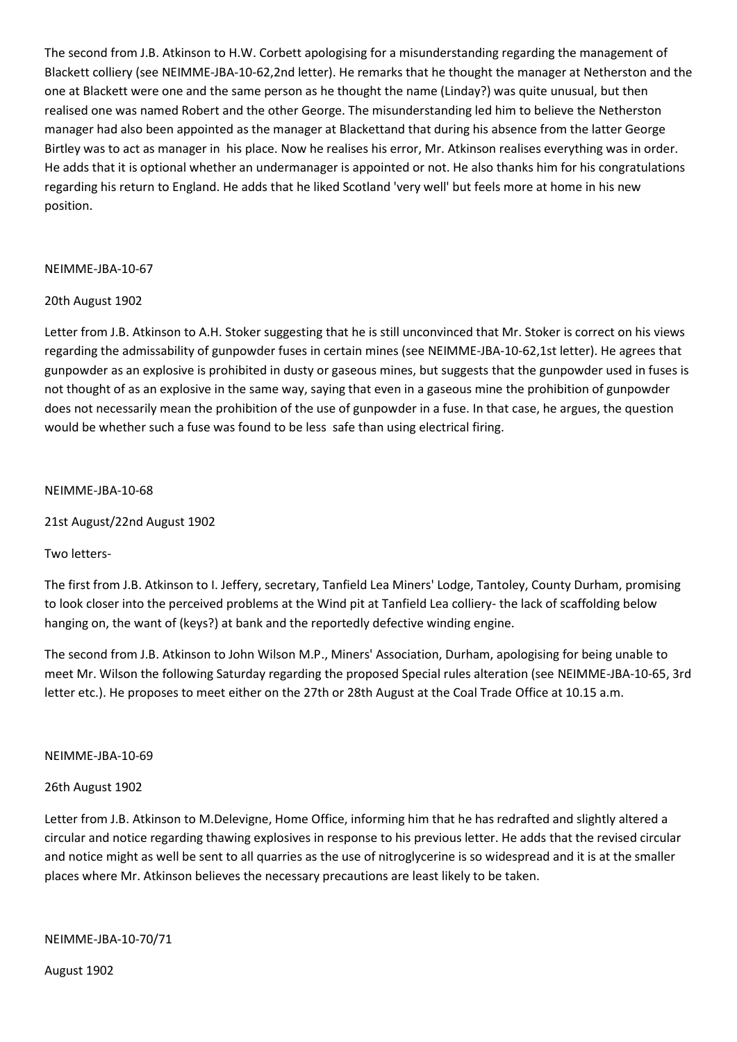The second from J.B. Atkinson to H.W. Corbett apologising for a misunderstanding regarding the management of Blackett colliery (see NEIMME-JBA-10-62,2nd letter). He remarks that he thought the manager at Netherston and the one at Blackett were one and the same person as he thought the name (Linday?) was quite unusual, but then realised one was named Robert and the other George. The misunderstanding led him to believe the Netherston manager had also been appointed as the manager at Blackettand that during his absence from the latter George Birtley was to act as manager in his place. Now he realises his error, Mr. Atkinson realises everything was in order. He adds that it is optional whether an undermanager is appointed or not. He also thanks him for his congratulations regarding his return to England. He adds that he liked Scotland 'very well' but feels more at home in his new position.

NEIMME-JBA-10-67

20th August 1902

Letter from J.B. Atkinson to A.H. Stoker suggesting that he is still unconvinced that Mr. Stoker is correct on his views regarding the admissability of gunpowder fuses in certain mines (see NEIMME-JBA-10-62,1st letter). He agrees that gunpowder as an explosive is prohibited in dusty or gaseous mines, but suggests that the gunpowder used in fuses is not thought of as an explosive in the same way, saying that even in a gaseous mine the prohibition of gunpowder does not necessarily mean the prohibition of the use of gunpowder in a fuse. In that case, he argues, the question would be whether such a fuse was found to be less safe than using electrical firing.

NEIMME-JBA-10-68

21st August/22nd August 1902

Two letters-

The first from J.B. Atkinson to I. Jeffery, secretary, Tanfield Lea Miners' Lodge, Tantoley, County Durham, promising to look closer into the perceived problems at the Wind pit at Tanfield Lea colliery- the lack of scaffolding below hanging on, the want of (keys?) at bank and the reportedly defective winding engine.

The second from J.B. Atkinson to John Wilson M.P., Miners' Association, Durham, apologising for being unable to meet Mr. Wilson the following Saturday regarding the proposed Special rules alteration (see NEIMME-JBA-10-65, 3rd letter etc.). He proposes to meet either on the 27th or 28th August at the Coal Trade Office at 10.15 a.m.

NEIMME-JBA-10-69

26th August 1902

Letter from J.B. Atkinson to M.Delevigne, Home Office, informing him that he has redrafted and slightly altered a circular and notice regarding thawing explosives in response to his previous letter. He adds that the revised circular and notice might as well be sent to all quarries as the use of nitroglycerine is so widespread and it is at the smaller places where Mr. Atkinson believes the necessary precautions are least likely to be taken.

NEIMME-JBA-10-70/71

August 1902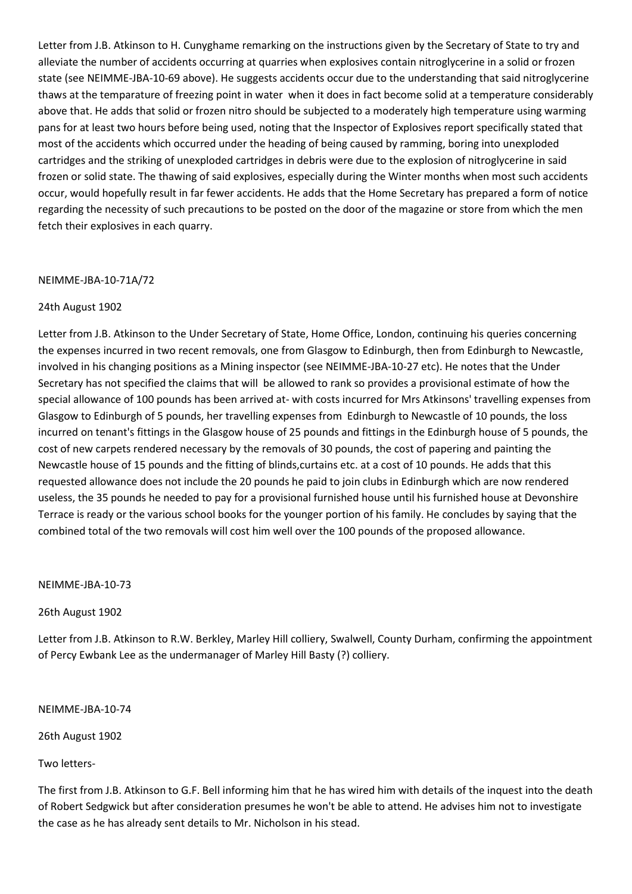Letter from J.B. Atkinson to H. Cunyghame remarking on the instructions given by the Secretary of State to try and alleviate the number of accidents occurring at quarries when explosives contain nitroglycerine in a solid or frozen state (see NEIMME-JBA-10-69 above). He suggests accidents occur due to the understanding that said nitroglycerine thaws at the temparature of freezing point in water when it does in fact become solid at a temperature considerably above that. He adds that solid or frozen nitro should be subjected to a moderately high temperature using warming pans for at least two hours before being used, noting that the Inspector of Explosives report specifically stated that most of the accidents which occurred under the heading of being caused by ramming, boring into unexploded cartridges and the striking of unexploded cartridges in debris were due to the explosion of nitroglycerine in said frozen or solid state. The thawing of said explosives, especially during the Winter months when most such accidents occur, would hopefully result in far fewer accidents. He adds that the Home Secretary has prepared a form of notice regarding the necessity of such precautions to be posted on the door of the magazine or store from which the men fetch their explosives in each quarry.

NEIMME-JBA-10-71A/72

24th August 1902

Letter from J.B. Atkinson to the Under Secretary of State, Home Office, London, continuing his queries concerning the expenses incurred in two recent removals, one from Glasgow to Edinburgh, then from Edinburgh to Newcastle, involved in his changing positions as a Mining inspector (see NEIMME-JBA-10-27 etc). He notes that the Under Secretary has not specified the claims that will be allowed to rank so provides a provisional estimate of how the special allowance of 100 pounds has been arrived at- with costs incurred for Mrs Atkinsons' travelling expenses from Glasgow to Edinburgh of 5 pounds, her travelling expenses from Edinburgh to Newcastle of 10 pounds, the loss incurred on tenant's fittings in the Glasgow house of 25 pounds and fittings in the Edinburgh house of 5 pounds, the cost of new carpets rendered necessary by the removals of 30 pounds, the cost of papering and painting the Newcastle house of 15 pounds and the fitting of blinds,curtains etc. at a cost of 10 pounds. He adds that this requested allowance does not include the 20 pounds he paid to join clubs in Edinburgh which are now rendered useless, the 35 pounds he needed to pay for a provisional furnished house until his furnished house at Devonshire Terrace is ready or the various school books for the younger portion of his family. He concludes by saying that the combined total of the two removals will cost him well over the 100 pounds of the proposed allowance.

NEIMME-JBA-10-73

26th August 1902

Letter from J.B. Atkinson to R.W. Berkley, Marley Hill colliery, Swalwell, County Durham, confirming the appointment of Percy Ewbank Lee as the undermanager of Marley Hill Basty (?) colliery.

NEIMME-JBA-10-74

26th August 1902

Two letters-

The first from J.B. Atkinson to G.F. Bell informing him that he has wired him with details of the inquest into the death of Robert Sedgwick but after consideration presumes he won't be able to attend. He advises him not to investigate the case as he has already sent details to Mr. Nicholson in his stead.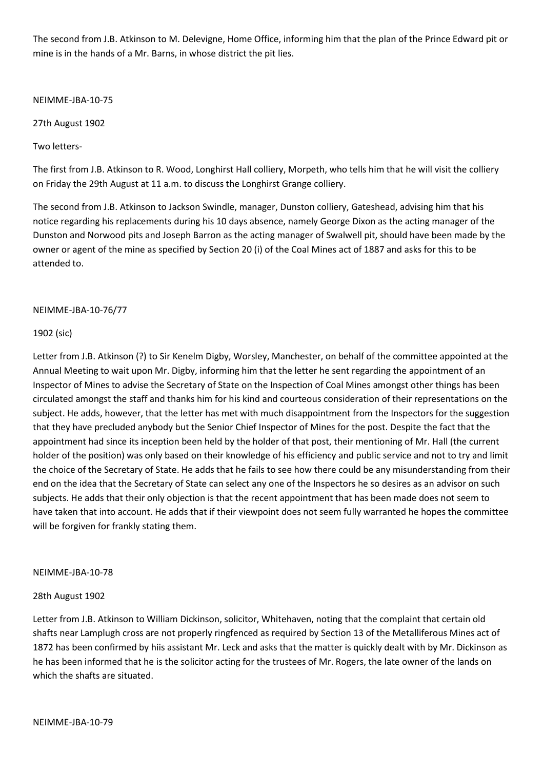The second from J.B. Atkinson to M. Delevigne, Home Office, informing him that the plan of the Prince Edward pit or mine is in the hands of a Mr. Barns, in whose district the pit lies.

NEIMME-JBA-10-75

27th August 1902

Two letters-

The first from J.B. Atkinson to R. Wood, Longhirst Hall colliery, Morpeth, who tells him that he will visit the colliery on Friday the 29th August at 11 a.m. to discuss the Longhirst Grange colliery.

The second from J.B. Atkinson to Jackson Swindle, manager, Dunston colliery, Gateshead, advising him that his notice regarding his replacements during his 10 days absence, namely George Dixon as the acting manager of the Dunston and Norwood pits and Joseph Barron as the acting manager of Swalwell pit, should have been made by the owner or agent of the mine as specified by Section 20 (i) of the Coal Mines act of 1887 and asks for this to be attended to.

NEIMME-JBA-10-76/77

1902 (sic)

Letter from J.B. Atkinson (?) to Sir Kenelm Digby, Worsley, Manchester, on behalf of the committee appointed at the Annual Meeting to wait upon Mr. Digby, informing him that the letter he sent regarding the appointment of an Inspector of Mines to advise the Secretary of State on the Inspection of Coal Mines amongst other things has been circulated amongst the staff and thanks him for his kind and courteous consideration of their representations on the subject. He adds, however, that the letter has met with much disappointment from the Inspectors for the suggestion that they have precluded anybody but the Senior Chief Inspector of Mines for the post. Despite the fact that the appointment had since its inception been held by the holder of that post, their mentioning of Mr. Hall (the current holder of the position) was only based on their knowledge of his efficiency and public service and not to try and limit the choice of the Secretary of State. He adds that he fails to see how there could be any misunderstanding from their end on the idea that the Secretary of State can select any one of the Inspectors he so desires as an advisor on such subjects. He adds that their only objection is that the recent appointment that has been made does not seem to have taken that into account. He adds that if their viewpoint does not seem fully warranted he hopes the committee will be forgiven for frankly stating them.

NEIMME-JBA-10-78

28th August 1902

Letter from J.B. Atkinson to William Dickinson, solicitor, Whitehaven, noting that the complaint that certain old shafts near Lamplugh cross are not properly ringfenced as required by Section 13 of the Metalliferous Mines act of 1872 has been confirmed by hiis assistant Mr. Leck and asks that the matter is quickly dealt with by Mr. Dickinson as he has been informed that he is the solicitor acting for the trustees of Mr. Rogers, the late owner of the lands on which the shafts are situated.

NEIMME-JBA-10-79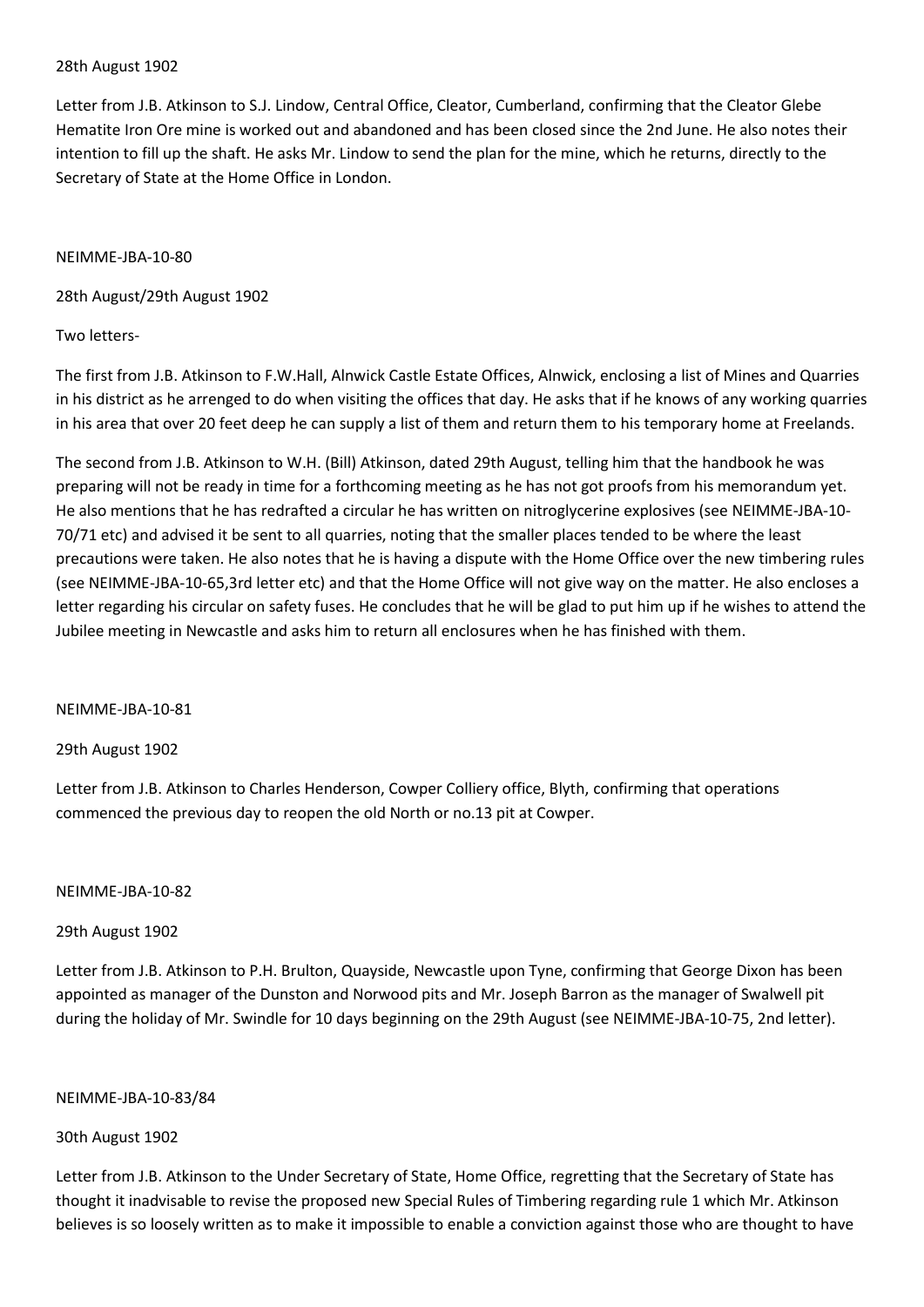28th August 1902

Letter from J.B. Atkinson to S.J. Lindow, Central Office, Cleator, Cumberland, confirming that the Cleator Glebe Hematite Iron Ore mine is worked out and abandoned and has been closed since the 2nd June. He also notes their intention to fill up the shaft. He asks Mr. Lindow to send the plan for the mine, which he returns, directly to the Secretary of State at the Home Office in London.

NEIMME-JBA-10-80

28th August/29th August 1902

Two letters-

The first from J.B. Atkinson to F.W.Hall, Alnwick Castle Estate Offices, Alnwick, enclosing a list of Mines and Quarries in his district as he arrenged to do when visiting the offices that day. He asks that if he knows of any working quarries in his area that over 20 feet deep he can supply a list of them and return them to his temporary home at Freelands.

The second from J.B. Atkinson to W.H. (Bill) Atkinson, dated 29th August, telling him that the handbook he was preparing will not be ready in time for a forthcoming meeting as he has not got proofs from his memorandum yet. He also mentions that he has redrafted a circular he has written on nitroglycerine explosives (see NEIMME-JBA-10-70/71 etc) and advised it be sent to all quarries, noting that the smaller places tended to be where the least precautions were taken. He also notes that he is having a dispute with the Home Office over the new timbering rules (see NEIMME-JBA-10-65,3rd letter etc) and that the Home Office will not give way on the matter. He also encloses a letter regarding his circular on safety fuses. He concludes that he will be glad to put him up if he wishes to attend the Jubilee meeting in Newcastle and asks him to return all enclosures when he has finished with them.

NEIMME-JBA-10-81

29th August 1902

Letter from J.B. Atkinson to Charles Henderson, Cowper Colliery office, Blyth, confirming that operations commenced the previous day to reopen the old North or no.13 pit at Cowper.

NEIMME-JBA-10-82

29th August 1902

Letter from J.B. Atkinson to P.H. Brulton, Quayside, Newcastle upon Tyne, confirming that George Dixon has been appointed as manager of the Dunston and Norwood pits and Mr. Joseph Barron as the manager of Swalwell pit during the holiday of Mr. Swindle for 10 days beginning on the 29th August (see NEIMME-JBA-10-75, 2nd letter).

NEIMME-JBA-10-83/84

30th August 1902

Letter from J.B. Atkinson to the Under Secretary of State, Home Office, regretting that the Secretary of State has thought it inadvisable to revise the proposed new Special Rules of Timbering regarding rule 1 which Mr. Atkinson believes is so loosely written as to make it impossible to enable a conviction against those who are thought to have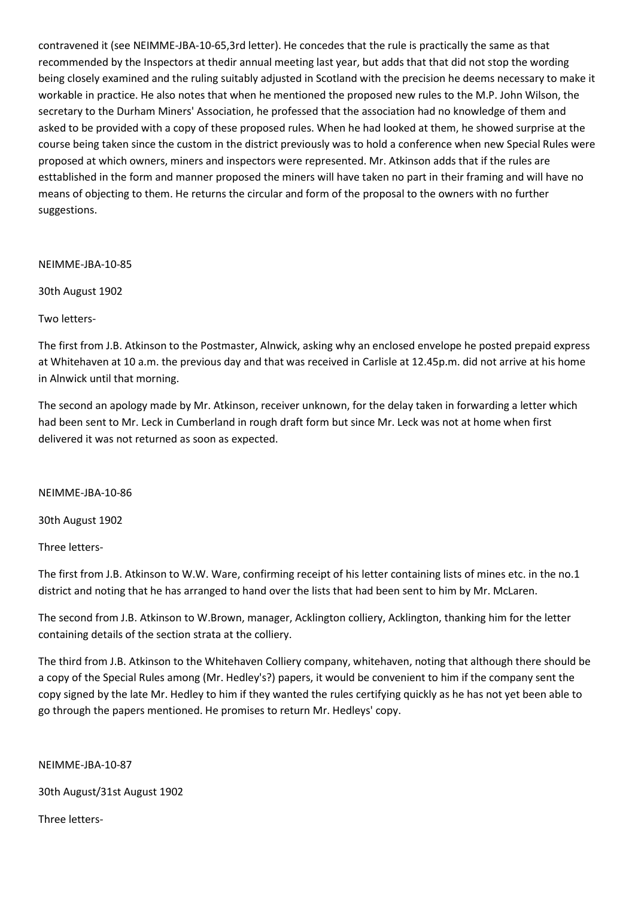contravened it (see NEIMME-JBA-10-65,3rd letter). He concedes that the rule is practically the same as that recommended by the Inspectors at thedir annual meeting last year, but adds that that did not stop the wording being closely examined and the ruling suitably adjusted in Scotland with the precision he deems necessary to make it workable in practice. He also notes that when he mentioned the proposed new rules to the M.P. John Wilson, the secretary to the Durham Miners' Association, he professed that the association had no knowledge of them and asked to be provided with a copy of these proposed rules. When he had looked at them, he showed surprise at the course being taken since the custom in the district previously was to hold a conference when new Special Rules were proposed at which owners, miners and inspectors were represented. Mr. Atkinson adds that if the rules are esttablished in the form and manner proposed the miners will have taken no part in their framing and will have no means of objecting to them. He returns the circular and form of the proposal to the owners with no further suggestions.

NEIMME-JBA-10-85

30th August 1902

Two letters-

The first from J.B. Atkinson to the Postmaster, Alnwick, asking why an enclosed envelope he posted prepaid express at Whitehaven at 10 a.m. the previous day and that was received in Carlisle at 12.45p.m. did not arrive at his home in Alnwick until that morning.

The second an apology made by Mr. Atkinson, receiver unknown, for the delay taken in forwarding a letter which had been sent to Mr. Leck in Cumberland in rough draft form but since Mr. Leck was not at home when first delivered it was not returned as soon as expected.

NEIMME-JBA-10-86

30th August 1902

Three letters-

The first from J.B. Atkinson to W.W. Ware, confirming receipt of his letter containing lists of mines etc. in the no.1 district and noting that he has arranged to hand over the lists that had been sent to him by Mr. McLaren.

The second from J.B. Atkinson to W.Brown, manager, Acklington colliery, Acklington, thanking him for the letter containing details of the section strata at the colliery.

The third from J.B. Atkinson to the Whitehaven Colliery company, whitehaven, noting that although there should be a copy of the Special Rules among (Mr. Hedley's?) papers, it would be convenient to him if the company sent the copy signed by the late Mr. Hedley to him if they wanted the rules certifying quickly as he has not yet been able to go through the papers mentioned. He promises to return Mr. Hedleys' copy.

NEIMME-JBA-10-87

30th August/31st August 1902

Three letters-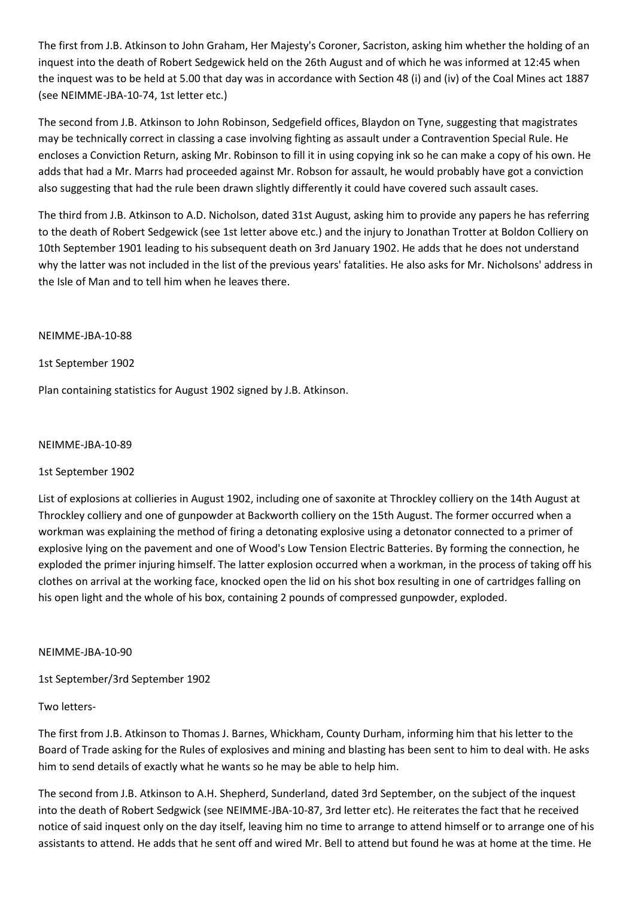The first from J.B. Atkinson to John Graham, Her Majesty's Coroner, Sacriston, asking him whether the holding of an inquest into the death of Robert Sedgewick held on the 26th August and of which he was informed at 12:45 when the inquest was to be held at 5.00 that day was in accordance with Section 48 (i) and (iv) of the Coal Mines act 1887 (see NEIMME-JBA-10-74, 1st letter etc.)

The second from J.B. Atkinson to John Robinson, Sedgefield offices, Blaydon on Tyne, suggesting that magistrates may be technically correct in classing a case involving fighting as assault under a Contravention Special Rule. He encloses a Conviction Return, asking Mr. Robinson to fill it in using copying ink so he can make a copy of his own. He adds that had a Mr. Marrs had proceeded against Mr. Robson for assault, he would probably have got a conviction also suggesting that had the rule been drawn slightly differently it could have covered such assault cases.

The third from J.B. Atkinson to A.D. Nicholson, dated 31st August, asking him to provide any papers he has referring to the death of Robert Sedgewick (see 1st letter above etc.) and the injury to Jonathan Trotter at Boldon Colliery on 10th September 1901 leading to his subsequent death on 3rd January 1902. He adds that he does not understand why the latter was not included in the list of the previous years' fatalities. He also asks for Mr. Nicholsons' address in the Isle of Man and to tell him when he leaves there.

NEIMME-JBA-10-88

1st September 1902

Plan containing statistics for August 1902 signed by J.B. Atkinson.

NEIMME-JBA-10-89

1st September 1902

List of explosions at collieries in August 1902, including one of saxonite at Throckley colliery on the 14th August at Throckley colliery and one of gunpowder at Backworth colliery on the 15th August. The former occurred when a workman was explaining the method of firing a detonating explosive using a detonator connected to a primer of explosive lying on the pavement and one of Wood's Low Tension Electric Batteries. By forming the connection, he exploded the primer injuring himself. The latter explosion occurred when a workman, in the process of taking off his clothes on arrival at the working face, knocked open the lid on his shot box resulting in one of cartridges falling on his open light and the whole of his box, containing 2 pounds of compressed gunpowder, exploded.

NEIMME-JBA-10-90

1st September/3rd September 1902

Two letters-

The first from J.B. Atkinson to Thomas J. Barnes, Whickham, County Durham, informing him that his letter to the Board of Trade asking for the Rules of explosives and mining and blasting has been sent to him to deal with. He asks him to send details of exactly what he wants so he may be able to help him.

The second from J.B. Atkinson to A.H. Shepherd, Sunderland, dated 3rd September, on the subject of the inquest into the death of Robert Sedgwick (see NEIMME-JBA-10-87, 3rd letter etc). He reiterates the fact that he received notice of said inquest only on the day itself, leaving him no time to arrange to attend himself or to arrange one of his assistants to attend. He adds that he sent off and wired Mr. Bell to attend but found he was at home at the time. He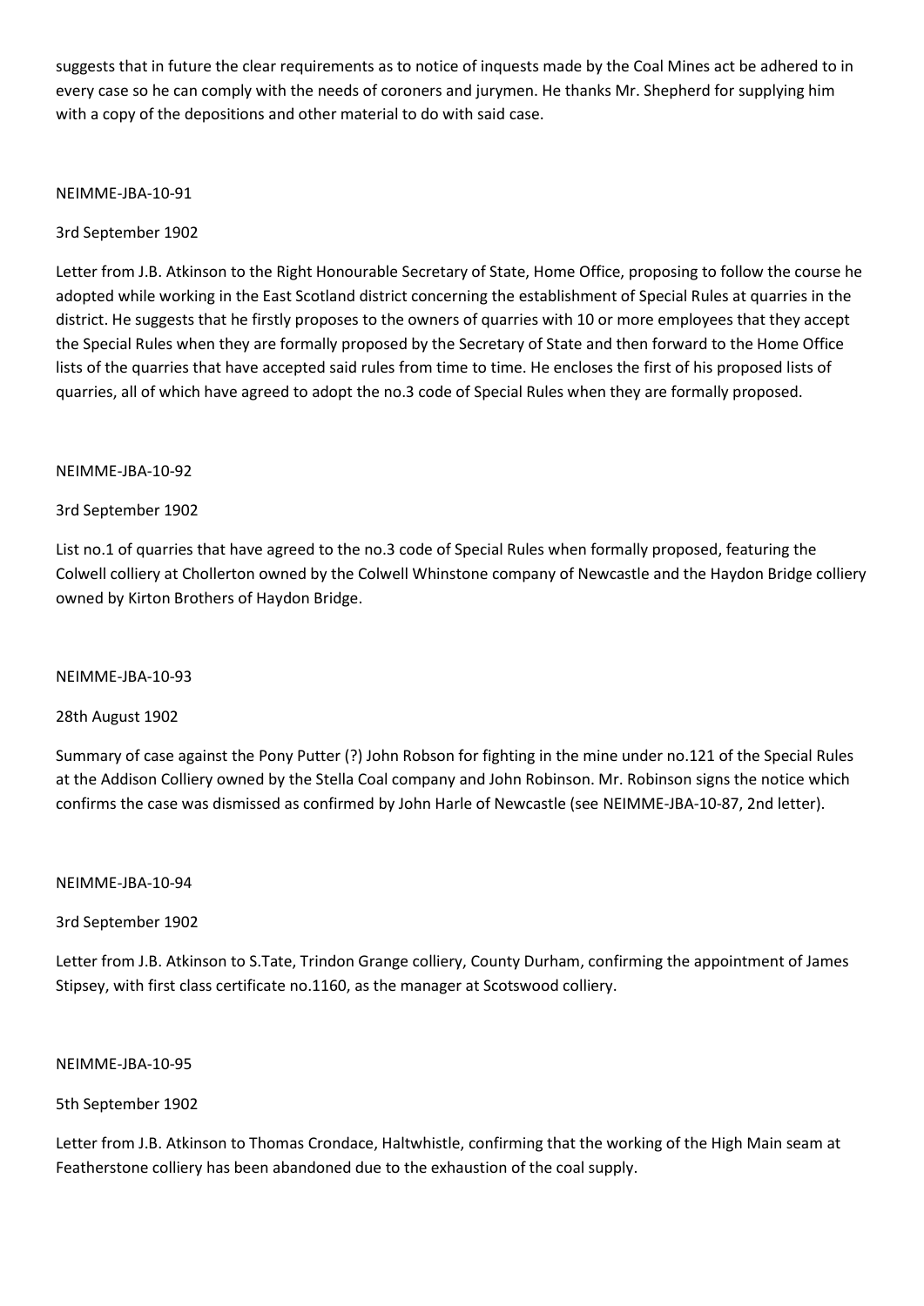suggests that in future the clear requirements as to notice of inquests made by the Coal Mines act be adhered to in every case so he can comply with the needs of coroners and jurymen. He thanks Mr. Shepherd for supplying him with a copy of the depositions and other material to do with said case.

NEIMME-JBA-10-91

3rd September 1902

Letter from J.B. Atkinson to the Right Honourable Secretary of State, Home Office, proposing to follow the course he adopted while working in the East Scotland district concerning the establishment of Special Rules at quarries in the district. He suggests that he firstly proposes to the owners of quarries with 10 or more employees that they accept the Special Rules when they are formally proposed by the Secretary of State and then forward to the Home Office lists of the quarries that have accepted said rules from time to time. He encloses the first of his proposed lists of quarries, all of which have agreed to adopt the no.3 code of Special Rules when they are formally proposed.

NEIMME-JBA-10-92

3rd September 1902

List no.1 of quarries that have agreed to the no.3 code of Special Rules when formally proposed, featuring the Colwell colliery at Chollerton owned by the Colwell Whinstone company of Newcastle and the Haydon Bridge colliery owned by Kirton Brothers of Haydon Bridge.

NEIMME-JBA-10-93

28th August 1902

Summary of case against the Pony Putter (?) John Robson for fighting in the mine under no.121 of the Special Rules at the Addison Colliery owned by the Stella Coal company and John Robinson. Mr. Robinson signs the notice which confirms the case was dismissed as confirmed by John Harle of Newcastle (see NEIMME-JBA-10-87, 2nd letter).

NEIMME-JBA-10-94

3rd September 1902

Letter from J.B. Atkinson to S.Tate, Trindon Grange colliery, County Durham, confirming the appointment of James Stipsey, with first class certificate no.1160, as the manager at Scotswood colliery.

NEIMME-JBA-10-95

5th September 1902

Letter from J.B. Atkinson to Thomas Crondace, Haltwhistle, confirming that the working of the High Main seam at Featherstone colliery has been abandoned due to the exhaustion of the coal supply.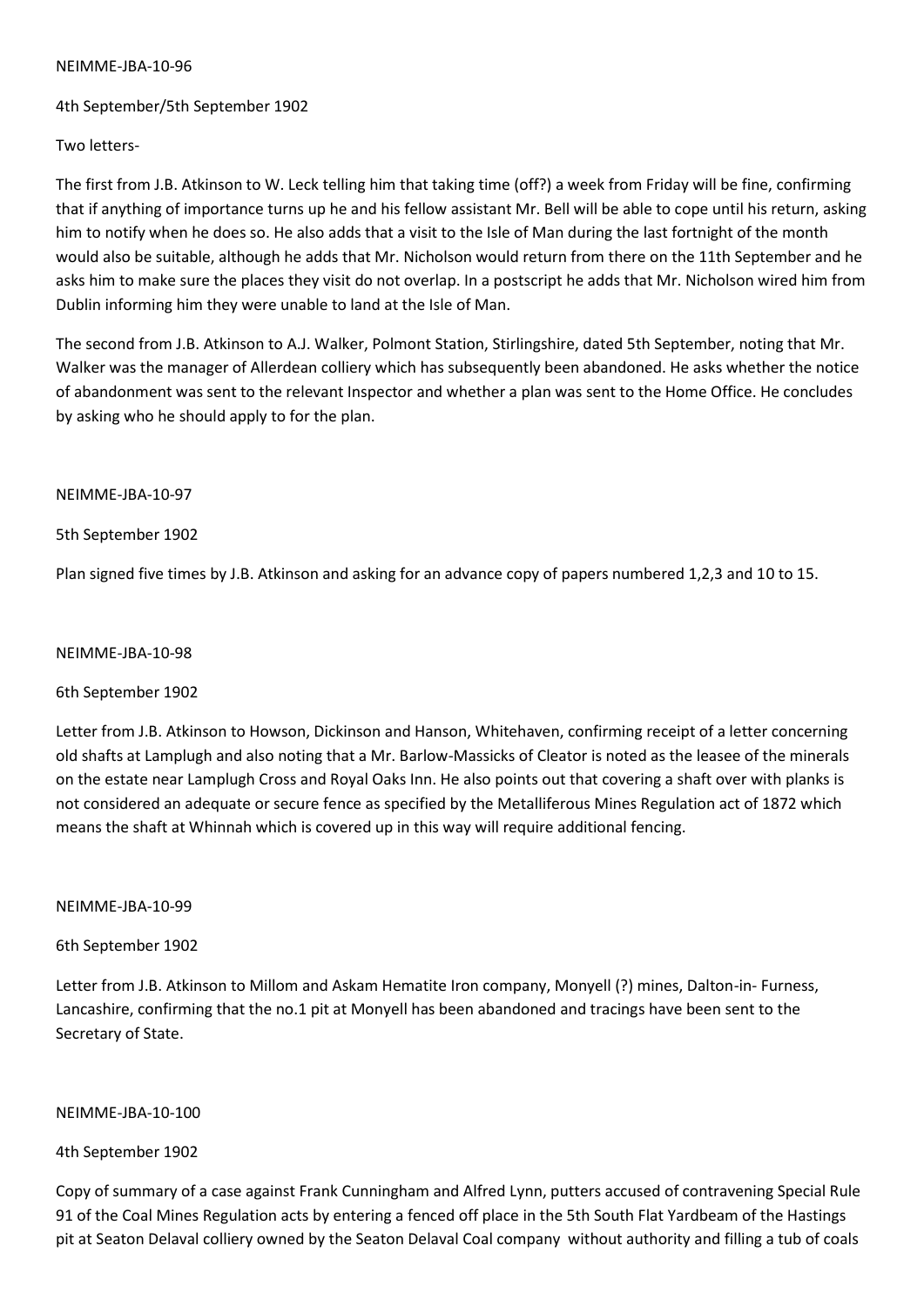NEIMME-JBA-10-96

4th September/5th September 1902

Two letters-

The first from J.B. Atkinson to W. Leck telling him that taking time (off?) a week from Friday will be fine, confirming that if anything of importance turns up he and his fellow assistant Mr. Bell will be able to cope until his return, asking him to notify when he does so. He also adds that a visit to the Isle of Man during the last fortnight of the month would also be suitable, although he adds that Mr. Nicholson would return from there on the 11th September and he asks him to make sure the places they visit do not overlap. In a postscript he adds that Mr. Nicholson wired him from Dublin informing him they were unable to land at the Isle of Man.

The second from J.B. Atkinson to A.J. Walker, Polmont Station, Stirlingshire, dated 5th September, noting that Mr. Walker was the manager of Allerdean colliery which has subsequently been abandoned. He asks whether the notice of abandonment was sent to the relevant Inspector and whether a plan was sent to the Home Office. He concludes by asking who he should apply to for the plan.

NEIMME-JBA-10-97

5th September 1902

Plan signed five times by J.B. Atkinson and asking for an advance copy of papers numbered 1,2,3 and 10 to 15.

NEIMME-JBA-10-98

6th September 1902

Letter from J.B. Atkinson to Howson, Dickinson and Hanson, Whitehaven, confirming receipt of a letter concerning old shafts at Lamplugh and also noting that a Mr. Barlow-Massicks of Cleator is noted as the leasee of the minerals on the estate near Lamplugh Cross and Royal Oaks Inn. He also points out that covering a shaft over with planks is not considered an adequate or secure fence as specified by the Metalliferous Mines Regulation act of 1872 which means the shaft at Whinnah which is covered up in this way will require additional fencing.

NEIMME-JBA-10-99

6th September 1902

Letter from J.B. Atkinson to Millom and Askam Hematite Iron company, Monyell (?) mines, Dalton-in- Furness, Lancashire, confirming that the no.1 pit at Monyell has been abandoned and tracings have been sent to the Secretary of State.

NEIMME-JBA-10-100

4th September 1902

Copy of summary of a case against Frank Cunningham and Alfred Lynn, putters accused of contravening Special Rule 91 of the Coal Mines Regulation acts by entering a fenced off place in the 5th South Flat Yardbeam of the Hastings pit at Seaton Delaval colliery owned by the Seaton Delaval Coal company without authority and filling a tub of coals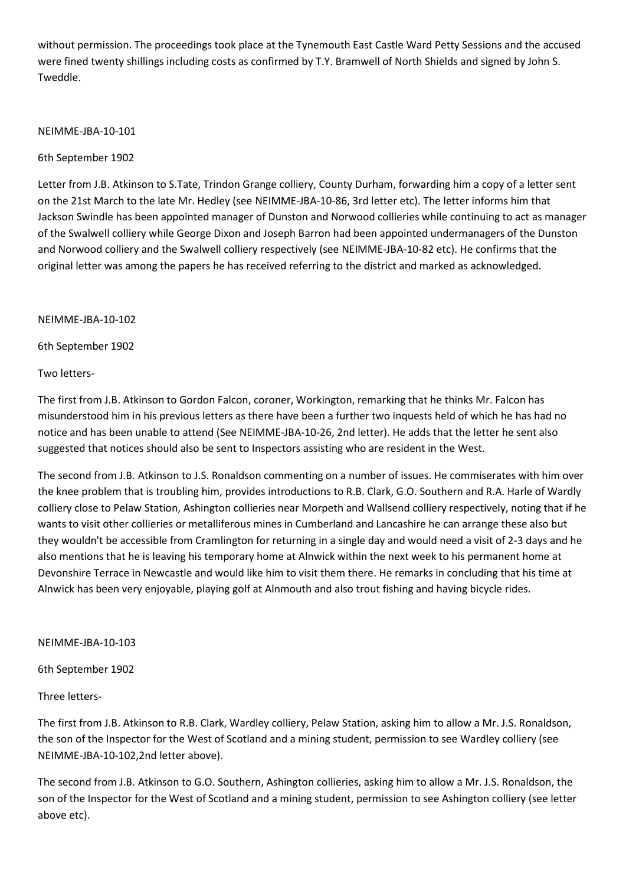without permission. The proceedings took place at the Tynemouth East Castle Ward Petty Sessions and the accused were fined twenty shillings including costs as confirmed by T.Y. Bramwell of North Shields and signed by John S. Tweddle.

NEIMME-JBA-10-101

6th September 1902

Letter from J.B. Atkinson to S.Tate, Trindon Grange colliery, County Durham, forwarding him a copy of a letter sent on the 21st March to the late Mr. Hedley (see NEIMME-JBA-10-86, 3rd letter etc). The letter informs him that Jackson Swindle has been appointed manager of Dunston and Norwood collieries while continuing to act as manager of the Swalwell colliery while George Dixon and Joseph Barron had been appointed undermanagers of the Dunston and Norwood colliery and the Swalwell colliery respectively (see NEIMME-JBA-10-82 etc). He confirms that the original letter was among the papers he has received referring to the district and marked as acknowledged.

NEIMME-JBA-10-102

6th September 1902

Two letters-

The first from J.B. Atkinson to Gordon Falcon, coroner, Workington, remarking that he thinks Mr. Falcon has misunderstood him in his previous letters as there have been a further two inquests held of which he has had no notice and has been unable to attend (See NEIMME-JBA-10-26, 2nd letter). He adds that the letter he sent also suggested that notices should also be sent to Inspectors assisting who are resident in the West.

The second from J.B. Atkinson to J.S. Ronaldson commenting on a number of issues. He commiserates with him over the knee problem that is troubling him, provides introductions to R.B. Clark, G.O. Southern and R.A. Harle of Wardly colliery close to Pelaw Station, Ashington collieries near Morpeth and Wallsend colliery respectively, noting that if he wants to visit other collieries or metalliferous mines in Cumberland and Lancashire he can arrange these also but they wouldn't be accessible from Cramlington for returning in a single day and would need a visit of 2-3 days and he also mentions that he is leaving his temporary home at Alnwick within the next week to his permanent home at Devonshire Terrace in Newcastle and would like him to visit them there. He remarks in concluding that his time at Alnwick has been very enjoyable, playing golf at Alnmouth and also trout fishing and having bicycle rides.

NEIMME-JBA-10-103

6th September 1902

Three letters-

The first from J.B. Atkinson to R.B. Clark, Wardley colliery, Pelaw Station, asking him to allow a Mr. J.S. Ronaldson, the son of the Inspector for the West of Scotland and a mining student, permission to see Wardley colliery (see NEIMME-JBA-10-102,2nd letter above).

The second from J.B. Atkinson to G.O. Southern, Ashington collieries, asking him to allow a Mr. J.S. Ronaldson, the son of the Inspector for the West of Scotland and a mining student, permission to see Ashington colliery (see letter above etc).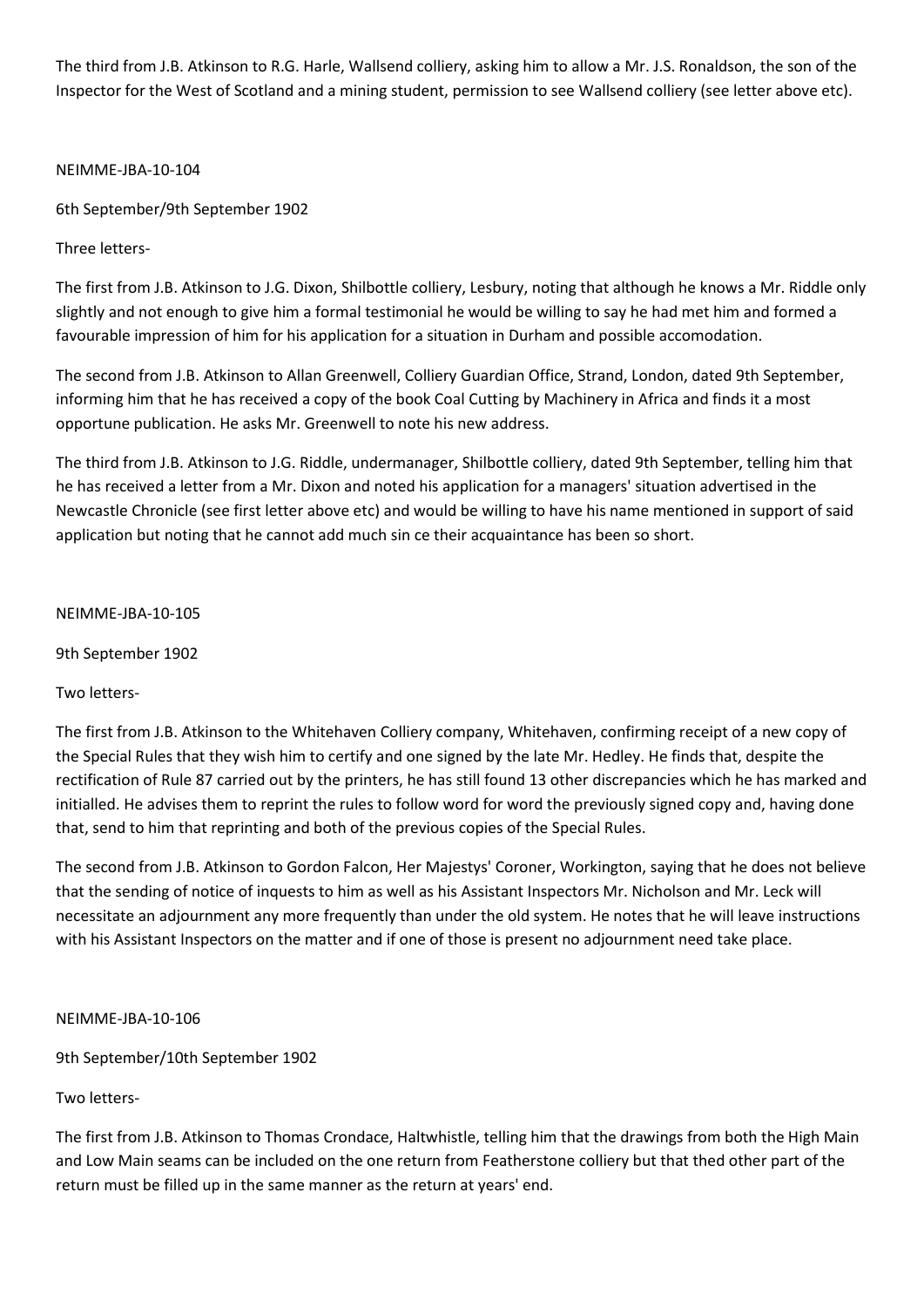The third from J.B. Atkinson to R.G. Harle, Wallsend colliery, asking him to allow a Mr. J.S. Ronaldson, the son of the Inspector for the West of Scotland and a mining student, permission to see Wallsend colliery (see letter above etc).

NEIMME-JBA-10-104

6th September/9th September 1902

Three letters-

The first from J.B. Atkinson to J.G. Dixon, Shilbottle colliery, Lesbury, noting that although he knows a Mr. Riddle only slightly and not enough to give him a formal testimonial he would be willing to say he had met him and formed a favourable impression of him for his application for a situation in Durham and possible accomodation.

The second from J.B. Atkinson to Allan Greenwell, Colliery Guardian Office, Strand, London, dated 9th September, informing him that he has received a copy of the book Coal Cutting by Machinery in Africa and finds it a most opportune publication. He asks Mr. Greenwell to note his new address.

The third from J.B. Atkinson to J.G. Riddle, undermanager, Shilbottle colliery, dated 9th September, telling him that he has received a letter from a Mr. Dixon and noted his application for a managers' situation advertised in the Newcastle Chronicle (see first letter above etc) and would be willing to have his name mentioned in support of said application but noting that he cannot add much sin ce their acquaintance has been so short.

NEIMME-JBA-10-105

9th September 1902

Two letters-

The first from J.B. Atkinson to the Whitehaven Colliery company, Whitehaven, confirming receipt of a new copy of the Special Rules that they wish him to certify and one signed by the late Mr. Hedley. He finds that, despite the rectification of Rule 87 carried out by the printers, he has still found 13 other discrepancies which he has marked and initialled. He advises them to reprint the rules to follow word for word the previously signed copy and, having done that, send to him that reprinting and both of the previous copies of the Special Rules.

The second from J.B. Atkinson to Gordon Falcon, Her Majestys' Coroner, Workington, saying that he does not believe that the sending of notice of inquests to him as well as his Assistant Inspectors Mr. Nicholson and Mr. Leck will necessitate an adjournment any more frequently than under the old system. He notes that he will leave instructions with his Assistant Inspectors on the matter and if one of those is present no adjournment need take place.

NEIMME-JBA-10-106

9th September/10th September 1902

Two letters-

The first from J.B. Atkinson to Thomas Crondace, Haltwhistle, telling him that the drawings from both the High Main and Low Main seams can be included on the one return from Featherstone colliery but that thed other part of the return must be filled up in the same manner as the return at years' end.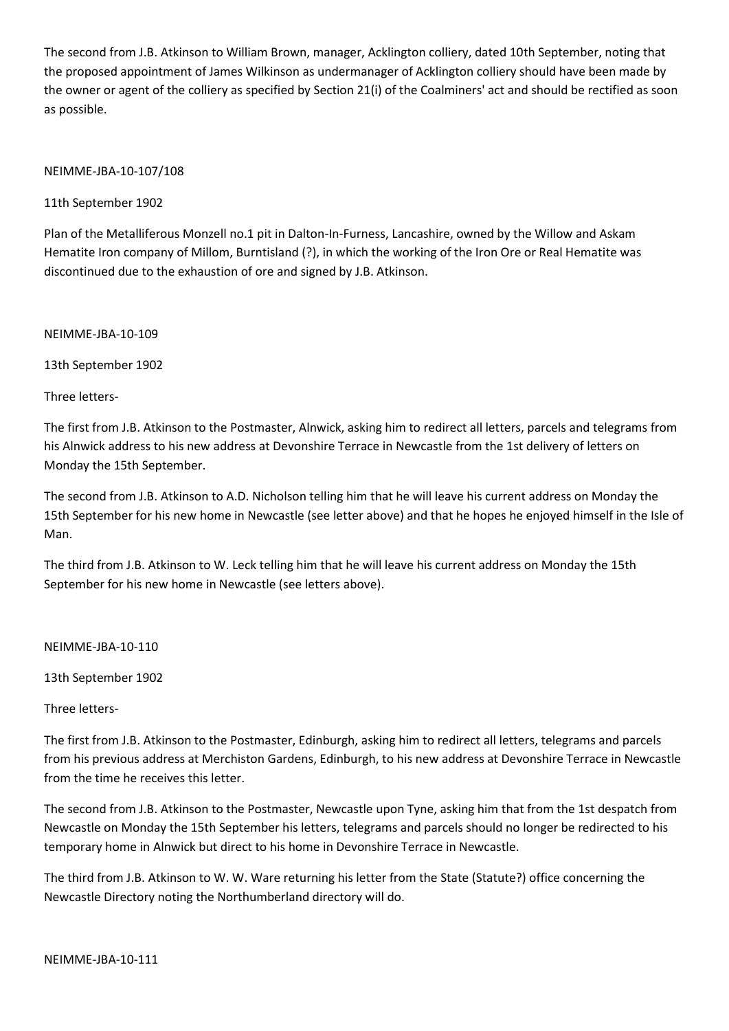The second from J.B. Atkinson to William Brown, manager, Acklington colliery, dated 10th September, noting that the proposed appointment of James Wilkinson as undermanager of Acklington colliery should have been made by the owner or agent of the colliery as specified by Section 21(i) of the Coalminers' act and should be rectified as soon as possible.

NEIMME-JBA-10-107/108

11th September 1902

Plan of the Metalliferous Monzell no.1 pit in Dalton-In-Furness, Lancashire, owned by the Willow and Askam Hematite Iron company of Millom, Burntisland (?), in which the working of the Iron Ore or Real Hematite was discontinued due to the exhaustion of ore and signed by J.B. Atkinson.

NEIMME-JBA-10-109

13th September 1902

Three letters-

The first from J.B. Atkinson to the Postmaster, Alnwick, asking him to redirect all letters, parcels and telegrams from his Alnwick address to his new address at Devonshire Terrace in Newcastle from the 1st delivery of letters on Monday the 15th September.

The second from J.B. Atkinson to A.D. Nicholson telling him that he will leave his current address on Monday the 15th September for his new home in Newcastle (see letter above) and that he hopes he enjoyed himself in the Isle of Man.

The third from J.B. Atkinson to W. Leck telling him that he will leave his current address on Monday the 15th September for his new home in Newcastle (see letters above).

NEIMME-JBA-10-110

13th September 1902

Three letters-

The first from J.B. Atkinson to the Postmaster, Edinburgh, asking him to redirect all letters, telegrams and parcels from his previous address at Merchiston Gardens, Edinburgh, to his new address at Devonshire Terrace in Newcastle from the time he receives this letter.

The second from J.B. Atkinson to the Postmaster, Newcastle upon Tyne, asking him that from the 1st despatch from Newcastle on Monday the 15th September his letters, telegrams and parcels should no longer be redirected to his temporary home in Alnwick but direct to his home in Devonshire Terrace in Newcastle.

The third from J.B. Atkinson to W. W. Ware returning his letter from the State (Statute?) office concerning the Newcastle Directory noting the Northumberland directory will do.

NEIMME-JBA-10-111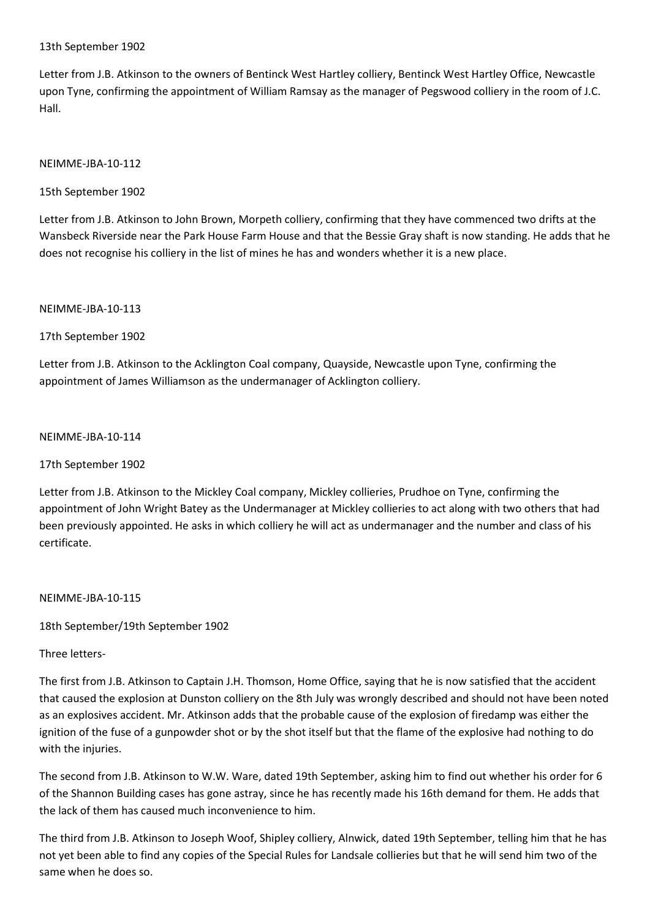13th September 1902

Letter from J.B. Atkinson to the owners of Bentinck West Hartley colliery, Bentinck West Hartley Office, Newcastle upon Tyne, confirming the appointment of William Ramsay as the manager of Pegswood colliery in the room of J.C. Hall.

NEIMME-JBA-10-112

15th September 1902

Letter from J.B. Atkinson to John Brown, Morpeth colliery, confirming that they have commenced two drifts at the Wansbeck Riverside near the Park House Farm House and that the Bessie Gray shaft is now standing. He adds that he does not recognise his colliery in the list of mines he has and wonders whether it is a new place.

NEIMME-JBA-10-113

17th September 1902

Letter from J.B. Atkinson to the Acklington Coal company, Quayside, Newcastle upon Tyne, confirming the appointment of James Williamson as the undermanager of Acklington colliery.

NEIMME-JBA-10-114

17th September 1902

Letter from J.B. Atkinson to the Mickley Coal company, Mickley collieries, Prudhoe on Tyne, confirming the appointment of John Wright Batey as the Undermanager at Mickley collieries to act along with two others that had been previously appointed. He asks in which colliery he will act as undermanager and the number and class of his certificate.

NEIMME-JBA-10-115

18th September/19th September 1902

Three letters-

The first from J.B. Atkinson to Captain J.H. Thomson, Home Office, saying that he is now satisfied that the accident that caused the explosion at Dunston colliery on the 8th July was wrongly described and should not have been noted as an explosives accident. Mr. Atkinson adds that the probable cause of the explosion of firedamp was either the ignition of the fuse of a gunpowder shot or by the shot itself but that the flame of the explosive had nothing to do with the injuries.

The second from J.B. Atkinson to W.W. Ware, dated 19th September, asking him to find out whether his order for 6 of the Shannon Building cases has gone astray, since he has recently made his 16th demand for them. He adds that the lack of them has caused much inconvenience to him.

The third from J.B. Atkinson to Joseph Woof, Shipley colliery, Alnwick, dated 19th September, telling him that he has not yet been able to find any copies of the Special Rules for Landsale collieries but that he will send him two of the same when he does so.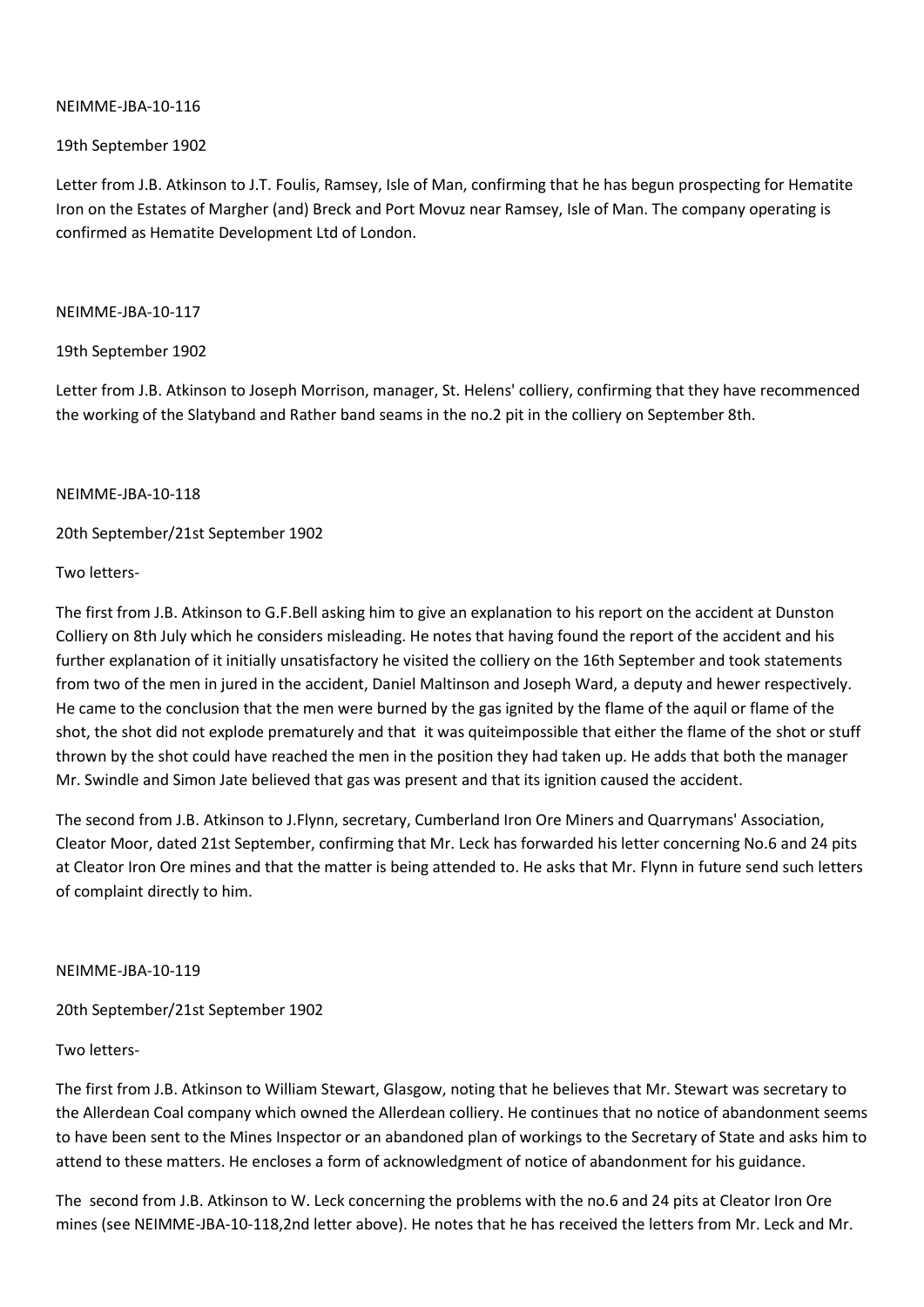NEIMME-JBA-10-116

19th September 1902

Letter from J.B. Atkinson to J.T. Foulis, Ramsey, Isle of Man, confirming that he has begun prospecting for Hematite Iron on the Estates of Margher (and) Breck and Port Movuz near Ramsey, Isle of Man. The company operating is confirmed as Hematite Development Ltd of London.

NEIMME-JBA-10-117

19th September 1902

Letter from J.B. Atkinson to Joseph Morrison, manager, St. Helens' colliery, confirming that they have recommenced the working of the Slatyband and Rather band seams in the no.2 pit in the colliery on September 8th.

NEIMME-JBA-10-118

20th September/21st September 1902

Two letters-

The first from J.B. Atkinson to G.F.Bell asking him to give an explanation to his report on the accident at Dunston Colliery on 8th July which he considers misleading. He notes that having found the report of the accident and his further explanation of it initially unsatisfactory he visited the colliery on the 16th September and took statements from two of the men in jured in the accident, Daniel Maltinson and Joseph Ward, a deputy and hewer respectively. He came to the conclusion that the men were burned by the gas ignited by the flame of the aquil or flame of the shot, the shot did not explode prematurely and that it was quiteimpossible that either the flame of the shot or stuff thrown by the shot could have reached the men in the position they had taken up. He adds that both the manager Mr. Swindle and Simon Jate believed that gas was present and that its ignition caused the accident.

The second from J.B. Atkinson to J.Flynn, secretary, Cumberland Iron Ore Miners and Quarrymans' Association, Cleator Moor, dated 21st September, confirming that Mr. Leck has forwarded his letter concerning No.6 and 24 pits at Cleator Iron Ore mines and that the matter is being attended to. He asks that Mr. Flynn in future send such letters of complaint directly to him.

NEIMME-JBA-10-119

20th September/21st September 1902

Two letters-

The first from J.B. Atkinson to William Stewart, Glasgow, noting that he believes that Mr. Stewart was secretary to the Allerdean Coal company which owned the Allerdean colliery. He continues that no notice of abandonment seems to have been sent to the Mines Inspector or an abandoned plan of workings to the Secretary of State and asks him to attend to these matters. He encloses a form of acknowledgment of notice of abandonment for his guidance.

The second from J.B. Atkinson to W. Leck concerning the problems with the no.6 and 24 pits at Cleator Iron Ore mines (see NEIMME-JBA-10-118,2nd letter above). He notes that he has received the letters from Mr. Leck and Mr.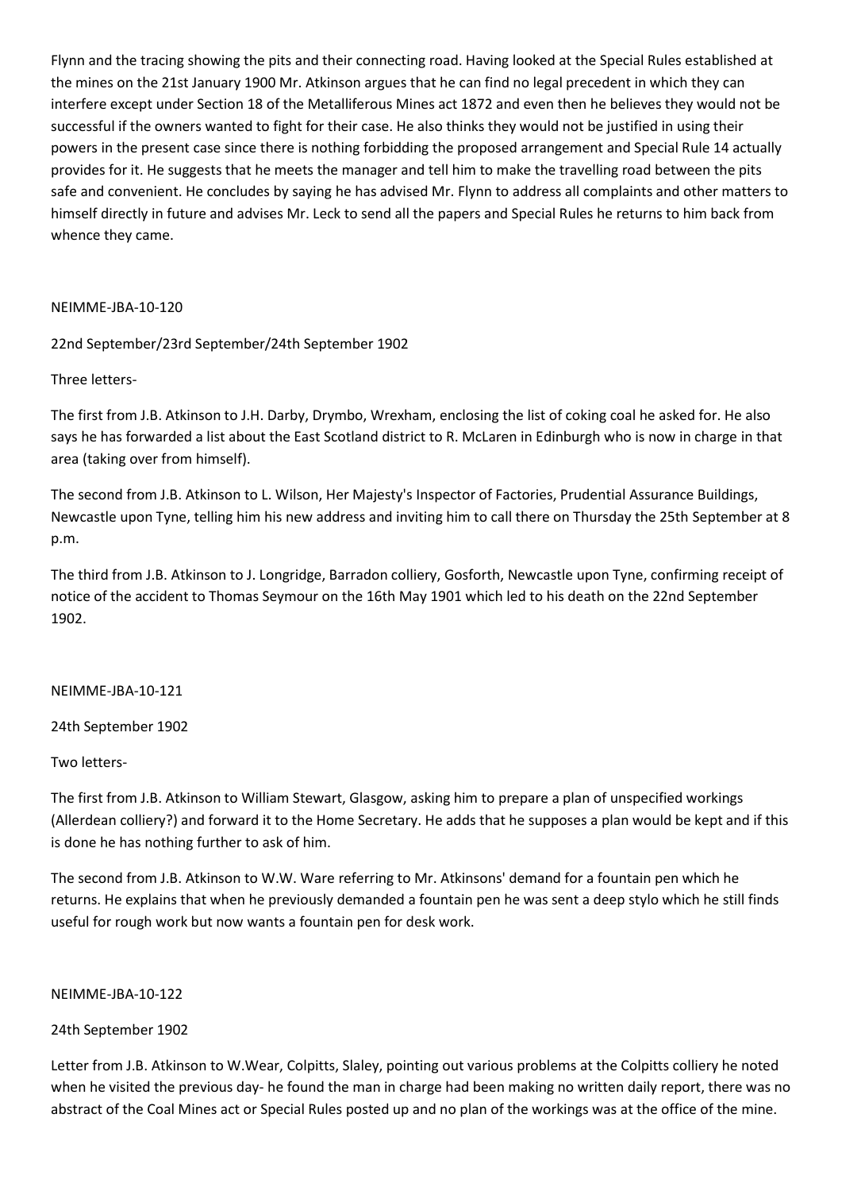Flynn and the tracing showing the pits and their connecting road. Having looked at the Special Rules established at the mines on the 21st January 1900 Mr. Atkinson argues that he can find no legal precedent in which they can interfere except under Section 18 of the Metalliferous Mines act 1872 and even then he believes they would not be successful if the owners wanted to fight for their case. He also thinks they would not be justified in using their powers in the present case since there is nothing forbidding the proposed arrangement and Special Rule 14 actually provides for it. He suggests that he meets the manager and tell him to make the travelling road between the pits safe and convenient. He concludes by saying he has advised Mr. Flynn to address all complaints and other matters to himself directly in future and advises Mr. Leck to send all the papers and Special Rules he returns to him back from whence they came.

NEIMME-JBA-10-120

22nd September/23rd September/24th September 1902

Three letters-

The first from J.B. Atkinson to J.H. Darby, Drymbo, Wrexham, enclosing the list of coking coal he asked for. He also says he has forwarded a list about the East Scotland district to R. McLaren in Edinburgh who is now in charge in that area (taking over from himself).

The second from J.B. Atkinson to L. Wilson, Her Majesty's Inspector of Factories, Prudential Assurance Buildings, Newcastle upon Tyne, telling him his new address and inviting him to call there on Thursday the 25th September at 8 p.m.

The third from J.B. Atkinson to J. Longridge, Barradon colliery, Gosforth, Newcastle upon Tyne, confirming receipt of notice of the accident to Thomas Seymour on the 16th May 1901 which led to his death on the 22nd September 1902.

NEIMME-JBA-10-121

24th September 1902

Two letters-

The first from J.B. Atkinson to William Stewart, Glasgow, asking him to prepare a plan of unspecified workings (Allerdean colliery?) and forward it to the Home Secretary. He adds that he supposes a plan would be kept and if this is done he has nothing further to ask of him.

The second from J.B. Atkinson to W.W. Ware referring to Mr. Atkinsons' demand for a fountain pen which he returns. He explains that when he previously demanded a fountain pen he was sent a deep stylo which he still finds useful for rough work but now wants a fountain pen for desk work.

NEIMME-JBA-10-122

24th September 1902

Letter from J.B. Atkinson to W.Wear, Colpitts, Slaley, pointing out various problems at the Colpitts colliery he noted when he visited the previous day- he found the man in charge had been making no written daily report, there was no abstract of the Coal Mines act or Special Rules posted up and no plan of the workings was at the office of the mine.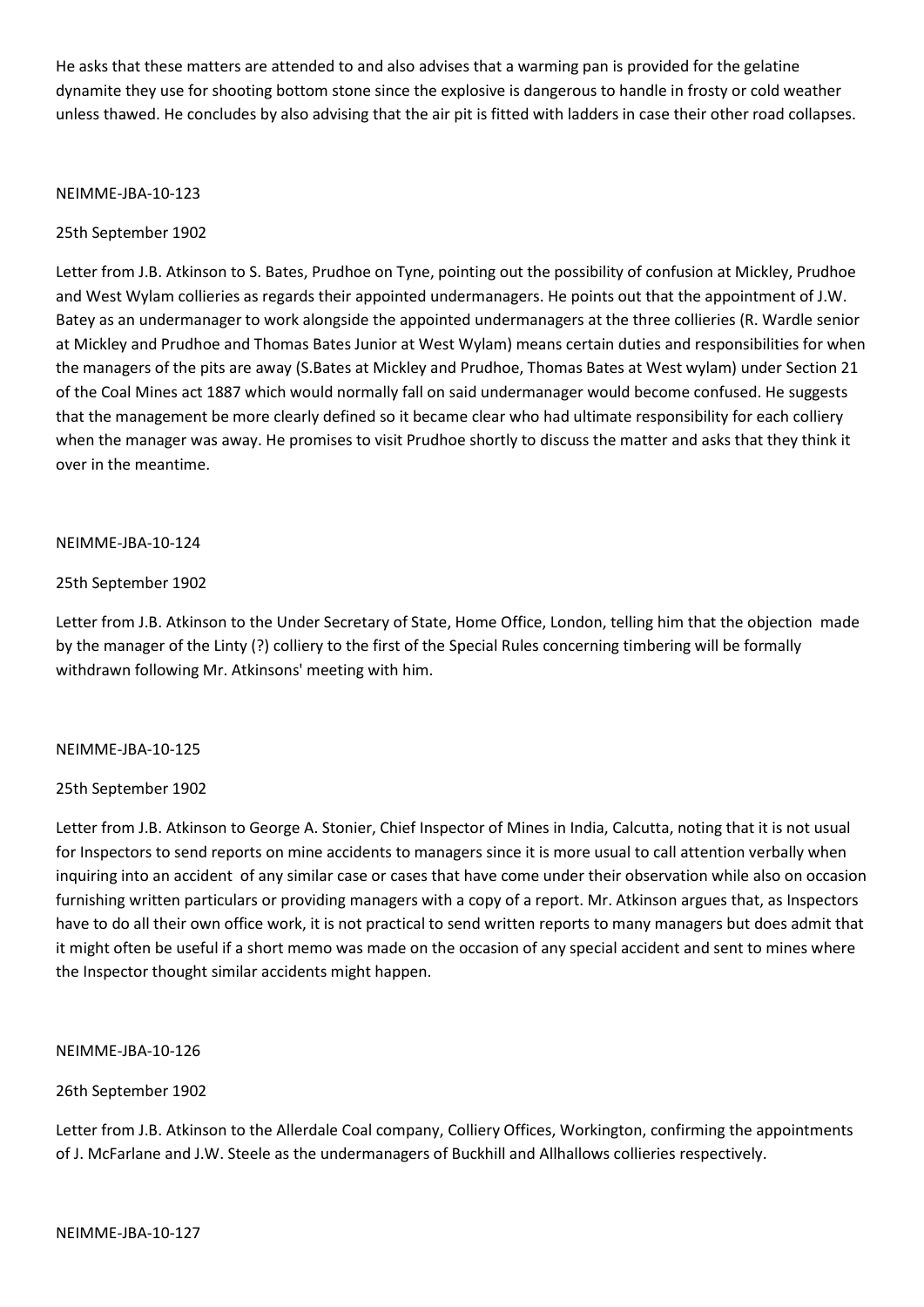He asks that these matters are attended to and also advises that a warming pan is provided for the gelatine dynamite they use for shooting bottom stone since the explosive is dangerous to handle in frosty or cold weather unless thawed. He concludes by also advising that the air pit is fitted with ladders in case their other road collapses.

NEIMME-JBA-10-123

25th September 1902

Letter from J.B. Atkinson to S. Bates, Prudhoe on Tyne, pointing out the possibility of confusion at Mickley, Prudhoe and West Wylam collieries as regards their appointed undermanagers. He points out that the appointment of J.W. Batey as an undermanager to work alongside the appointed undermanagers at the three collieries (R. Wardle senior at Mickley and Prudhoe and Thomas Bates Junior at West Wylam) means certain duties and responsibilities for when the managers of the pits are away (S.Bates at Mickley and Prudhoe, Thomas Bates at West wylam) under Section 21 of the Coal Mines act 1887 which would normally fall on said undermanager would become confused. He suggests that the management be more clearly defined so it became clear who had ultimate responsibility for each colliery when the manager was away. He promises to visit Prudhoe shortly to discuss the matter and asks that they think it over in the meantime.

NEIMME-JBA-10-124

25th September 1902

Letter from J.B. Atkinson to the Under Secretary of State, Home Office, London, telling him that the objection made by the manager of the Linty (?) colliery to the first of the Special Rules concerning timbering will be formally withdrawn following Mr. Atkinsons' meeting with him.

NEIMME-JBA-10-125

25th September 1902

Letter from J.B. Atkinson to George A. Stonier, Chief Inspector of Mines in India, Calcutta, noting that it is not usual for Inspectors to send reports on mine accidents to managers since it is more usual to call attention verbally when inquiring into an accident of any similar case or cases that have come under their observation while also on occasion furnishing written particulars or providing managers with a copy of a report. Mr. Atkinson argues that, as Inspectors have to do all their own office work, it is not practical to send written reports to many managers but does admit that it might often be useful if a short memo was made on the occasion of any special accident and sent to mines where the Inspector thought similar accidents might happen.

NEIMME-JBA-10-126

26th September 1902

Letter from J.B. Atkinson to the Allerdale Coal company, Colliery Offices, Workington, confirming the appointments of J. McFarlane and J.W. Steele as the undermanagers of Buckhill and Allhallows collieries respectively.

NEIMME-JBA-10-127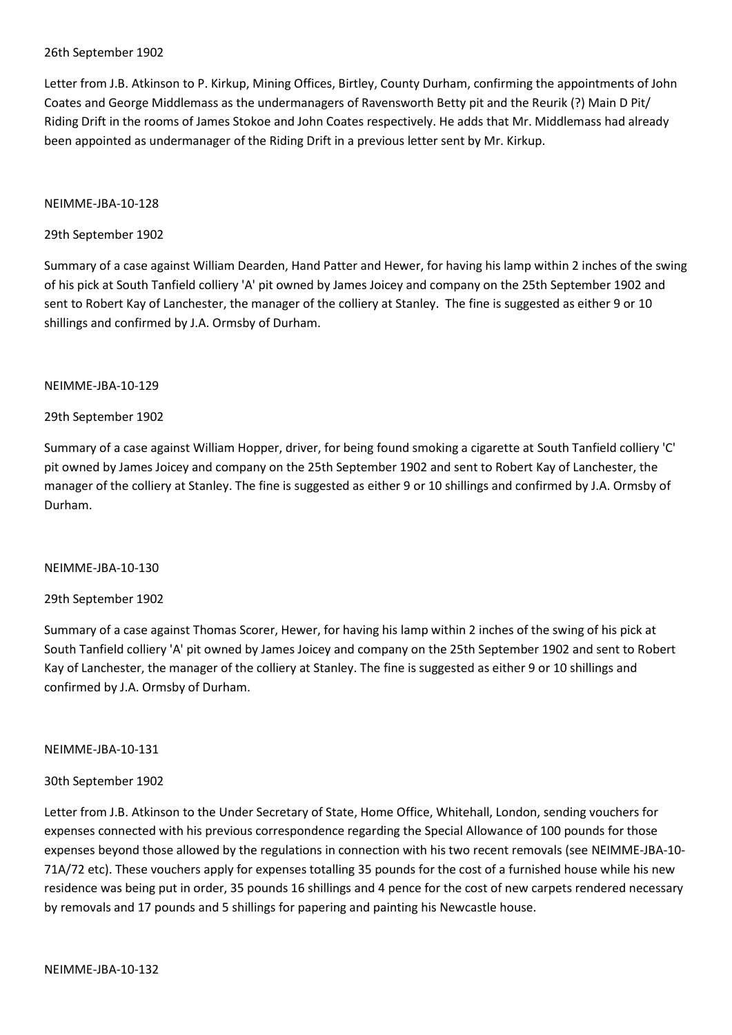26th September 1902

Letter from J.B. Atkinson to P. Kirkup, Mining Offices, Birtley, County Durham, confirming the appointments of John Coates and George Middlemass as the undermanagers of Ravensworth Betty pit and the Reurik (?) Main D Pit/ Riding Drift in the rooms of James Stokoe and John Coates respectively. He adds that Mr. Middlemass had already been appointed as undermanager of the Riding Drift in a previous letter sent by Mr. Kirkup.

NEIMME-JBA-10-128

29th September 1902

Summary of a case against William Dearden, Hand Patter and Hewer, for having his lamp within 2 inches of the swing of his pick at South Tanfield colliery 'A' pit owned by James Joicey and company on the 25th September 1902 and sent to Robert Kay of Lanchester, the manager of the colliery at Stanley. The fine is suggested as either 9 or 10 shillings and confirmed by J.A. Ormsby of Durham.

NEIMME-JBA-10-129

29th September 1902

Summary of a case against William Hopper, driver, for being found smoking a cigarette at South Tanfield colliery 'C' pit owned by James Joicey and company on the 25th September 1902 and sent to Robert Kay of Lanchester, the manager of the colliery at Stanley. The fine is suggested as either 9 or 10 shillings and confirmed by J.A. Ormsby of Durham.

NEIMME-JBA-10-130

29th September 1902

Summary of a case against Thomas Scorer, Hewer, for having his lamp within 2 inches of the swing of his pick at South Tanfield colliery 'A' pit owned by James Joicey and company on the 25th September 1902 and sent to Robert Kay of Lanchester, the manager of the colliery at Stanley. The fine is suggested as either 9 or 10 shillings and confirmed by J.A. Ormsby of Durham.

NEIMME-JBA-10-131

30th September 1902

Letter from J.B. Atkinson to the Under Secretary of State, Home Office, Whitehall, London, sending vouchers for expenses connected with his previous correspondence regarding the Special Allowance of 100 pounds for those expenses beyond those allowed by the regulations in connection with his two recent removals (see NEIMME-JBA-10-71A/72 etc). These vouchers apply for expenses totalling 35 pounds for the cost of a furnished house while his new residence was being put in order, 35 pounds 16 shillings and 4 pence for the cost of new carpets rendered necessary by removals and 17 pounds and 5 shillings for papering and painting his Newcastle house.

NEIMME-JBA-10-132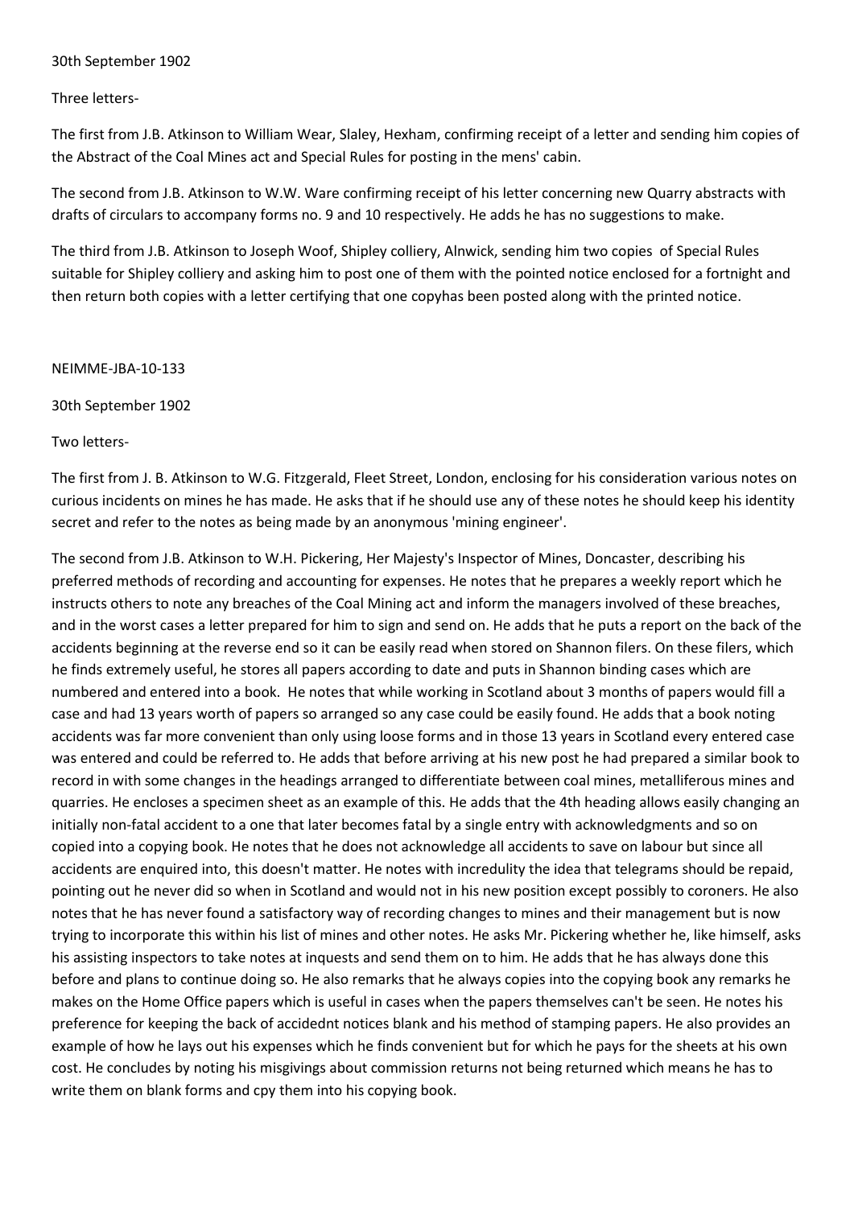30th September 1902

Three letters-

The first from J.B. Atkinson to William Wear, Slaley, Hexham, confirming receipt of a letter and sending him copies of the Abstract of the Coal Mines act and Special Rules for posting in the mens' cabin.

The second from J.B. Atkinson to W.W. Ware confirming receipt of his letter concerning new Quarry abstracts with drafts of circulars to accompany forms no. 9 and 10 respectively. He adds he has no suggestions to make.

The third from J.B. Atkinson to Joseph Woof, Shipley colliery, Alnwick, sending him two copies of Special Rules suitable for Shipley colliery and asking him to post one of them with the pointed notice enclosed for a fortnight and then return both copies with a letter certifying that one copyhas been posted along with the printed notice.

NEIMME-JBA-10-133

30th September 1902

Two letters-

The first from J. B. Atkinson to W.G. Fitzgerald, Fleet Street, London, enclosing for his consideration various notes on curious incidents on mines he has made. He asks that if he should use any of these notes he should keep his identity secret and refer to the notes as being made by an anonymous 'mining engineer'.

The second from J.B. Atkinson to W.H. Pickering, Her Majesty's Inspector of Mines, Doncaster, describing his preferred methods of recording and accounting for expenses. He notes that he prepares a weekly report which he instructs others to note any breaches of the Coal Mining act and inform the managers involved of these breaches, and in the worst cases a letter prepared for him to sign and send on. He adds that he puts a report on the back of the accidents beginning at the reverse end so it can be easily read when stored on Shannon filers. On these filers, which he finds extremely useful, he stores all papers according to date and puts in Shannon binding cases which are numbered and entered into a book. He notes that while working in Scotland about 3 months of papers would fill a case and had 13 years worth of papers so arranged so any case could be easily found. He adds that a book noting accidents was far more convenient than only using loose forms and in those 13 years in Scotland every entered case was entered and could be referred to. He adds that before arriving at his new post he had prepared a similar book to record in with some changes in the headings arranged to differentiate between coal mines, metalliferous mines and quarries. He encloses a specimen sheet as an example of this. He adds that the 4th heading allows easily changing an initially non-fatal accident to a one that later becomes fatal by a single entry with acknowledgments and so on copied into a copying book. He notes that he does not acknowledge all accidents to save on labour but since all accidents are enquired into, this doesn't matter. He notes with incredulity the idea that telegrams should be repaid, pointing out he never did so when in Scotland and would not in his new position except possibly to coroners. He also notes that he has never found a satisfactory way of recording changes to mines and their management but is now trying to incorporate this within his list of mines and other notes. He asks Mr. Pickering whether he, like himself, asks his assisting inspectors to take notes at inquests and send them on to him. He adds that he has always done this before and plans to continue doing so. He also remarks that he always copies into the copying book any remarks he makes on the Home Office papers which is useful in cases when the papers themselves can't be seen. He notes his preference for keeping the back of accidednt notices blank and his method of stamping papers. He also provides an example of how he lays out his expenses which he finds convenient but for which he pays for the sheets at his own cost. He concludes by noting his misgivings about commission returns not being returned which means he has to write them on blank forms and cpy them into his copying book.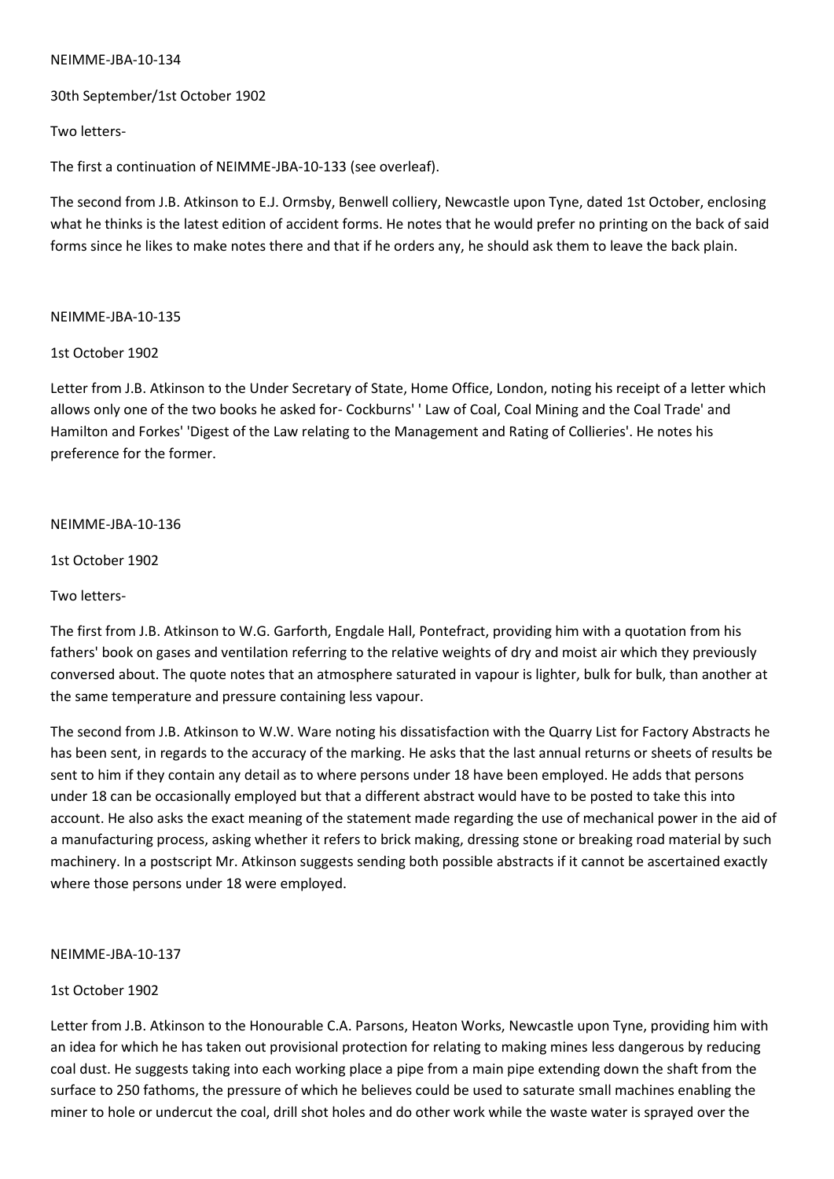NEIMME-JBA-10-134

30th September/1st October 1902

Two letters-

The first a continuation of NEIMME-JBA-10-133 (see overleaf).

The second from J.B. Atkinson to E.J. Ormsby, Benwell colliery, Newcastle upon Tyne, dated 1st October, enclosing what he thinks is the latest edition of accident forms. He notes that he would prefer no printing on the back of said forms since he likes to make notes there and that if he orders any, he should ask them to leave the back plain.

NEIMME-JBA-10-135

1st October 1902

Letter from J.B. Atkinson to the Under Secretary of State, Home Office, London, noting his receipt of a letter which allows only one of the two books he asked for- Cockburns' ' Law of Coal, Coal Mining and the Coal Trade' and Hamilton and Forkes' 'Digest of the Law relating to the Management and Rating of Collieries'. He notes his preference for the former.

NEIMME-JBA-10-136

1st October 1902

Two letters-

The first from J.B. Atkinson to W.G. Garforth, Engdale Hall, Pontefract, providing him with a quotation from his fathers' book on gases and ventilation referring to the relative weights of dry and moist air which they previously conversed about. The quote notes that an atmosphere saturated in vapour is lighter, bulk for bulk, than another at the same temperature and pressure containing less vapour.

The second from J.B. Atkinson to W.W. Ware noting his dissatisfaction with the Quarry List for Factory Abstracts he has been sent, in regards to the accuracy of the marking. He asks that the last annual returns or sheets of results be sent to him if they contain any detail as to where persons under 18 have been employed. He adds that persons under 18 can be occasionally employed but that a different abstract would have to be posted to take this into account. He also asks the exact meaning of the statement made regarding the use of mechanical power in the aid of a manufacturing process, asking whether it refers to brick making, dressing stone or breaking road material by such machinery. In a postscript Mr. Atkinson suggests sending both possible abstracts if it cannot be ascertained exactly where those persons under 18 were employed.

NEIMME-JBA-10-137

1st October 1902

Letter from J.B. Atkinson to the Honourable C.A. Parsons, Heaton Works, Newcastle upon Tyne, providing him with an idea for which he has taken out provisional protection for relating to making mines less dangerous by reducing coal dust. He suggests taking into each working place a pipe from a main pipe extending down the shaft from the surface to 250 fathoms, the pressure of which he believes could be used to saturate small machines enabling the miner to hole or undercut the coal, drill shot holes and do other work while the waste water is sprayed over the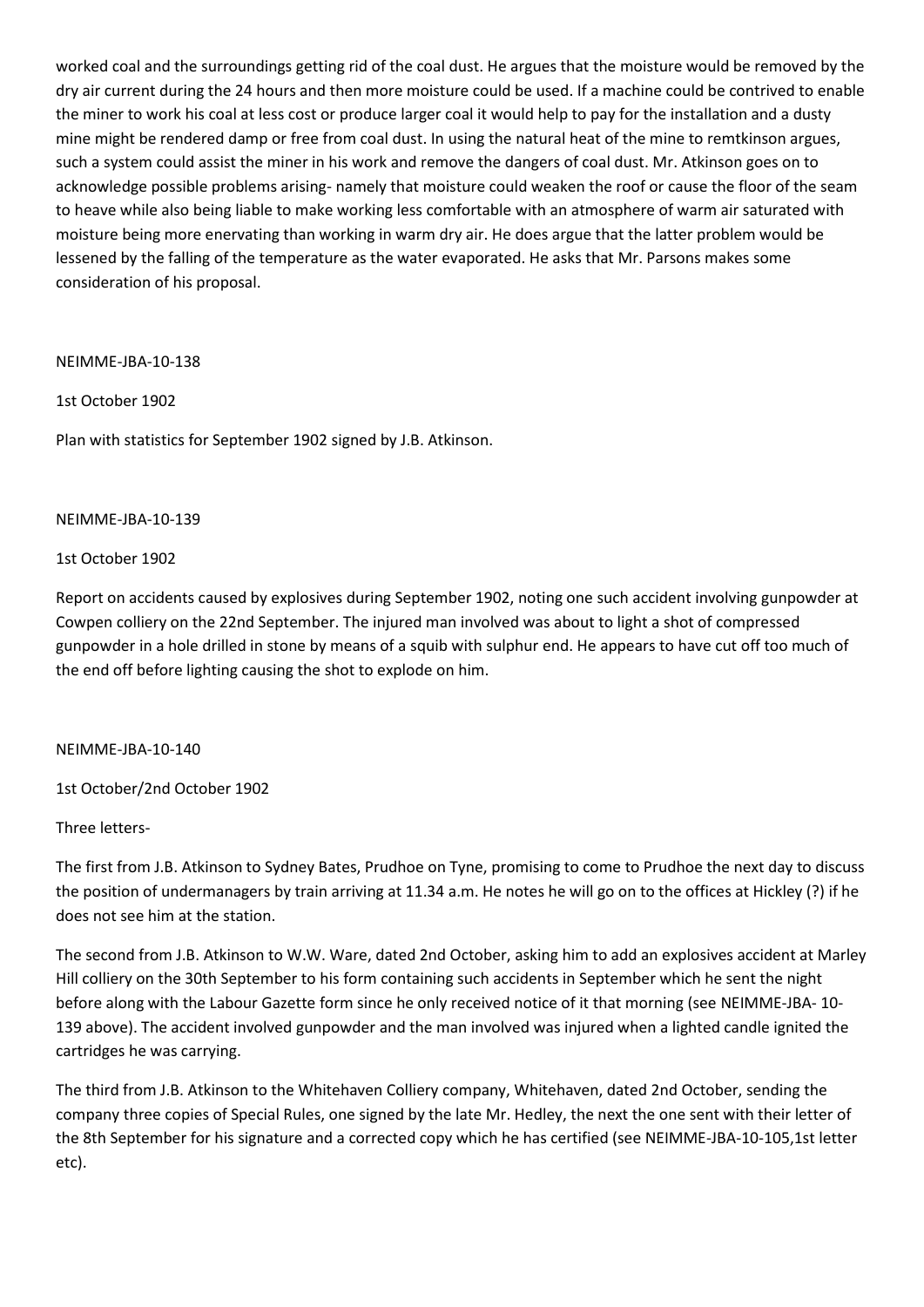worked coal and the surroundings getting rid of the coal dust. He argues that the moisture would be removed by the dry air current during the 24 hours and then more moisture could be used. If a machine could be contrived to enable the miner to work his coal at less cost or produce larger coal it would help to pay for the installation and a dusty mine might be rendered damp or free from coal dust. In using the natural heat of the mine to remtkinson argues, such a system could assist the miner in his work and remove the dangers of coal dust. Mr. Atkinson goes on to acknowledge possible problems arising- namely that moisture could weaken the roof or cause the floor of the seam to heave while also being liable to make working less comfortable with an atmosphere of warm air saturated with moisture being more enervating than working in warm dry air. He does argue that the latter problem would be lessened by the falling of the temperature as the water evaporated. He asks that Mr. Parsons makes some consideration of his proposal.

NEIMME-JBA-10-138

1st October 1902

Plan with statistics for September 1902 signed by J.B. Atkinson.

NEIMME-JBA-10-139

1st October 1902

Report on accidents caused by explosives during September 1902, noting one such accident involving gunpowder at Cowpen colliery on the 22nd September. The injured man involved was about to light a shot of compressed gunpowder in a hole drilled in stone by means of a squib with sulphur end. He appears to have cut off too much of the end off before lighting causing the shot to explode on him.

NEIMME-JBA-10-140

1st October/2nd October 1902

Three letters-

The first from J.B. Atkinson to Sydney Bates, Prudhoe on Tyne, promising to come to Prudhoe the next day to discuss the position of undermanagers by train arriving at 11.34 a.m. He notes he will go on to the offices at Hickley (?) if he does not see him at the station.

The second from J.B. Atkinson to W.W. Ware, dated 2nd October, asking him to add an explosives accident at Marley Hill colliery on the 30th September to his form containing such accidents in September which he sent the night before along with the Labour Gazette form since he only received notice of it that morning (see NEIMME-JBA- 10-139 above). The accident involved gunpowder and the man involved was injured when a lighted candle ignited the cartridges he was carrying.

The third from J.B. Atkinson to the Whitehaven Colliery company, Whitehaven, dated 2nd October, sending the company three copies of Special Rules, one signed by the late Mr. Hedley, the next the one sent with their letter of the 8th September for his signature and a corrected copy which he has certified (see NEIMME-JBA-10-105,1st letter etc).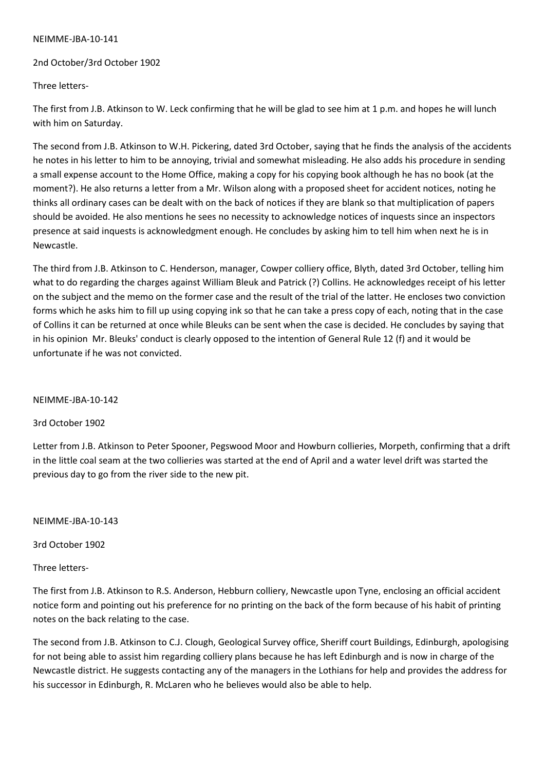NEIMME-JBA-10-141

2nd October/3rd October 1902

Three letters-

The first from J.B. Atkinson to W. Leck confirming that he will be glad to see him at 1 p.m. and hopes he will lunch with him on Saturday.

The second from J.B. Atkinson to W.H. Pickering, dated 3rd October, saying that he finds the analysis of the accidents he notes in his letter to him to be annoying, trivial and somewhat misleading. He also adds his procedure in sending a small expense account to the Home Office, making a copy for his copying book although he has no book (at the moment?). He also returns a letter from a Mr. Wilson along with a proposed sheet for accident notices, noting he thinks all ordinary cases can be dealt with on the back of notices if they are blank so that multiplication of papers should be avoided. He also mentions he sees no necessity to acknowledge notices of inquests since an inspectors presence at said inquests is acknowledgment enough. He concludes by asking him to tell him when next he is in Newcastle.

The third from J.B. Atkinson to C. Henderson, manager, Cowper colliery office, Blyth, dated 3rd October, telling him what to do regarding the charges against William Bleuk and Patrick (?) Collins. He acknowledges receipt of his letter on the subject and the memo on the former case and the result of the trial of the latter. He encloses two conviction forms which he asks him to fill up using copying ink so that he can take a press copy of each, noting that in the case of Collins it can be returned at once while Bleuks can be sent when the case is decided. He concludes by saying that in his opinion Mr. Bleuks' conduct is clearly opposed to the intention of General Rule 12 (f) and it would be unfortunate if he was not convicted.

NEIMME-JBA-10-142

3rd October 1902

Letter from J.B. Atkinson to Peter Spooner, Pegswood Moor and Howburn collieries, Morpeth, confirming that a drift in the little coal seam at the two collieries was started at the end of April and a water level drift was started the previous day to go from the river side to the new pit.

NEIMME-JBA-10-143

3rd October 1902

Three letters-

The first from J.B. Atkinson to R.S. Anderson, Hebburn colliery, Newcastle upon Tyne, enclosing an official accident notice form and pointing out his preference for no printing on the back of the form because of his habit of printing notes on the back relating to the case.

The second from J.B. Atkinson to C.J. Clough, Geological Survey office, Sheriff court Buildings, Edinburgh, apologising for not being able to assist him regarding colliery plans because he has left Edinburgh and is now in charge of the Newcastle district. He suggests contacting any of the managers in the Lothians for help and provides the address for his successor in Edinburgh, R. McLaren who he believes would also be able to help.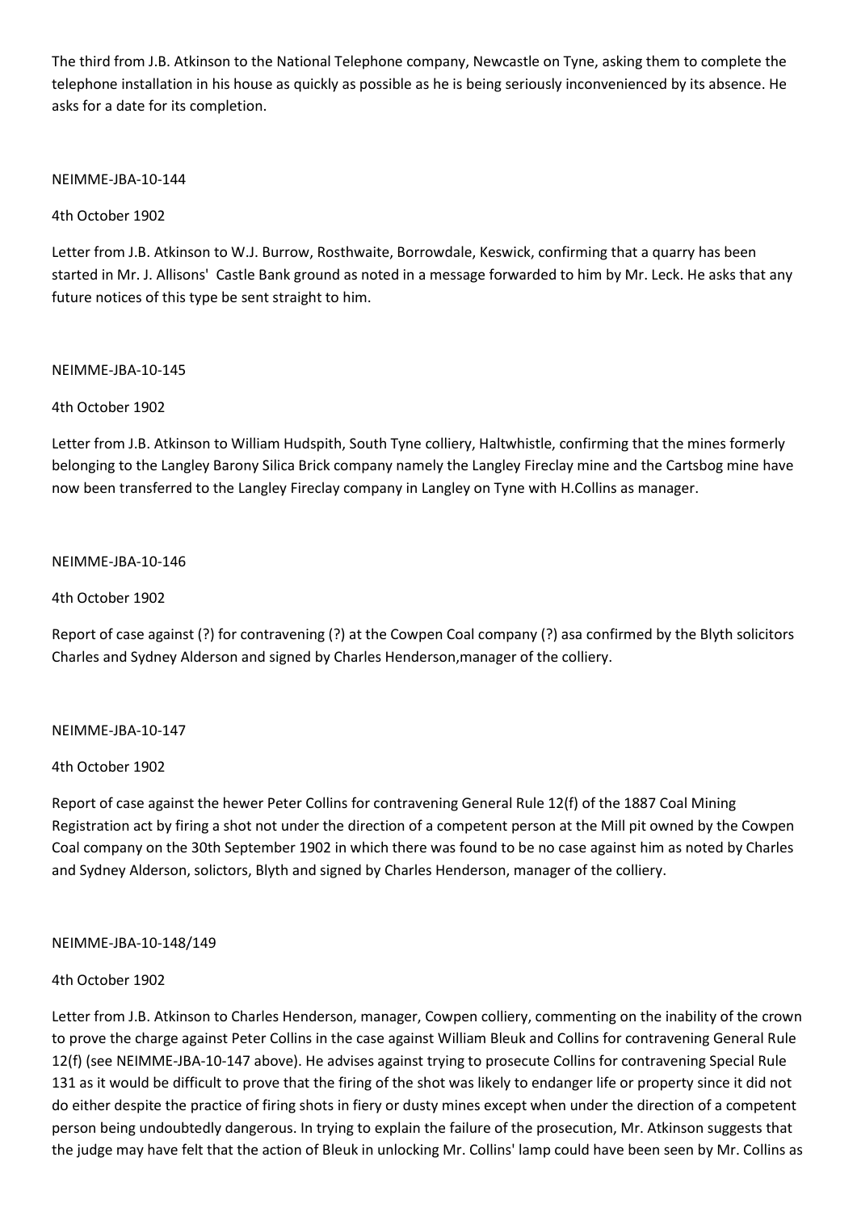The third from J.B. Atkinson to the National Telephone company, Newcastle on Tyne, asking them to complete the telephone installation in his house as quickly as possible as he is being seriously inconvenienced by its absence. He asks for a date for its completion.

NEIMME-JBA-10-144

4th October 1902

Letter from J.B. Atkinson to W.J. Burrow, Rosthwaite, Borrowdale, Keswick, confirming that a quarry has been started in Mr. J. Allisons'  Castle Bank ground as noted in a message forwarded to him by Mr. Leck. He asks that any future notices of this type be sent straight to him.

NEIMME-JBA-10-145

4th October 1902

Letter from J.B. Atkinson to William Hudspith, South Tyne colliery, Haltwhistle, confirming that the mines formerly belonging to the Langley Barony Silica Brick company namely the Langley Fireclay mine and the Cartsbog mine have now been transferred to the Langley Fireclay company in Langley on Tyne with H.Collins as manager.

NEIMME-JBA-10-146

4th October 1902

Report of case against (?) for contravening (?) at the Cowpen Coal company (?) asa confirmed by the Blyth solicitors Charles and Sydney Alderson and signed by Charles Henderson,manager of the colliery.

NEIMME-JBA-10-147

4th October 1902

Report of case against the hewer Peter Collins for contravening General Rule 12(f) of the 1887 Coal Mining Registration act by firing a shot not under the direction of a competent person at the Mill pit owned by the Cowpen Coal company on the 30th September 1902 in which there was found to be no case against him as noted by Charles and Sydney Alderson, solictors, Blyth and signed by Charles Henderson, manager of the colliery.

NEIMME-JBA-10-148/149

4th October 1902

Letter from J.B. Atkinson to Charles Henderson, manager, Cowpen colliery, commenting on the inability of the crown to prove the charge against Peter Collins in the case against William Bleuk and Collins for contravening General Rule 12(f) (see NEIMME-JBA-10-147 above). He advises against trying to prosecute Collins for contravening Special Rule 131 as it would be difficult to prove that the firing of the shot was likely to endanger life or property since it did not do either despite the practice of firing shots in fiery or dusty mines except when under the direction of a competent person being undoubtedly dangerous. In trying to explain the failure of the prosecution, Mr. Atkinson suggests that the judge may have felt that the action of Bleuk in unlocking Mr. Collins' lamp could have been seen by Mr. Collins as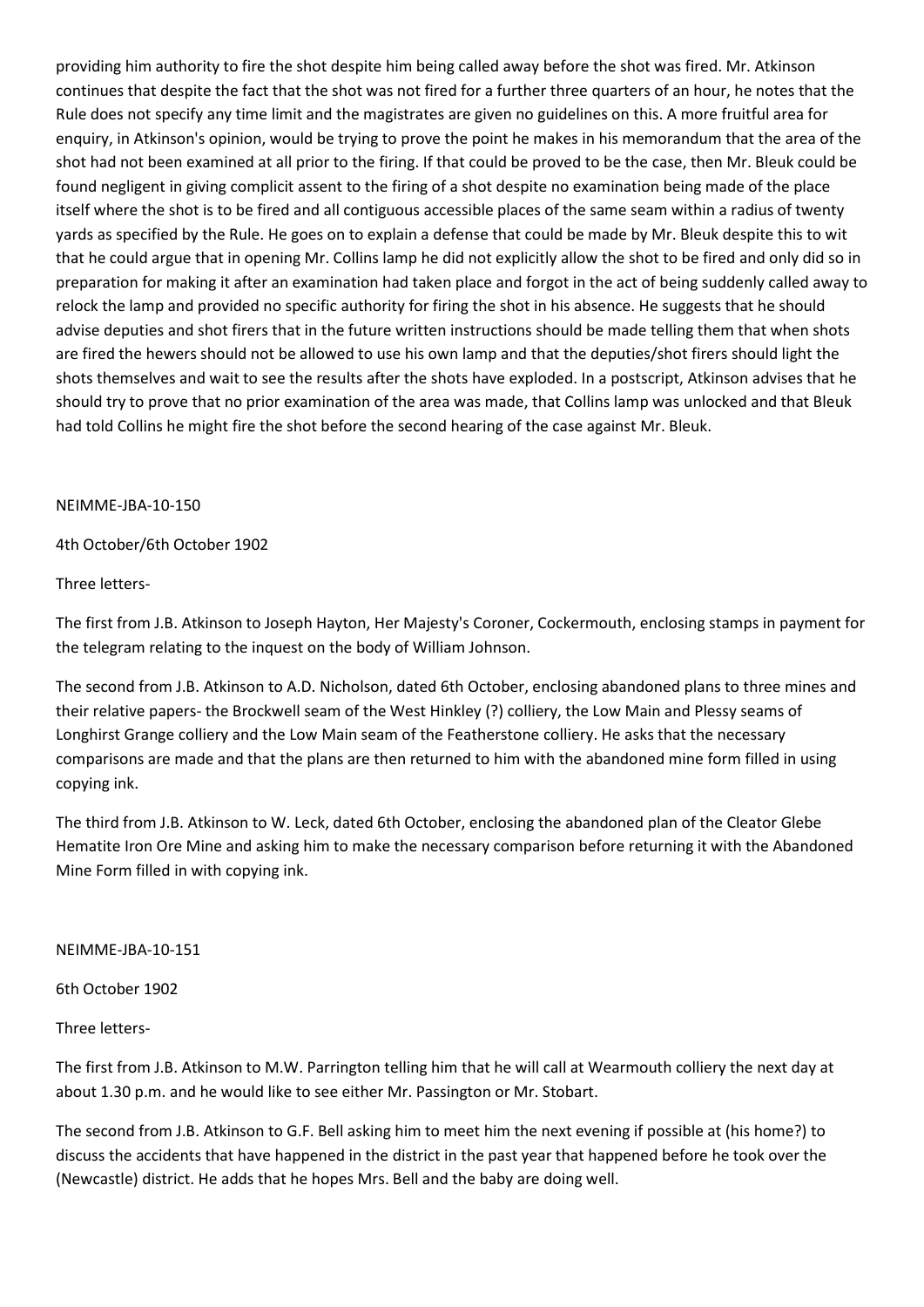providing him authority to fire the shot despite him being called away before the shot was fired. Mr. Atkinson continues that despite the fact that the shot was not fired for a further three quarters of an hour, he notes that the Rule does not specify any time limit and the magistrates are given no guidelines on this. A more fruitful area for enquiry, in Atkinson's opinion, would be trying to prove the point he makes in his memorandum that the area of the shot had not been examined at all prior to the firing. If that could be proved to be the case, then Mr. Bleuk could be found negligent in giving complicit assent to the firing of a shot despite no examination being made of the place itself where the shot is to be fired and all contiguous accessible places of the same seam within a radius of twenty yards as specified by the Rule. He goes on to explain a defense that could be made by Mr. Bleuk despite this to wit that he could argue that in opening Mr. Collins lamp he did not explicitly allow the shot to be fired and only did so in preparation for making it after an examination had taken place and forgot in the act of being suddenly called away to relock the lamp and provided no specific authority for firing the shot in his absence. He suggests that he should advise deputies and shot firers that in the future written instructions should be made telling them that when shots are fired the hewers should not be allowed to use his own lamp and that the deputies/shot firers should light the shots themselves and wait to see the results after the shots have exploded. In a postscript, Atkinson advises that he should try to prove that no prior examination of the area was made, that Collins lamp was unlocked and that Bleuk had told Collins he might fire the shot before the second hearing of the case against Mr. Bleuk.

NEIMME-JBA-10-150

4th October/6th October 1902

Three letters-

The first from J.B. Atkinson to Joseph Hayton, Her Majesty's Coroner, Cockermouth, enclosing stamps in payment for the telegram relating to the inquest on the body of William Johnson.

The second from J.B. Atkinson to A.D. Nicholson, dated 6th October, enclosing abandoned plans to three mines and their relative papers- the Brockwell seam of the West Hinkley (?) colliery, the Low Main and Plessy seams of Longhirst Grange colliery and the Low Main seam of the Featherstone colliery. He asks that the necessary comparisons are made and that the plans are then returned to him with the abandoned mine form filled in using copying ink.

The third from J.B. Atkinson to W. Leck, dated 6th October, enclosing the abandoned plan of the Cleator Glebe Hematite Iron Ore Mine and asking him to make the necessary comparison before returning it with the Abandoned Mine Form filled in with copying ink.

NEIMME-JBA-10-151

6th October 1902

Three letters-

The first from J.B. Atkinson to M.W. Parrington telling him that he will call at Wearmouth colliery the next day at about 1.30 p.m. and he would like to see either Mr. Passington or Mr. Stobart.

The second from J.B. Atkinson to G.F. Bell asking him to meet him the next evening if possible at (his home?) to discuss the accidents that have happened in the district in the past year that happened before he took over the (Newcastle) district. He adds that he hopes Mrs. Bell and the baby are doing well.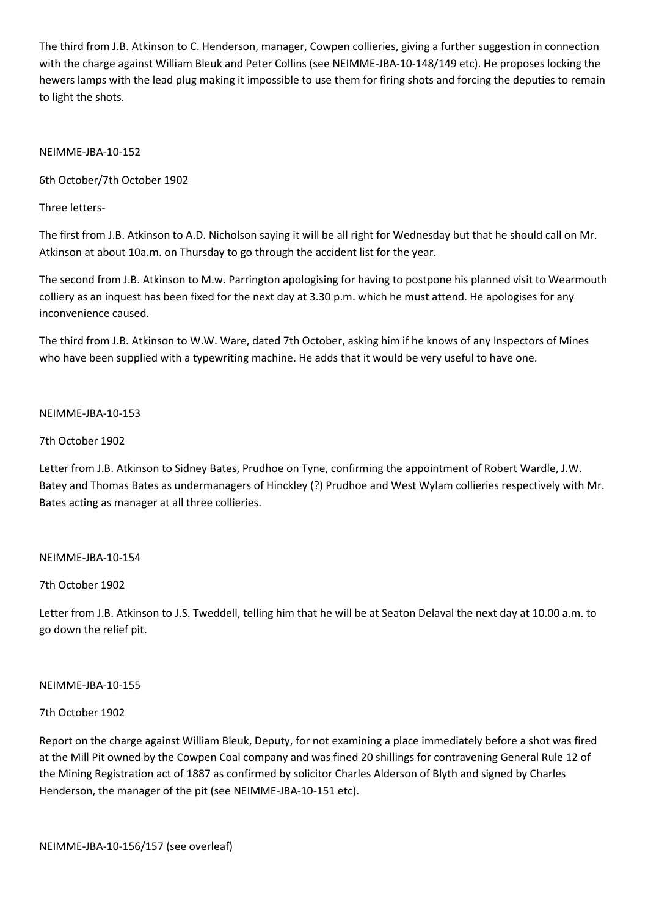The third from J.B. Atkinson to C. Henderson, manager, Cowpen collieries, giving a further suggestion in connection with the charge against William Bleuk and Peter Collins (see NEIMME-JBA-10-148/149 etc). He proposes locking the hewers lamps with the lead plug making it impossible to use them for firing shots and forcing the deputies to remain to light the shots.

NEIMME-JBA-10-152

6th October/7th October 1902

Three letters-

The first from J.B. Atkinson to A.D. Nicholson saying it will be all right for Wednesday but that he should call on Mr. Atkinson at about 10a.m. on Thursday to go through the accident list for the year.

The second from J.B. Atkinson to M.w. Parrington apologising for having to postpone his planned visit to Wearmouth colliery as an inquest has been fixed for the next day at 3.30 p.m. which he must attend. He apologises for any inconvenience caused.

The third from J.B. Atkinson to W.W. Ware, dated 7th October, asking him if he knows of any Inspectors of Mines who have been supplied with a typewriting machine. He adds that it would be very useful to have one.

NEIMME-JBA-10-153

7th October 1902

Letter from J.B. Atkinson to Sidney Bates, Prudhoe on Tyne, confirming the appointment of Robert Wardle, J.W. Batey and Thomas Bates as undermanagers of Hinckley (?) Prudhoe and West Wylam collieries respectively with Mr. Bates acting as manager at all three collieries.

NEIMME-JBA-10-154

7th October 1902

Letter from J.B. Atkinson to J.S. Tweddell, telling him that he will be at Seaton Delaval the next day at 10.00 a.m. to go down the relief pit.

NEIMME-JBA-10-155

7th October 1902

Report on the charge against William Bleuk, Deputy, for not examining a place immediately before a shot was fired at the Mill Pit owned by the Cowpen Coal company and was fined 20 shillings for contravening General Rule 12 of the Mining Registration act of 1887 as confirmed by solicitor Charles Alderson of Blyth and signed by Charles Henderson, the manager of the pit (see NEIMME-JBA-10-151 etc).

NEIMME-JBA-10-156/157 (see overleaf)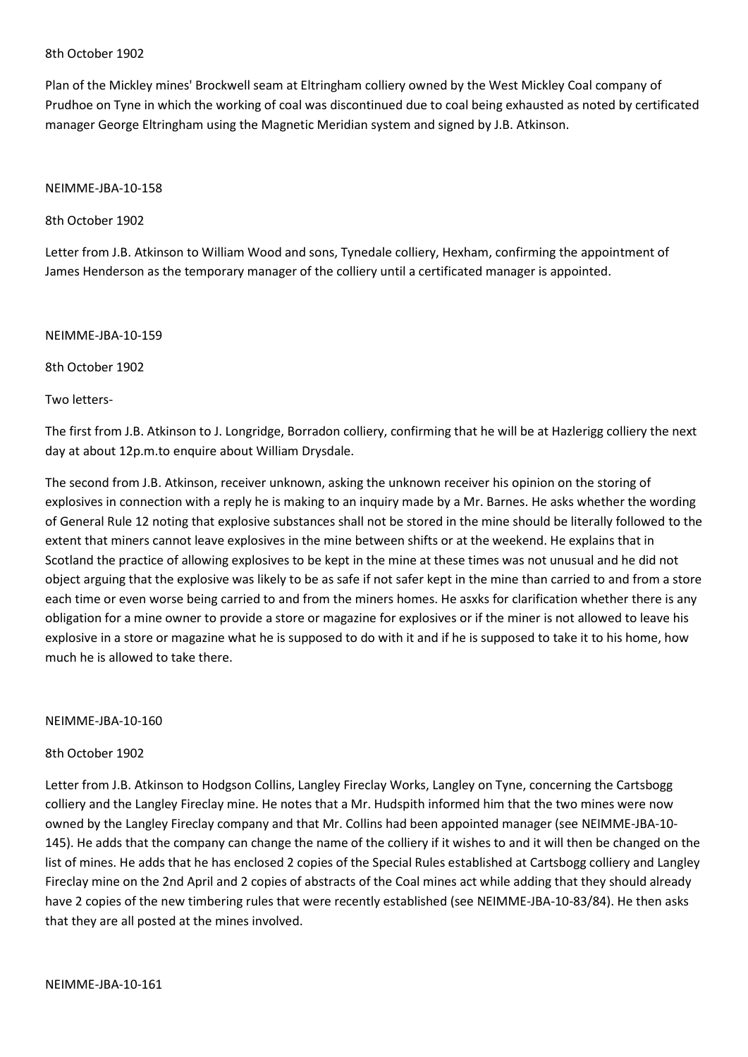8th October 1902

Plan of the Mickley mines' Brockwell seam at Eltringham colliery owned by the West Mickley Coal company of Prudhoe on Tyne in which the working of coal was discontinued due to coal being exhausted as noted by certificated manager George Eltringham using the Magnetic Meridian system and signed by J.B. Atkinson.

NEIMME-JBA-10-158

8th October 1902

Letter from J.B. Atkinson to William Wood and sons, Tynedale colliery, Hexham, confirming the appointment of James Henderson as the temporary manager of the colliery until a certificated manager is appointed.

NEIMME-JBA-10-159

8th October 1902

Two letters-

The first from J.B. Atkinson to J. Longridge, Borradon colliery, confirming that he will be at Hazlerigg colliery the next day at about 12p.m.to enquire about William Drysdale.

The second from J.B. Atkinson, receiver unknown, asking the unknown receiver his opinion on the storing of explosives in connection with a reply he is making to an inquiry made by a Mr. Barnes. He asks whether the wording of General Rule 12 noting that explosive substances shall not be stored in the mine should be literally followed to the extent that miners cannot leave explosives in the mine between shifts or at the weekend. He explains that in Scotland the practice of allowing explosives to be kept in the mine at these times was not unusual and he did not object arguing that the explosive was likely to be as safe if not safer kept in the mine than carried to and from a store each time or even worse being carried to and from the miners homes. He asxks for clarification whether there is any obligation for a mine owner to provide a store or magazine for explosives or if the miner is not allowed to leave his explosive in a store or magazine what he is supposed to do with it and if he is supposed to take it to his home, how much he is allowed to take there.

NEIMME-JBA-10-160

8th October 1902

Letter from J.B. Atkinson to Hodgson Collins, Langley Fireclay Works, Langley on Tyne, concerning the Cartsbogg colliery and the Langley Fireclay mine. He notes that a Mr. Hudspith informed him that the two mines were now owned by the Langley Fireclay company and that Mr. Collins had been appointed manager (see NEIMME-JBA-10-145). He adds that the company can change the name of the colliery if it wishes to and it will then be changed on the list of mines. He adds that he has enclosed 2 copies of the Special Rules established at Cartsbogg colliery and Langley Fireclay mine on the 2nd April and 2 copies of abstracts of the Coal mines act while adding that they should already have 2 copies of the new timbering rules that were recently established (see NEIMME-JBA-10-83/84). He then asks that they are all posted at the mines involved.

NEIMME-JBA-10-161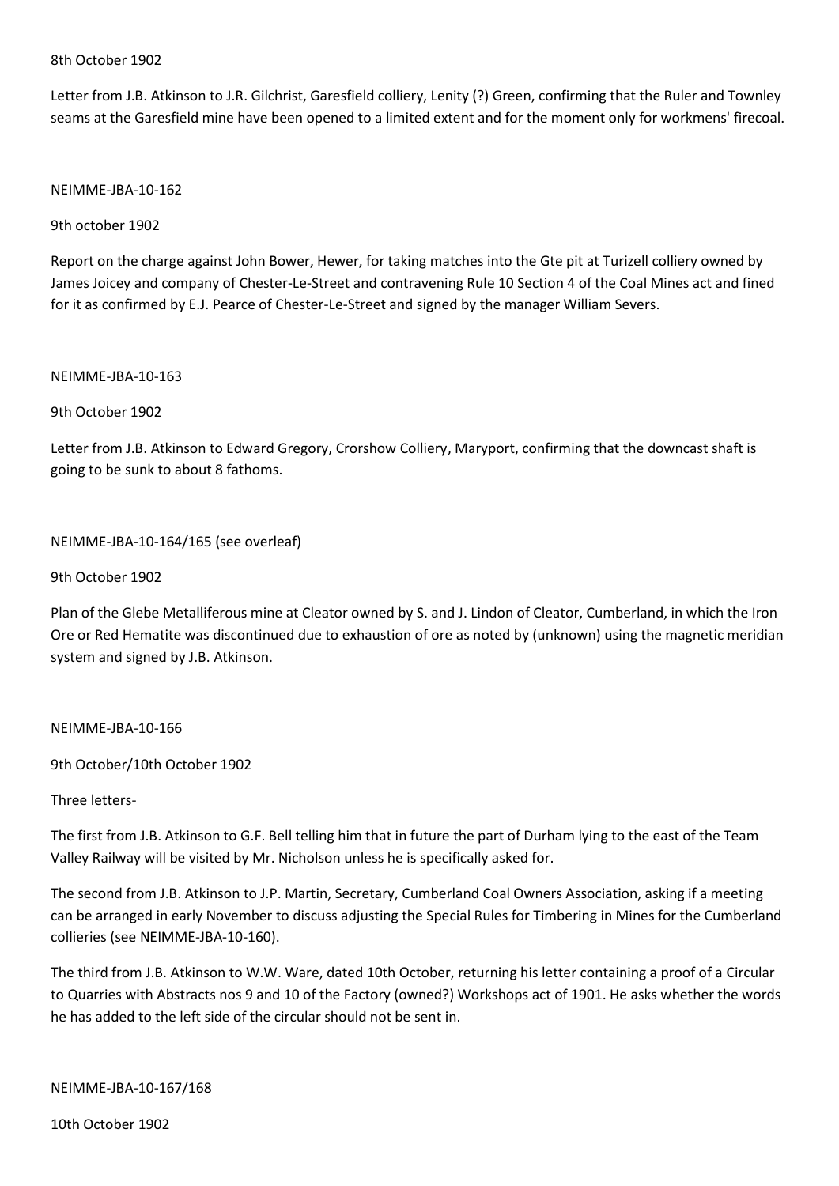8th October 1902

Letter from J.B. Atkinson to J.R. Gilchrist, Garesfield colliery, Lenity (?) Green, confirming that the Ruler and Townley seams at the Garesfield mine have been opened to a limited extent and for the moment only for workmens' firecoal.

NEIMME-JBA-10-162

9th october 1902

Report on the charge against John Bower, Hewer, for taking matches into the Gte pit at Turizell colliery owned by James Joicey and company of Chester-Le-Street and contravening Rule 10 Section 4 of the Coal Mines act and fined for it as confirmed by E.J. Pearce of Chester-Le-Street and signed by the manager William Severs.

NEIMME-JBA-10-163

9th October 1902

Letter from J.B. Atkinson to Edward Gregory, Crorshow Colliery, Maryport, confirming that the downcast shaft is going to be sunk to about 8 fathoms.

NEIMME-JBA-10-164/165 (see overleaf)

9th October 1902

Plan of the Glebe Metalliferous mine at Cleator owned by S. and J. Lindon of Cleator, Cumberland, in which the Iron Ore or Red Hematite was discontinued due to exhaustion of ore as noted by (unknown) using the magnetic meridian system and signed by J.B. Atkinson.

NEIMME-JBA-10-166

9th October/10th October 1902

Three letters-

The first from J.B. Atkinson to G.F. Bell telling him that in future the part of Durham lying to the east of the Team Valley Railway will be visited by Mr. Nicholson unless he is specifically asked for.

The second from J.B. Atkinson to J.P. Martin, Secretary, Cumberland Coal Owners Association, asking if a meeting can be arranged in early November to discuss adjusting the Special Rules for Timbering in Mines for the Cumberland collieries (see NEIMME-JBA-10-160).

The third from J.B. Atkinson to W.W. Ware, dated 10th October, returning his letter containing a proof of a Circular to Quarries with Abstracts nos 9 and 10 of the Factory (owned?) Workshops act of 1901. He asks whether the words he has added to the left side of the circular should not be sent in.

NEIMME-JBA-10-167/168

10th October 1902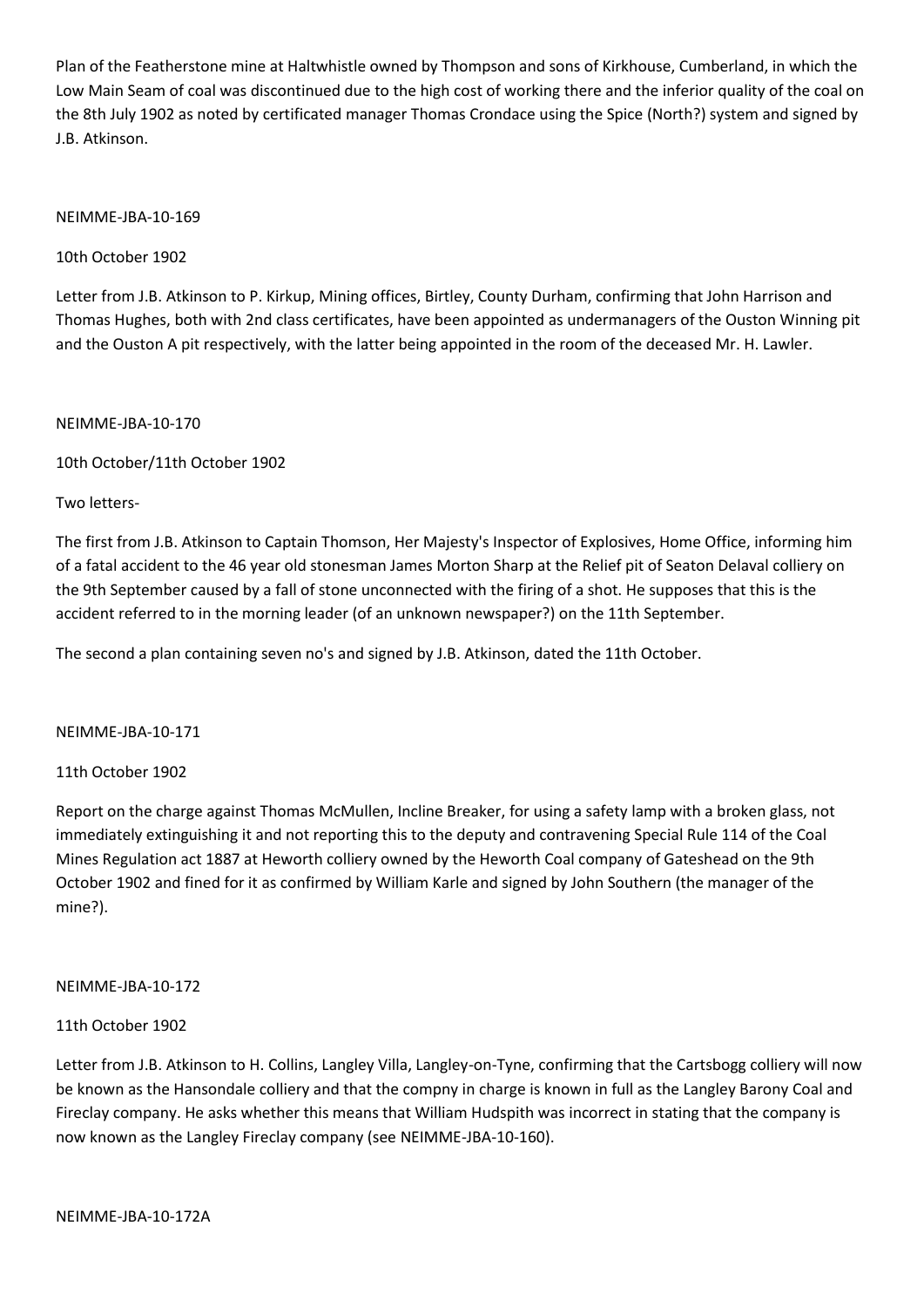Plan of the Featherstone mine at Haltwhistle owned by Thompson and sons of Kirkhouse, Cumberland, in which the Low Main Seam of coal was discontinued due to the high cost of working there and the inferior quality of the coal on the 8th July 1902 as noted by certificated manager Thomas Crondace using the Spice (North?) system and signed by J.B. Atkinson.

NEIMME-JBA-10-169

10th October 1902

Letter from J.B. Atkinson to P. Kirkup, Mining offices, Birtley, County Durham, confirming that John Harrison and Thomas Hughes, both with 2nd class certificates, have been appointed as undermanagers of the Ouston Winning pit and the Ouston A pit respectively, with the latter being appointed in the room of the deceased Mr. H. Lawler.

NEIMME-JBA-10-170

10th October/11th October 1902

Two letters-

The first from J.B. Atkinson to Captain Thomson, Her Majesty's Inspector of Explosives, Home Office, informing him of a fatal accident to the 46 year old stonesman James Morton Sharp at the Relief pit of Seaton Delaval colliery on the 9th September caused by a fall of stone unconnected with the firing of a shot. He supposes that this is the accident referred to in the morning leader (of an unknown newspaper?) on the 11th September.

The second a plan containing seven no's and signed by J.B. Atkinson, dated the 11th October.

NEIMME-JBA-10-171

11th October 1902

Report on the charge against Thomas McMullen, Incline Breaker, for using a safety lamp with a broken glass, not immediately extinguishing it and not reporting this to the deputy and contravening Special Rule 114 of the Coal Mines Regulation act 1887 at Heworth colliery owned by the Heworth Coal company of Gateshead on the 9th October 1902 and fined for it as confirmed by William Karle and signed by John Southern (the manager of the mine?).

NEIMME-JBA-10-172

11th October 1902

Letter from J.B. Atkinson to H. Collins, Langley Villa, Langley-on-Tyne, confirming that the Cartsbogg colliery will now be known as the Hansondale colliery and that the compny in charge is known in full as the Langley Barony Coal and Fireclay company. He asks whether this means that William Hudspith was incorrect in stating that the company is now known as the Langley Fireclay company (see NEIMME-JBA-10-160).

NEIMME-JBA-10-172A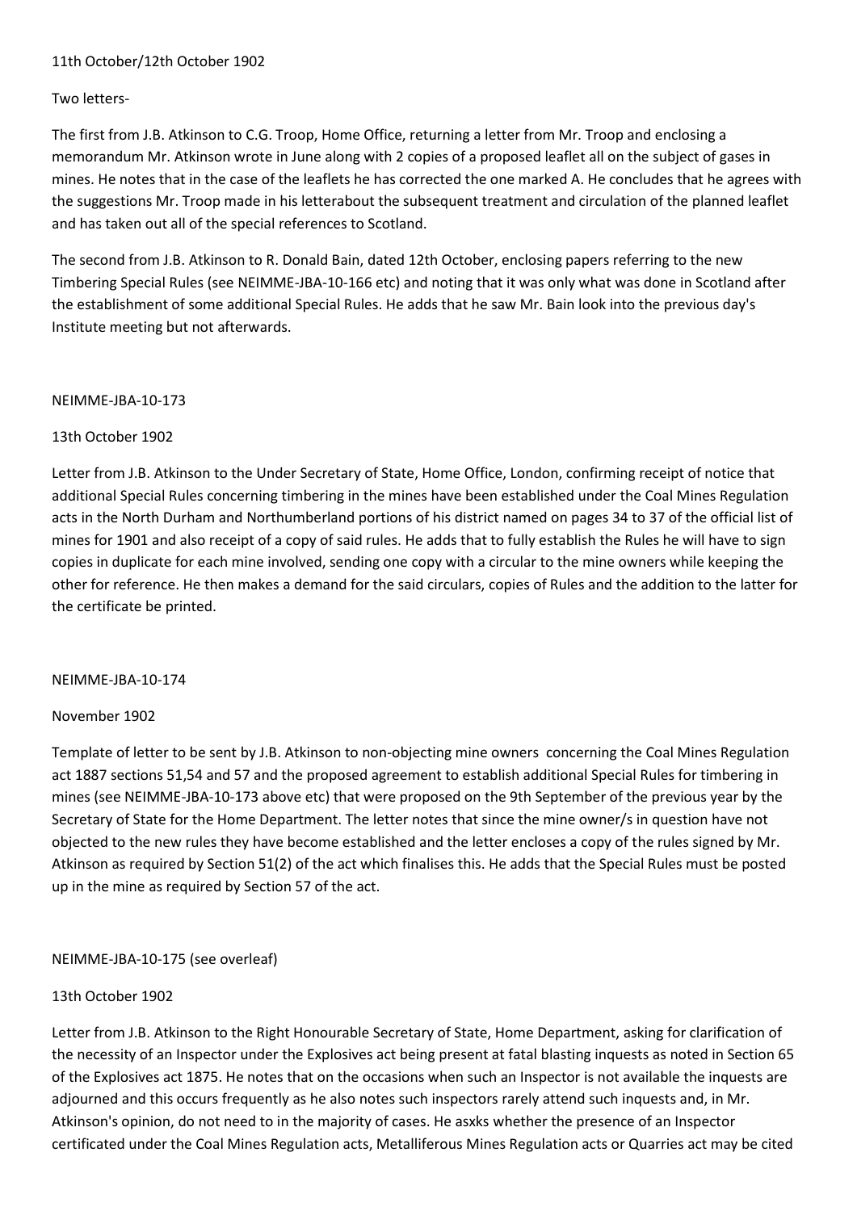11th October/12th October 1902

Two letters-

The first from J.B. Atkinson to C.G. Troop, Home Office, returning a letter from Mr. Troop and enclosing a memorandum Mr. Atkinson wrote in June along with 2 copies of a proposed leaflet all on the subject of gases in mines. He notes that in the case of the leaflets he has corrected the one marked A. He concludes that he agrees with the suggestions Mr. Troop made in his letterabout the subsequent treatment and circulation of the planned leaflet and has taken out all of the special references to Scotland.

The second from J.B. Atkinson to R. Donald Bain, dated 12th October, enclosing papers referring to the new Timbering Special Rules (see NEIMME-JBA-10-166 etc) and noting that it was only what was done in Scotland after the establishment of some additional Special Rules. He adds that he saw Mr. Bain look into the previous day's Institute meeting but not afterwards.

NEIMME-JBA-10-173

13th October 1902

Letter from J.B. Atkinson to the Under Secretary of State, Home Office, London, confirming receipt of notice that additional Special Rules concerning timbering in the mines have been established under the Coal Mines Regulation acts in the North Durham and Northumberland portions of his district named on pages 34 to 37 of the official list of mines for 1901 and also receipt of a copy of said rules. He adds that to fully establish the Rules he will have to sign copies in duplicate for each mine involved, sending one copy with a circular to the mine owners while keeping the other for reference. He then makes a demand for the said circulars, copies of Rules and the addition to the latter for the certificate be printed.

NEIMME-JBA-10-174

November 1902

Template of letter to be sent by J.B. Atkinson to non-objecting mine owners concerning the Coal Mines Regulation act 1887 sections 51,54 and 57 and the proposed agreement to establish additional Special Rules for timbering in mines (see NEIMME-JBA-10-173 above etc) that were proposed on the 9th September of the previous year by the Secretary of State for the Home Department. The letter notes that since the mine owner/s in question have not objected to the new rules they have become established and the letter encloses a copy of the rules signed by Mr. Atkinson as required by Section 51(2) of the act which finalises this. He adds that the Special Rules must be posted up in the mine as required by Section 57 of the act.

NEIMME-JBA-10-175 (see overleaf)

13th October 1902

Letter from J.B. Atkinson to the Right Honourable Secretary of State, Home Department, asking for clarification of the necessity of an Inspector under the Explosives act being present at fatal blasting inquests as noted in Section 65 of the Explosives act 1875. He notes that on the occasions when such an Inspector is not available the inquests are adjourned and this occurs frequently as he also notes such inspectors rarely attend such inquests and, in Mr. Atkinson's opinion, do not need to in the majority of cases. He asxks whether the presence of an Inspector certificated under the Coal Mines Regulation acts, Metalliferous Mines Regulation acts or Quarries act may be cited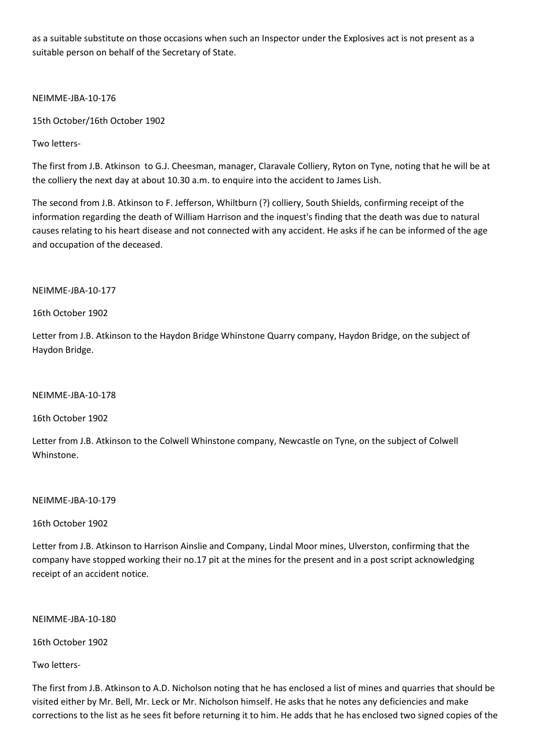as a suitable substitute on those occasions when such an Inspector under the Explosives act is not present as a suitable person on behalf of the Secretary of State.

NEIMME-JBA-10-176

15th October/16th October 1902

Two letters-

The first from J.B. Atkinson to G.J. Cheesman, manager, Claravale Colliery, Ryton on Tyne, noting that he will be at the colliery the next day at about 10.30 a.m. to enquire into the accident to James Lish.

The second from J.B. Atkinson to F. Jefferson, Whiltburn (?) colliery, South Shields, confirming receipt of the information regarding the death of William Harrison and the inquest's finding that the death was due to natural causes relating to his heart disease and not connected with any accident. He asks if he can be informed of the age and occupation of the deceased.

NEIMME-JBA-10-177

16th October 1902

Letter from J.B. Atkinson to the Haydon Bridge Whinstone Quarry company, Haydon Bridge, on the subject of Haydon Bridge.

NEIMME-JBA-10-178

16th October 1902

Letter from J.B. Atkinson to the Colwell Whinstone company, Newcastle on Tyne, on the subject of Colwell Whinstone.

NEIMME-JBA-10-179

16th October 1902

Letter from J.B. Atkinson to Harrison Ainslie and Company, Lindal Moor mines, Ulverston, confirming that the company have stopped working their no.17 pit at the mines for the present and in a post script acknowledging receipt of an accident notice.

NEIMME-JBA-10-180

16th October 1902

Two letters-

The first from J.B. Atkinson to A.D. Nicholson noting that he has enclosed a list of mines and quarries that should be visited either by Mr. Bell, Mr. Leck or Mr. Nicholson himself. He asks that he notes any deficiencies and make corrections to the list as he sees fit before returning it to him. He adds that he has enclosed two signed copies of the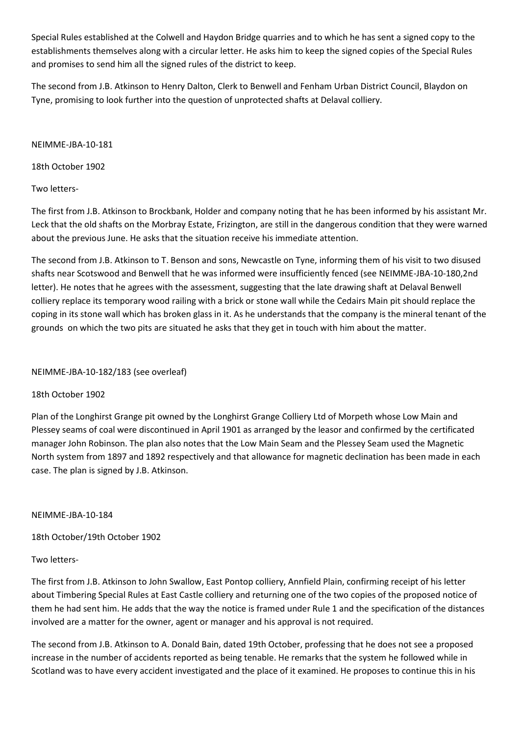Special Rules established at the Colwell and Haydon Bridge quarries and to which he has sent a signed copy to the establishments themselves along with a circular letter. He asks him to keep the signed copies of the Special Rules and promises to send him all the signed rules of the district to keep.

The second from J.B. Atkinson to Henry Dalton, Clerk to Benwell and Fenham Urban District Council, Blaydon on Tyne, promising to look further into the question of unprotected shafts at Delaval colliery.

NEIMME-JBA-10-181

18th October 1902

Two letters-

The first from J.B. Atkinson to Brockbank, Holder and company noting that he has been informed by his assistant Mr. Leck that the old shafts on the Morbray Estate, Frizington, are still in the dangerous condition that they were warned about the previous June. He asks that the situation receive his immediate attention.

The second from J.B. Atkinson to T. Benson and sons, Newcastle on Tyne, informing them of his visit to two disused shafts near Scotswood and Benwell that he was informed were insufficiently fenced (see NEIMME-JBA-10-180,2nd letter). He notes that he agrees with the assessment, suggesting that the late drawing shaft at Delaval Benwell colliery replace its temporary wood railing with a brick or stone wall while the Cedairs Main pit should replace the coping in its stone wall which has broken glass in it. As he understands that the company is the mineral tenant of the grounds on which the two pits are situated he asks that they get in touch with him about the matter.

NEIMME-JBA-10-182/183 (see overleaf)

18th October 1902

Plan of the Longhirst Grange pit owned by the Longhirst Grange Colliery Ltd of Morpeth whose Low Main and Plessey seams of coal were discontinued in April 1901 as arranged by the leasor and confirmed by the certificated manager John Robinson. The plan also notes that the Low Main Seam and the Plessey Seam used the Magnetic North system from 1897 and 1892 respectively and that allowance for magnetic declination has been made in each case. The plan is signed by J.B. Atkinson.

NEIMME-JBA-10-184

18th October/19th October 1902

Two letters-

The first from J.B. Atkinson to John Swallow, East Pontop colliery, Annfield Plain, confirming receipt of his letter about Timbering Special Rules at East Castle colliery and returning one of the two copies of the proposed notice of them he had sent him. He adds that the way the notice is framed under Rule 1 and the specification of the distances involved are a matter for the owner, agent or manager and his approval is not required.

The second from J.B. Atkinson to A. Donald Bain, dated 19th October, professing that he does not see a proposed increase in the number of accidents reported as being tenable. He remarks that the system he followed while in Scotland was to have every accident investigated and the place of it examined. He proposes to continue this in his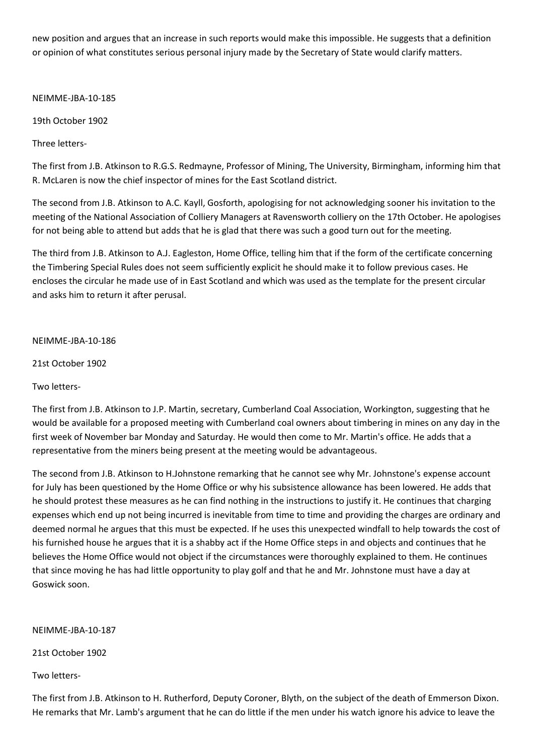new position and argues that an increase in such reports would make this impossible. He suggests that a definition or opinion of what constitutes serious personal injury made by the Secretary of State would clarify matters.

NEIMME-JBA-10-185

19th October 1902

Three letters-

The first from J.B. Atkinson to R.G.S. Redmayne, Professor of Mining, The University, Birmingham, informing him that R. McLaren is now the chief inspector of mines for the East Scotland district.

The second from J.B. Atkinson to A.C. Kayll, Gosforth, apologising for not acknowledging sooner his invitation to the meeting of the National Association of Colliery Managers at Ravensworth colliery on the 17th October. He apologises for not being able to attend but adds that he is glad that there was such a good turn out for the meeting.

The third from J.B. Atkinson to A.J. Eagleston, Home Office, telling him that if the form of the certificate concerning the Timbering Special Rules does not seem sufficiently explicit he should make it to follow previous cases. He encloses the circular he made use of in East Scotland and which was used as the template for the present circular and asks him to return it after perusal.

NEIMME-JBA-10-186

21st October 1902

Two letters-

The first from J.B. Atkinson to J.P. Martin, secretary, Cumberland Coal Association, Workington, suggesting that he would be available for a proposed meeting with Cumberland coal owners about timbering in mines on any day in the first week of November bar Monday and Saturday. He would then come to Mr. Martin's office. He adds that a representative from the miners being present at the meeting would be advantageous.

The second from J.B. Atkinson to H.Johnstone remarking that he cannot see why Mr. Johnstone's expense account for July has been questioned by the Home Office or why his subsistence allowance has been lowered. He adds that he should protest these measures as he can find nothing in the instructions to justify it. He continues that charging expenses which end up not being incurred is inevitable from time to time and providing the charges are ordinary and deemed normal he argues that this must be expected. If he uses this unexpected windfall to help towards the cost of his furnished house he argues that it is a shabby act if the Home Office steps in and objects and continues that he believes the Home Office would not object if the circumstances were thoroughly explained to them. He continues that since moving he has had little opportunity to play golf and that he and Mr. Johnstone must have a day at Goswick soon.

NEIMME-JBA-10-187

21st October 1902

Two letters-

The first from J.B. Atkinson to H. Rutherford, Deputy Coroner, Blyth, on the subject of the death of Emmerson Dixon. He remarks that Mr. Lamb's argument that he can do little if the men under his watch ignore his advice to leave the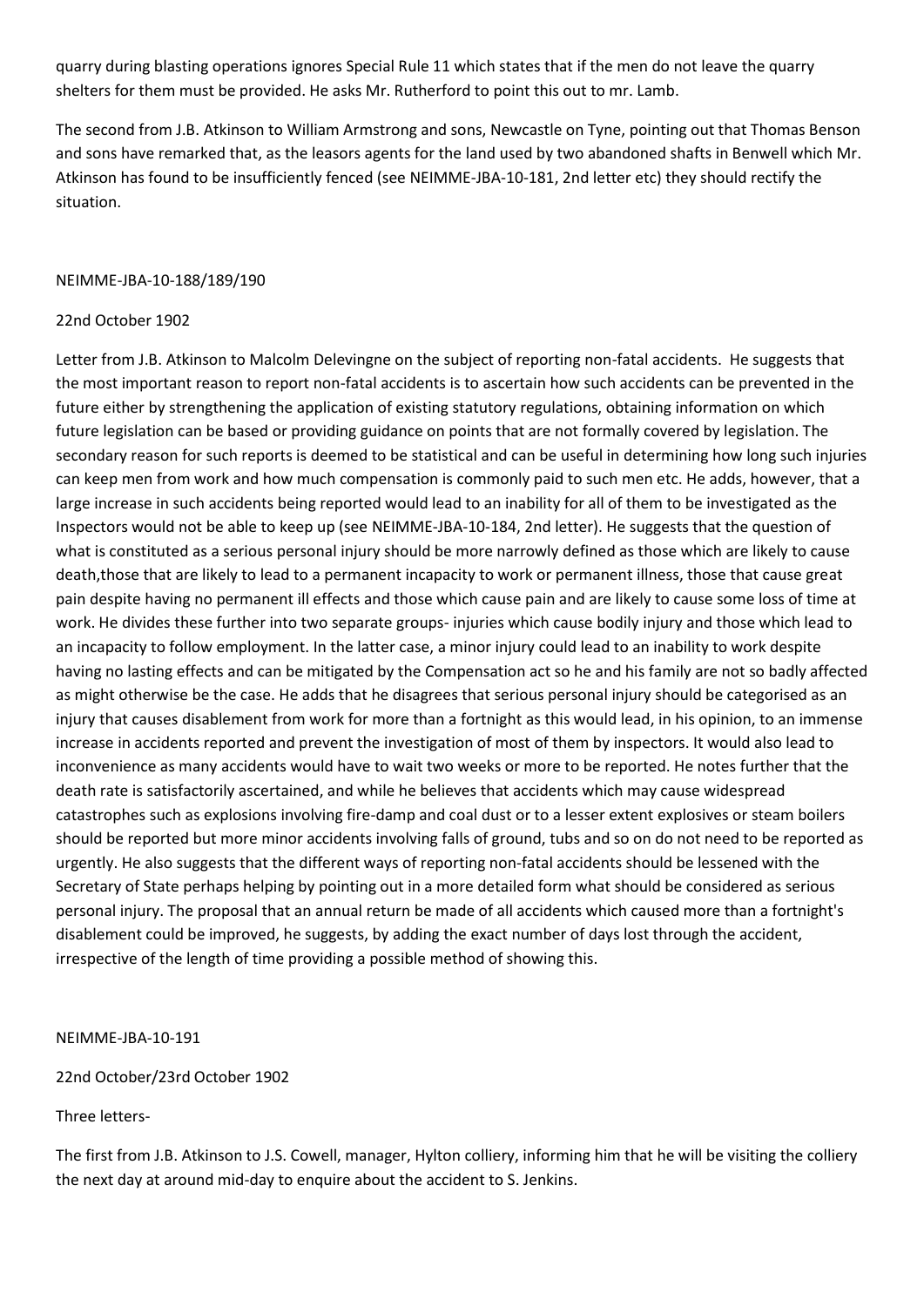quarry during blasting operations ignores Special Rule 11 which states that if the men do not leave the quarry shelters for them must be provided. He asks Mr. Rutherford to point this out to mr. Lamb.

The second from J.B. Atkinson to William Armstrong and sons, Newcastle on Tyne, pointing out that Thomas Benson and sons have remarked that, as the leasors agents for the land used by two abandoned shafts in Benwell which Mr. Atkinson has found to be insufficiently fenced (see NEIMME-JBA-10-181, 2nd letter etc) they should rectify the situation.

NEIMME-JBA-10-188/189/190

22nd October 1902

Letter from J.B. Atkinson to Malcolm Delevingne on the subject of reporting non-fatal accidents. He suggests that the most important reason to report non-fatal accidents is to ascertain how such accidents can be prevented in the future either by strengthening the application of existing statutory regulations, obtaining information on which future legislation can be based or providing guidance on points that are not formally covered by legislation. The secondary reason for such reports is deemed to be statistical and can be useful in determining how long such injuries can keep men from work and how much compensation is commonly paid to such men etc. He adds, however, that a large increase in such accidents being reported would lead to an inability for all of them to be investigated as the Inspectors would not be able to keep up (see NEIMME-JBA-10-184, 2nd letter). He suggests that the question of what is constituted as a serious personal injury should be more narrowly defined as those which are likely to cause death,those that are likely to lead to a permanent incapacity to work or permanent illness, those that cause great pain despite having no permanent ill effects and those which cause pain and are likely to cause some loss of time at work. He divides these further into two separate groups- injuries which cause bodily injury and those which lead to an incapacity to follow employment. In the latter case, a minor injury could lead to an inability to work despite having no lasting effects and can be mitigated by the Compensation act so he and his family are not so badly affected as might otherwise be the case. He adds that he disagrees that serious personal injury should be categorised as an injury that causes disablement from work for more than a fortnight as this would lead, in his opinion, to an immense increase in accidents reported and prevent the investigation of most of them by inspectors. It would also lead to inconvenience as many accidents would have to wait two weeks or more to be reported. He notes further that the death rate is satisfactorily ascertained, and while he believes that accidents which may cause widespread catastrophes such as explosions involving fire-damp and coal dust or to a lesser extent explosives or steam boilers should be reported but more minor accidents involving falls of ground, tubs and so on do not need to be reported as urgently. He also suggests that the different ways of reporting non-fatal accidents should be lessened with the Secretary of State perhaps helping by pointing out in a more detailed form what should be considered as serious personal injury. The proposal that an annual return be made of all accidents which caused more than a fortnight's disablement could be improved, he suggests, by adding the exact number of days lost through the accident, irrespective of the length of time providing a possible method of showing this.

NEIMME-JBA-10-191

22nd October/23rd October 1902

Three letters-

The first from J.B. Atkinson to J.S. Cowell, manager, Hylton colliery, informing him that he will be visiting the colliery the next day at around mid-day to enquire about the accident to S. Jenkins.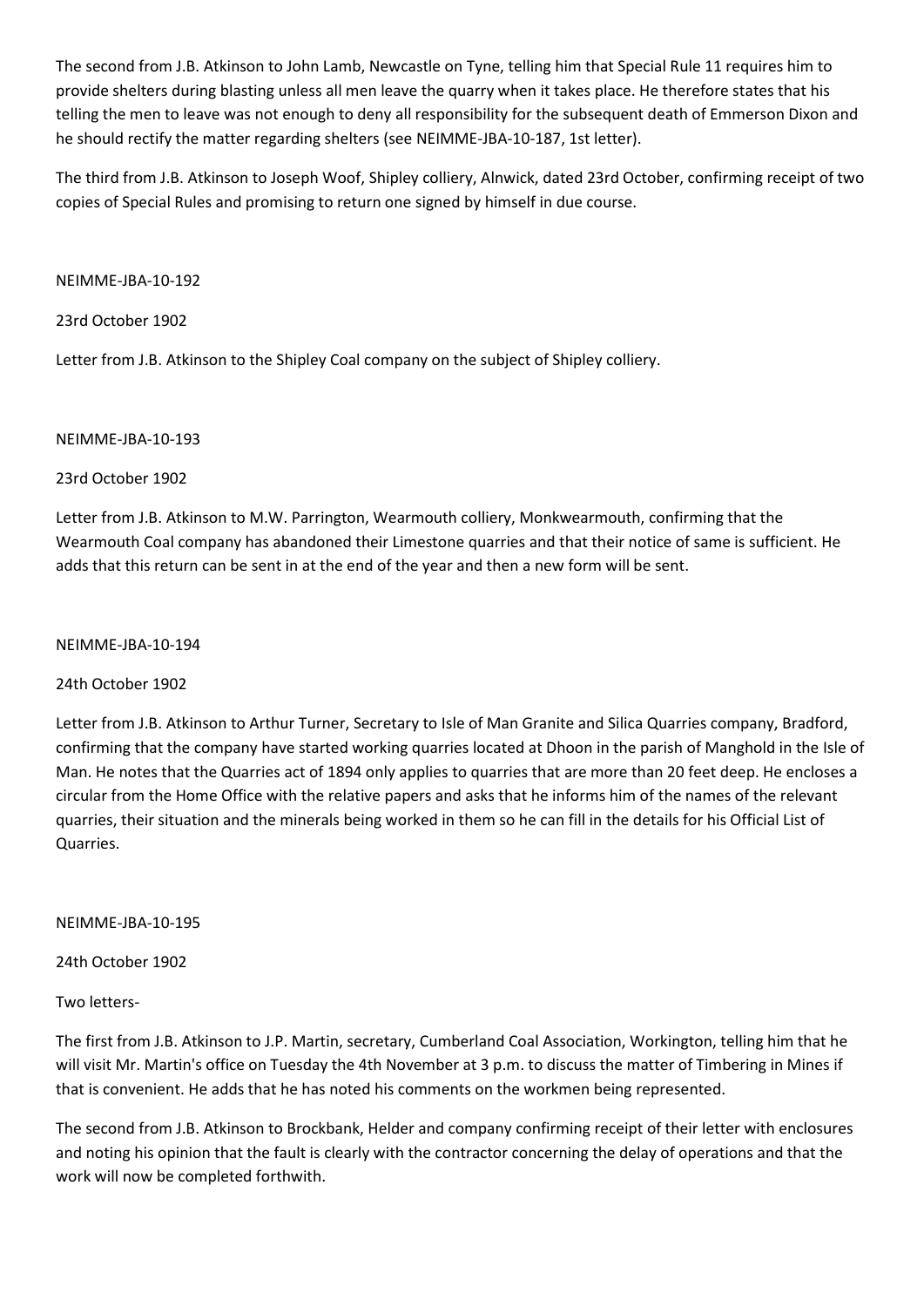The second from J.B. Atkinson to John Lamb, Newcastle on Tyne, telling him that Special Rule 11 requires him to provide shelters during blasting unless all men leave the quarry when it takes place. He therefore states that his telling the men to leave was not enough to deny all responsibility for the subsequent death of Emmerson Dixon and he should rectify the matter regarding shelters (see NEIMME-JBA-10-187, 1st letter).

The third from J.B. Atkinson to Joseph Woof, Shipley colliery, Alnwick, dated 23rd October, confirming receipt of two copies of Special Rules and promising to return one signed by himself in due course.

NEIMME-JBA-10-192

23rd October 1902

Letter from J.B. Atkinson to the Shipley Coal company on the subject of Shipley colliery.

NEIMME-JBA-10-193

23rd October 1902

Letter from J.B. Atkinson to M.W. Parrington, Wearmouth colliery, Monkwearmouth, confirming that the Wearmouth Coal company has abandoned their Limestone quarries and that their notice of same is sufficient. He adds that this return can be sent in at the end of the year and then a new form will be sent.

NEIMME-JBA-10-194

24th October 1902

Letter from J.B. Atkinson to Arthur Turner, Secretary to Isle of Man Granite and Silica Quarries company, Bradford, confirming that the company have started working quarries located at Dhoon in the parish of Manghold in the Isle of Man. He notes that the Quarries act of 1894 only applies to quarries that are more than 20 feet deep. He encloses a circular from the Home Office with the relative papers and asks that he informs him of the names of the relevant quarries, their situation and the minerals being worked in them so he can fill in the details for his Official List of Quarries.

NEIMME-JBA-10-195

24th October 1902

Two letters-

The first from J.B. Atkinson to J.P. Martin, secretary, Cumberland Coal Association, Workington, telling him that he will visit Mr. Martin's office on Tuesday the 4th November at 3 p.m. to discuss the matter of Timbering in Mines if that is convenient. He adds that he has noted his comments on the workmen being represented.

The second from J.B. Atkinson to Brockbank, Helder and company confirming receipt of their letter with enclosures and noting his opinion that the fault is clearly with the contractor concerning the delay of operations and that the work will now be completed forthwith.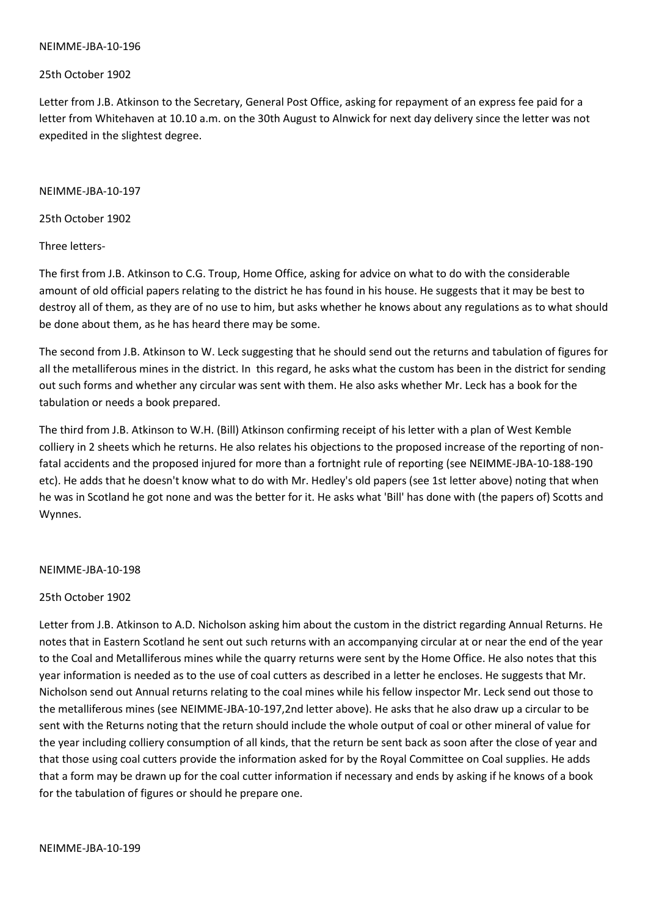NEIMME-JBA-10-196

25th October 1902

Letter from J.B. Atkinson to the Secretary, General Post Office, asking for repayment of an express fee paid for a letter from Whitehaven at 10.10 a.m. on the 30th August to Alnwick for next day delivery since the letter was not expedited in the slightest degree.

NEIMME-JBA-10-197

25th October 1902

Three letters-

The first from J.B. Atkinson to C.G. Troup, Home Office, asking for advice on what to do with the considerable amount of old official papers relating to the district he has found in his house. He suggests that it may be best to destroy all of them, as they are of no use to him, but asks whether he knows about any regulations as to what should be done about them, as he has heard there may be some.

The second from J.B. Atkinson to W. Leck suggesting that he should send out the returns and tabulation of figures for all the metalliferous mines in the district. In this regard, he asks what the custom has been in the district for sending out such forms and whether any circular was sent with them. He also asks whether Mr. Leck has a book for the tabulation or needs a book prepared.

The third from J.B. Atkinson to W.H. (Bill) Atkinson confirming receipt of his letter with a plan of West Kemble colliery in 2 sheets which he returns. He also relates his objections to the proposed increase of the reporting of non-fatal accidents and the proposed injured for more than a fortnight rule of reporting (see NEIMME-JBA-10-188-190 etc). He adds that he doesn't know what to do with Mr. Hedley's old papers (see 1st letter above) noting that when he was in Scotland he got none and was the better for it. He asks what 'Bill' has done with (the papers of) Scotts and Wynnes.

NEIMME-JBA-10-198

25th October 1902

Letter from J.B. Atkinson to A.D. Nicholson asking him about the custom in the district regarding Annual Returns. He notes that in Eastern Scotland he sent out such returns with an accompanying circular at or near the end of the year to the Coal and Metalliferous mines while the quarry returns were sent by the Home Office. He also notes that this year information is needed as to the use of coal cutters as described in a letter he encloses. He suggests that Mr. Nicholson send out Annual returns relating to the coal mines while his fellow inspector Mr. Leck send out those to the metalliferous mines (see NEIMME-JBA-10-197,2nd letter above). He asks that he also draw up a circular to be sent with the Returns noting that the return should include the whole output of coal or other mineral of value for the year including colliery consumption of all kinds, that the return be sent back as soon after the close of year and that those using coal cutters provide the information asked for by the Royal Committee on Coal supplies. He adds that a form may be drawn up for the coal cutter information if necessary and ends by asking if he knows of a book for the tabulation of figures or should he prepare one.

NEIMME-JBA-10-199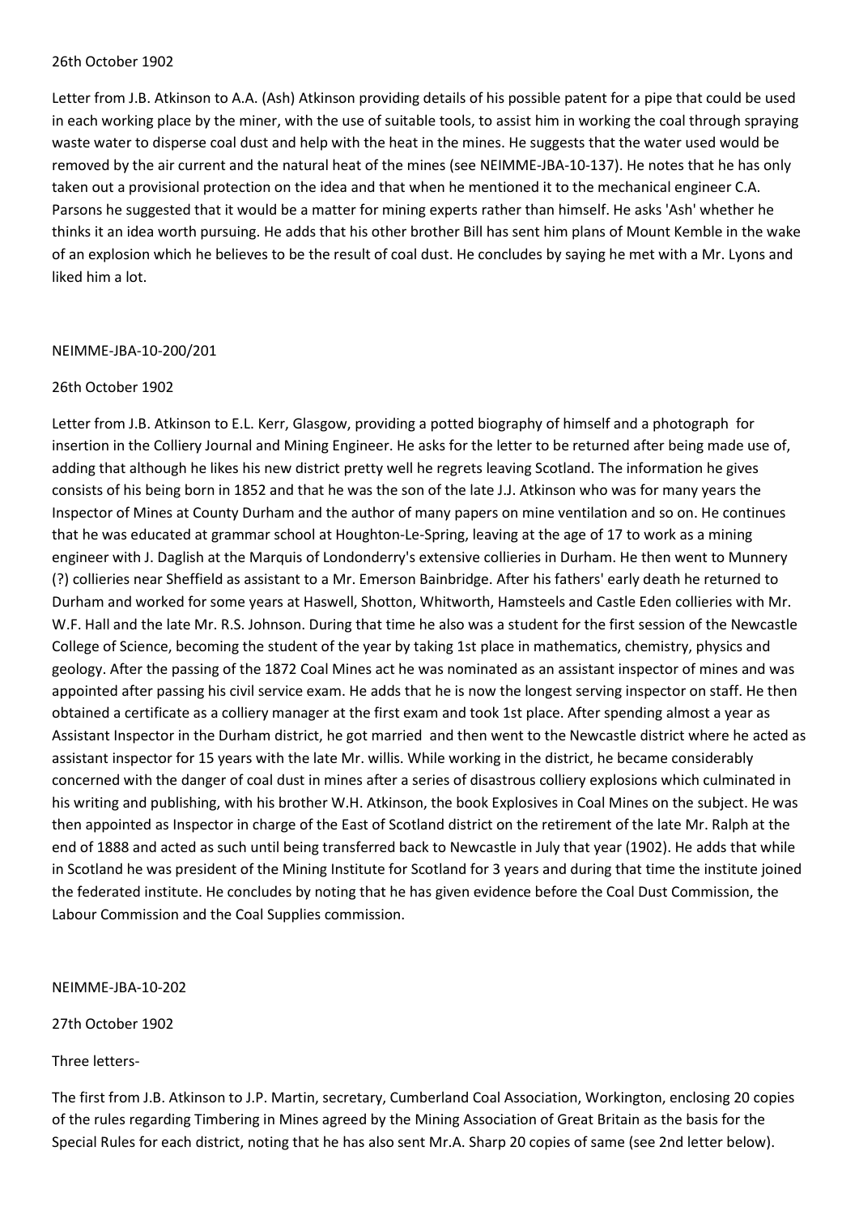26th October 1902

Letter from J.B. Atkinson to A.A. (Ash) Atkinson providing details of his possible patent for a pipe that could be used in each working place by the miner, with the use of suitable tools, to assist him in working the coal through spraying waste water to disperse coal dust and help with the heat in the mines. He suggests that the water used would be removed by the air current and the natural heat of the mines (see NEIMME-JBA-10-137). He notes that he has only taken out a provisional protection on the idea and that when he mentioned it to the mechanical engineer C.A. Parsons he suggested that it would be a matter for mining experts rather than himself. He asks 'Ash' whether he thinks it an idea worth pursuing. He adds that his other brother Bill has sent him plans of Mount Kemble in the wake of an explosion which he believes to be the result of coal dust. He concludes by saying he met with a Mr. Lyons and liked him a lot.

NEIMME-JBA-10-200/201

26th October 1902

Letter from J.B. Atkinson to E.L. Kerr, Glasgow, providing a potted biography of himself and a photograph for insertion in the Colliery Journal and Mining Engineer. He asks for the letter to be returned after being made use of, adding that although he likes his new district pretty well he regrets leaving Scotland. The information he gives consists of his being born in 1852 and that he was the son of the late J.J. Atkinson who was for many years the Inspector of Mines at County Durham and the author of many papers on mine ventilation and so on. He continues that he was educated at grammar school at Houghton-Le-Spring, leaving at the age of 17 to work as a mining engineer with J. Daglish at the Marquis of Londonderry's extensive collieries in Durham. He then went to Munnery (?) collieries near Sheffield as assistant to a Mr. Emerson Bainbridge. After his fathers' early death he returned to Durham and worked for some years at Haswell, Shotton, Whitworth, Hamsteels and Castle Eden collieries with Mr. W.F. Hall and the late Mr. R.S. Johnson. During that time he also was a student for the first session of the Newcastle College of Science, becoming the student of the year by taking 1st place in mathematics, chemistry, physics and geology. After the passing of the 1872 Coal Mines act he was nominated as an assistant inspector of mines and was appointed after passing his civil service exam. He adds that he is now the longest serving inspector on staff. He then obtained a certificate as a colliery manager at the first exam and took 1st place. After spending almost a year as Assistant Inspector in the Durham district, he got married and then went to the Newcastle district where he acted as assistant inspector for 15 years with the late Mr. willis. While working in the district, he became considerably concerned with the danger of coal dust in mines after a series of disastrous colliery explosions which culminated in his writing and publishing, with his brother W.H. Atkinson, the book Explosives in Coal Mines on the subject. He was then appointed as Inspector in charge of the East of Scotland district on the retirement of the late Mr. Ralph at the end of 1888 and acted as such until being transferred back to Newcastle in July that year (1902). He adds that while in Scotland he was president of the Mining Institute for Scotland for 3 years and during that time the institute joined the federated institute. He concludes by noting that he has given evidence before the Coal Dust Commission, the Labour Commission and the Coal Supplies commission.

NEIMME-JBA-10-202

27th October 1902

Three letters-

The first from J.B. Atkinson to J.P. Martin, secretary, Cumberland Coal Association, Workington, enclosing 20 copies of the rules regarding Timbering in Mines agreed by the Mining Association of Great Britain as the basis for the Special Rules for each district, noting that he has also sent Mr.A. Sharp 20 copies of same (see 2nd letter below).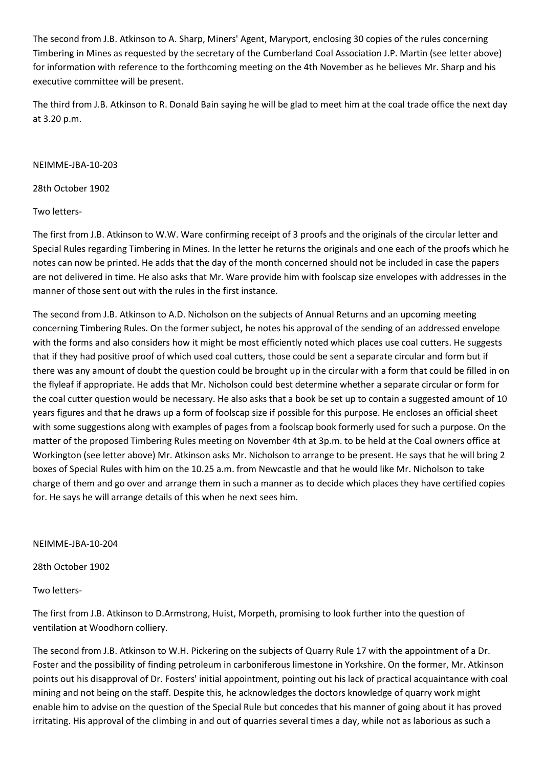The second from J.B. Atkinson to A. Sharp, Miners' Agent, Maryport, enclosing 30 copies of the rules concerning Timbering in Mines as requested by the secretary of the Cumberland Coal Association J.P. Martin (see letter above) for information with reference to the forthcoming meeting on the 4th November as he believes Mr. Sharp and his executive committee will be present.

The third from J.B. Atkinson to R. Donald Bain saying he will be glad to meet him at the coal trade office the next day at 3.20 p.m.

NEIMME-JBA-10-203

28th October 1902

Two letters-

The first from J.B. Atkinson to W.W. Ware confirming receipt of 3 proofs and the originals of the circular letter and Special Rules regarding Timbering in Mines. In the letter he returns the originals and one each of the proofs which he notes can now be printed. He adds that the day of the month concerned should not be included in case the papers are not delivered in time. He also asks that Mr. Ware provide him with foolscap size envelopes with addresses in the manner of those sent out with the rules in the first instance.

The second from J.B. Atkinson to A.D. Nicholson on the subjects of Annual Returns and an upcoming meeting concerning Timbering Rules. On the former subject, he notes his approval of the sending of an addressed envelope with the forms and also considers how it might be most efficiently noted which places use coal cutters. He suggests that if they had positive proof of which used coal cutters, those could be sent a separate circular and form but if there was any amount of doubt the question could be brought up in the circular with a form that could be filled in on the flyleaf if appropriate. He adds that Mr. Nicholson could best determine whether a separate circular or form for the coal cutter question would be necessary. He also asks that a book be set up to contain a suggested amount of 10 years figures and that he draws up a form of foolscap size if possible for this purpose. He encloses an official sheet with some suggestions along with examples of pages from a foolscap book formerly used for such a purpose. On the matter of the proposed Timbering Rules meeting on November 4th at 3p.m. to be held at the Coal owners office at Workington (see letter above) Mr. Atkinson asks Mr. Nicholson to arrange to be present. He says that he will bring 2 boxes of Special Rules with him on the 10.25 a.m. from Newcastle and that he would like Mr. Nicholson to take charge of them and go over and arrange them in such a manner as to decide which places they have certified copies for. He says he will arrange details of this when he next sees him.

NEIMME-JBA-10-204

28th October 1902

Two letters-

The first from J.B. Atkinson to D.Armstrong, Huist, Morpeth, promising to look further into the question of ventilation at Woodhorn colliery.

The second from J.B. Atkinson to W.H. Pickering on the subjects of Quarry Rule 17 with the appointment of a Dr. Foster and the possibility of finding petroleum in carboniferous limestone in Yorkshire. On the former, Mr. Atkinson points out his disapproval of Dr. Fosters' initial appointment, pointing out his lack of practical acquaintance with coal mining and not being on the staff. Despite this, he acknowledges the doctors knowledge of quarry work might enable him to advise on the question of the Special Rule but concedes that his manner of going about it has proved irritating. His approval of the climbing in and out of quarries several times a day, while not as laborious as such a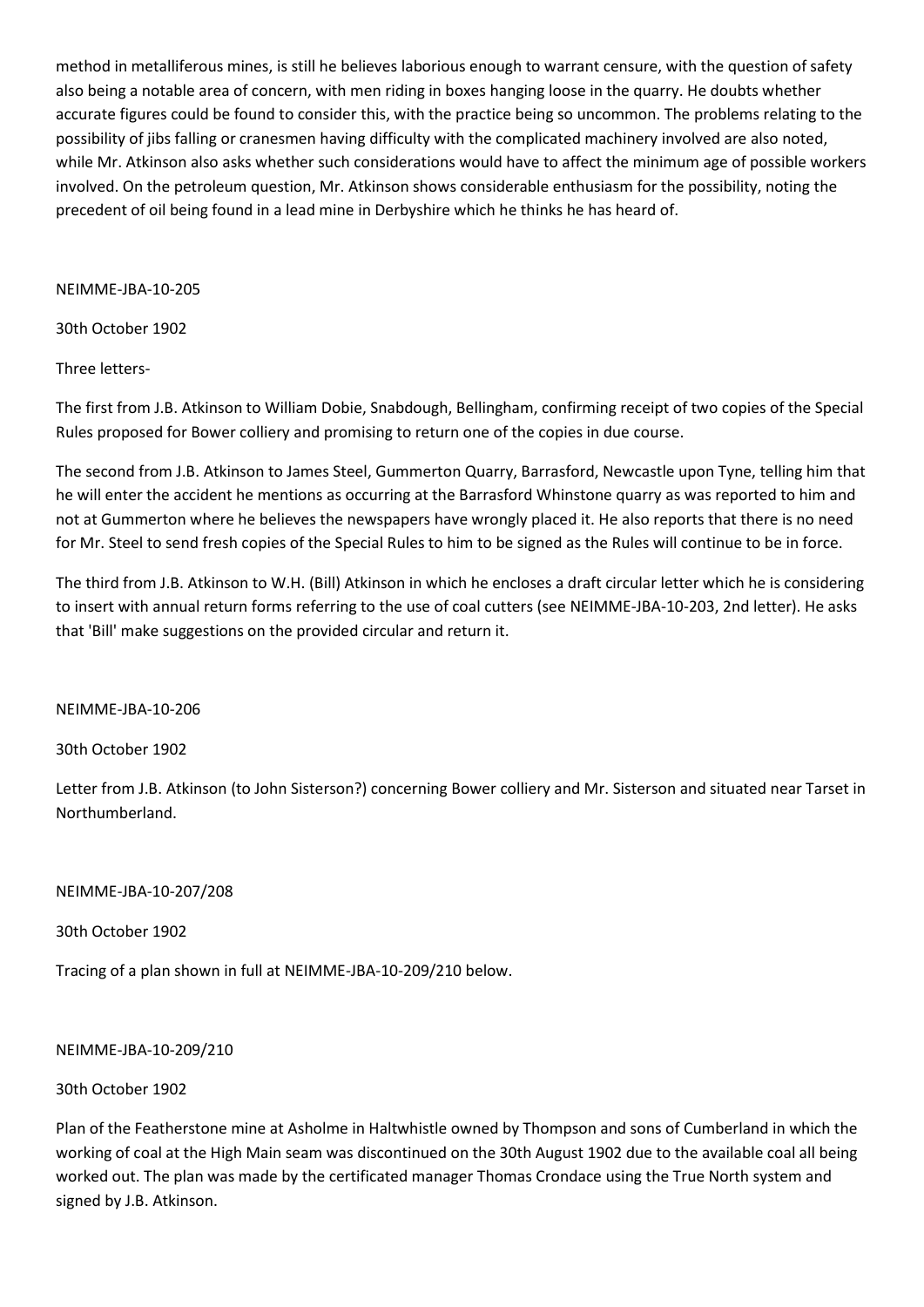method in metalliferous mines, is still he believes laborious enough to warrant censure, with the question of safety also being a notable area of concern, with men riding in boxes hanging loose in the quarry. He doubts whether accurate figures could be found to consider this, with the practice being so uncommon. The problems relating to the possibility of jibs falling or cranesmen having difficulty with the complicated machinery involved are also noted, while Mr. Atkinson also asks whether such considerations would have to affect the minimum age of possible workers involved. On the petroleum question, Mr. Atkinson shows considerable enthusiasm for the possibility, noting the precedent of oil being found in a lead mine in Derbyshire which he thinks he has heard of.

NEIMME-JBA-10-205

30th October 1902

Three letters-

The first from J.B. Atkinson to William Dobie, Snabdough, Bellingham, confirming receipt of two copies of the Special Rules proposed for Bower colliery and promising to return one of the copies in due course.

The second from J.B. Atkinson to James Steel, Gummerton Quarry, Barrasford, Newcastle upon Tyne, telling him that he will enter the accident he mentions as occurring at the Barrasford Whinstone quarry as was reported to him and not at Gummerton where he believes the newspapers have wrongly placed it. He also reports that there is no need for Mr. Steel to send fresh copies of the Special Rules to him to be signed as the Rules will continue to be in force.

The third from J.B. Atkinson to W.H. (Bill) Atkinson in which he encloses a draft circular letter which he is considering to insert with annual return forms referring to the use of coal cutters (see NEIMME-JBA-10-203, 2nd letter). He asks that 'Bill' make suggestions on the provided circular and return it.

NEIMME-JBA-10-206

30th October 1902

Letter from J.B. Atkinson (to John Sisterson?) concerning Bower colliery and Mr. Sisterson and situated near Tarset in Northumberland.

NEIMME-JBA-10-207/208

30th October 1902

Tracing of a plan shown in full at NEIMME-JBA-10-209/210 below.

NEIMME-JBA-10-209/210

30th October 1902

Plan of the Featherstone mine at Asholme in Haltwhistle owned by Thompson and sons of Cumberland in which the working of coal at the High Main seam was discontinued on the 30th August 1902 due to the available coal all being worked out. The plan was made by the certificated manager Thomas Crondace using the True North system and signed by J.B. Atkinson.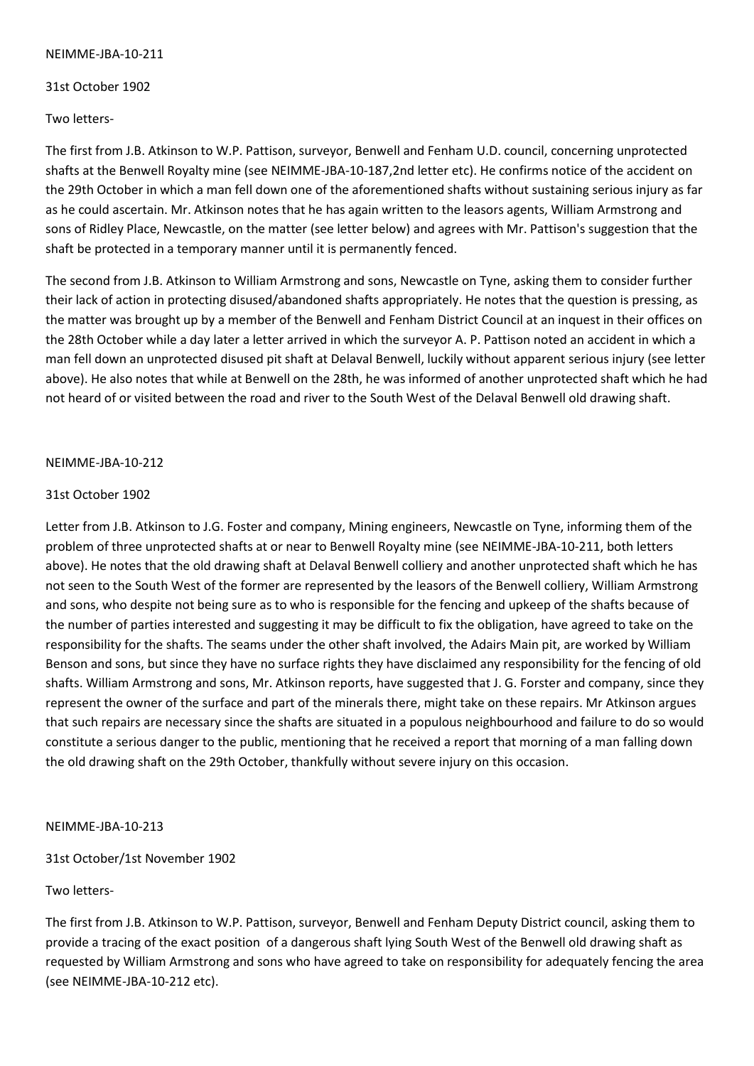NEIMME-JBA-10-211

31st October 1902

Two letters-

The first from J.B. Atkinson to W.P. Pattison, surveyor, Benwell and Fenham U.D. council, concerning unprotected shafts at the Benwell Royalty mine (see NEIMME-JBA-10-187,2nd letter etc). He confirms notice of the accident on the 29th October in which a man fell down one of the aforementioned shafts without sustaining serious injury as far as he could ascertain. Mr. Atkinson notes that he has again written to the leasors agents, William Armstrong and sons of Ridley Place, Newcastle, on the matter (see letter below) and agrees with Mr. Pattison's suggestion that the shaft be protected in a temporary manner until it is permanently fenced.

The second from J.B. Atkinson to William Armstrong and sons, Newcastle on Tyne, asking them to consider further their lack of action in protecting disused/abandoned shafts appropriately. He notes that the question is pressing, as the matter was brought up by a member of the Benwell and Fenham District Council at an inquest in their offices on the 28th October while a day later a letter arrived in which the surveyor A. P. Pattison noted an accident in which a man fell down an unprotected disused pit shaft at Delaval Benwell, luckily without apparent serious injury (see letter above). He also notes that while at Benwell on the 28th, he was informed of another unprotected shaft which he had not heard of or visited between the road and river to the South West of the Delaval Benwell old drawing shaft.

NEIMME-JBA-10-212

31st October 1902

Letter from J.B. Atkinson to J.G. Foster and company, Mining engineers, Newcastle on Tyne, informing them of the problem of three unprotected shafts at or near to Benwell Royalty mine (see NEIMME-JBA-10-211, both letters above). He notes that the old drawing shaft at Delaval Benwell colliery and another unprotected shaft which he has not seen to the South West of the former are represented by the leasors of the Benwell colliery, William Armstrong and sons, who despite not being sure as to who is responsible for the fencing and upkeep of the shafts because of the number of parties interested and suggesting it may be difficult to fix the obligation, have agreed to take on the responsibility for the shafts. The seams under the other shaft involved, the Adairs Main pit, are worked by William Benson and sons, but since they have no surface rights they have disclaimed any responsibility for the fencing of old shafts. William Armstrong and sons, Mr. Atkinson reports, have suggested that J. G. Forster and company, since they represent the owner of the surface and part of the minerals there, might take on these repairs. Mr Atkinson argues that such repairs are necessary since the shafts are situated in a populous neighbourhood and failure to do so would constitute a serious danger to the public, mentioning that he received a report that morning of a man falling down the old drawing shaft on the 29th October, thankfully without severe injury on this occasion.

NEIMME-JBA-10-213

31st October/1st November 1902

Two letters-

The first from J.B. Atkinson to W.P. Pattison, surveyor, Benwell and Fenham Deputy District council, asking them to provide a tracing of the exact position of a dangerous shaft lying South West of the Benwell old drawing shaft as requested by William Armstrong and sons who have agreed to take on responsibility for adequately fencing the area (see NEIMME-JBA-10-212 etc).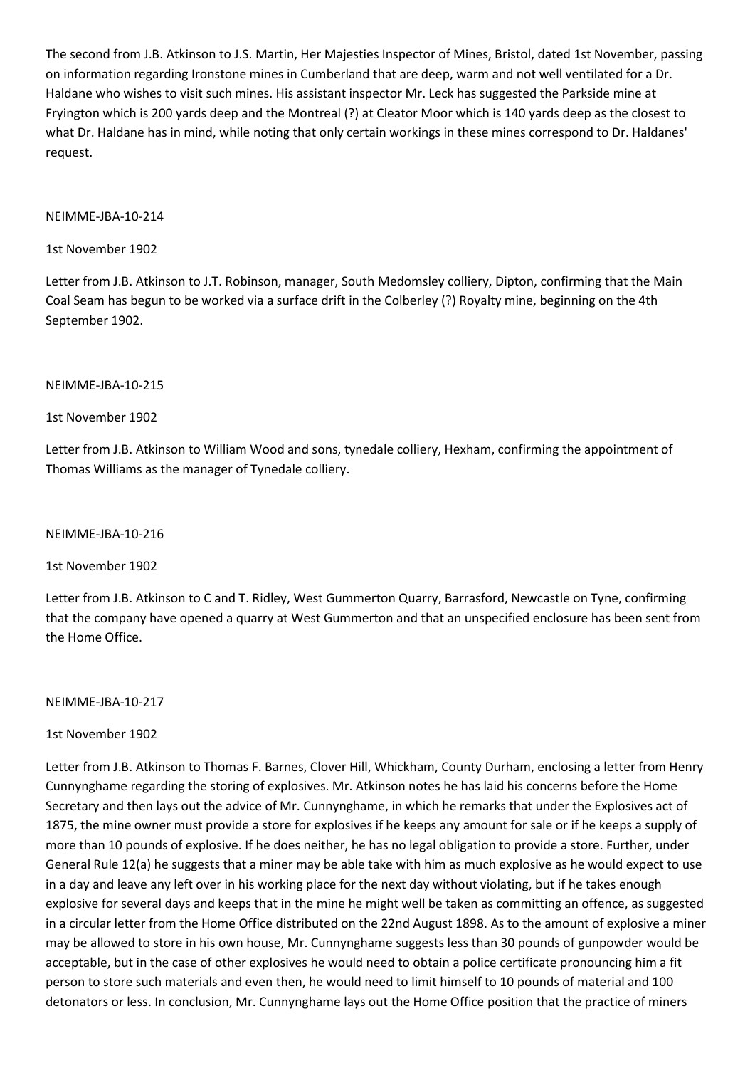The second from J.B. Atkinson to J.S. Martin, Her Majesties Inspector of Mines, Bristol, dated 1st November, passing on information regarding Ironstone mines in Cumberland that are deep, warm and not well ventilated for a Dr. Haldane who wishes to visit such mines. His assistant inspector Mr. Leck has suggested the Parkside mine at Fryington which is 200 yards deep and the Montreal (?) at Cleator Moor which is 140 yards deep as the closest to what Dr. Haldane has in mind, while noting that only certain workings in these mines correspond to Dr. Haldanes' request.

NEIMME-JBA-10-214

1st November 1902

Letter from J.B. Atkinson to J.T. Robinson, manager, South Medomsley colliery, Dipton, confirming that the Main Coal Seam has begun to be worked via a surface drift in the Colberley (?) Royalty mine, beginning on the 4th September 1902.

NEIMME-JBA-10-215

1st November 1902

Letter from J.B. Atkinson to William Wood and sons, tynedale colliery, Hexham, confirming the appointment of Thomas Williams as the manager of Tynedale colliery.

NEIMME-JBA-10-216

1st November 1902

Letter from J.B. Atkinson to C and T. Ridley, West Gummerton Quarry, Barrasford, Newcastle on Tyne, confirming that the company have opened a quarry at West Gummerton and that an unspecified enclosure has been sent from the Home Office.

NEIMME-JBA-10-217

1st November 1902

Letter from J.B. Atkinson to Thomas F. Barnes, Clover Hill, Whickham, County Durham, enclosing a letter from Henry Cunnynghame regarding the storing of explosives. Mr. Atkinson notes he has laid his concerns before the Home Secretary and then lays out the advice of Mr. Cunnynghame, in which he remarks that under the Explosives act of 1875, the mine owner must provide a store for explosives if he keeps any amount for sale or if he keeps a supply of more than 10 pounds of explosive. If he does neither, he has no legal obligation to provide a store. Further, under General Rule 12(a) he suggests that a miner may be able take with him as much explosive as he would expect to use in a day and leave any left over in his working place for the next day without violating, but if he takes enough explosive for several days and keeps that in the mine he might well be taken as committing an offence, as suggested in a circular letter from the Home Office distributed on the 22nd August 1898. As to the amount of explosive a miner may be allowed to store in his own house, Mr. Cunnynghame suggests less than 30 pounds of gunpowder would be acceptable, but in the case of other explosives he would need to obtain a police certificate pronouncing him a fit person to store such materials and even then, he would need to limit himself to 10 pounds of material and 100 detonators or less. In conclusion, Mr. Cunnynghame lays out the Home Office position that the practice of miners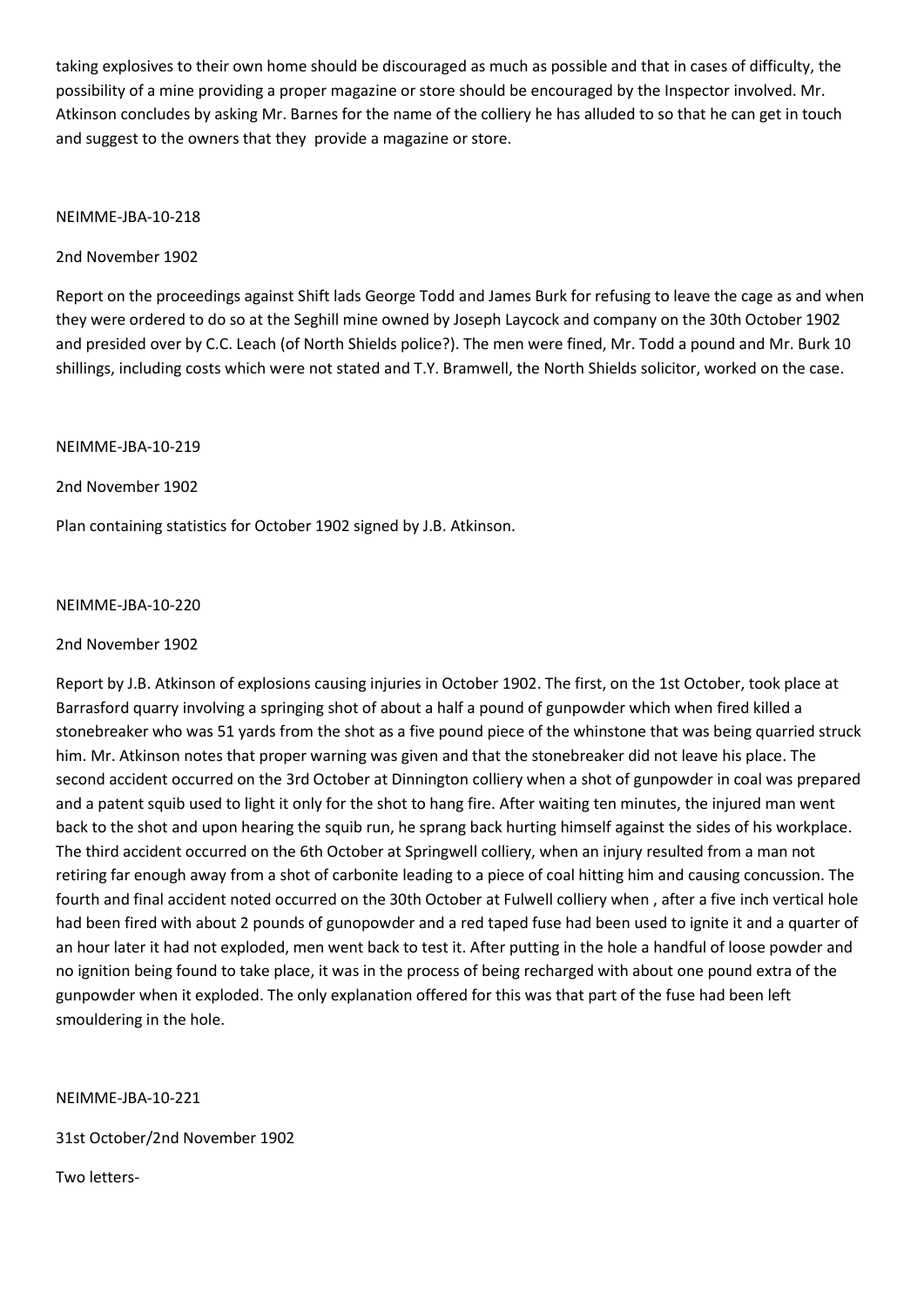taking explosives to their own home should be discouraged as much as possible and that in cases of difficulty, the possibility of a mine providing a proper magazine or store should be encouraged by the Inspector involved. Mr. Atkinson concludes by asking Mr. Barnes for the name of the colliery he has alluded to so that he can get in touch and suggest to the owners that they provide a magazine or store.

NEIMME-JBA-10-218

2nd November 1902

Report on the proceedings against Shift lads George Todd and James Burk for refusing to leave the cage as and when they were ordered to do so at the Seghill mine owned by Joseph Laycock and company on the 30th October 1902 and presided over by C.C. Leach (of North Shields police?). The men were fined, Mr. Todd a pound and Mr. Burk 10 shillings, including costs which were not stated and T.Y. Bramwell, the North Shields solicitor, worked on the case.

NEIMME-JBA-10-219

2nd November 1902

Plan containing statistics for October 1902 signed by J.B. Atkinson.

NEIMME-JBA-10-220

2nd November 1902

Report by J.B. Atkinson of explosions causing injuries in October 1902. The first, on the 1st October, took place at Barrasford quarry involving a springing shot of about a half a pound of gunpowder which when fired killed a stonebreaker who was 51 yards from the shot as a five pound piece of the whinstone that was being quarried struck him. Mr. Atkinson notes that proper warning was given and that the stonebreaker did not leave his place. The second accident occurred on the 3rd October at Dinnington colliery when a shot of gunpowder in coal was prepared and a patent squib used to light it only for the shot to hang fire. After waiting ten minutes, the injured man went back to the shot and upon hearing the squib run, he sprang back hurting himself against the sides of his workplace. The third accident occurred on the 6th October at Springwell colliery, when an injury resulted from a man not retiring far enough away from a shot of carbonite leading to a piece of coal hitting him and causing concussion. The fourth and final accident noted occurred on the 30th October at Fulwell colliery when , after a five inch vertical hole had been fired with about 2 pounds of gunopowder and a red taped fuse had been used to ignite it and a quarter of an hour later it had not exploded, men went back to test it. After putting in the hole a handful of loose powder and no ignition being found to take place, it was in the process of being recharged with about one pound extra of the gunpowder when it exploded. The only explanation offered for this was that part of the fuse had been left smouldering in the hole.

NEIMME-JBA-10-221

31st October/2nd November 1902

Two letters-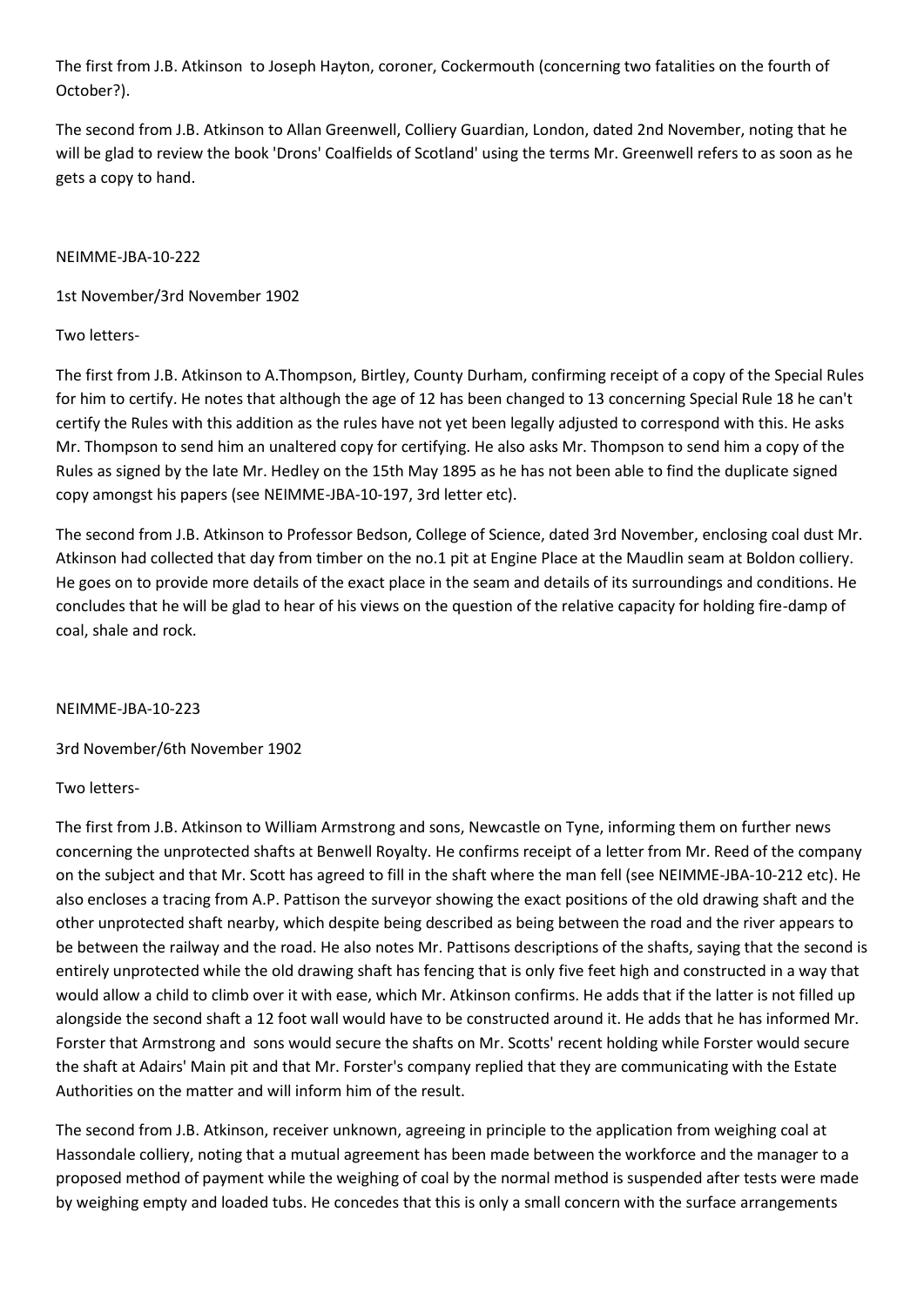The first from J.B. Atkinson to Joseph Hayton, coroner, Cockermouth (concerning two fatalities on the fourth of October?).

The second from J.B. Atkinson to Allan Greenwell, Colliery Guardian, London, dated 2nd November, noting that he will be glad to review the book 'Drons' Coalfields of Scotland' using the terms Mr. Greenwell refers to as soon as he gets a copy to hand.

NEIMME-JBA-10-222

1st November/3rd November 1902

Two letters-

The first from J.B. Atkinson to A.Thompson, Birtley, County Durham, confirming receipt of a copy of the Special Rules for him to certify. He notes that although the age of 12 has been changed to 13 concerning Special Rule 18 he can't certify the Rules with this addition as the rules have not yet been legally adjusted to correspond with this. He asks Mr. Thompson to send him an unaltered copy for certifying. He also asks Mr. Thompson to send him a copy of the Rules as signed by the late Mr. Hedley on the 15th May 1895 as he has not been able to find the duplicate signed copy amongst his papers (see NEIMME-JBA-10-197, 3rd letter etc).

The second from J.B. Atkinson to Professor Bedson, College of Science, dated 3rd November, enclosing coal dust Mr. Atkinson had collected that day from timber on the no.1 pit at Engine Place at the Maudlin seam at Boldon colliery. He goes on to provide more details of the exact place in the seam and details of its surroundings and conditions. He concludes that he will be glad to hear of his views on the question of the relative capacity for holding fire-damp of coal, shale and rock.

NEIMME-JBA-10-223

3rd November/6th November 1902

Two letters-

The first from J.B. Atkinson to William Armstrong and sons, Newcastle on Tyne, informing them on further news concerning the unprotected shafts at Benwell Royalty. He confirms receipt of a letter from Mr. Reed of the company on the subject and that Mr. Scott has agreed to fill in the shaft where the man fell (see NEIMME-JBA-10-212 etc). He also encloses a tracing from A.P. Pattison the surveyor showing the exact positions of the old drawing shaft and the other unprotected shaft nearby, which despite being described as being between the road and the river appears to be between the railway and the road. He also notes Mr. Pattisons descriptions of the shafts, saying that the second is entirely unprotected while the old drawing shaft has fencing that is only five feet high and constructed in a way that would allow a child to climb over it with ease, which Mr. Atkinson confirms. He adds that if the latter is not filled up alongside the second shaft a 12 foot wall would have to be constructed around it. He adds that he has informed Mr. Forster that Armstrong and sons would secure the shafts on Mr. Scotts' recent holding while Forster would secure the shaft at Adairs' Main pit and that Mr. Forster's company replied that they are communicating with the Estate Authorities on the matter and will inform him of the result.

The second from J.B. Atkinson, receiver unknown, agreeing in principle to the application from weighing coal at Hassondale colliery, noting that a mutual agreement has been made between the workforce and the manager to a proposed method of payment while the weighing of coal by the normal method is suspended after tests were made by weighing empty and loaded tubs. He concedes that this is only a small concern with the surface arrangements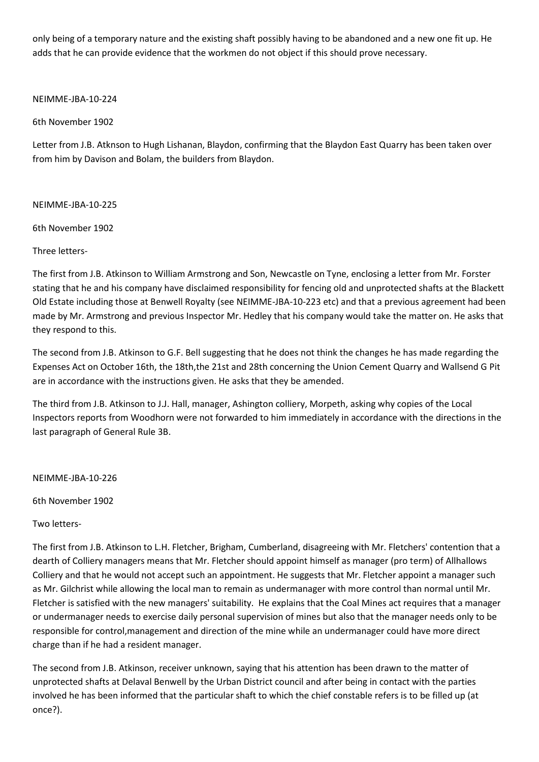only being of a temporary nature and the existing shaft possibly having to be abandoned and a new one fit up. He adds that he can provide evidence that the workmen do not object if this should prove necessary.

NEIMME-JBA-10-224

6th November 1902

Letter from J.B. Atknson to Hugh Lishanan, Blaydon, confirming that the Blaydon East Quarry has been taken over from him by Davison and Bolam, the builders from Blaydon.

NEIMME-JBA-10-225

6th November 1902

Three letters-

The first from J.B. Atkinson to William Armstrong and Son, Newcastle on Tyne, enclosing a letter from Mr. Forster stating that he and his company have disclaimed responsibility for fencing old and unprotected shafts at the Blackett Old Estate including those at Benwell Royalty (see NEIMME-JBA-10-223 etc) and that a previous agreement had been made by Mr. Armstrong and previous Inspector Mr. Hedley that his company would take the matter on. He asks that they respond to this.

The second from J.B. Atkinson to G.F. Bell suggesting that he does not think the changes he has made regarding the Expenses Act on October 16th, the 18th,the 21st and 28th concerning the Union Cement Quarry and Wallsend G Pit are in accordance with the instructions given. He asks that they be amended.

The third from J.B. Atkinson to J.J. Hall, manager, Ashington colliery, Morpeth, asking why copies of the Local Inspectors reports from Woodhorn were not forwarded to him immediately in accordance with the directions in the last paragraph of General Rule 3B.

NEIMME-JBA-10-226

6th November 1902

Two letters-

The first from J.B. Atkinson to L.H. Fletcher, Brigham, Cumberland, disagreeing with Mr. Fletchers' contention that a dearth of Colliery managers means that Mr. Fletcher should appoint himself as manager (pro term) of Allhallows Colliery and that he would not accept such an appointment. He suggests that Mr. Fletcher appoint a manager such as Mr. Gilchrist while allowing the local man to remain as undermanager with more control than normal until Mr. Fletcher is satisfied with the new managers' suitability. He explains that the Coal Mines act requires that a manager or undermanager needs to exercise daily personal supervision of mines but also that the manager needs only to be responsible for control,management and direction of the mine while an undermanager could have more direct charge than if he had a resident manager.

The second from J.B. Atkinson, receiver unknown, saying that his attention has been drawn to the matter of unprotected shafts at Delaval Benwell by the Urban District council and after being in contact with the parties involved he has been informed that the particular shaft to which the chief constable refers is to be filled up (at once?).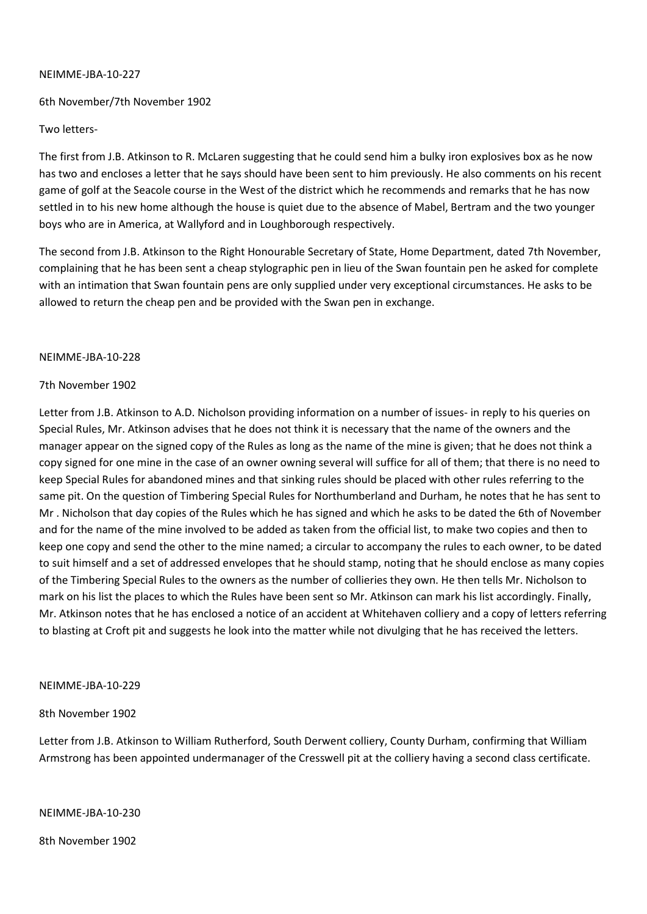NEIMME-JBA-10-227

6th November/7th November 1902

Two letters-

The first from J.B. Atkinson to R. McLaren suggesting that he could send him a bulky iron explosives box as he now has two and encloses a letter that he says should have been sent to him previously. He also comments on his recent game of golf at the Seacole course in the West of the district which he recommends and remarks that he has now settled in to his new home although the house is quiet due to the absence of Mabel, Bertram and the two younger boys who are in America, at Wallyford and in Loughborough respectively.

The second from J.B. Atkinson to the Right Honourable Secretary of State, Home Department, dated 7th November, complaining that he has been sent a cheap stylographic pen in lieu of the Swan fountain pen he asked for complete with an intimation that Swan fountain pens are only supplied under very exceptional circumstances. He asks to be allowed to return the cheap pen and be provided with the Swan pen in exchange.

NEIMME-JBA-10-228

7th November 1902

Letter from J.B. Atkinson to A.D. Nicholson providing information on a number of issues- in reply to his queries on Special Rules, Mr. Atkinson advises that he does not think it is necessary that the name of the owners and the manager appear on the signed copy of the Rules as long as the name of the mine is given; that he does not think a copy signed for one mine in the case of an owner owning several will suffice for all of them; that there is no need to keep Special Rules for abandoned mines and that sinking rules should be placed with other rules referring to the same pit. On the question of Timbering Special Rules for Northumberland and Durham, he notes that he has sent to Mr . Nicholson that day copies of the Rules which he has signed and which he asks to be dated the 6th of November and for the name of the mine involved to be added as taken from the official list, to make two copies and then to keep one copy and send the other to the mine named; a circular to accompany the rules to each owner, to be dated to suit himself and a set of addressed envelopes that he should stamp, noting that he should enclose as many copies of the Timbering Special Rules to the owners as the number of collieries they own. He then tells Mr. Nicholson to mark on his list the places to which the Rules have been sent so Mr. Atkinson can mark his list accordingly. Finally, Mr. Atkinson notes that he has enclosed a notice of an accident at Whitehaven colliery and a copy of letters referring to blasting at Croft pit and suggests he look into the matter while not divulging that he has received the letters.

NEIMME-JBA-10-229

8th November 1902

Letter from J.B. Atkinson to William Rutherford, South Derwent colliery, County Durham, confirming that William Armstrong has been appointed undermanager of the Cresswell pit at the colliery having a second class certificate.

NEIMME-JBA-10-230

8th November 1902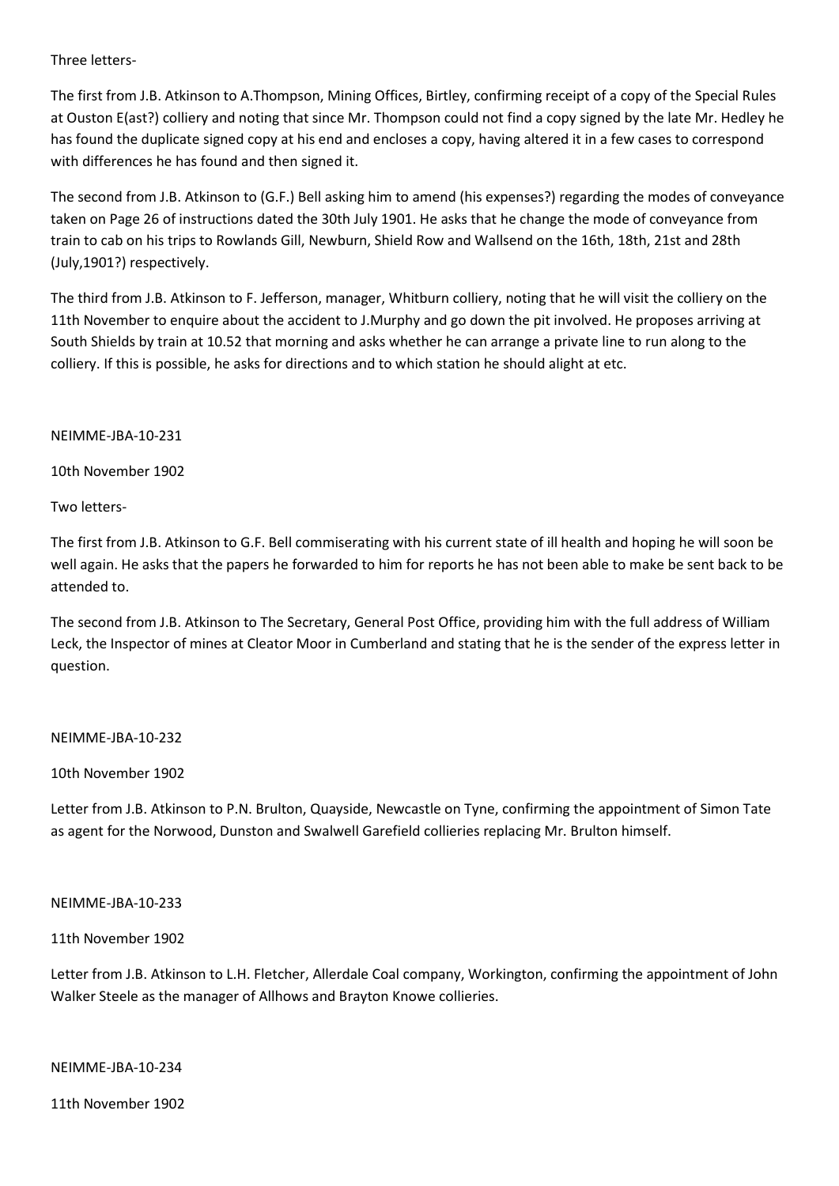Three letters-

The first from J.B. Atkinson to A.Thompson, Mining Offices, Birtley, confirming receipt of a copy of the Special Rules at Ouston E(ast?) colliery and noting that since Mr. Thompson could not find a copy signed by the late Mr. Hedley he has found the duplicate signed copy at his end and encloses a copy, having altered it in a few cases to correspond with differences he has found and then signed it.

The second from J.B. Atkinson to (G.F.) Bell asking him to amend (his expenses?) regarding the modes of conveyance taken on Page 26 of instructions dated the 30th July 1901. He asks that he change the mode of conveyance from train to cab on his trips to Rowlands Gill, Newburn, Shield Row and Wallsend on the 16th, 18th, 21st and 28th (July,1901?) respectively.

The third from J.B. Atkinson to F. Jefferson, manager, Whitburn colliery, noting that he will visit the colliery on the 11th November to enquire about the accident to J.Murphy and go down the pit involved. He proposes arriving at South Shields by train at 10.52 that morning and asks whether he can arrange a private line to run along to the colliery. If this is possible, he asks for directions and to which station he should alight at etc.

NEIMME-JBA-10-231

10th November 1902

Two letters-

The first from J.B. Atkinson to G.F. Bell commiserating with his current state of ill health and hoping he will soon be well again. He asks that the papers he forwarded to him for reports he has not been able to make be sent back to be attended to.

The second from J.B. Atkinson to The Secretary, General Post Office, providing him with the full address of William Leck, the Inspector of mines at Cleator Moor in Cumberland and stating that he is the sender of the express letter in question.

NEIMME-JBA-10-232

10th November 1902

Letter from J.B. Atkinson to P.N. Brulton, Quayside, Newcastle on Tyne, confirming the appointment of Simon Tate as agent for the Norwood, Dunston and Swalwell Garefield collieries replacing Mr. Brulton himself.

NEIMME-JBA-10-233

11th November 1902

Letter from J.B. Atkinson to L.H. Fletcher, Allerdale Coal company, Workington, confirming the appointment of John Walker Steele as the manager of Allhows and Brayton Knowe collieries.

NEIMME-JBA-10-234

11th November 1902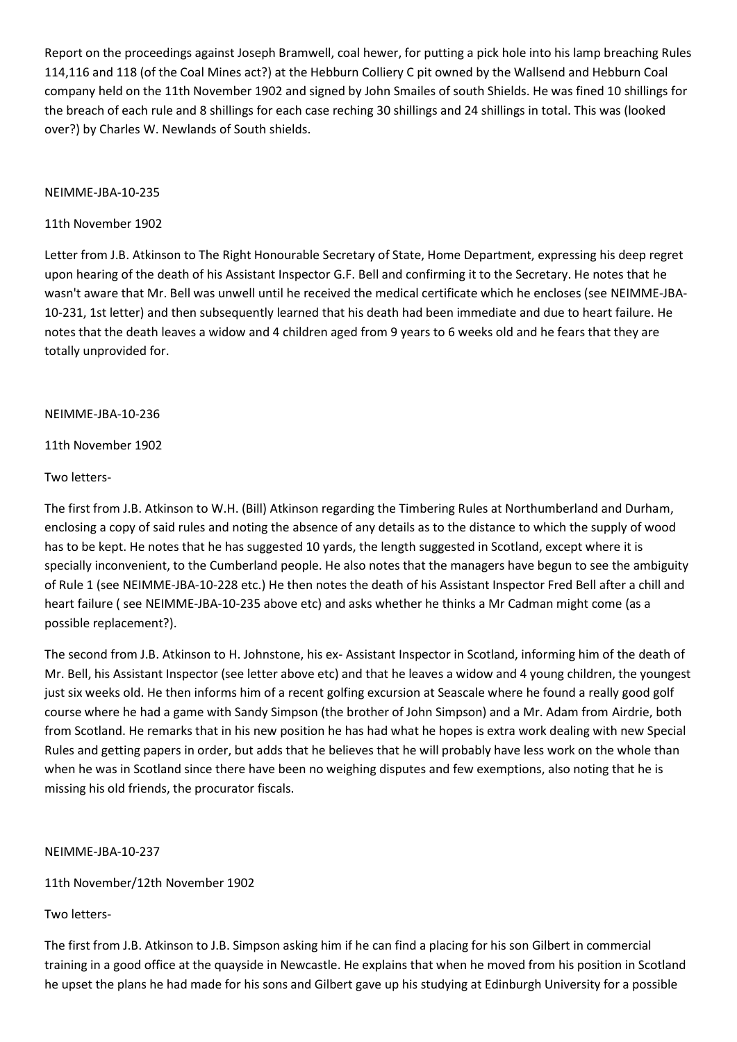Report on the proceedings against Joseph Bramwell, coal hewer, for putting a pick hole into his lamp breaching Rules 114,116 and 118 (of the Coal Mines act?) at the Hebburn Colliery C pit owned by the Wallsend and Hebburn Coal company held on the 11th November 1902 and signed by John Smailes of south Shields. He was fined 10 shillings for the breach of each rule and 8 shillings for each case reching 30 shillings and 24 shillings in total. This was (looked over?) by Charles W. Newlands of South shields.

NEIMME-JBA-10-235

11th November 1902

Letter from J.B. Atkinson to The Right Honourable Secretary of State, Home Department, expressing his deep regret upon hearing of the death of his Assistant Inspector G.F. Bell and confirming it to the Secretary. He notes that he wasn't aware that Mr. Bell was unwell until he received the medical certificate which he encloses (see NEIMME-JBA-10-231, 1st letter) and then subsequently learned that his death had been immediate and due to heart failure. He notes that the death leaves a widow and 4 children aged from 9 years to 6 weeks old and he fears that they are totally unprovided for.

NEIMME-JBA-10-236

11th November 1902

Two letters-

The first from J.B. Atkinson to W.H. (Bill) Atkinson regarding the Timbering Rules at Northumberland and Durham, enclosing a copy of said rules and noting the absence of any details as to the distance to which the supply of wood has to be kept. He notes that he has suggested 10 yards, the length suggested in Scotland, except where it is specially inconvenient, to the Cumberland people. He also notes that the managers have begun to see the ambiguity of Rule 1 (see NEIMME-JBA-10-228 etc.) He then notes the death of his Assistant Inspector Fred Bell after a chill and heart failure ( see NEIMME-JBA-10-235 above etc) and asks whether he thinks a Mr Cadman might come (as a possible replacement?).

The second from J.B. Atkinson to H. Johnstone, his ex- Assistant Inspector in Scotland, informing him of the death of Mr. Bell, his Assistant Inspector (see letter above etc) and that he leaves a widow and 4 young children, the youngest just six weeks old. He then informs him of a recent golfing excursion at Seascale where he found a really good golf course where he had a game with Sandy Simpson (the brother of John Simpson) and a Mr. Adam from Airdrie, both from Scotland. He remarks that in his new position he has had what he hopes is extra work dealing with new Special Rules and getting papers in order, but adds that he believes that he will probably have less work on the whole than when he was in Scotland since there have been no weighing disputes and few exemptions, also noting that he is missing his old friends, the procurator fiscals.

NEIMME-JBA-10-237

11th November/12th November 1902

Two letters-

The first from J.B. Atkinson to J.B. Simpson asking him if he can find a placing for his son Gilbert in commercial training in a good office at the quayside in Newcastle. He explains that when he moved from his position in Scotland he upset the plans he had made for his sons and Gilbert gave up his studying at Edinburgh University for a possible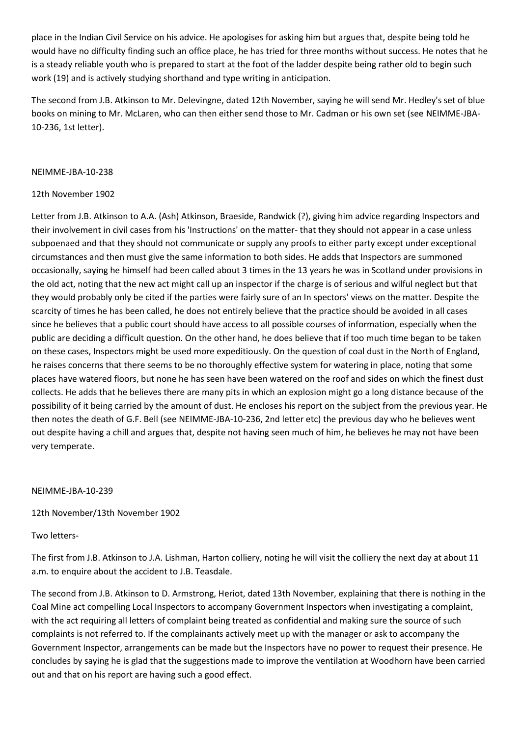place in the Indian Civil Service on his advice. He apologises for asking him but argues that, despite being told he would have no difficulty finding such an office place, he has tried for three months without success. He notes that he is a steady reliable youth who is prepared to start at the foot of the ladder despite being rather old to begin such work (19) and is actively studying shorthand and type writing in anticipation.

The second from J.B. Atkinson to Mr. Delevingne, dated 12th November, saying he will send Mr. Hedley's set of blue books on mining to Mr. McLaren, who can then either send those to Mr. Cadman or his own set (see NEIMME-JBA-10-236, 1st letter).

NEIMME-JBA-10-238

12th November 1902

Letter from J.B. Atkinson to A.A. (Ash) Atkinson, Braeside, Randwick (?), giving him advice regarding Inspectors and their involvement in civil cases from his 'Instructions' on the matter- that they should not appear in a case unless subpoenaed and that they should not communicate or supply any proofs to either party except under exceptional circumstances and then must give the same information to both sides. He adds that Inspectors are summoned occasionally, saying he himself had been called about 3 times in the 13 years he was in Scotland under provisions in the old act, noting that the new act might call up an inspector if the charge is of serious and wilful neglect but that they would probably only be cited if the parties were fairly sure of an In spectors' views on the matter. Despite the scarcity of times he has been called, he does not entirely believe that the practice should be avoided in all cases since he believes that a public court should have access to all possible courses of information, especially when the public are deciding a difficult question. On the other hand, he does believe that if too much time began to be taken on these cases, Inspectors might be used more expeditiously. On the question of coal dust in the North of England, he raises concerns that there seems to be no thoroughly effective system for watering in place, noting that some places have watered floors, but none he has seen have been watered on the roof and sides on which the finest dust collects. He adds that he believes there are many pits in which an explosion might go a long distance because of the possibility of it being carried by the amount of dust. He encloses his report on the subject from the previous year. He then notes the death of G.F. Bell (see NEIMME-JBA-10-236, 2nd letter etc) the previous day who he believes went out despite having a chill and argues that, despite not having seen much of him, he believes he may not have been very temperate.

NEIMME-JBA-10-239

12th November/13th November 1902

Two letters-

The first from J.B. Atkinson to J.A. Lishman, Harton colliery, noting he will visit the colliery the next day at about 11 a.m. to enquire about the accident to J.B. Teasdale.

The second from J.B. Atkinson to D. Armstrong, Heriot, dated 13th November, explaining that there is nothing in the Coal Mine act compelling Local Inspectors to accompany Government Inspectors when investigating a complaint, with the act requiring all letters of complaint being treated as confidential and making sure the source of such complaints is not referred to. If the complainants actively meet up with the manager or ask to accompany the Government Inspector, arrangements can be made but the Inspectors have no power to request their presence. He concludes by saying he is glad that the suggestions made to improve the ventilation at Woodhorn have been carried out and that on his report are having such a good effect.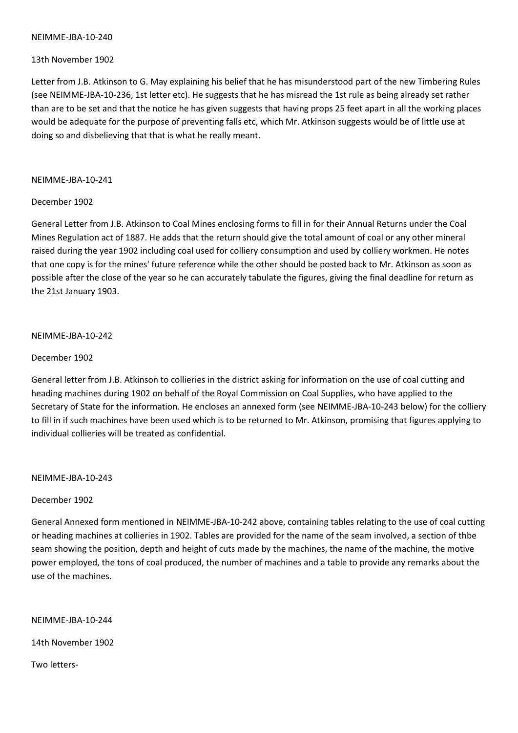NEIMME-JBA-10-240

13th November 1902

Letter from J.B. Atkinson to G. May explaining his belief that he has misunderstood part of the new Timbering Rules (see NEIMME-JBA-10-236, 1st letter etc). He suggests that he has misread the 1st rule as being already set rather than are to be set and that the notice he has given suggests that having props 25 feet apart in all the working places would be adequate for the purpose of preventing falls etc, which Mr. Atkinson suggests would be of little use at doing so and disbelieving that that is what he really meant.

NEIMME-JBA-10-241

December 1902

General Letter from J.B. Atkinson to Coal Mines enclosing forms to fill in for their Annual Returns under the Coal Mines Regulation act of 1887. He adds that the return should give the total amount of coal or any other mineral raised during the year 1902 including coal used for colliery consumption and used by colliery workmen. He notes that one copy is for the mines' future reference while the other should be posted back to Mr. Atkinson as soon as possible after the close of the year so he can accurately tabulate the figures, giving the final deadline for return as the 21st January 1903.

NEIMME-JBA-10-242

December 1902

General letter from J.B. Atkinson to collieries in the district asking for information on the use of coal cutting and heading machines during 1902 on behalf of the Royal Commission on Coal Supplies, who have applied to the Secretary of State for the information. He encloses an annexed form (see NEIMME-JBA-10-243 below) for the colliery to fill in if such machines have been used which is to be returned to Mr. Atkinson, promising that figures applying to individual collieries will be treated as confidential.

NEIMME-JBA-10-243

December 1902

General Annexed form mentioned in NEIMME-JBA-10-242 above, containing tables relating to the use of coal cutting or heading machines at collieries in 1902. Tables are provided for the name of the seam involved, a section of thbe seam showing the position, depth and height of cuts made by the machines, the name of the machine, the motive power employed, the tons of coal produced, the number of machines and a table to provide any remarks about the use of the machines.

NEIMME-JBA-10-244

14th November 1902

Two letters-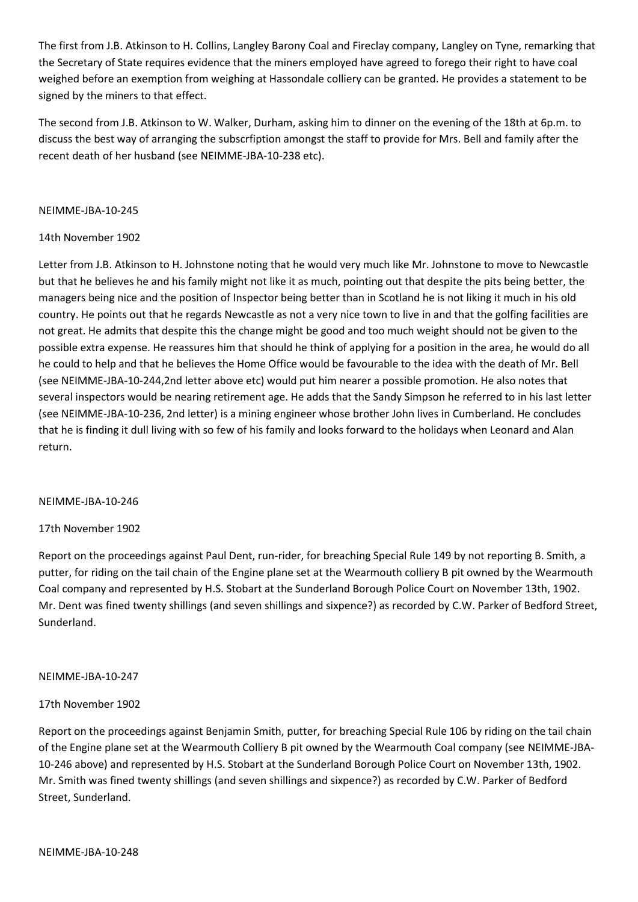The first from J.B. Atkinson to H. Collins, Langley Barony Coal and Fireclay company, Langley on Tyne, remarking that the Secretary of State requires evidence that the miners employed have agreed to forego their right to have coal weighed before an exemption from weighing at Hassondale colliery can be granted. He provides a statement to be signed by the miners to that effect.

The second from J.B. Atkinson to W. Walker, Durham, asking him to dinner on the evening of the 18th at 6p.m. to discuss the best way of arranging the subscrfiption amongst the staff to provide for Mrs. Bell and family after the recent death of her husband (see NEIMME-JBA-10-238 etc).

NEIMME-JBA-10-245

14th November 1902

Letter from J.B. Atkinson to H. Johnstone noting that he would very much like Mr. Johnstone to move to Newcastle but that he believes he and his family might not like it as much, pointing out that despite the pits being better, the managers being nice and the position of Inspector being better than in Scotland he is not liking it much in his old country. He points out that he regards Newcastle as not a very nice town to live in and that the golfing facilities are not great. He admits that despite this the change might be good and too much weight should not be given to the possible extra expense. He reassures him that should he think of applying for a position in the area, he would do all he could to help and that he believes the Home Office would be favourable to the idea with the death of Mr. Bell (see NEIMME-JBA-10-244,2nd letter above etc) would put him nearer a possible promotion. He also notes that several inspectors would be nearing retirement age. He adds that the Sandy Simpson he referred to in his last letter (see NEIMME-JBA-10-236, 2nd letter) is a mining engineer whose brother John lives in Cumberland. He concludes that he is finding it dull living with so few of his family and looks forward to the holidays when Leonard and Alan return.

NEIMME-JBA-10-246

17th November 1902

Report on the proceedings against Paul Dent, run-rider, for breaching Special Rule 149 by not reporting B. Smith, a putter, for riding on the tail chain of the Engine plane set at the Wearmouth colliery B pit owned by the Wearmouth Coal company and represented by H.S. Stobart at the Sunderland Borough Police Court on November 13th, 1902. Mr. Dent was fined twenty shillings (and seven shillings and sixpence?) as recorded by C.W. Parker of Bedford Street, Sunderland.

NEIMME-JBA-10-247

17th November 1902

Report on the proceedings against Benjamin Smith, putter, for breaching Special Rule 106 by riding on the tail chain of the Engine plane set at the Wearmouth Colliery B pit owned by the Wearmouth Coal company (see NEIMME-JBA-10-246 above) and represented by H.S. Stobart at the Sunderland Borough Police Court on November 13th, 1902. Mr. Smith was fined twenty shillings (and seven shillings and sixpence?) as recorded by C.W. Parker of Bedford Street, Sunderland.

NEIMME-JBA-10-248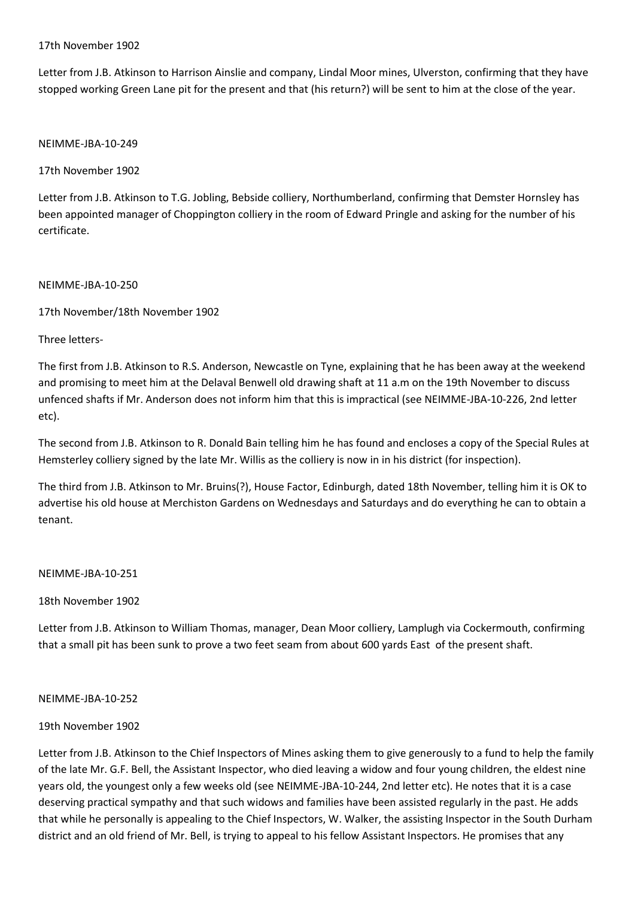17th November 1902

Letter from J.B. Atkinson to Harrison Ainslie and company, Lindal Moor mines, Ulverston, confirming that they have stopped working Green Lane pit for the present and that (his return?) will be sent to him at the close of the year.

NEIMME-JBA-10-249

17th November 1902

Letter from J.B. Atkinson to T.G. Jobling, Bebside colliery, Northumberland, confirming that Demster Hornsley has been appointed manager of Choppington colliery in the room of Edward Pringle and asking for the number of his certificate.

NEIMME-JBA-10-250

17th November/18th November 1902

Three letters-

The first from J.B. Atkinson to R.S. Anderson, Newcastle on Tyne, explaining that he has been away at the weekend and promising to meet him at the Delaval Benwell old drawing shaft at 11 a.m on the 19th November to discuss unfenced shafts if Mr. Anderson does not inform him that this is impractical (see NEIMME-JBA-10-226, 2nd letter etc).

The second from J.B. Atkinson to R. Donald Bain telling him he has found and encloses a copy of the Special Rules at Hemsterley colliery signed by the late Mr. Willis as the colliery is now in in his district (for inspection).

The third from J.B. Atkinson to Mr. Bruins(?), House Factor, Edinburgh, dated 18th November, telling him it is OK to advertise his old house at Merchiston Gardens on Wednesdays and Saturdays and do everything he can to obtain a tenant.

NEIMME-JBA-10-251

18th November 1902

Letter from J.B. Atkinson to William Thomas, manager, Dean Moor colliery, Lamplugh via Cockermouth, confirming that a small pit has been sunk to prove a two feet seam from about 600 yards East of the present shaft.

NEIMME-JBA-10-252

19th November 1902

Letter from J.B. Atkinson to the Chief Inspectors of Mines asking them to give generously to a fund to help the family of the late Mr. G.F. Bell, the Assistant Inspector, who died leaving a widow and four young children, the eldest nine years old, the youngest only a few weeks old (see NEIMME-JBA-10-244, 2nd letter etc). He notes that it is a case deserving practical sympathy and that such widows and families have been assisted regularly in the past. He adds that while he personally is appealing to the Chief Inspectors, W. Walker, the assisting Inspector in the South Durham district and an old friend of Mr. Bell, is trying to appeal to his fellow Assistant Inspectors. He promises that any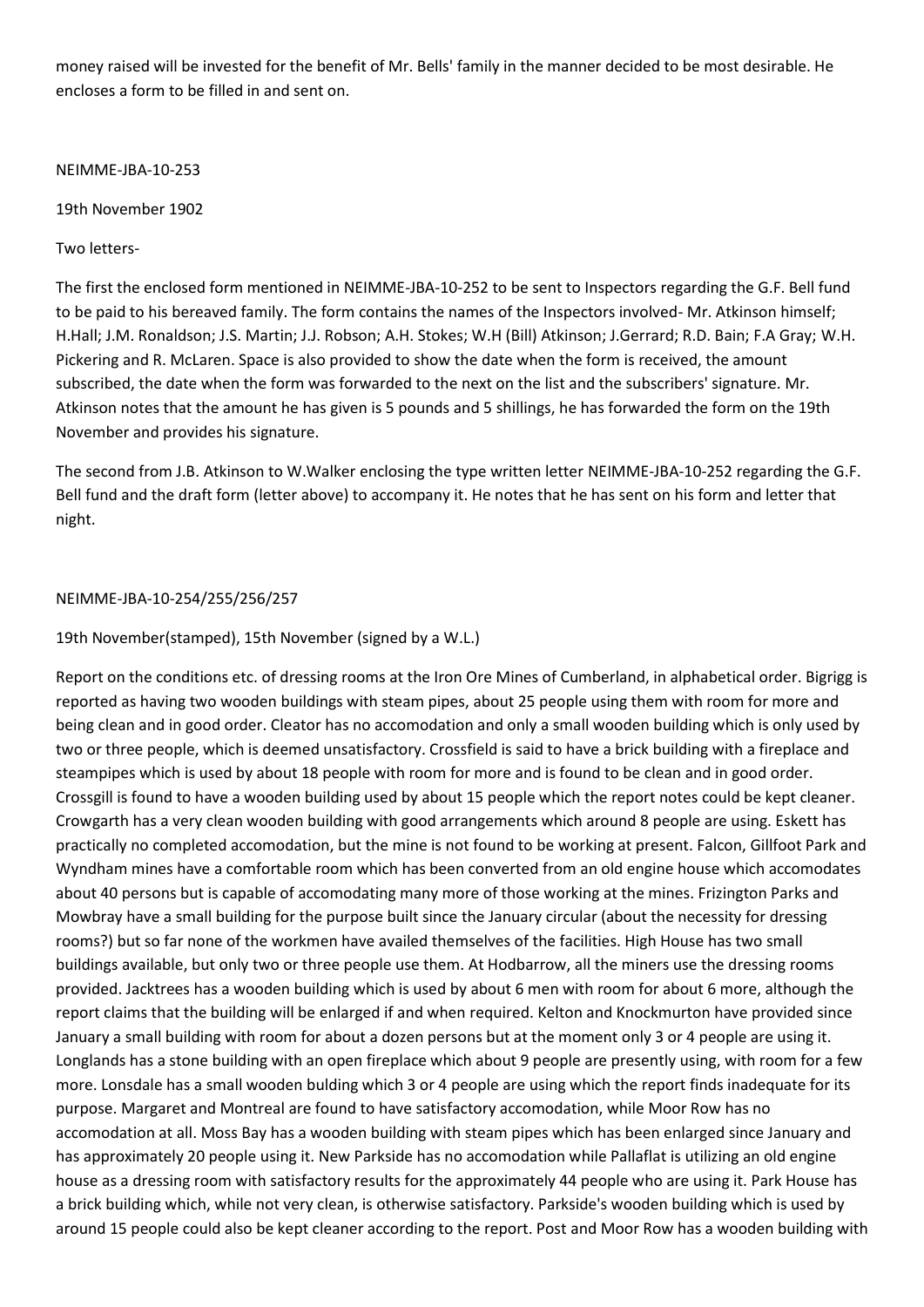money raised will be invested for the benefit of Mr. Bells' family in the manner decided to be most desirable. He encloses a form to be filled in and sent on.

NEIMME-JBA-10-253

19th November 1902

Two letters-

The first the enclosed form mentioned in NEIMME-JBA-10-252 to be sent to Inspectors regarding the G.F. Bell fund to be paid to his bereaved family. The form contains the names of the Inspectors involved- Mr. Atkinson himself; H.Hall; J.M. Ronaldson; J.S. Martin; J.J. Robson; A.H. Stokes; W.H (Bill) Atkinson; J.Gerrard; R.D. Bain; F.A Gray; W.H. Pickering and R. McLaren. Space is also provided to show the date when the form is received, the amount subscribed, the date when the form was forwarded to the next on the list and the subscribers' signature. Mr. Atkinson notes that the amount he has given is 5 pounds and 5 shillings, he has forwarded the form on the 19th November and provides his signature.

The second from J.B. Atkinson to W.Walker enclosing the type written letter NEIMME-JBA-10-252 regarding the G.F. Bell fund and the draft form (letter above) to accompany it. He notes that he has sent on his form and letter that night.

NEIMME-JBA-10-254/255/256/257

19th November(stamped), 15th November (signed by a W.L.)

Report on the conditions etc. of dressing rooms at the Iron Ore Mines of Cumberland, in alphabetical order. Bigrigg is reported as having two wooden buildings with steam pipes, about 25 people using them with room for more and being clean and in good order. Cleator has no accomodation and only a small wooden building which is only used by two or three people, which is deemed unsatisfactory. Crossfield is said to have a brick building with a fireplace and steampipes which is used by about 18 people with room for more and is found to be clean and in good order. Crossgill is found to have a wooden building used by about 15 people which the report notes could be kept cleaner. Crowgarth has a very clean wooden building with good arrangements which around 8 people are using. Eskett has practically no completed accomodation, but the mine is not found to be working at present. Falcon, Gillfoot Park and Wyndham mines have a comfortable room which has been converted from an old engine house which accomodates about 40 persons but is capable of accomodating many more of those working at the mines. Frizington Parks and Mowbray have a small building for the purpose built since the January circular (about the necessity for dressing rooms?) but so far none of the workmen have availed themselves of the facilities. High House has two small buildings available, but only two or three people use them. At Hodbarrow, all the miners use the dressing rooms provided. Jacktrees has a wooden building which is used by about 6 men with room for about 6 more, although the report claims that the building will be enlarged if and when required. Kelton and Knockmurton have provided since January a small building with room for about a dozen persons but at the moment only 3 or 4 people are using it. Longlands has a stone building with an open fireplace which about 9 people are presently using, with room for a few more. Lonsdale has a small wooden bulding which 3 or 4 people are using which the report finds inadequate for its purpose. Margaret and Montreal are found to have satisfactory accomodation, while Moor Row has no accomodation at all. Moss Bay has a wooden building with steam pipes which has been enlarged since January and has approximately 20 people using it. New Parkside has no accomodation while Pallaflat is utilizing an old engine house as a dressing room with satisfactory results for the approximately 44 people who are using it. Park House has a brick building which, while not very clean, is otherwise satisfactory. Parkside's wooden building which is used by around 15 people could also be kept cleaner according to the report. Post and Moor Row has a wooden building with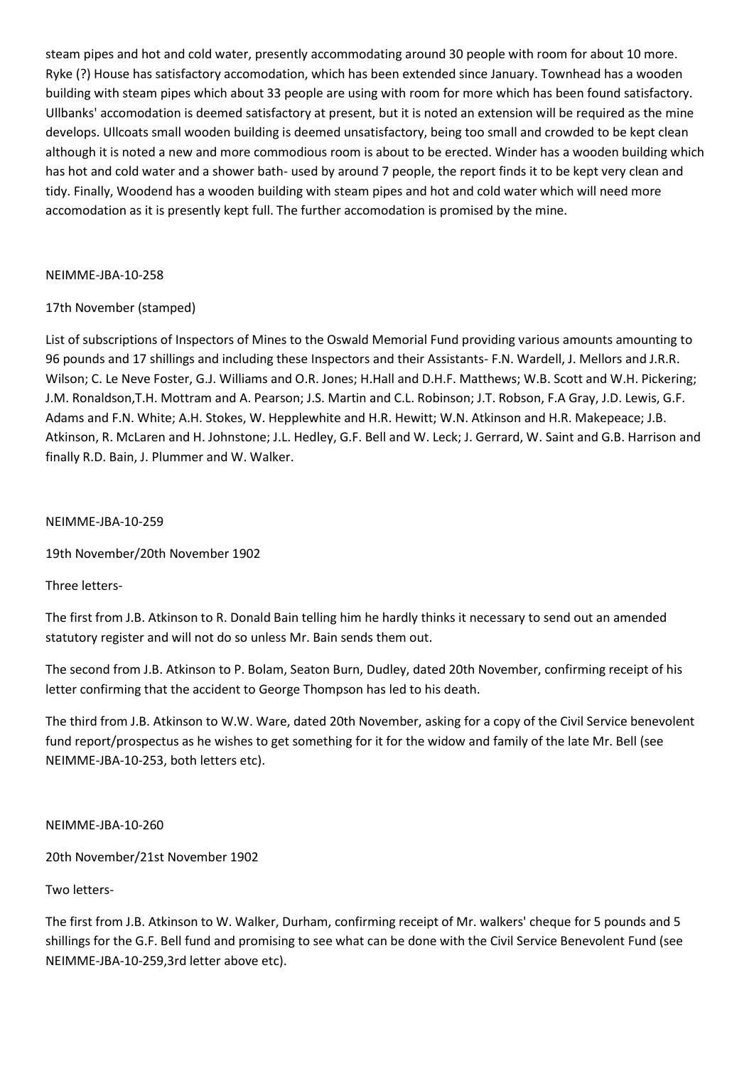steam pipes and hot and cold water, presently accommodating around 30 people with room for about 10 more. Ryke (?) House has satisfactory accomodation, which has been extended since January. Townhead has a wooden building with steam pipes which about 33 people are using with room for more which has been found satisfactory. Ullbanks' accomodation is deemed satisfactory at present, but it is noted an extension will be required as the mine develops. Ullcoats small wooden building is deemed unsatisfactory, being too small and crowded to be kept clean although it is noted a new and more commodious room is about to be erected. Winder has a wooden building which has hot and cold water and a shower bath- used by around 7 people, the report finds it to be kept very clean and tidy. Finally, Woodend has a wooden building with steam pipes and hot and cold water which will need more accomodation as it is presently kept full. The further accomodation is promised by the mine.

NEIMME-JBA-10-258

17th November (stamped)

List of subscriptions of Inspectors of Mines to the Oswald Memorial Fund providing various amounts amounting to 96 pounds and 17 shillings and including these Inspectors and their Assistants- F.N. Wardell, J. Mellors and J.R.R. Wilson; C. Le Neve Foster, G.J. Williams and O.R. Jones; H.Hall and D.H.F. Matthews; W.B. Scott and W.H. Pickering; J.M. Ronaldson,T.H. Mottram and A. Pearson; J.S. Martin and C.L. Robinson; J.T. Robson, F.A Gray, J.D. Lewis, G.F. Adams and F.N. White; A.H. Stokes, W. Hepplewhite and H.R. Hewitt; W.N. Atkinson and H.R. Makepeace; J.B. Atkinson, R. McLaren and H. Johnstone; J.L. Hedley, G.F. Bell and W. Leck; J. Gerrard, W. Saint and G.B. Harrison and finally R.D. Bain, J. Plummer and W. Walker.

NEIMME-JBA-10-259

19th November/20th November 1902

Three letters-

The first from J.B. Atkinson to R. Donald Bain telling him he hardly thinks it necessary to send out an amended statutory register and will not do so unless Mr. Bain sends them out.

The second from J.B. Atkinson to P. Bolam, Seaton Burn, Dudley, dated 20th November, confirming receipt of his letter confirming that the accident to George Thompson has led to his death.

The third from J.B. Atkinson to W.W. Ware, dated 20th November, asking for a copy of the Civil Service benevolent fund report/prospectus as he wishes to get something for it for the widow and family of the late Mr. Bell (see NEIMME-JBA-10-253, both letters etc).

NEIMME-JBA-10-260

20th November/21st November 1902

Two letters-

The first from J.B. Atkinson to W. Walker, Durham, confirming receipt of Mr. walkers' cheque for 5 pounds and 5 shillings for the G.F. Bell fund and promising to see what can be done with the Civil Service Benevolent Fund (see NEIMME-JBA-10-259,3rd letter above etc).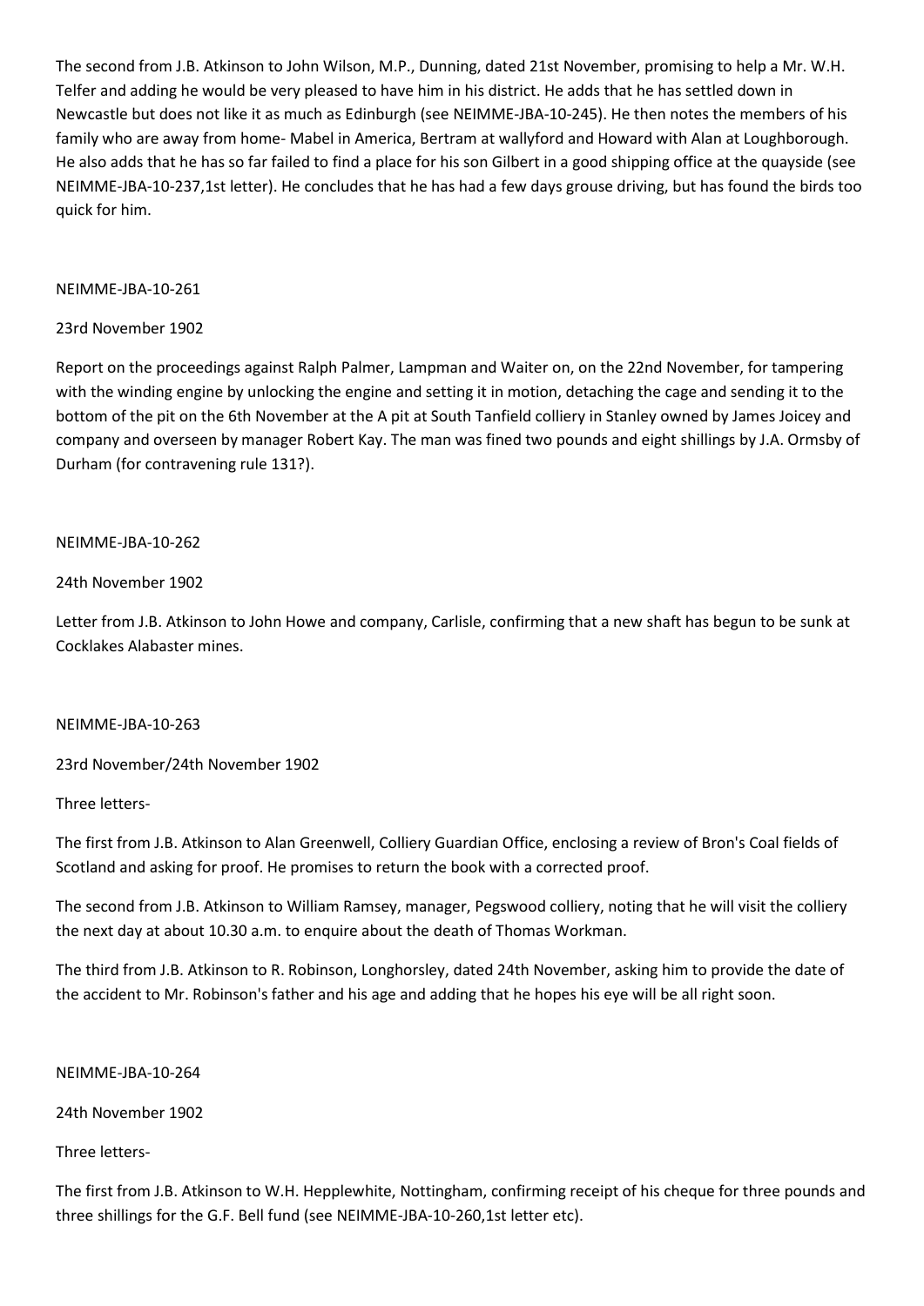The second from J.B. Atkinson to John Wilson, M.P., Dunning, dated 21st November, promising to help a Mr. W.H. Telfer and adding he would be very pleased to have him in his district. He adds that he has settled down in Newcastle but does not like it as much as Edinburgh (see NEIMME-JBA-10-245). He then notes the members of his family who are away from home- Mabel in America, Bertram at wallyford and Howard with Alan at Loughborough. He also adds that he has so far failed to find a place for his son Gilbert in a good shipping office at the quayside (see NEIMME-JBA-10-237,1st letter). He concludes that he has had a few days grouse driving, but has found the birds too quick for him.

NEIMME-JBA-10-261

23rd November 1902

Report on the proceedings against Ralph Palmer, Lampman and Waiter on, on the 22nd November, for tampering with the winding engine by unlocking the engine and setting it in motion, detaching the cage and sending it to the bottom of the pit on the 6th November at the A pit at South Tanfield colliery in Stanley owned by James Joicey and company and overseen by manager Robert Kay. The man was fined two pounds and eight shillings by J.A. Ormsby of Durham (for contravening rule 131?).

NEIMME-JBA-10-262

24th November 1902

Letter from J.B. Atkinson to John Howe and company, Carlisle, confirming that a new shaft has begun to be sunk at Cocklakes Alabaster mines.

NEIMME-JBA-10-263

23rd November/24th November 1902

Three letters-

The first from J.B. Atkinson to Alan Greenwell, Colliery Guardian Office, enclosing a review of Bron's Coal fields of Scotland and asking for proof. He promises to return the book with a corrected proof.

The second from J.B. Atkinson to William Ramsey, manager, Pegswood colliery, noting that he will visit the colliery the next day at about 10.30 a.m. to enquire about the death of Thomas Workman.

The third from J.B. Atkinson to R. Robinson, Longhorsley, dated 24th November, asking him to provide the date of the accident to Mr. Robinson's father and his age and adding that he hopes his eye will be all right soon.

NEIMME-JBA-10-264

24th November 1902

Three letters-

The first from J.B. Atkinson to W.H. Hepplewhite, Nottingham, confirming receipt of his cheque for three pounds and three shillings for the G.F. Bell fund (see NEIMME-JBA-10-260,1st letter etc).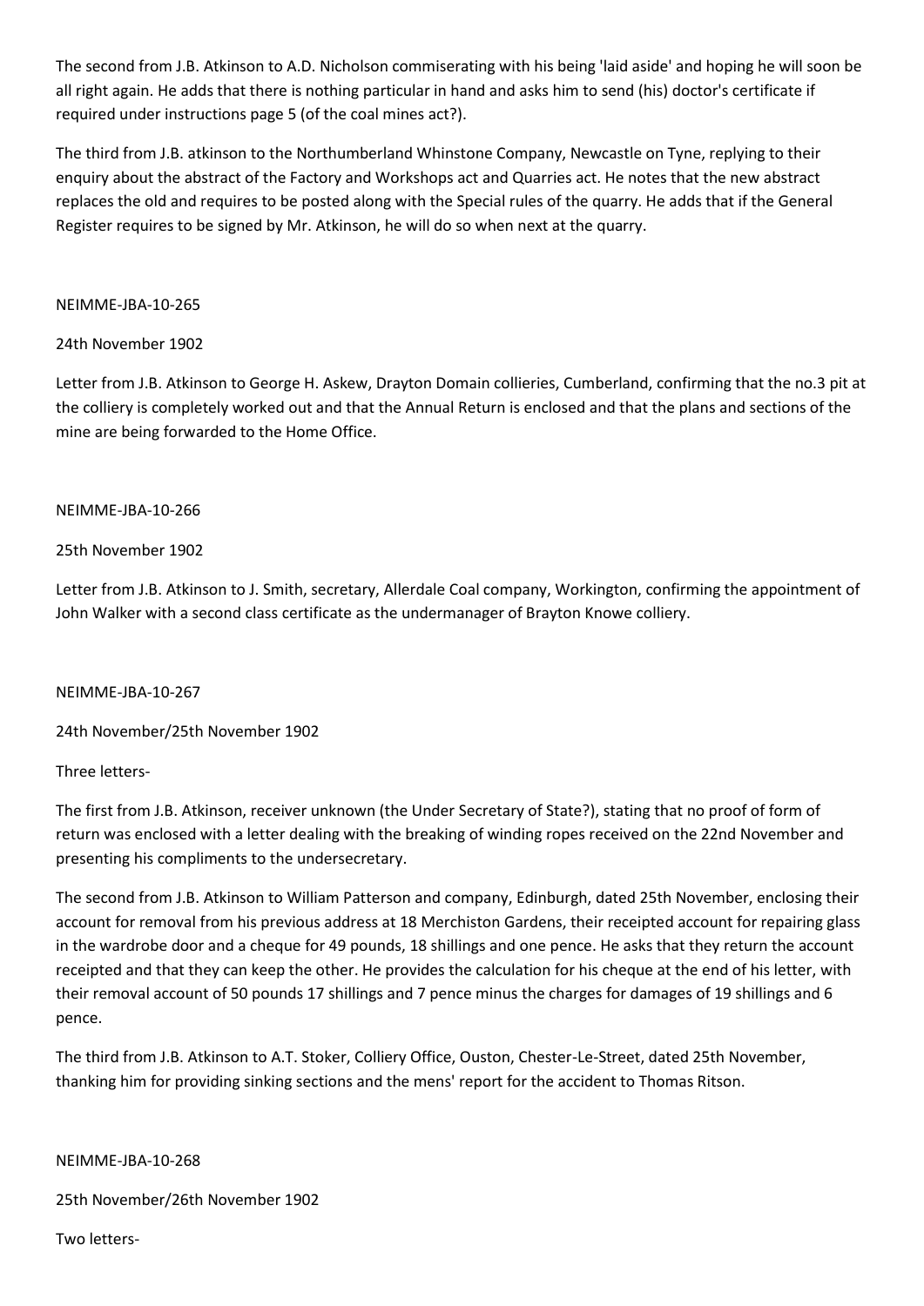The second from J.B. Atkinson to A.D. Nicholson commiserating with his being 'laid aside' and hoping he will soon be all right again. He adds that there is nothing particular in hand and asks him to send (his) doctor's certificate if required under instructions page 5 (of the coal mines act?).

The third from J.B. atkinson to the Northumberland Whinstone Company, Newcastle on Tyne, replying to their enquiry about the abstract of the Factory and Workshops act and Quarries act. He notes that the new abstract replaces the old and requires to be posted along with the Special rules of the quarry. He adds that if the General Register requires to be signed by Mr. Atkinson, he will do so when next at the quarry.

NEIMME-JBA-10-265

24th November 1902

Letter from J.B. Atkinson to George H. Askew, Drayton Domain collieries, Cumberland, confirming that the no.3 pit at the colliery is completely worked out and that the Annual Return is enclosed and that the plans and sections of the mine are being forwarded to the Home Office.

NEIMME-JBA-10-266

25th November 1902

Letter from J.B. Atkinson to J. Smith, secretary, Allerdale Coal company, Workington, confirming the appointment of John Walker with a second class certificate as the undermanager of Brayton Knowe colliery.

NEIMME-JBA-10-267

24th November/25th November 1902

Three letters-

The first from J.B. Atkinson, receiver unknown (the Under Secretary of State?), stating that no proof of form of return was enclosed with a letter dealing with the breaking of winding ropes received on the 22nd November and presenting his compliments to the undersecretary.

The second from J.B. Atkinson to William Patterson and company, Edinburgh, dated 25th November, enclosing their account for removal from his previous address at 18 Merchiston Gardens, their receipted account for repairing glass in the wardrobe door and a cheque for 49 pounds, 18 shillings and one pence. He asks that they return the account receipted and that they can keep the other. He provides the calculation for his cheque at the end of his letter, with their removal account of 50 pounds 17 shillings and 7 pence minus the charges for damages of 19 shillings and 6 pence.

The third from J.B. Atkinson to A.T. Stoker, Colliery Office, Ouston, Chester-Le-Street, dated 25th November, thanking him for providing sinking sections and the mens' report for the accident to Thomas Ritson.

NEIMME-JBA-10-268

25th November/26th November 1902

Two letters-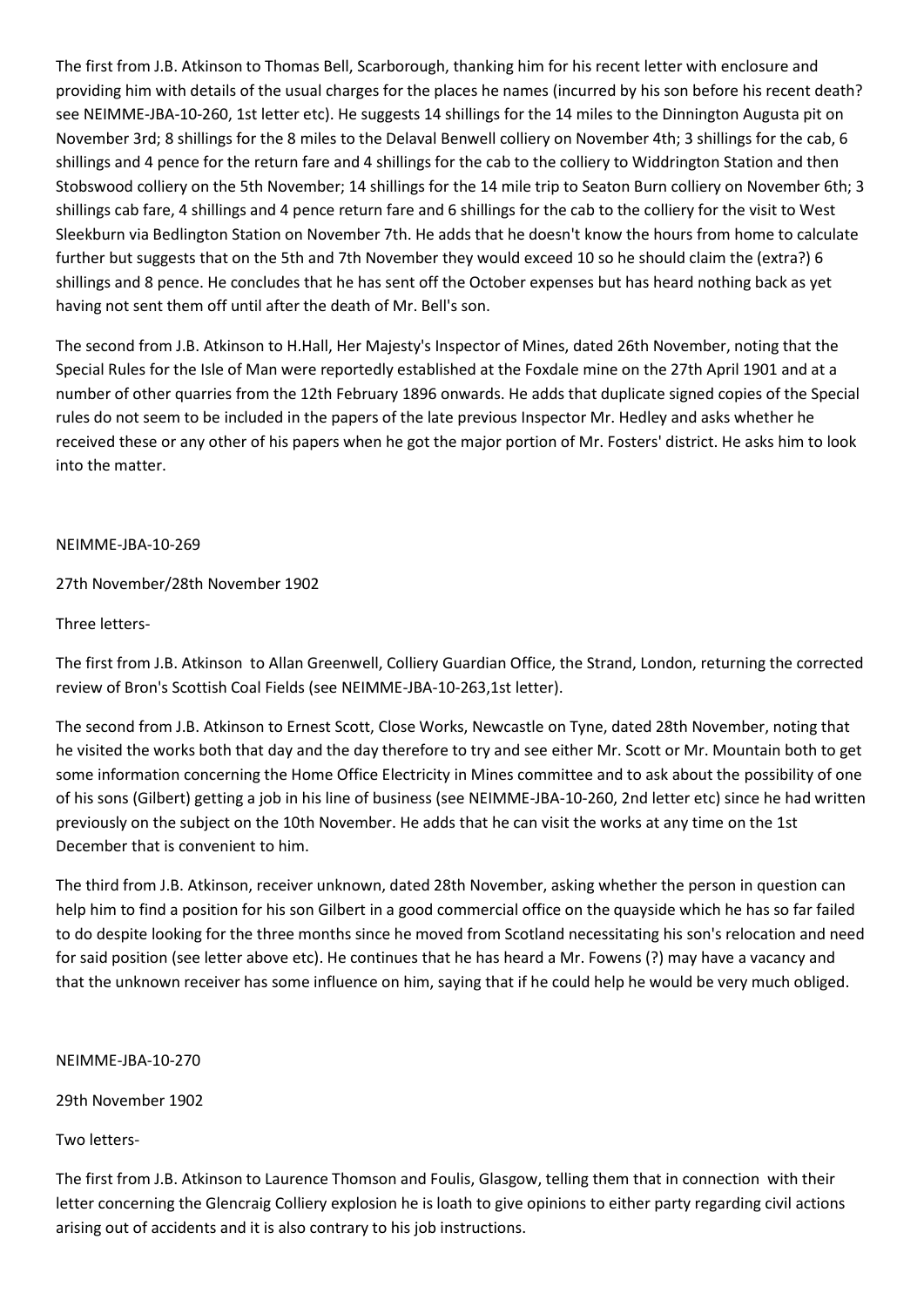The first from J.B. Atkinson to Thomas Bell, Scarborough, thanking him for his recent letter with enclosure and providing him with details of the usual charges for the places he names (incurred by his son before his recent death? see NEIMME-JBA-10-260, 1st letter etc). He suggests 14 shillings for the 14 miles to the Dinnington Augusta pit on November 3rd; 8 shillings for the 8 miles to the Delaval Benwell colliery on November 4th; 3 shillings for the cab, 6 shillings and 4 pence for the return fare and 4 shillings for the cab to the colliery to Widdrington Station and then Stobswood colliery on the 5th November; 14 shillings for the 14 mile trip to Seaton Burn colliery on November 6th; 3 shillings cab fare, 4 shillings and 4 pence return fare and 6 shillings for the cab to the colliery for the visit to West Sleekburn via Bedlington Station on November 7th. He adds that he doesn't know the hours from home to calculate further but suggests that on the 5th and 7th November they would exceed 10 so he should claim the (extra?) 6 shillings and 8 pence. He concludes that he has sent off the October expenses but has heard nothing back as yet having not sent them off until after the death of Mr. Bell's son.

The second from J.B. Atkinson to H.Hall, Her Majesty's Inspector of Mines, dated 26th November, noting that the Special Rules for the Isle of Man were reportedly established at the Foxdale mine on the 27th April 1901 and at a number of other quarries from the 12th February 1896 onwards. He adds that duplicate signed copies of the Special rules do not seem to be included in the papers of the late previous Inspector Mr. Hedley and asks whether he received these or any other of his papers when he got the major portion of Mr. Fosters' district. He asks him to look into the matter.

NEIMME-JBA-10-269

27th November/28th November 1902

Three letters-

The first from J.B. Atkinson to Allan Greenwell, Colliery Guardian Office, the Strand, London, returning the corrected review of Bron's Scottish Coal Fields (see NEIMME-JBA-10-263,1st letter).

The second from J.B. Atkinson to Ernest Scott, Close Works, Newcastle on Tyne, dated 28th November, noting that he visited the works both that day and the day therefore to try and see either Mr. Scott or Mr. Mountain both to get some information concerning the Home Office Electricity in Mines committee and to ask about the possibility of one of his sons (Gilbert) getting a job in his line of business (see NEIMME-JBA-10-260, 2nd letter etc) since he had written previously on the subject on the 10th November. He adds that he can visit the works at any time on the 1st December that is convenient to him.

The third from J.B. Atkinson, receiver unknown, dated 28th November, asking whether the person in question can help him to find a position for his son Gilbert in a good commercial office on the quayside which he has so far failed to do despite looking for the three months since he moved from Scotland necessitating his son's relocation and need for said position (see letter above etc). He continues that he has heard a Mr. Fowens (?) may have a vacancy and that the unknown receiver has some influence on him, saying that if he could help he would be very much obliged.

NEIMME-JBA-10-270

29th November 1902

Two letters-

The first from J.B. Atkinson to Laurence Thomson and Foulis, Glasgow, telling them that in connection with their letter concerning the Glencraig Colliery explosion he is loath to give opinions to either party regarding civil actions arising out of accidents and it is also contrary to his job instructions.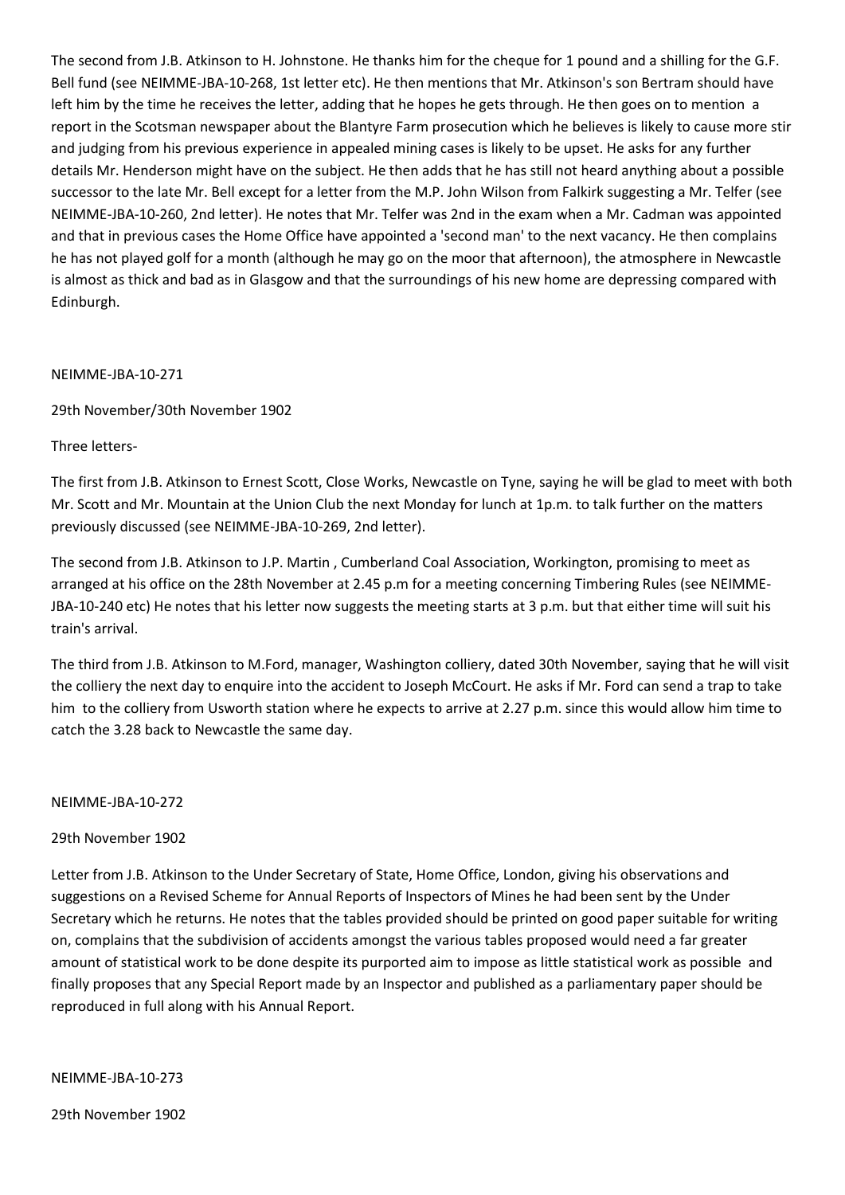The second from J.B. Atkinson to H. Johnstone. He thanks him for the cheque for 1 pound and a shilling for the G.F. Bell fund (see NEIMME-JBA-10-268, 1st letter etc). He then mentions that Mr. Atkinson's son Bertram should have left him by the time he receives the letter, adding that he hopes he gets through. He then goes on to mention a report in the Scotsman newspaper about the Blantyre Farm prosecution which he believes is likely to cause more stir and judging from his previous experience in appealed mining cases is likely to be upset. He asks for any further details Mr. Henderson might have on the subject. He then adds that he has still not heard anything about a possible successor to the late Mr. Bell except for a letter from the M.P. John Wilson from Falkirk suggesting a Mr. Telfer (see NEIMME-JBA-10-260, 2nd letter). He notes that Mr. Telfer was 2nd in the exam when a Mr. Cadman was appointed and that in previous cases the Home Office have appointed a 'second man' to the next vacancy. He then complains he has not played golf for a month (although he may go on the moor that afternoon), the atmosphere in Newcastle is almost as thick and bad as in Glasgow and that the surroundings of his new home are depressing compared with Edinburgh.

NEIMME-JBA-10-271

29th November/30th November 1902

Three letters-

The first from J.B. Atkinson to Ernest Scott, Close Works, Newcastle on Tyne, saying he will be glad to meet with both Mr. Scott and Mr. Mountain at the Union Club the next Monday for lunch at 1p.m. to talk further on the matters previously discussed (see NEIMME-JBA-10-269, 2nd letter).

The second from J.B. Atkinson to J.P. Martin , Cumberland Coal Association, Workington, promising to meet as arranged at his office on the 28th November at 2.45 p.m for a meeting concerning Timbering Rules (see NEIMME-JBA-10-240 etc) He notes that his letter now suggests the meeting starts at 3 p.m. but that either time will suit his train's arrival.

The third from J.B. Atkinson to M.Ford, manager, Washington colliery, dated 30th November, saying that he will visit the colliery the next day to enquire into the accident to Joseph McCourt. He asks if Mr. Ford can send a trap to take him to the colliery from Usworth station where he expects to arrive at 2.27 p.m. since this would allow him time to catch the 3.28 back to Newcastle the same day.

NEIMME-JBA-10-272

29th November 1902

Letter from J.B. Atkinson to the Under Secretary of State, Home Office, London, giving his observations and suggestions on a Revised Scheme for Annual Reports of Inspectors of Mines he had been sent by the Under Secretary which he returns. He notes that the tables provided should be printed on good paper suitable for writing on, complains that the subdivision of accidents amongst the various tables proposed would need a far greater amount of statistical work to be done despite its purported aim to impose as little statistical work as possible and finally proposes that any Special Report made by an Inspector and published as a parliamentary paper should be reproduced in full along with his Annual Report.

NEIMME-JBA-10-273

29th November 1902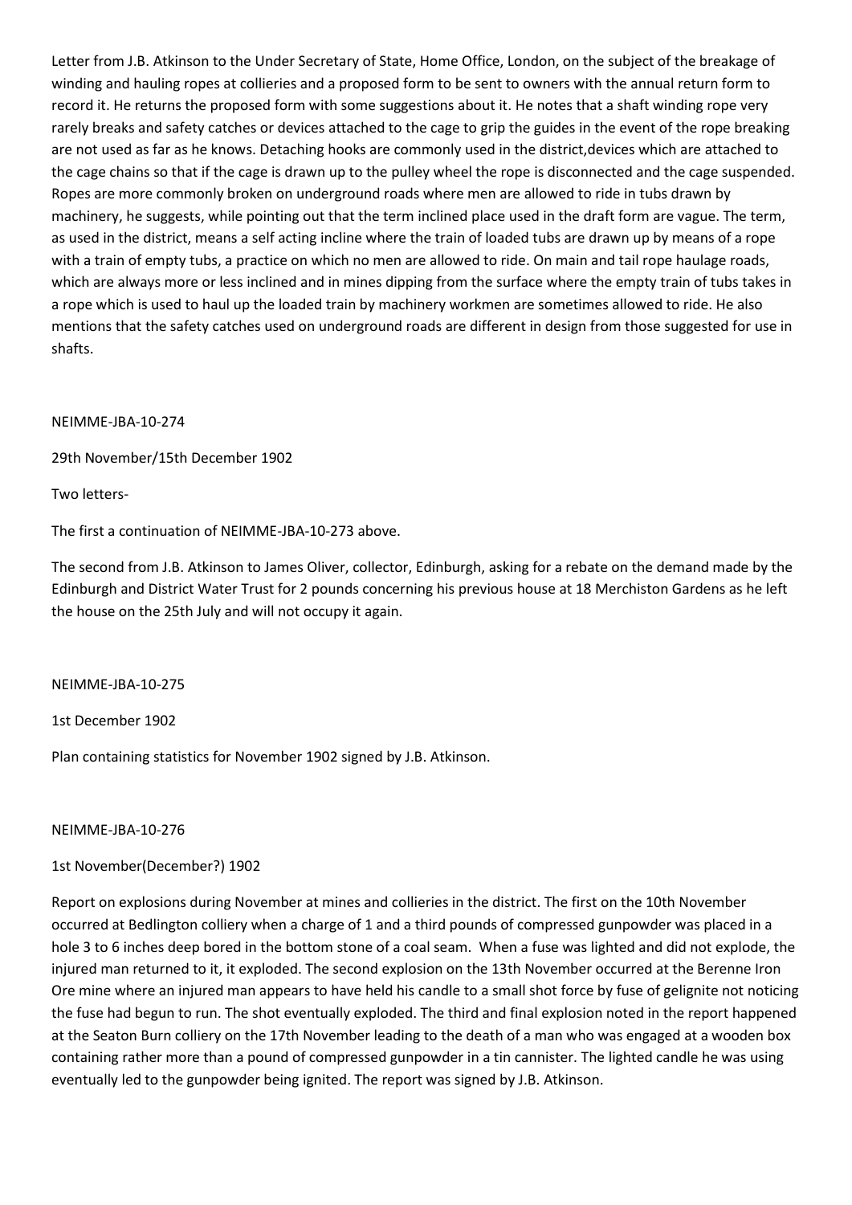Letter from J.B. Atkinson to the Under Secretary of State, Home Office, London, on the subject of the breakage of winding and hauling ropes at collieries and a proposed form to be sent to owners with the annual return form to record it. He returns the proposed form with some suggestions about it. He notes that a shaft winding rope very rarely breaks and safety catches or devices attached to the cage to grip the guides in the event of the rope breaking are not used as far as he knows. Detaching hooks are commonly used in the district,devices which are attached to the cage chains so that if the cage is drawn up to the pulley wheel the rope is disconnected and the cage suspended. Ropes are more commonly broken on underground roads where men are allowed to ride in tubs drawn by machinery, he suggests, while pointing out that the term inclined place used in the draft form are vague. The term, as used in the district, means a self acting incline where the train of loaded tubs are drawn up by means of a rope with a train of empty tubs, a practice on which no men are allowed to ride. On main and tail rope haulage roads, which are always more or less inclined and in mines dipping from the surface where the empty train of tubs takes in a rope which is used to haul up the loaded train by machinery workmen are sometimes allowed to ride. He also mentions that the safety catches used on underground roads are different in design from those suggested for use in shafts.

NEIMME-JBA-10-274

29th November/15th December 1902

Two letters-

The first a continuation of NEIMME-JBA-10-273 above.

The second from J.B. Atkinson to James Oliver, collector, Edinburgh, asking for a rebate on the demand made by the Edinburgh and District Water Trust for 2 pounds concerning his previous house at 18 Merchiston Gardens as he left the house on the 25th July and will not occupy it again.

NEIMME-JBA-10-275

1st December 1902

Plan containing statistics for November 1902 signed by J.B. Atkinson.

NEIMME-JBA-10-276

1st November(December?) 1902

Report on explosions during November at mines and collieries in the district. The first on the 10th November occurred at Bedlington colliery when a charge of 1 and a third pounds of compressed gunpowder was placed in a hole 3 to 6 inches deep bored in the bottom stone of a coal seam. When a fuse was lighted and did not explode, the injured man returned to it, it exploded. The second explosion on the 13th November occurred at the Berenne Iron Ore mine where an injured man appears to have held his candle to a small shot force by fuse of gelignite not noticing the fuse had begun to run. The shot eventually exploded. The third and final explosion noted in the report happened at the Seaton Burn colliery on the 17th November leading to the death of a man who was engaged at a wooden box containing rather more than a pound of compressed gunpowder in a tin cannister. The lighted candle he was using eventually led to the gunpowder being ignited. The report was signed by J.B. Atkinson.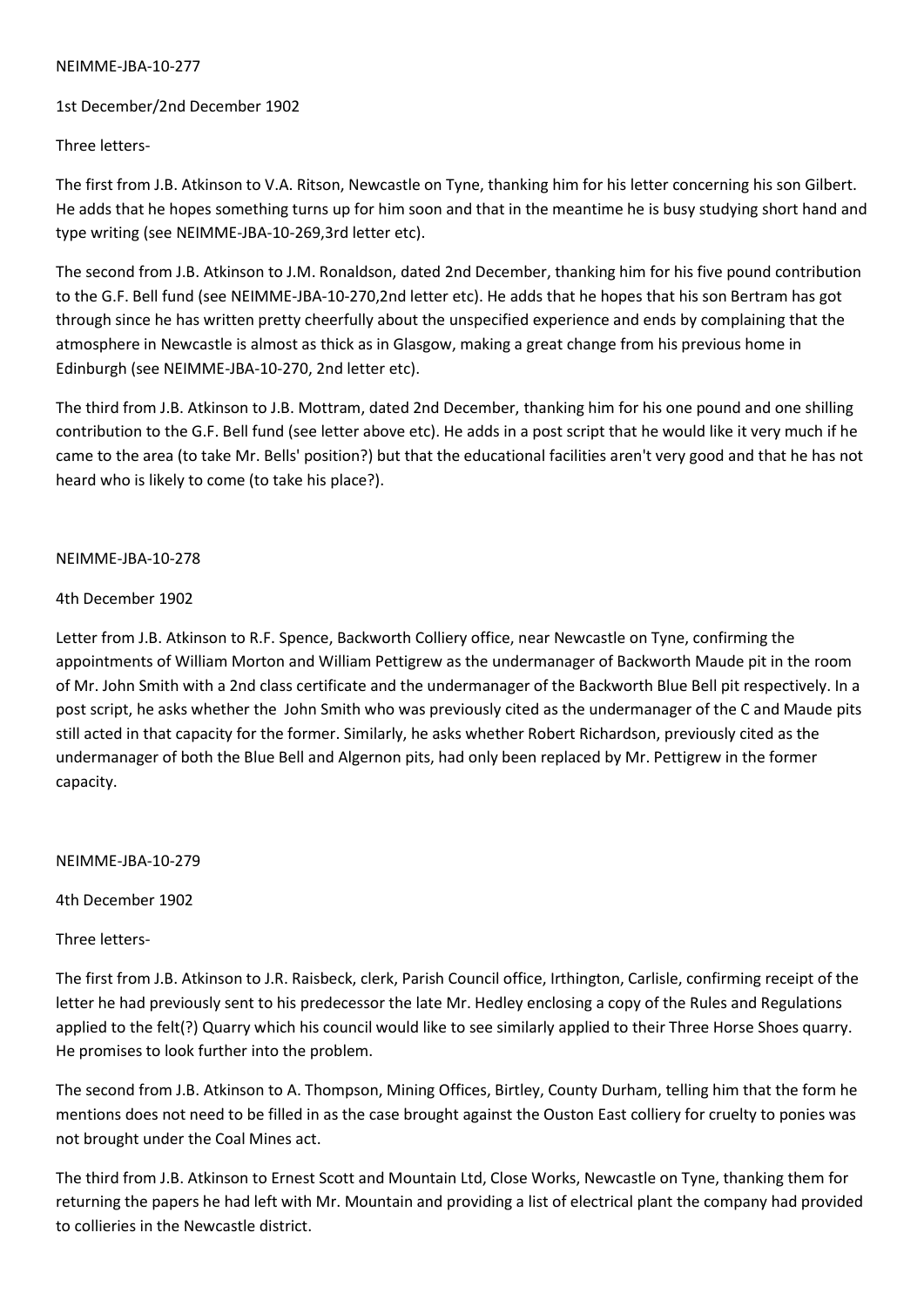NEIMME-JBA-10-277

1st December/2nd December 1902

Three letters-

The first from J.B. Atkinson to V.A. Ritson, Newcastle on Tyne, thanking him for his letter concerning his son Gilbert. He adds that he hopes something turns up for him soon and that in the meantime he is busy studying short hand and type writing (see NEIMME-JBA-10-269,3rd letter etc).

The second from J.B. Atkinson to J.M. Ronaldson, dated 2nd December, thanking him for his five pound contribution to the G.F. Bell fund (see NEIMME-JBA-10-270,2nd letter etc). He adds that he hopes that his son Bertram has got through since he has written pretty cheerfully about the unspecified experience and ends by complaining that the atmosphere in Newcastle is almost as thick as in Glasgow, making a great change from his previous home in Edinburgh (see NEIMME-JBA-10-270, 2nd letter etc).

The third from J.B. Atkinson to J.B. Mottram, dated 2nd December, thanking him for his one pound and one shilling contribution to the G.F. Bell fund (see letter above etc). He adds in a post script that he would like it very much if he came to the area (to take Mr. Bells' position?) but that the educational facilities aren't very good and that he has not heard who is likely to come (to take his place?).

NEIMME-JBA-10-278

4th December 1902

Letter from J.B. Atkinson to R.F. Spence, Backworth Colliery office, near Newcastle on Tyne, confirming the appointments of William Morton and William Pettigrew as the undermanager of Backworth Maude pit in the room of Mr. John Smith with a 2nd class certificate and the undermanager of the Backworth Blue Bell pit respectively. In a post script, he asks whether the John Smith who was previously cited as the undermanager of the C and Maude pits still acted in that capacity for the former. Similarly, he asks whether Robert Richardson, previously cited as the undermanager of both the Blue Bell and Algernon pits, had only been replaced by Mr. Pettigrew in the former capacity.

NEIMME-JBA-10-279

4th December 1902

Three letters-

The first from J.B. Atkinson to J.R. Raisbeck, clerk, Parish Council office, Irthington, Carlisle, confirming receipt of the letter he had previously sent to his predecessor the late Mr. Hedley enclosing a copy of the Rules and Regulations applied to the felt(?) Quarry which his council would like to see similarly applied to their Three Horse Shoes quarry. He promises to look further into the problem.

The second from J.B. Atkinson to A. Thompson, Mining Offices, Birtley, County Durham, telling him that the form he mentions does not need to be filled in as the case brought against the Ouston East colliery for cruelty to ponies was not brought under the Coal Mines act.

The third from J.B. Atkinson to Ernest Scott and Mountain Ltd, Close Works, Newcastle on Tyne, thanking them for returning the papers he had left with Mr. Mountain and providing a list of electrical plant the company had provided to collieries in the Newcastle district.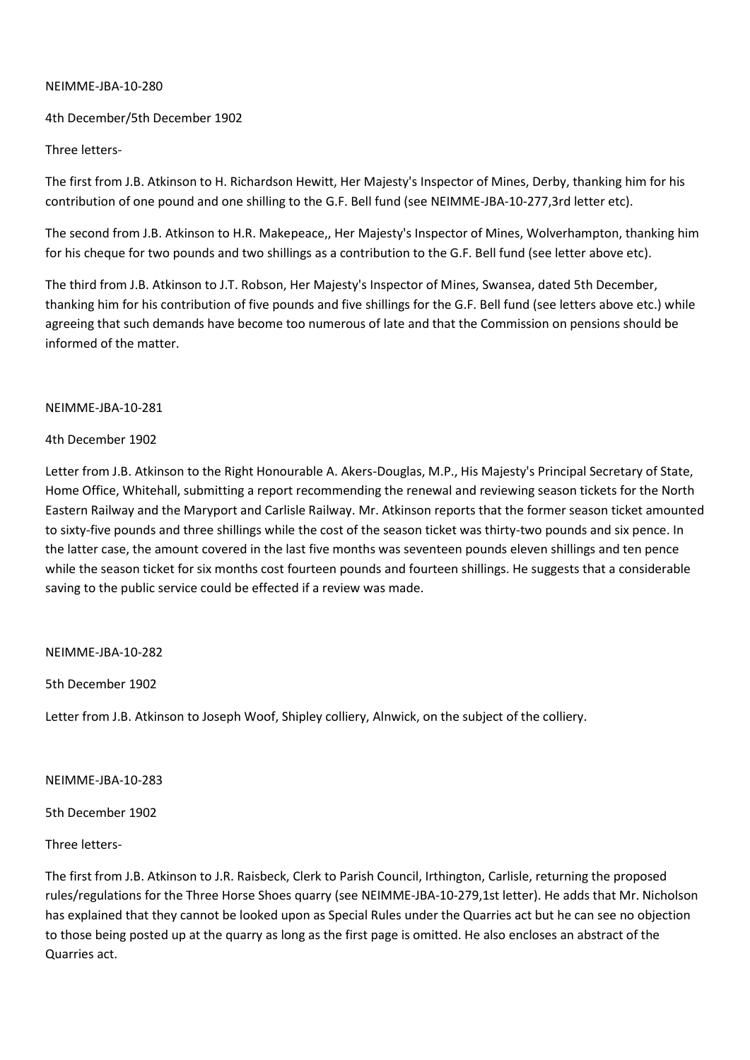NEIMME-JBA-10-280

4th December/5th December 1902

Three letters-

The first from J.B. Atkinson to H. Richardson Hewitt, Her Majesty's Inspector of Mines, Derby, thanking him for his contribution of one pound and one shilling to the G.F. Bell fund (see NEIMME-JBA-10-277,3rd letter etc).

The second from J.B. Atkinson to H.R. Makepeace,, Her Majesty's Inspector of Mines, Wolverhampton, thanking him for his cheque for two pounds and two shillings as a contribution to the G.F. Bell fund (see letter above etc).

The third from J.B. Atkinson to J.T. Robson, Her Majesty's Inspector of Mines, Swansea, dated 5th December, thanking him for his contribution of five pounds and five shillings for the G.F. Bell fund (see letters above etc.) while agreeing that such demands have become too numerous of late and that the Commission on pensions should be informed of the matter.

NEIMME-JBA-10-281

4th December 1902

Letter from J.B. Atkinson to the Right Honourable A. Akers-Douglas, M.P., His Majesty's Principal Secretary of State, Home Office, Whitehall, submitting a report recommending the renewal and reviewing season tickets for the North Eastern Railway and the Maryport and Carlisle Railway. Mr. Atkinson reports that the former season ticket amounted to sixty-five pounds and three shillings while the cost of the season ticket was thirty-two pounds and six pence. In the latter case, the amount covered in the last five months was seventeen pounds eleven shillings and ten pence while the season ticket for six months cost fourteen pounds and fourteen shillings. He suggests that a considerable saving to the public service could be effected if a review was made.

NEIMME-JBA-10-282

5th December 1902

Letter from J.B. Atkinson to Joseph Woof, Shipley colliery, Alnwick, on the subject of the colliery.

NEIMME-JBA-10-283

5th December 1902

Three letters-

The first from J.B. Atkinson to J.R. Raisbeck, Clerk to Parish Council, Irthington, Carlisle, returning the proposed rules/regulations for the Three Horse Shoes quarry (see NEIMME-JBA-10-279,1st letter). He adds that Mr. Nicholson has explained that they cannot be looked upon as Special Rules under the Quarries act but he can see no objection to those being posted up at the quarry as long as the first page is omitted. He also encloses an abstract of the Quarries act.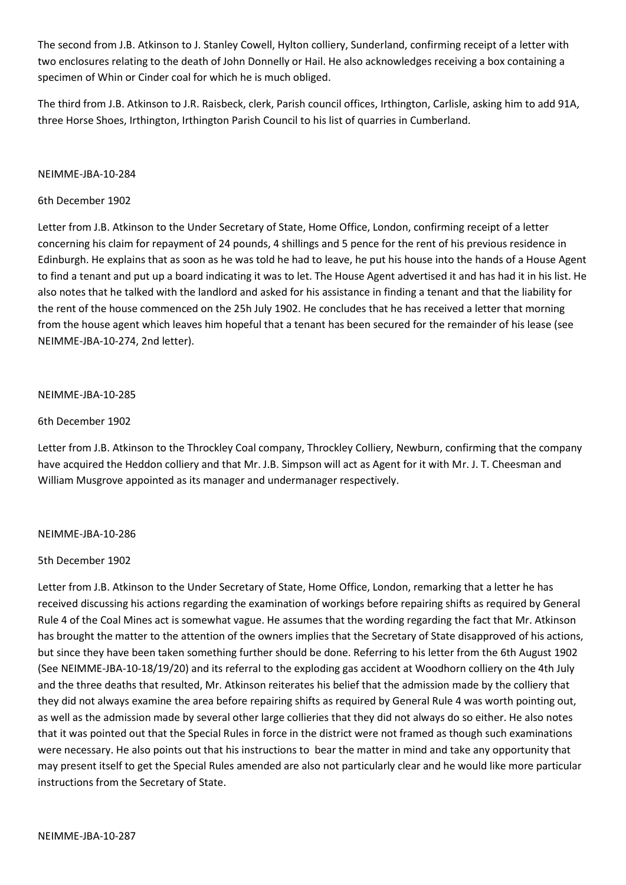The second from J.B. Atkinson to J. Stanley Cowell, Hylton colliery, Sunderland, confirming receipt of a letter with two enclosures relating to the death of John Donnelly or Hail. He also acknowledges receiving a box containing a specimen of Whin or Cinder coal for which he is much obliged.

The third from J.B. Atkinson to J.R. Raisbeck, clerk, Parish council offices, Irthington, Carlisle, asking him to add 91A, three Horse Shoes, Irthington, Irthington Parish Council to his list of quarries in Cumberland.

NEIMME-JBA-10-284

6th December 1902

Letter from J.B. Atkinson to the Under Secretary of State, Home Office, London, confirming receipt of a letter concerning his claim for repayment of 24 pounds, 4 shillings and 5 pence for the rent of his previous residence in Edinburgh. He explains that as soon as he was told he had to leave, he put his house into the hands of a House Agent to find a tenant and put up a board indicating it was to let. The House Agent advertised it and has had it in his list. He also notes that he talked with the landlord and asked for his assistance in finding a tenant and that the liability for the rent of the house commenced on the 25h July 1902. He concludes that he has received a letter that morning from the house agent which leaves him hopeful that a tenant has been secured for the remainder of his lease (see NEIMME-JBA-10-274, 2nd letter).

NEIMME-JBA-10-285

6th December 1902

Letter from J.B. Atkinson to the Throckley Coal company, Throckley Colliery, Newburn, confirming that the company have acquired the Heddon colliery and that Mr. J.B. Simpson will act as Agent for it with Mr. J. T. Cheesman and William Musgrove appointed as its manager and undermanager respectively.

NEIMME-JBA-10-286

5th December 1902

Letter from J.B. Atkinson to the Under Secretary of State, Home Office, London, remarking that a letter he has received discussing his actions regarding the examination of workings before repairing shifts as required by General Rule 4 of the Coal Mines act is somewhat vague. He assumes that the wording regarding the fact that Mr. Atkinson has brought the matter to the attention of the owners implies that the Secretary of State disapproved of his actions, but since they have been taken something further should be done. Referring to his letter from the 6th August 1902 (See NEIMME-JBA-10-18/19/20) and its referral to the exploding gas accident at Woodhorn colliery on the 4th July and the three deaths that resulted, Mr. Atkinson reiterates his belief that the admission made by the colliery that they did not always examine the area before repairing shifts as required by General Rule 4 was worth pointing out, as well as the admission made by several other large collieries that they did not always do so either. He also notes that it was pointed out that the Special Rules in force in the district were not framed as though such examinations were necessary. He also points out that his instructions to bear the matter in mind and take any opportunity that may present itself to get the Special Rules amended are also not particularly clear and he would like more particular instructions from the Secretary of State.

NEIMME-JBA-10-287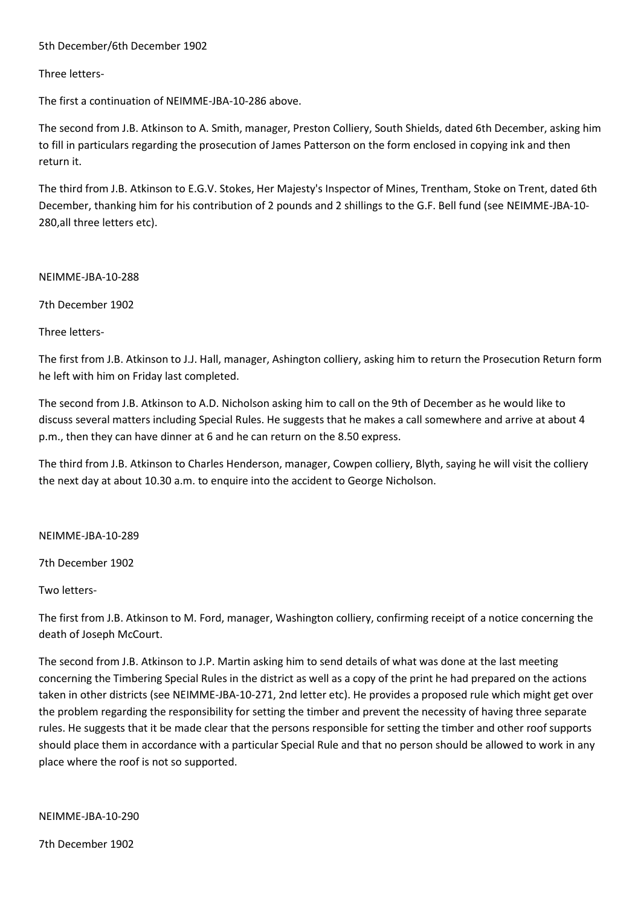5th December/6th December 1902

Three letters-

The first a continuation of NEIMME-JBA-10-286 above.

The second from J.B. Atkinson to A. Smith, manager, Preston Colliery, South Shields, dated 6th December, asking him to fill in particulars regarding the prosecution of James Patterson on the form enclosed in copying ink and then return it.

The third from J.B. Atkinson to E.G.V. Stokes, Her Majesty's Inspector of Mines, Trentham, Stoke on Trent, dated 6th December, thanking him for his contribution of 2 pounds and 2 shillings to the G.F. Bell fund (see NEIMME-JBA-10-280,all three letters etc).

NEIMME-JBA-10-288

7th December 1902

Three letters-

The first from J.B. Atkinson to J.J. Hall, manager, Ashington colliery, asking him to return the Prosecution Return form he left with him on Friday last completed.

The second from J.B. Atkinson to A.D. Nicholson asking him to call on the 9th of December as he would like to discuss several matters including Special Rules. He suggests that he makes a call somewhere and arrive at about 4 p.m., then they can have dinner at 6 and he can return on the 8.50 express.

The third from J.B. Atkinson to Charles Henderson, manager, Cowpen colliery, Blyth, saying he will visit the colliery the next day at about 10.30 a.m. to enquire into the accident to George Nicholson.

NEIMME-JBA-10-289

7th December 1902

Two letters-

The first from J.B. Atkinson to M. Ford, manager, Washington colliery, confirming receipt of a notice concerning the death of Joseph McCourt.

The second from J.B. Atkinson to J.P. Martin asking him to send details of what was done at the last meeting concerning the Timbering Special Rules in the district as well as a copy of the print he had prepared on the actions taken in other districts (see NEIMME-JBA-10-271, 2nd letter etc). He provides a proposed rule which might get over the problem regarding the responsibility for setting the timber and prevent the necessity of having three separate rules. He suggests that it be made clear that the persons responsible for setting the timber and other roof supports should place them in accordance with a particular Special Rule and that no person should be allowed to work in any place where the roof is not so supported.

NEIMME-JBA-10-290

7th December 1902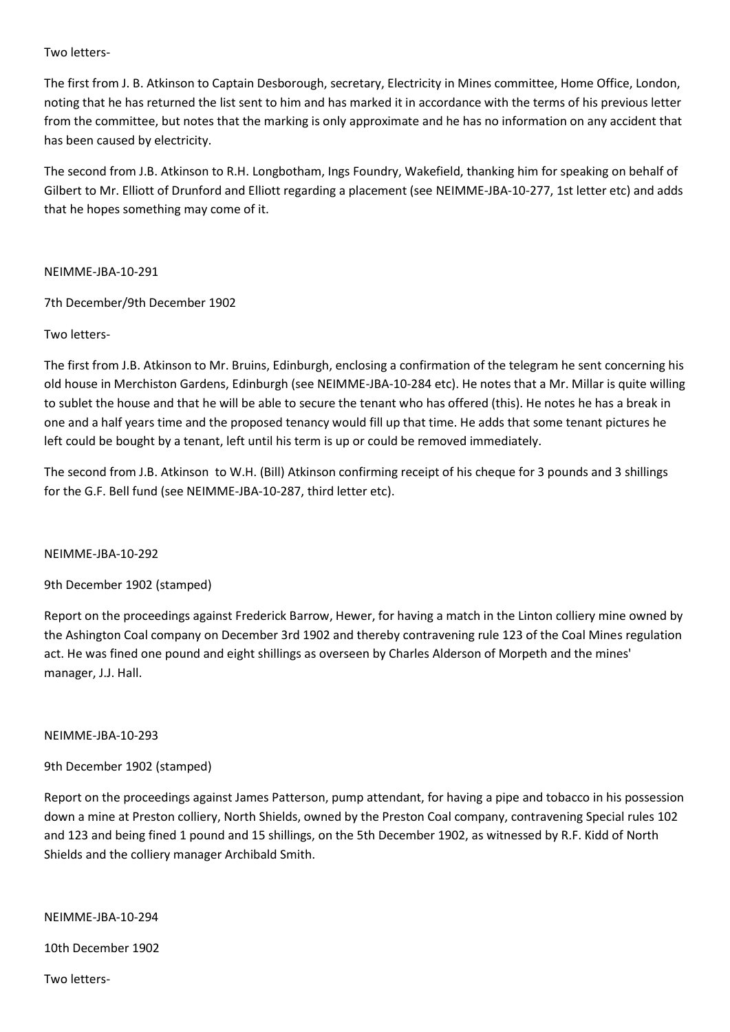Two letters-

The first from J. B. Atkinson to Captain Desborough, secretary, Electricity in Mines committee, Home Office, London, noting that he has returned the list sent to him and has marked it in accordance with the terms of his previous letter from the committee, but notes that the marking is only approximate and he has no information on any accident that has been caused by electricity.

The second from J.B. Atkinson to R.H. Longbotham, Ings Foundry, Wakefield, thanking him for speaking on behalf of Gilbert to Mr. Elliott of Drunford and Elliott regarding a placement (see NEIMME-JBA-10-277, 1st letter etc) and adds that he hopes something may come of it.

NEIMME-JBA-10-291

7th December/9th December 1902

Two letters-

The first from J.B. Atkinson to Mr. Bruins, Edinburgh, enclosing a confirmation of the telegram he sent concerning his old house in Merchiston Gardens, Edinburgh (see NEIMME-JBA-10-284 etc). He notes that a Mr. Millar is quite willing to sublet the house and that he will be able to secure the tenant who has offered (this). He notes he has a break in one and a half years time and the proposed tenancy would fill up that time. He adds that some tenant pictures he left could be bought by a tenant, left until his term is up or could be removed immediately.

The second from J.B. Atkinson to W.H. (Bill) Atkinson confirming receipt of his cheque for 3 pounds and 3 shillings for the G.F. Bell fund (see NEIMME-JBA-10-287, third letter etc).

NEIMME-JBA-10-292

9th December 1902 (stamped)

Report on the proceedings against Frederick Barrow, Hewer, for having a match in the Linton colliery mine owned by the Ashington Coal company on December 3rd 1902 and thereby contravening rule 123 of the Coal Mines regulation act. He was fined one pound and eight shillings as overseen by Charles Alderson of Morpeth and the mines' manager, J.J. Hall.

NEIMME-JBA-10-293

9th December 1902 (stamped)

Report on the proceedings against James Patterson, pump attendant, for having a pipe and tobacco in his possession down a mine at Preston colliery, North Shields, owned by the Preston Coal company, contravening Special rules 102 and 123 and being fined 1 pound and 15 shillings, on the 5th December 1902, as witnessed by R.F. Kidd of North Shields and the colliery manager Archibald Smith.

NEIMME-JBA-10-294

10th December 1902

Two letters-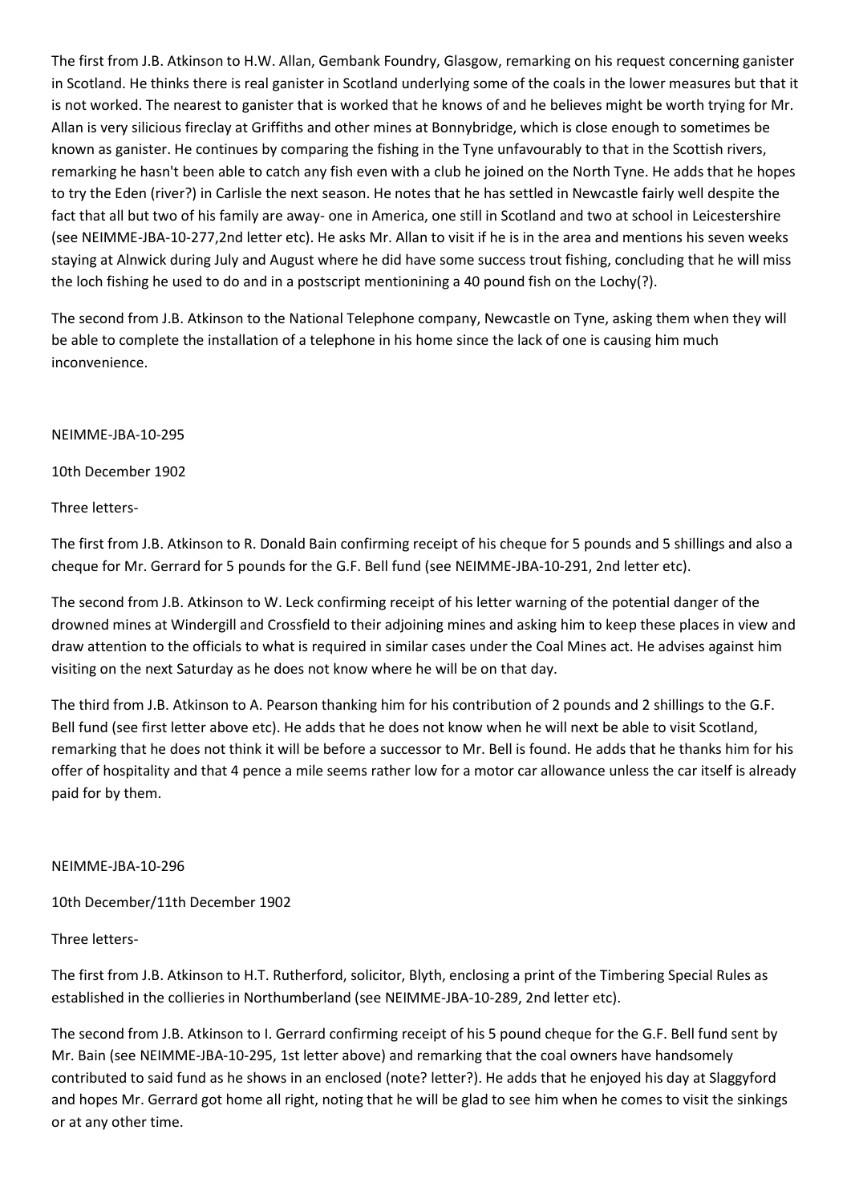The first from J.B. Atkinson to H.W. Allan, Gembank Foundry, Glasgow, remarking on his request concerning ganister in Scotland. He thinks there is real ganister in Scotland underlying some of the coals in the lower measures but that it is not worked. The nearest to ganister that is worked that he knows of and he believes might be worth trying for Mr. Allan is very silicious fireclay at Griffiths and other mines at Bonnybridge, which is close enough to sometimes be known as ganister. He continues by comparing the fishing in the Tyne unfavourably to that in the Scottish rivers, remarking he hasn't been able to catch any fish even with a club he joined on the North Tyne. He adds that he hopes to try the Eden (river?) in Carlisle the next season. He notes that he has settled in Newcastle fairly well despite the fact that all but two of his family are away- one in America, one still in Scotland and two at school in Leicestershire (see NEIMME-JBA-10-277,2nd letter etc). He asks Mr. Allan to visit if he is in the area and mentions his seven weeks staying at Alnwick during July and August where he did have some success trout fishing, concluding that he will miss the loch fishing he used to do and in a postscript mentionining a 40 pound fish on the Lochy(?).

The second from J.B. Atkinson to the National Telephone company, Newcastle on Tyne, asking them when they will be able to complete the installation of a telephone in his home since the lack of one is causing him much inconvenience.

NEIMME-JBA-10-295

10th December 1902

Three letters-

The first from J.B. Atkinson to R. Donald Bain confirming receipt of his cheque for 5 pounds and 5 shillings and also a cheque for Mr. Gerrard for 5 pounds for the G.F. Bell fund (see NEIMME-JBA-10-291, 2nd letter etc).

The second from J.B. Atkinson to W. Leck confirming receipt of his letter warning of the potential danger of the drowned mines at Windergill and Crossfield to their adjoining mines and asking him to keep these places in view and draw attention to the officials to what is required in similar cases under the Coal Mines act. He advises against him visiting on the next Saturday as he does not know where he will be on that day.

The third from J.B. Atkinson to A. Pearson thanking him for his contribution of 2 pounds and 2 shillings to the G.F. Bell fund (see first letter above etc). He adds that he does not know when he will next be able to visit Scotland, remarking that he does not think it will be before a successor to Mr. Bell is found. He adds that he thanks him for his offer of hospitality and that 4 pence a mile seems rather low for a motor car allowance unless the car itself is already paid for by them.

NEIMME-JBA-10-296

10th December/11th December 1902

Three letters-

The first from J.B. Atkinson to H.T. Rutherford, solicitor, Blyth, enclosing a print of the Timbering Special Rules as established in the collieries in Northumberland (see NEIMME-JBA-10-289, 2nd letter etc).

The second from J.B. Atkinson to I. Gerrard confirming receipt of his 5 pound cheque for the G.F. Bell fund sent by Mr. Bain (see NEIMME-JBA-10-295, 1st letter above) and remarking that the coal owners have handsomely contributed to said fund as he shows in an enclosed (note? letter?). He adds that he enjoyed his day at Slaggyford and hopes Mr. Gerrard got home all right, noting that he will be glad to see him when he comes to visit the sinkings or at any other time.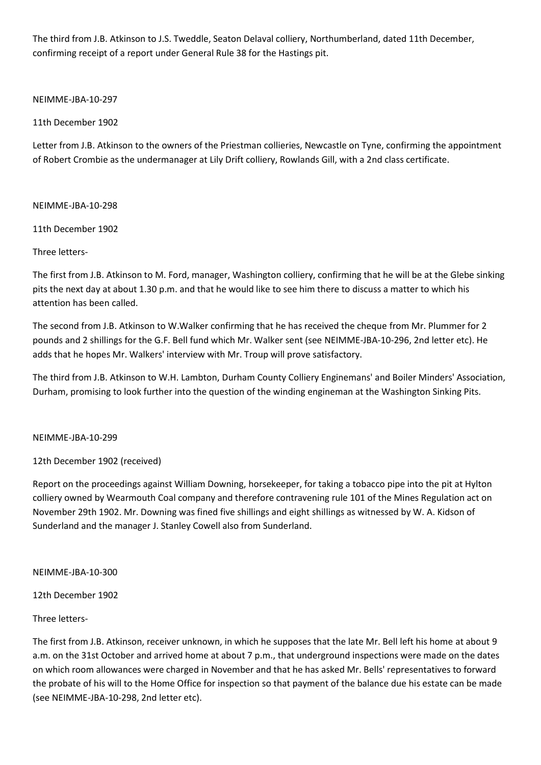The third from J.B. Atkinson to J.S. Tweddle, Seaton Delaval colliery, Northumberland, dated 11th December, confirming receipt of a report under General Rule 38 for the Hastings pit.

NEIMME-JBA-10-297

11th December 1902

Letter from J.B. Atkinson to the owners of the Priestman collieries, Newcastle on Tyne, confirming the appointment of Robert Crombie as the undermanager at Lily Drift colliery, Rowlands Gill, with a 2nd class certificate.

NEIMME-JBA-10-298

11th December 1902

Three letters-

The first from J.B. Atkinson to M. Ford, manager, Washington colliery, confirming that he will be at the Glebe sinking pits the next day at about 1.30 p.m. and that he would like to see him there to discuss a matter to which his attention has been called.

The second from J.B. Atkinson to W.Walker confirming that he has received the cheque from Mr. Plummer for 2 pounds and 2 shillings for the G.F. Bell fund which Mr. Walker sent (see NEIMME-JBA-10-296, 2nd letter etc). He adds that he hopes Mr. Walkers' interview with Mr. Troup will prove satisfactory.

The third from J.B. Atkinson to W.H. Lambton, Durham County Colliery Enginemans' and Boiler Minders' Association, Durham, promising to look further into the question of the winding engineman at the Washington Sinking Pits.

NEIMME-JBA-10-299

12th December 1902 (received)

Report on the proceedings against William Downing, horsekeeper, for taking a tobacco pipe into the pit at Hylton colliery owned by Wearmouth Coal company and therefore contravening rule 101 of the Mines Regulation act on November 29th 1902. Mr. Downing was fined five shillings and eight shillings as witnessed by W. A. Kidson of Sunderland and the manager J. Stanley Cowell also from Sunderland.

NEIMME-JBA-10-300

12th December 1902

Three letters-

The first from J.B. Atkinson, receiver unknown, in which he supposes that the late Mr. Bell left his home at about 9 a.m. on the 31st October and arrived home at about 7 p.m., that underground inspections were made on the dates on which room allowances were charged in November and that he has asked Mr. Bells' representatives to forward the probate of his will to the Home Office for inspection so that payment of the balance due his estate can be made (see NEIMME-JBA-10-298, 2nd letter etc).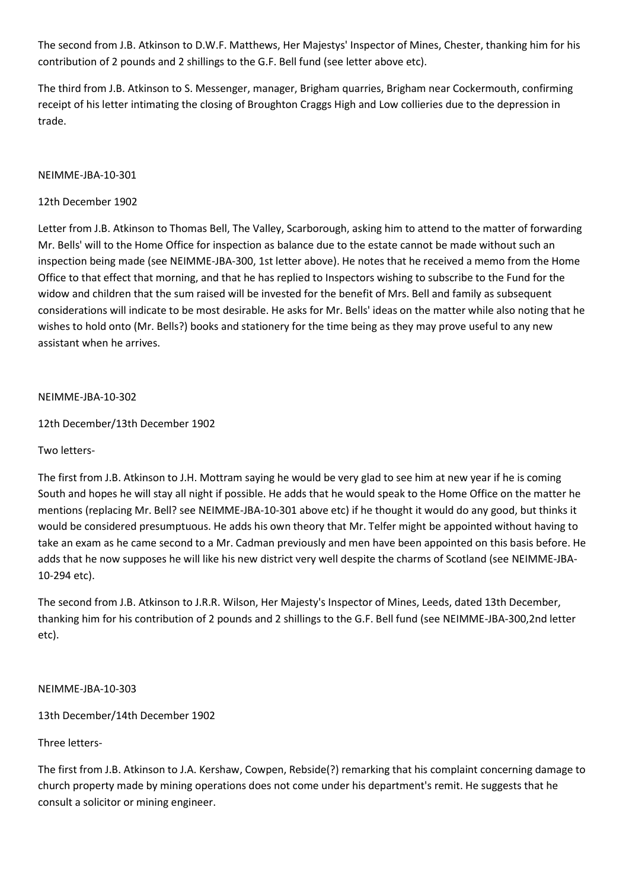The second from J.B. Atkinson to D.W.F. Matthews, Her Majestys' Inspector of Mines, Chester, thanking him for his contribution of 2 pounds and 2 shillings to the G.F. Bell fund (see letter above etc).

The third from J.B. Atkinson to S. Messenger, manager, Brigham quarries, Brigham near Cockermouth, confirming receipt of his letter intimating the closing of Broughton Craggs High and Low collieries due to the depression in trade.

NEIMME-JBA-10-301

12th December 1902

Letter from J.B. Atkinson to Thomas Bell, The Valley, Scarborough, asking him to attend to the matter of forwarding Mr. Bells' will to the Home Office for inspection as balance due to the estate cannot be made without such an inspection being made (see NEIMME-JBA-300, 1st letter above). He notes that he received a memo from the Home Office to that effect that morning, and that he has replied to Inspectors wishing to subscribe to the Fund for the widow and children that the sum raised will be invested for the benefit of Mrs. Bell and family as subsequent considerations will indicate to be most desirable. He asks for Mr. Bells' ideas on the matter while also noting that he wishes to hold onto (Mr. Bells?) books and stationery for the time being as they may prove useful to any new assistant when he arrives.

NEIMME-JBA-10-302

12th December/13th December 1902

Two letters-

The first from J.B. Atkinson to J.H. Mottram saying he would be very glad to see him at new year if he is coming South and hopes he will stay all night if possible. He adds that he would speak to the Home Office on the matter he mentions (replacing Mr. Bell? see NEIMME-JBA-10-301 above etc) if he thought it would do any good, but thinks it would be considered presumptuous. He adds his own theory that Mr. Telfer might be appointed without having to take an exam as he came second to a Mr. Cadman previously and men have been appointed on this basis before. He adds that he now supposes he will like his new district very well despite the charms of Scotland (see NEIMME-JBA-10-294 etc).

The second from J.B. Atkinson to J.R.R. Wilson, Her Majesty's Inspector of Mines, Leeds, dated 13th December, thanking him for his contribution of 2 pounds and 2 shillings to the G.F. Bell fund (see NEIMME-JBA-300,2nd letter etc).

NEIMME-JBA-10-303

13th December/14th December 1902

Three letters-

The first from J.B. Atkinson to J.A. Kershaw, Cowpen, Rebside(?) remarking that his complaint concerning damage to church property made by mining operations does not come under his department's remit. He suggests that he consult a solicitor or mining engineer.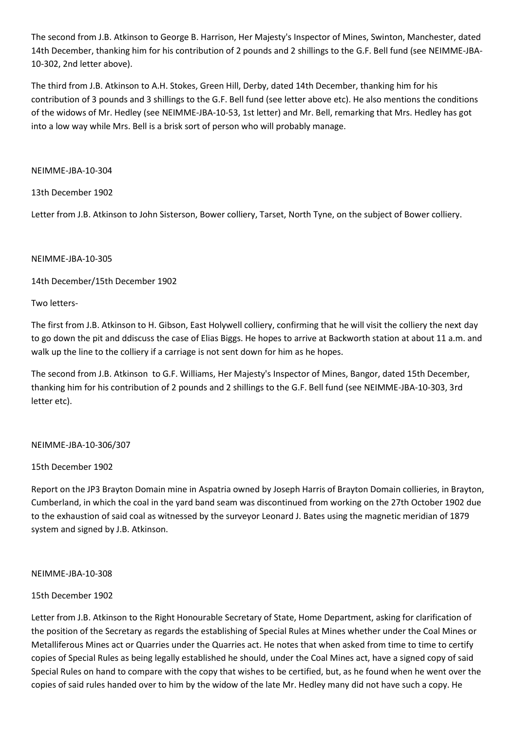The second from J.B. Atkinson to George B. Harrison, Her Majesty's Inspector of Mines, Swinton, Manchester, dated 14th December, thanking him for his contribution of 2 pounds and 2 shillings to the G.F. Bell fund (see NEIMME-JBA-10-302, 2nd letter above).

The third from J.B. Atkinson to A.H. Stokes, Green Hill, Derby, dated 14th December, thanking him for his contribution of 3 pounds and 3 shillings to the G.F. Bell fund (see letter above etc). He also mentions the conditions of the widows of Mr. Hedley (see NEIMME-JBA-10-53, 1st letter) and Mr. Bell, remarking that Mrs. Hedley has got into a low way while Mrs. Bell is a brisk sort of person who will probably manage.

NEIMME-JBA-10-304

13th December 1902

Letter from J.B. Atkinson to John Sisterson, Bower colliery, Tarset, North Tyne, on the subject of Bower colliery.

NEIMME-JBA-10-305

14th December/15th December 1902

Two letters-

The first from J.B. Atkinson to H. Gibson, East Holywell colliery, confirming that he will visit the colliery the next day to go down the pit and ddiscuss the case of Elias Biggs. He hopes to arrive at Backworth station at about 11 a.m. and walk up the line to the colliery if a carriage is not sent down for him as he hopes.

The second from J.B. Atkinson to G.F. Williams, Her Majesty's Inspector of Mines, Bangor, dated 15th December, thanking him for his contribution of 2 pounds and 2 shillings to the G.F. Bell fund (see NEIMME-JBA-10-303, 3rd letter etc).

NEIMME-JBA-10-306/307

15th December 1902

Report on the JP3 Brayton Domain mine in Aspatria owned by Joseph Harris of Brayton Domain collieries, in Brayton, Cumberland, in which the coal in the yard band seam was discontinued from working on the 27th October 1902 due to the exhaustion of said coal as witnessed by the surveyor Leonard J. Bates using the magnetic meridian of 1879 system and signed by J.B. Atkinson.

NEIMME-JBA-10-308

15th December 1902

Letter from J.B. Atkinson to the Right Honourable Secretary of State, Home Department, asking for clarification of the position of the Secretary as regards the establishing of Special Rules at Mines whether under the Coal Mines or Metalliferous Mines act or Quarries under the Quarries act. He notes that when asked from time to time to certify copies of Special Rules as being legally established he should, under the Coal Mines act, have a signed copy of said Special Rules on hand to compare with the copy that wishes to be certified, but, as he found when he went over the copies of said rules handed over to him by the widow of the late Mr. Hedley many did not have such a copy. He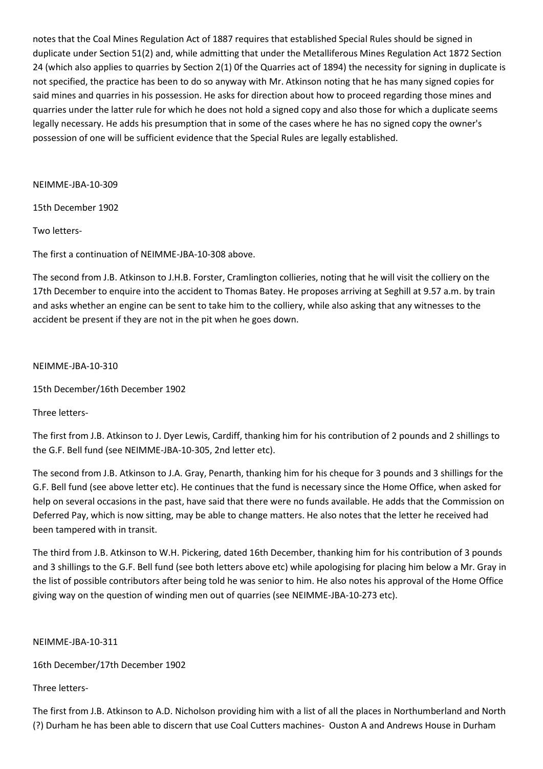notes that the Coal Mines Regulation Act of 1887 requires that established Special Rules should be signed in duplicate under Section 51(2) and, while admitting that under the Metalliferous Mines Regulation Act 1872 Section 24 (which also applies to quarries by Section 2(1) 0f the Quarries act of 1894) the necessity for signing in duplicate is not specified, the practice has been to do so anyway with Mr. Atkinson noting that he has many signed copies for said mines and quarries in his possession. He asks for direction about how to proceed regarding those mines and quarries under the latter rule for which he does not hold a signed copy and also those for which a duplicate seems legally necessary. He adds his presumption that in some of the cases where he has no signed copy the owner's possession of one will be sufficient evidence that the Special Rules are legally established.

NEIMME-JBA-10-309

15th December 1902

Two letters-

The first a continuation of NEIMME-JBA-10-308 above.

The second from J.B. Atkinson to J.H.B. Forster, Cramlington collieries, noting that he will visit the colliery on the 17th December to enquire into the accident to Thomas Batey. He proposes arriving at Seghill at 9.57 a.m. by train and asks whether an engine can be sent to take him to the colliery, while also asking that any witnesses to the accident be present if they are not in the pit when he goes down.

NEIMME-JBA-10-310

15th December/16th December 1902

Three letters-

The first from J.B. Atkinson to J. Dyer Lewis, Cardiff, thanking him for his contribution of 2 pounds and 2 shillings to the G.F. Bell fund (see NEIMME-JBA-10-305, 2nd letter etc).

The second from J.B. Atkinson to J.A. Gray, Penarth, thanking him for his cheque for 3 pounds and 3 shillings for the G.F. Bell fund (see above letter etc). He continues that the fund is necessary since the Home Office, when asked for help on several occasions in the past, have said that there were no funds available. He adds that the Commission on Deferred Pay, which is now sitting, may be able to change matters. He also notes that the letter he received had been tampered with in transit.

The third from J.B. Atkinson to W.H. Pickering, dated 16th December, thanking him for his contribution of 3 pounds and 3 shillings to the G.F. Bell fund (see both letters above etc) while apologising for placing him below a Mr. Gray in the list of possible contributors after being told he was senior to him. He also notes his approval of the Home Office giving way on the question of winding men out of quarries (see NEIMME-JBA-10-273 etc).

NEIMME-JBA-10-311

16th December/17th December 1902

Three letters-

The first from J.B. Atkinson to A.D. Nicholson providing him with a list of all the places in Northumberland and North (?) Durham he has been able to discern that use Coal Cutters machines- Ouston A and Andrews House in Durham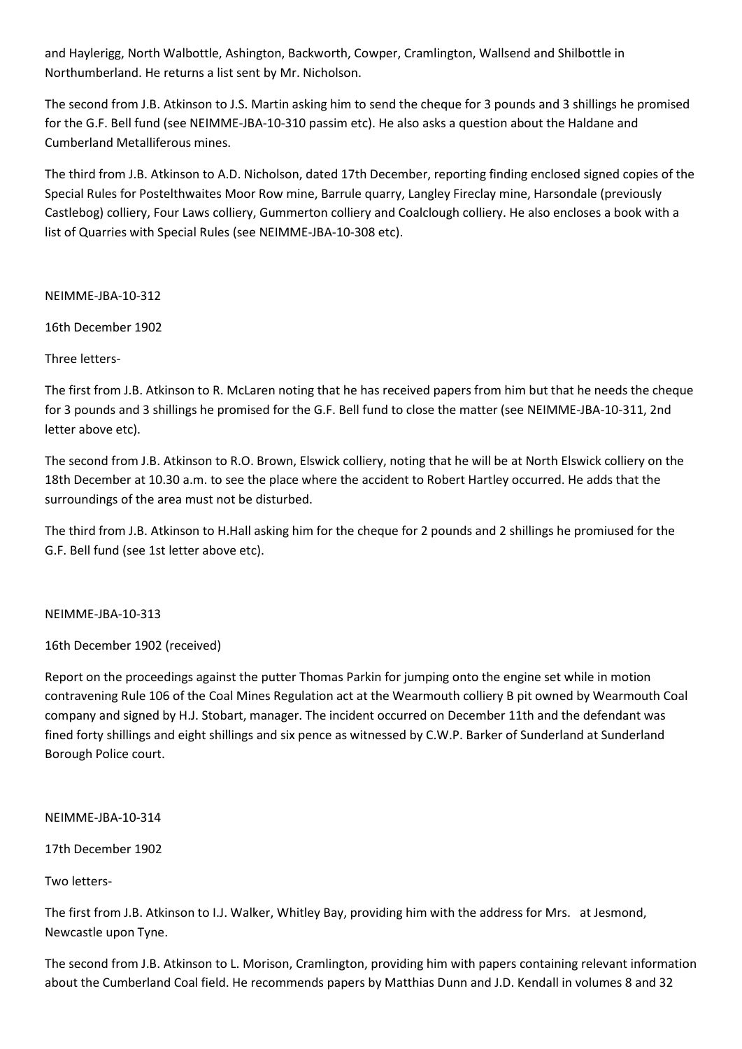and Haylerigg, North Walbottle, Ashington, Backworth, Cowper, Cramlington, Wallsend and Shilbottle in Northumberland. He returns a list sent by Mr. Nicholson.

The second from J.B. Atkinson to J.S. Martin asking him to send the cheque for 3 pounds and 3 shillings he promised for the G.F. Bell fund (see NEIMME-JBA-10-310 passim etc). He also asks a question about the Haldane and Cumberland Metalliferous mines.

The third from J.B. Atkinson to A.D. Nicholson, dated 17th December, reporting finding enclosed signed copies of the Special Rules for Postelthwaites Moor Row mine, Barrule quarry, Langley Fireclay mine, Harsondale (previously Castlebog) colliery, Four Laws colliery, Gummerton colliery and Coalclough colliery. He also encloses a book with a list of Quarries with Special Rules (see NEIMME-JBA-10-308 etc).

NEIMME-JBA-10-312

16th December 1902

Three letters-

The first from J.B. Atkinson to R. McLaren noting that he has received papers from him but that he needs the cheque for 3 pounds and 3 shillings he promised for the G.F. Bell fund to close the matter (see NEIMME-JBA-10-311, 2nd letter above etc).

The second from J.B. Atkinson to R.O. Brown, Elswick colliery, noting that he will be at North Elswick colliery on the 18th December at 10.30 a.m. to see the place where the accident to Robert Hartley occurred. He adds that the surroundings of the area must not be disturbed.

The third from J.B. Atkinson to H.Hall asking him for the cheque for 2 pounds and 2 shillings he promiused for the G.F. Bell fund (see 1st letter above etc).

NEIMME-JBA-10-313

16th December 1902 (received)

Report on the proceedings against the putter Thomas Parkin for jumping onto the engine set while in motion contravening Rule 106 of the Coal Mines Regulation act at the Wearmouth colliery B pit owned by Wearmouth Coal company and signed by H.J. Stobart, manager. The incident occurred on December 11th and the defendant was fined forty shillings and eight shillings and six pence as witnessed by C.W.P. Barker of Sunderland at Sunderland Borough Police court.

NEIMME-JBA-10-314

17th December 1902

Two letters-

The first from J.B. Atkinson to I.J. Walker, Whitley Bay, providing him with the address for Mrs.   at Jesmond, Newcastle upon Tyne.

The second from J.B. Atkinson to L. Morison, Cramlington, providing him with papers containing relevant information about the Cumberland Coal field. He recommends papers by Matthias Dunn and J.D. Kendall in volumes 8 and 32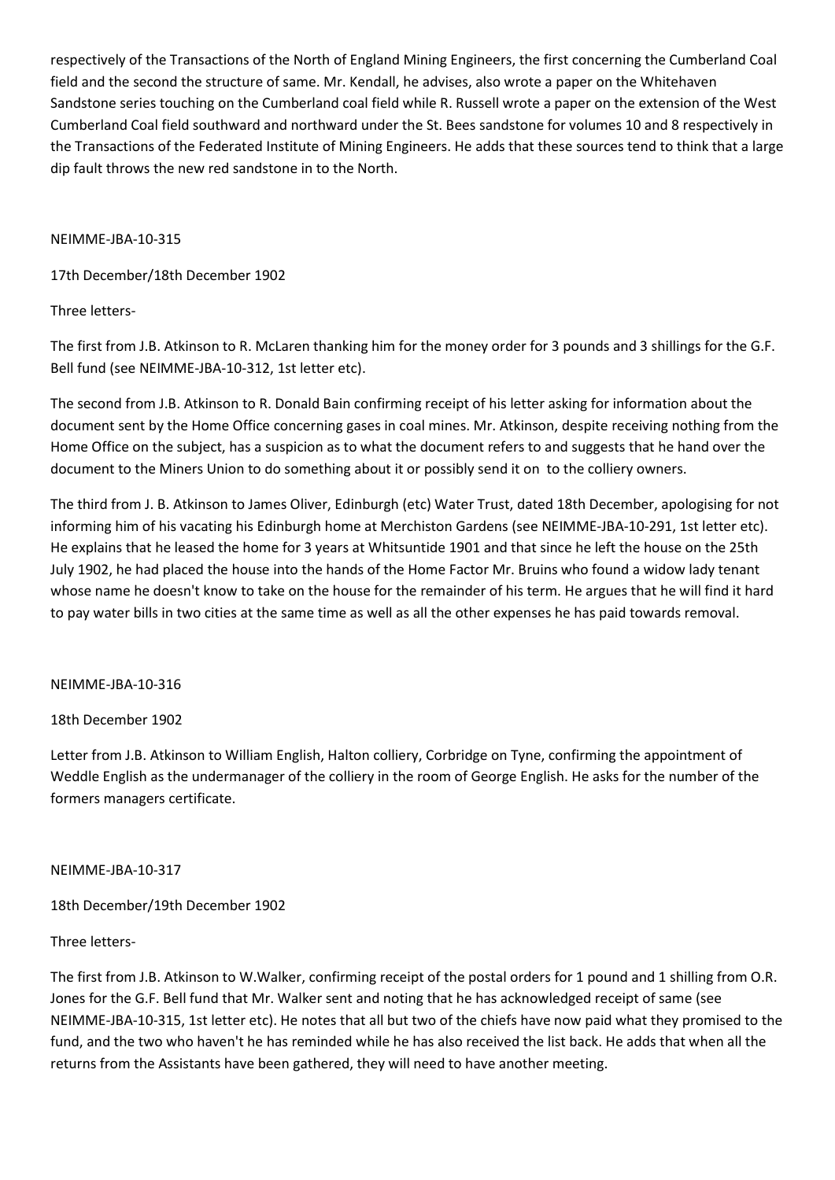respectively of the Transactions of the North of England Mining Engineers, the first concerning the Cumberland Coal field and the second the structure of same. Mr. Kendall, he advises, also wrote a paper on the Whitehaven Sandstone series touching on the Cumberland coal field while R. Russell wrote a paper on the extension of the West Cumberland Coal field southward and northward under the St. Bees sandstone for volumes 10 and 8 respectively in the Transactions of the Federated Institute of Mining Engineers. He adds that these sources tend to think that a large dip fault throws the new red sandstone in to the North.

NEIMME-JBA-10-315

17th December/18th December 1902

Three letters-

The first from J.B. Atkinson to R. McLaren thanking him for the money order for 3 pounds and 3 shillings for the G.F. Bell fund (see NEIMME-JBA-10-312, 1st letter etc).

The second from J.B. Atkinson to R. Donald Bain confirming receipt of his letter asking for information about the document sent by the Home Office concerning gases in coal mines. Mr. Atkinson, despite receiving nothing from the Home Office on the subject, has a suspicion as to what the document refers to and suggests that he hand over the document to the Miners Union to do something about it or possibly send it on to the colliery owners.

The third from J. B. Atkinson to James Oliver, Edinburgh (etc) Water Trust, dated 18th December, apologising for not informing him of his vacating his Edinburgh home at Merchiston Gardens (see NEIMME-JBA-10-291, 1st letter etc). He explains that he leased the home for 3 years at Whitsuntide 1901 and that since he left the house on the 25th July 1902, he had placed the house into the hands of the Home Factor Mr. Bruins who found a widow lady tenant whose name he doesn't know to take on the house for the remainder of his term. He argues that he will find it hard to pay water bills in two cities at the same time as well as all the other expenses he has paid towards removal.

NEIMME-JBA-10-316

18th December 1902

Letter from J.B. Atkinson to William English, Halton colliery, Corbridge on Tyne, confirming the appointment of Weddle English as the undermanager of the colliery in the room of George English. He asks for the number of the formers managers certificate.

NEIMME-JBA-10-317

18th December/19th December 1902

Three letters-

The first from J.B. Atkinson to W.Walker, confirming receipt of the postal orders for 1 pound and 1 shilling from O.R. Jones for the G.F. Bell fund that Mr. Walker sent and noting that he has acknowledged receipt of same (see NEIMME-JBA-10-315, 1st letter etc). He notes that all but two of the chiefs have now paid what they promised to the fund, and the two who haven't he has reminded while he has also received the list back. He adds that when all the returns from the Assistants have been gathered, they will need to have another meeting.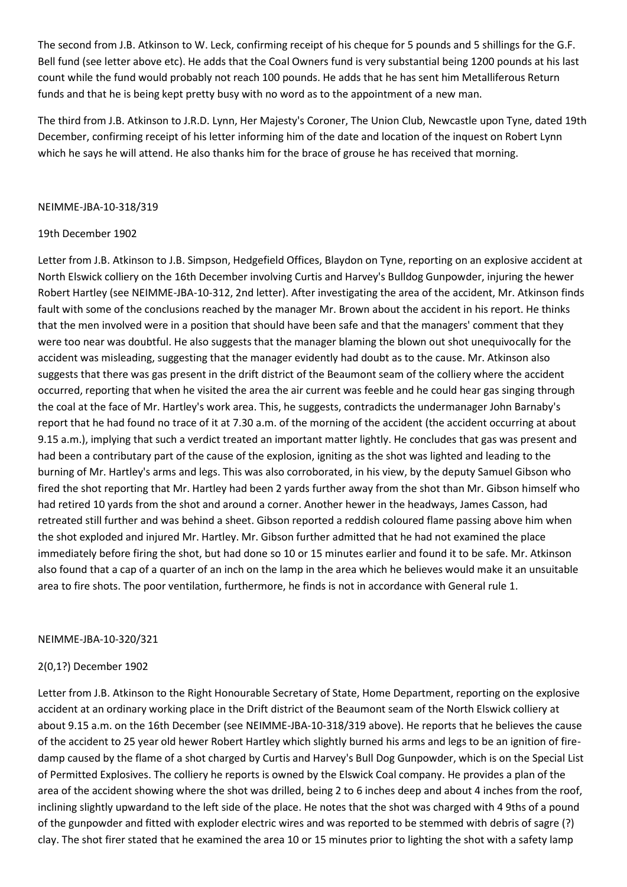The second from J.B. Atkinson to W. Leck, confirming receipt of his cheque for 5 pounds and 5 shillings for the G.F. Bell fund (see letter above etc). He adds that the Coal Owners fund is very substantial being 1200 pounds at his last count while the fund would probably not reach 100 pounds. He adds that he has sent him Metalliferous Return funds and that he is being kept pretty busy with no word as to the appointment of a new man.

The third from J.B. Atkinson to J.R.D. Lynn, Her Majesty's Coroner, The Union Club, Newcastle upon Tyne, dated 19th December, confirming receipt of his letter informing him of the date and location of the inquest on Robert Lynn which he says he will attend. He also thanks him for the brace of grouse he has received that morning.

NEIMME-JBA-10-318/319

19th December 1902

Letter from J.B. Atkinson to J.B. Simpson, Hedgefield Offices, Blaydon on Tyne, reporting on an explosive accident at North Elswick colliery on the 16th December involving Curtis and Harvey's Bulldog Gunpowder, injuring the hewer Robert Hartley (see NEIMME-JBA-10-312, 2nd letter). After investigating the area of the accident, Mr. Atkinson finds fault with some of the conclusions reached by the manager Mr. Brown about the accident in his report. He thinks that the men involved were in a position that should have been safe and that the managers' comment that they were too near was doubtful. He also suggests that the manager blaming the blown out shot unequivocally for the accident was misleading, suggesting that the manager evidently had doubt as to the cause. Mr. Atkinson also suggests that there was gas present in the drift district of the Beaumont seam of the colliery where the accident occurred, reporting that when he visited the area the air current was feeble and he could hear gas singing through the coal at the face of Mr. Hartley's work area. This, he suggests, contradicts the undermanager John Barnaby's report that he had found no trace of it at 7.30 a.m. of the morning of the accident (the accident occurring at about 9.15 a.m.), implying that such a verdict treated an important matter lightly. He concludes that gas was present and had been a contributary part of the cause of the explosion, igniting as the shot was lighted and leading to the burning of Mr. Hartley's arms and legs. This was also corroborated, in his view, by the deputy Samuel Gibson who fired the shot reporting that Mr. Hartley had been 2 yards further away from the shot than Mr. Gibson himself who had retired 10 yards from the shot and around a corner. Another hewer in the headways, James Casson, had retreated still further and was behind a sheet. Gibson reported a reddish coloured flame passing above him when the shot exploded and injured Mr. Hartley. Mr. Gibson further admitted that he had not examined the place immediately before firing the shot, but had done so 10 or 15 minutes earlier and found it to be safe. Mr. Atkinson also found that a cap of a quarter of an inch on the lamp in the area which he believes would make it an unsuitable area to fire shots. The poor ventilation, furthermore, he finds is not in accordance with General rule 1.

NEIMME-JBA-10-320/321

2(0,1?) December 1902

Letter from J.B. Atkinson to the Right Honourable Secretary of State, Home Department, reporting on the explosive accident at an ordinary working place in the Drift district of the Beaumont seam of the North Elswick colliery at about 9.15 a.m. on the 16th December (see NEIMME-JBA-10-318/319 above). He reports that he believes the cause of the accident to 25 year old hewer Robert Hartley which slightly burned his arms and legs to be an ignition of fire-damp caused by the flame of a shot charged by Curtis and Harvey's Bull Dog Gunpowder, which is on the Special List of Permitted Explosives. The colliery he reports is owned by the Elswick Coal company. He provides a plan of the area of the accident showing where the shot was drilled, being 2 to 6 inches deep and about 4 inches from the roof, inclining slightly upwardand to the left side of the place. He notes that the shot was charged with 4 9ths of a pound of the gunpowder and fitted with exploder electric wires and was reported to be stemmed with debris of sagre (?) clay. The shot firer stated that he examined the area 10 or 15 minutes prior to lighting the shot with a safety lamp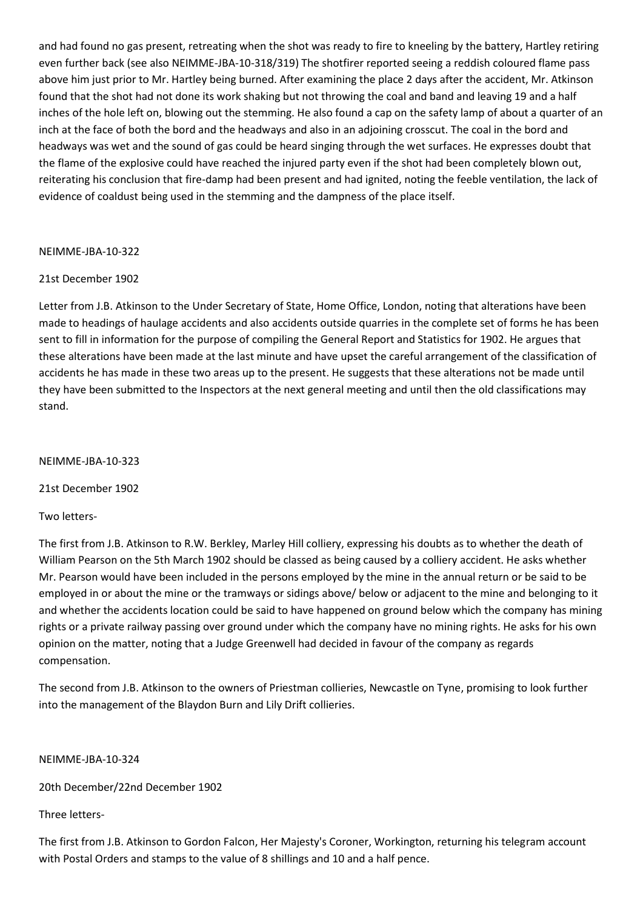and had found no gas present, retreating when the shot was ready to fire to kneeling by the battery, Hartley retiring even further back (see also NEIMME-JBA-10-318/319) The shotfirer reported seeing a reddish coloured flame pass above him just prior to Mr. Hartley being burned. After examining the place 2 days after the accident, Mr. Atkinson found that the shot had not done its work shaking but not throwing the coal and band and leaving 19 and a half inches of the hole left on, blowing out the stemming. He also found a cap on the safety lamp of about a quarter of an inch at the face of both the bord and the headways and also in an adjoining crosscut. The coal in the bord and headways was wet and the sound of gas could be heard singing through the wet surfaces. He expresses doubt that the flame of the explosive could have reached the injured party even if the shot had been completely blown out, reiterating his conclusion that fire-damp had been present and had ignited, noting the feeble ventilation, the lack of evidence of coaldust being used in the stemming and the dampness of the place itself.

NEIMME-JBA-10-322

21st December 1902

Letter from J.B. Atkinson to the Under Secretary of State, Home Office, London, noting that alterations have been made to headings of haulage accidents and also accidents outside quarries in the complete set of forms he has been sent to fill in information for the purpose of compiling the General Report and Statistics for 1902. He argues that these alterations have been made at the last minute and have upset the careful arrangement of the classification of accidents he has made in these two areas up to the present. He suggests that these alterations not be made until they have been submitted to the Inspectors at the next general meeting and until then the old classifications may stand.

NEIMME-JBA-10-323

21st December 1902

Two letters-

The first from J.B. Atkinson to R.W. Berkley, Marley Hill colliery, expressing his doubts as to whether the death of William Pearson on the 5th March 1902 should be classed as being caused by a colliery accident. He asks whether Mr. Pearson would have been included in the persons employed by the mine in the annual return or be said to be employed in or about the mine or the tramways or sidings above/ below or adjacent to the mine and belonging to it and whether the accidents location could be said to have happened on ground below which the company has mining rights or a private railway passing over ground under which the company have no mining rights. He asks for his own opinion on the matter, noting that a Judge Greenwell had decided in favour of the company as regards compensation.

The second from J.B. Atkinson to the owners of Priestman collieries, Newcastle on Tyne, promising to look further into the management of the Blaydon Burn and Lily Drift collieries.

NEIMME-JBA-10-324

20th December/22nd December 1902

Three letters-

The first from J.B. Atkinson to Gordon Falcon, Her Majesty's Coroner, Workington, returning his telegram account with Postal Orders and stamps to the value of 8 shillings and 10 and a half pence.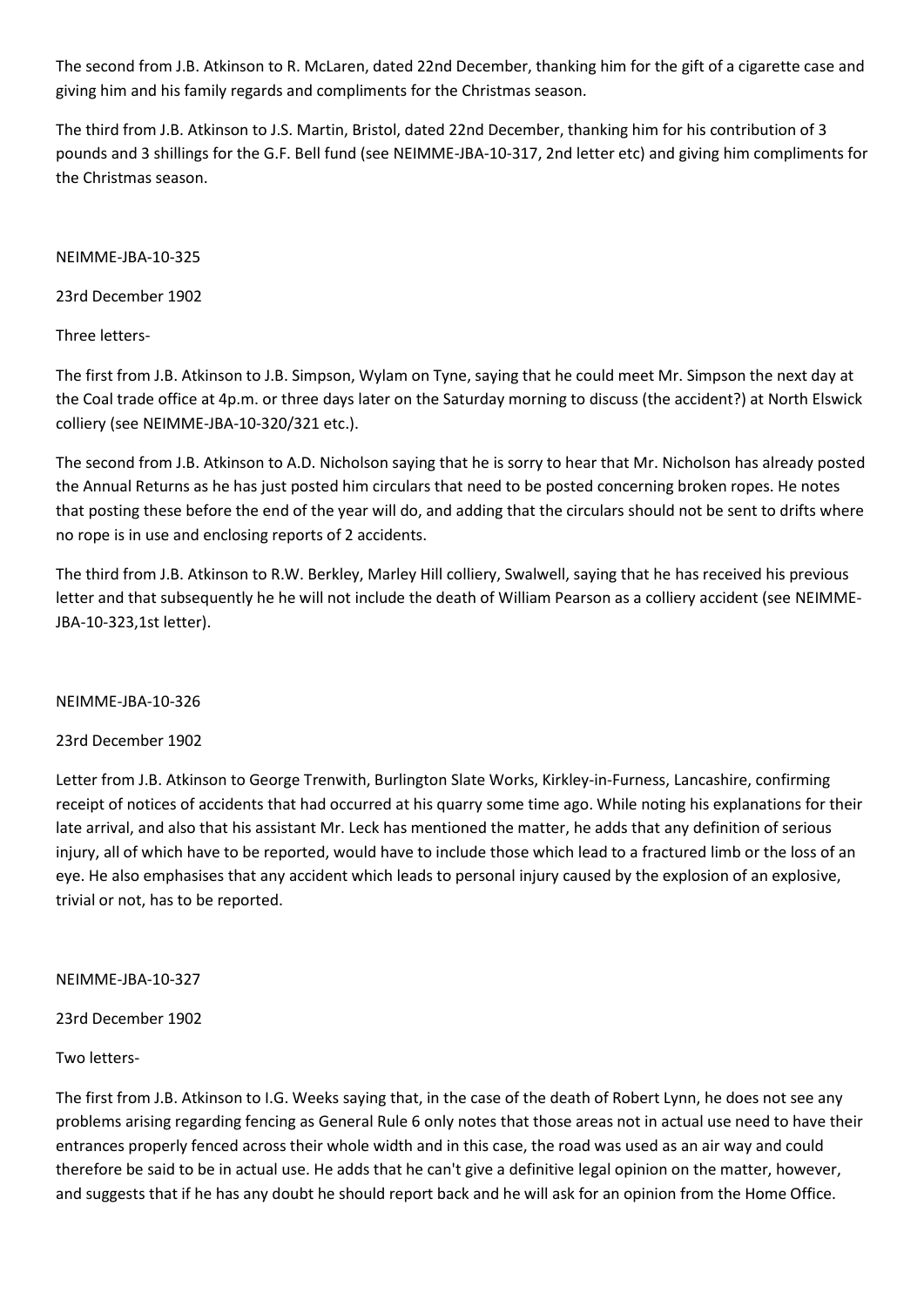The second from J.B. Atkinson to R. McLaren, dated 22nd December, thanking him for the gift of a cigarette case and giving him and his family regards and compliments for the Christmas season.

The third from J.B. Atkinson to J.S. Martin, Bristol, dated 22nd December, thanking him for his contribution of 3 pounds and 3 shillings for the G.F. Bell fund (see NEIMME-JBA-10-317, 2nd letter etc) and giving him compliments for the Christmas season.

NEIMME-JBA-10-325

23rd December 1902

Three letters-

The first from J.B. Atkinson to J.B. Simpson, Wylam on Tyne, saying that he could meet Mr. Simpson the next day at the Coal trade office at 4p.m. or three days later on the Saturday morning to discuss (the accident?) at North Elswick colliery (see NEIMME-JBA-10-320/321 etc.).

The second from J.B. Atkinson to A.D. Nicholson saying that he is sorry to hear that Mr. Nicholson has already posted the Annual Returns as he has just posted him circulars that need to be posted concerning broken ropes. He notes that posting these before the end of the year will do, and adding that the circulars should not be sent to drifts where no rope is in use and enclosing reports of 2 accidents.

The third from J.B. Atkinson to R.W. Berkley, Marley Hill colliery, Swalwell, saying that he has received his previous letter and that subsequently he he will not include the death of William Pearson as a colliery accident (see NEIMME-JBA-10-323,1st letter).

NEIMME-JBA-10-326

23rd December 1902

Letter from J.B. Atkinson to George Trenwith, Burlington Slate Works, Kirkley-in-Furness, Lancashire, confirming receipt of notices of accidents that had occurred at his quarry some time ago. While noting his explanations for their late arrival, and also that his assistant Mr. Leck has mentioned the matter, he adds that any definition of serious injury, all of which have to be reported, would have to include those which lead to a fractured limb or the loss of an eye. He also emphasises that any accident which leads to personal injury caused by the explosion of an explosive, trivial or not, has to be reported.

NEIMME-JBA-10-327

23rd December 1902

Two letters-

The first from J.B. Atkinson to I.G. Weeks saying that, in the case of the death of Robert Lynn, he does not see any problems arising regarding fencing as General Rule 6 only notes that those areas not in actual use need to have their entrances properly fenced across their whole width and in this case, the road was used as an air way and could therefore be said to be in actual use. He adds that he can't give a definitive legal opinion on the matter, however, and suggests that if he has any doubt he should report back and he will ask for an opinion from the Home Office.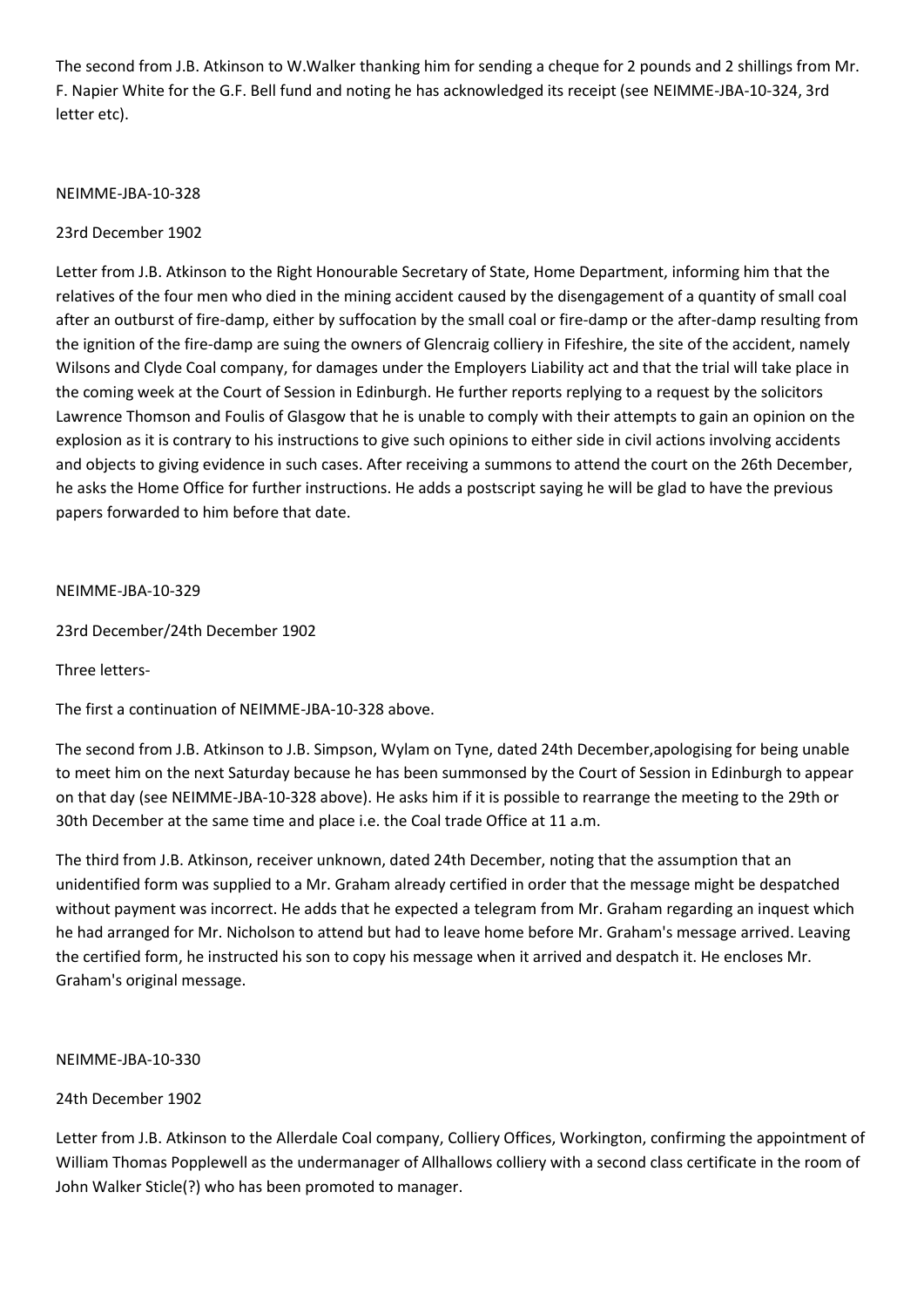The second from J.B. Atkinson to W.Walker thanking him for sending a cheque for 2 pounds and 2 shillings from Mr. F. Napier White for the G.F. Bell fund and noting he has acknowledged its receipt (see NEIMME-JBA-10-324, 3rd letter etc).

NEIMME-JBA-10-328

23rd December 1902

Letter from J.B. Atkinson to the Right Honourable Secretary of State, Home Department, informing him that the relatives of the four men who died in the mining accident caused by the disengagement of a quantity of small coal after an outburst of fire-damp, either by suffocation by the small coal or fire-damp or the after-damp resulting from the ignition of the fire-damp are suing the owners of Glencraig colliery in Fifeshire, the site of the accident, namely Wilsons and Clyde Coal company, for damages under the Employers Liability act and that the trial will take place in the coming week at the Court of Session in Edinburgh. He further reports replying to a request by the solicitors Lawrence Thomson and Foulis of Glasgow that he is unable to comply with their attempts to gain an opinion on the explosion as it is contrary to his instructions to give such opinions to either side in civil actions involving accidents and objects to giving evidence in such cases. After receiving a summons to attend the court on the 26th December, he asks the Home Office for further instructions. He adds a postscript saying he will be glad to have the previous papers forwarded to him before that date.

NEIMME-JBA-10-329

23rd December/24th December 1902

Three letters-

The first a continuation of NEIMME-JBA-10-328 above.

The second from J.B. Atkinson to J.B. Simpson, Wylam on Tyne, dated 24th December,apologising for being unable to meet him on the next Saturday because he has been summonsed by the Court of Session in Edinburgh to appear on that day (see NEIMME-JBA-10-328 above). He asks him if it is possible to rearrange the meeting to the 29th or 30th December at the same time and place i.e. the Coal trade Office at 11 a.m.

The third from J.B. Atkinson, receiver unknown, dated 24th December, noting that the assumption that an unidentified form was supplied to a Mr. Graham already certified in order that the message might be despatched without payment was incorrect. He adds that he expected a telegram from Mr. Graham regarding an inquest which he had arranged for Mr. Nicholson to attend but had to leave home before Mr. Graham's message arrived. Leaving the certified form, he instructed his son to copy his message when it arrived and despatch it. He encloses Mr. Graham's original message.

NEIMME-JBA-10-330

24th December 1902

Letter from J.B. Atkinson to the Allerdale Coal company, Colliery Offices, Workington, confirming the appointment of William Thomas Popplewell as the undermanager of Allhallows colliery with a second class certificate in the room of John Walker Sticle(?) who has been promoted to manager.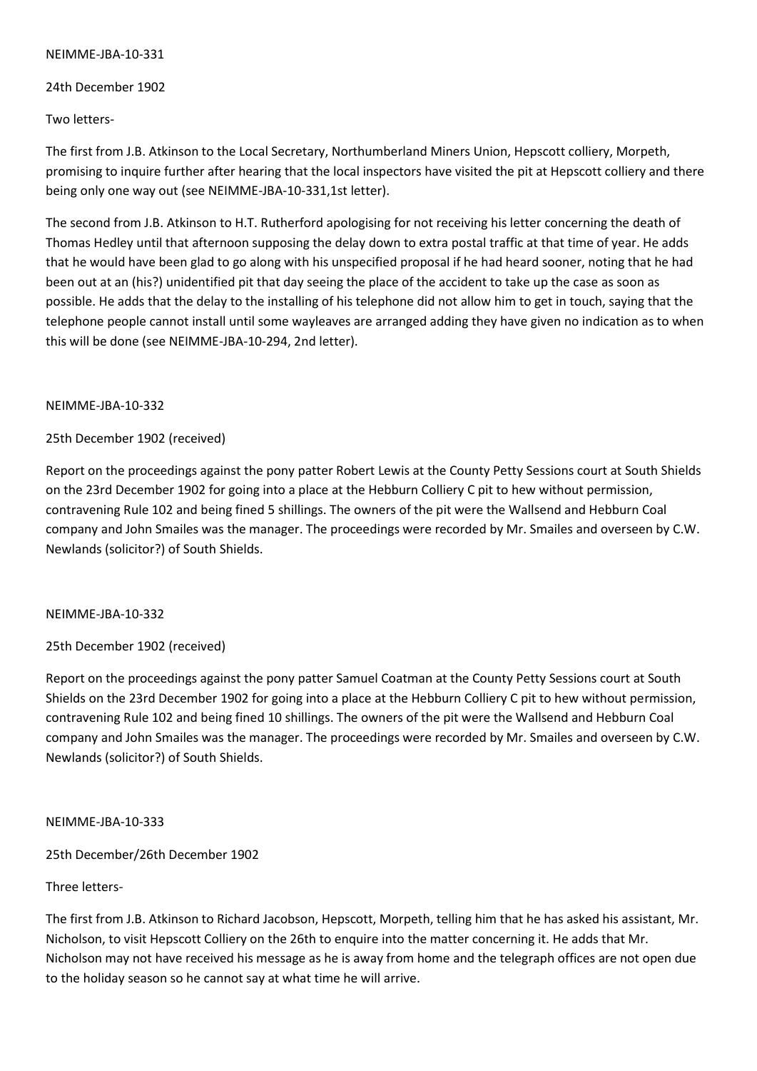NEIMME-JBA-10-331

24th December 1902

Two letters-

The first from J.B. Atkinson to the Local Secretary, Northumberland Miners Union, Hepscott colliery, Morpeth, promising to inquire further after hearing that the local inspectors have visited the pit at Hepscott colliery and there being only one way out (see NEIMME-JBA-10-331,1st letter).

The second from J.B. Atkinson to H.T. Rutherford apologising for not receiving his letter concerning the death of Thomas Hedley until that afternoon supposing the delay down to extra postal traffic at that time of year. He adds that he would have been glad to go along with his unspecified proposal if he had heard sooner, noting that he had been out at an (his?) unidentified pit that day seeing the place of the accident to take up the case as soon as possible. He adds that the delay to the installing of his telephone did not allow him to get in touch, saying that the telephone people cannot install until some wayleaves are arranged adding they have given no indication as to when this will be done (see NEIMME-JBA-10-294, 2nd letter).

NEIMME-JBA-10-332

25th December 1902 (received)

Report on the proceedings against the pony patter Robert Lewis at the County Petty Sessions court at South Shields on the 23rd December 1902 for going into a place at the Hebburn Colliery C pit to hew without permission, contravening Rule 102 and being fined 5 shillings. The owners of the pit were the Wallsend and Hebburn Coal company and John Smailes was the manager. The proceedings were recorded by Mr. Smailes and overseen by C.W. Newlands (solicitor?) of South Shields.

NEIMME-JBA-10-332

25th December 1902 (received)

Report on the proceedings against the pony patter Samuel Coatman at the County Petty Sessions court at South Shields on the 23rd December 1902 for going into a place at the Hebburn Colliery C pit to hew without permission, contravening Rule 102 and being fined 10 shillings. The owners of the pit were the Wallsend and Hebburn Coal company and John Smailes was the manager. The proceedings were recorded by Mr. Smailes and overseen by C.W. Newlands (solicitor?) of South Shields.

NEIMME-JBA-10-333

25th December/26th December 1902

Three letters-

The first from J.B. Atkinson to Richard Jacobson, Hepscott, Morpeth, telling him that he has asked his assistant, Mr. Nicholson, to visit Hepscott Colliery on the 26th to enquire into the matter concerning it. He adds that Mr. Nicholson may not have received his message as he is away from home and the telegraph offices are not open due to the holiday season so he cannot say at what time he will arrive.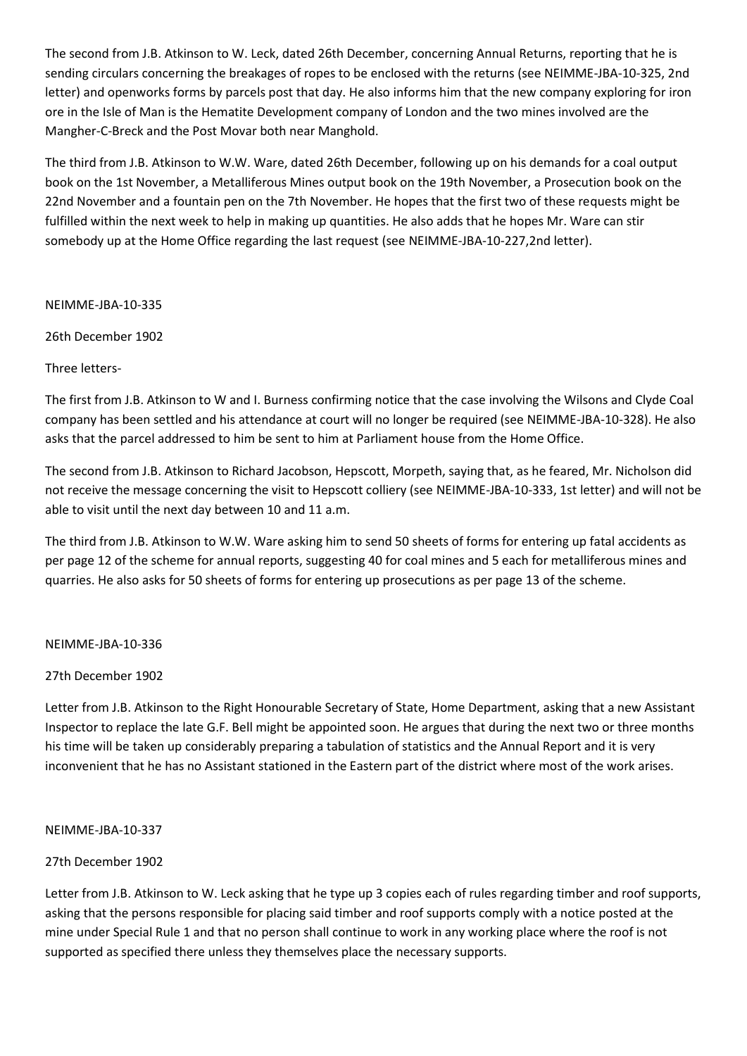The second from J.B. Atkinson to W. Leck, dated 26th December, concerning Annual Returns, reporting that he is sending circulars concerning the breakages of ropes to be enclosed with the returns (see NEIMME-JBA-10-325, 2nd letter) and openworks forms by parcels post that day. He also informs him that the new company exploring for iron ore in the Isle of Man is the Hematite Development company of London and the two mines involved are the Mangher-C-Breck and the Post Movar both near Manghold.

The third from J.B. Atkinson to W.W. Ware, dated 26th December, following up on his demands for a coal output book on the 1st November, a Metalliferous Mines output book on the 19th November, a Prosecution book on the 22nd November and a fountain pen on the 7th November. He hopes that the first two of these requests might be fulfilled within the next week to help in making up quantities. He also adds that he hopes Mr. Ware can stir somebody up at the Home Office regarding the last request (see NEIMME-JBA-10-227,2nd letter).

NEIMME-JBA-10-335

26th December 1902

Three letters-

The first from J.B. Atkinson to W and I. Burness confirming notice that the case involving the Wilsons and Clyde Coal company has been settled and his attendance at court will no longer be required (see NEIMME-JBA-10-328). He also asks that the parcel addressed to him be sent to him at Parliament house from the Home Office.

The second from J.B. Atkinson to Richard Jacobson, Hepscott, Morpeth, saying that, as he feared, Mr. Nicholson did not receive the message concerning the visit to Hepscott colliery (see NEIMME-JBA-10-333, 1st letter) and will not be able to visit until the next day between 10 and 11 a.m.

The third from J.B. Atkinson to W.W. Ware asking him to send 50 sheets of forms for entering up fatal accidents as per page 12 of the scheme for annual reports, suggesting 40 for coal mines and 5 each for metalliferous mines and quarries. He also asks for 50 sheets of forms for entering up prosecutions as per page 13 of the scheme.

NEIMME-JBA-10-336

27th December 1902

Letter from J.B. Atkinson to the Right Honourable Secretary of State, Home Department, asking that a new Assistant Inspector to replace the late G.F. Bell might be appointed soon. He argues that during the next two or three months his time will be taken up considerably preparing a tabulation of statistics and the Annual Report and it is very inconvenient that he has no Assistant stationed in the Eastern part of the district where most of the work arises.

NEIMME-JBA-10-337

27th December 1902

Letter from J.B. Atkinson to W. Leck asking that he type up 3 copies each of rules regarding timber and roof supports, asking that the persons responsible for placing said timber and roof supports comply with a notice posted at the mine under Special Rule 1 and that no person shall continue to work in any working place where the roof is not supported as specified there unless they themselves place the necessary supports.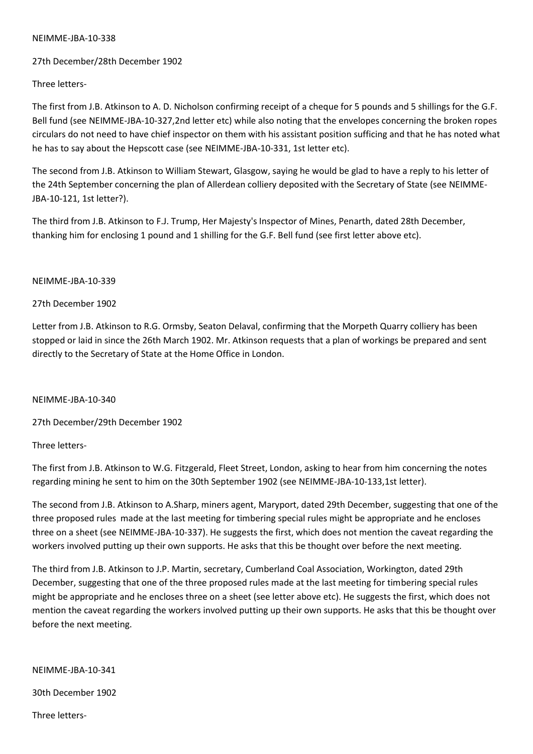NEIMME-JBA-10-338

27th December/28th December 1902

Three letters-

The first from J.B. Atkinson to A. D. Nicholson confirming receipt of a cheque for 5 pounds and 5 shillings for the G.F. Bell fund (see NEIMME-JBA-10-327,2nd letter etc) while also noting that the envelopes concerning the broken ropes circulars do not need to have chief inspector on them with his assistant position sufficing and that he has noted what he has to say about the Hepscott case (see NEIMME-JBA-10-331, 1st letter etc).

The second from J.B. Atkinson to William Stewart, Glasgow, saying he would be glad to have a reply to his letter of the 24th September concerning the plan of Allerdean colliery deposited with the Secretary of State (see NEIMME-JBA-10-121, 1st letter?).

The third from J.B. Atkinson to F.J. Trump, Her Majesty's Inspector of Mines, Penarth, dated 28th December, thanking him for enclosing 1 pound and 1 shilling for the G.F. Bell fund (see first letter above etc).

NEIMME-JBA-10-339

27th December 1902

Letter from J.B. Atkinson to R.G. Ormsby, Seaton Delaval, confirming that the Morpeth Quarry colliery has been stopped or laid in since the 26th March 1902. Mr. Atkinson requests that a plan of workings be prepared and sent directly to the Secretary of State at the Home Office in London.

NEIMME-JBA-10-340

27th December/29th December 1902

Three letters-

The first from J.B. Atkinson to W.G. Fitzgerald, Fleet Street, London, asking to hear from him concerning the notes regarding mining he sent to him on the 30th September 1902 (see NEIMME-JBA-10-133,1st letter).

The second from J.B. Atkinson to A.Sharp, miners agent, Maryport, dated 29th December, suggesting that one of the three proposed rules made at the last meeting for timbering special rules might be appropriate and he encloses three on a sheet (see NEIMME-JBA-10-337). He suggests the first, which does not mention the caveat regarding the workers involved putting up their own supports. He asks that this be thought over before the next meeting.

The third from J.B. Atkinson to J.P. Martin, secretary, Cumberland Coal Association, Workington, dated 29th December, suggesting that one of the three proposed rules made at the last meeting for timbering special rules might be appropriate and he encloses three on a sheet (see letter above etc). He suggests the first, which does not mention the caveat regarding the workers involved putting up their own supports. He asks that this be thought over before the next meeting.

NEIMME-JBA-10-341

30th December 1902

Three letters-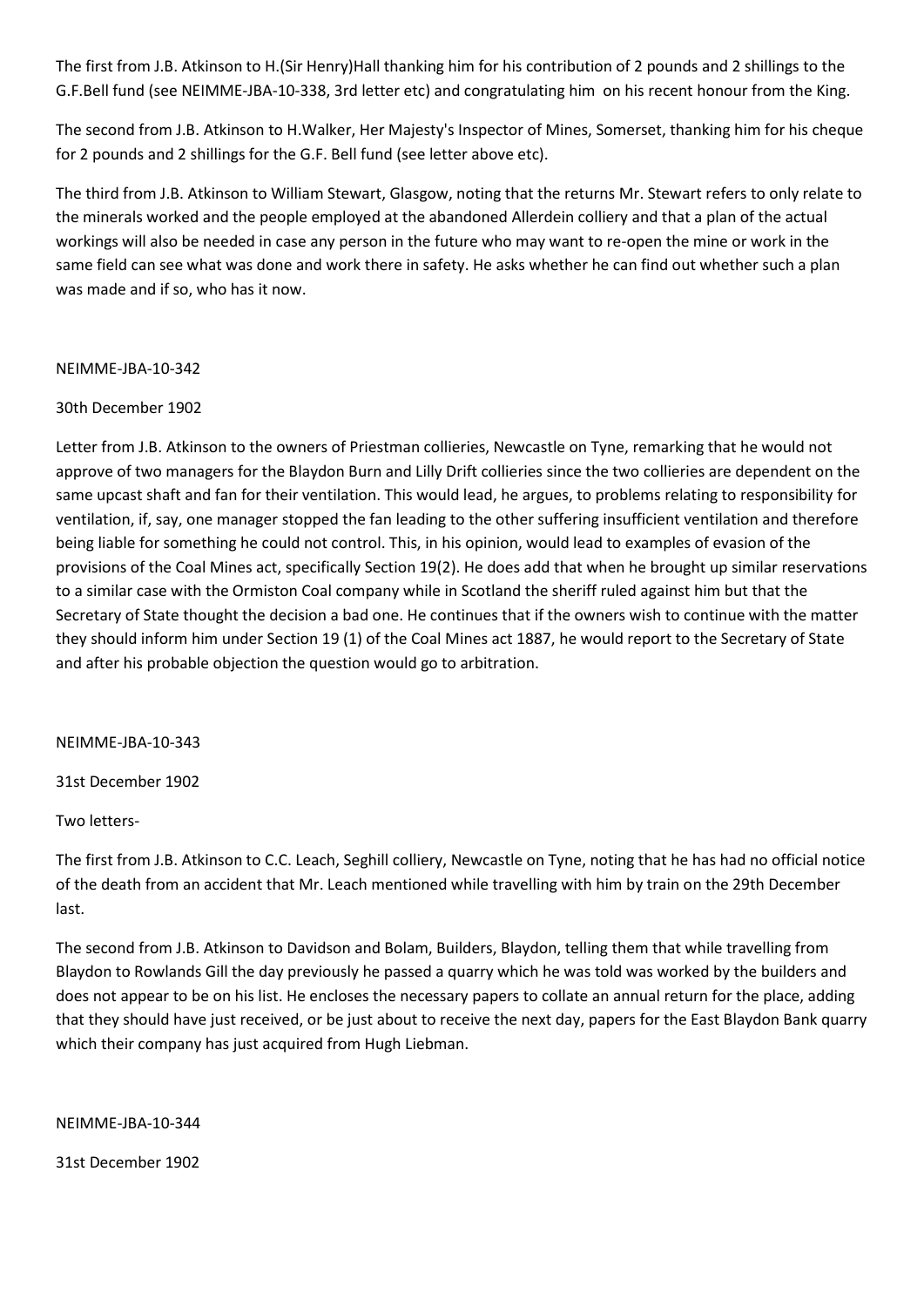The first from J.B. Atkinson to H.(Sir Henry)Hall thanking him for his contribution of 2 pounds and 2 shillings to the G.F.Bell fund (see NEIMME-JBA-10-338, 3rd letter etc) and congratulating him on his recent honour from the King.

The second from J.B. Atkinson to H.Walker, Her Majesty's Inspector of Mines, Somerset, thanking him for his cheque for 2 pounds and 2 shillings for the G.F. Bell fund (see letter above etc).

The third from J.B. Atkinson to William Stewart, Glasgow, noting that the returns Mr. Stewart refers to only relate to the minerals worked and the people employed at the abandoned Allerdein colliery and that a plan of the actual workings will also be needed in case any person in the future who may want to re-open the mine or work in the same field can see what was done and work there in safety. He asks whether he can find out whether such a plan was made and if so, who has it now.

NEIMME-JBA-10-342

30th December 1902

Letter from J.B. Atkinson to the owners of Priestman collieries, Newcastle on Tyne, remarking that he would not approve of two managers for the Blaydon Burn and Lilly Drift collieries since the two collieries are dependent on the same upcast shaft and fan for their ventilation. This would lead, he argues, to problems relating to responsibility for ventilation, if, say, one manager stopped the fan leading to the other suffering insufficient ventilation and therefore being liable for something he could not control. This, in his opinion, would lead to examples of evasion of the provisions of the Coal Mines act, specifically Section 19(2). He does add that when he brought up similar reservations to a similar case with the Ormiston Coal company while in Scotland the sheriff ruled against him but that the Secretary of State thought the decision a bad one. He continues that if the owners wish to continue with the matter they should inform him under Section 19 (1) of the Coal Mines act 1887, he would report to the Secretary of State and after his probable objection the question would go to arbitration.

NEIMME-JBA-10-343

31st December 1902

Two letters-

The first from J.B. Atkinson to C.C. Leach, Seghill colliery, Newcastle on Tyne, noting that he has had no official notice of the death from an accident that Mr. Leach mentioned while travelling with him by train on the 29th December last.

The second from J.B. Atkinson to Davidson and Bolam, Builders, Blaydon, telling them that while travelling from Blaydon to Rowlands Gill the day previously he passed a quarry which he was told was worked by the builders and does not appear to be on his list. He encloses the necessary papers to collate an annual return for the place, adding that they should have just received, or be just about to receive the next day, papers for the East Blaydon Bank quarry which their company has just acquired from Hugh Liebman.

NEIMME-JBA-10-344

31st December 1902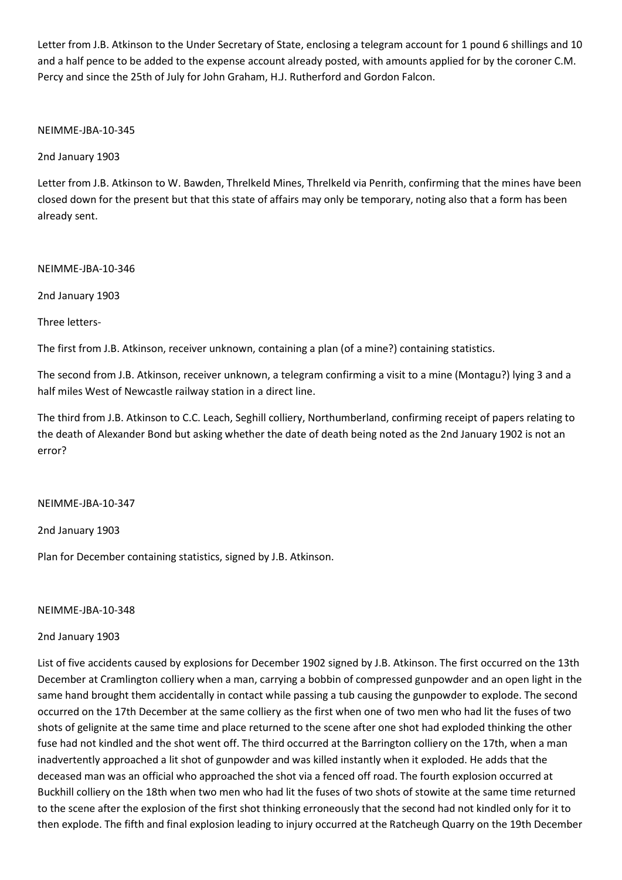Letter from J.B. Atkinson to the Under Secretary of State, enclosing a telegram account for 1 pound 6 shillings and 10 and a half pence to be added to the expense account already posted, with amounts applied for by the coroner C.M. Percy and since the 25th of July for John Graham, H.J. Rutherford and Gordon Falcon.

NEIMME-JBA-10-345

2nd January 1903

Letter from J.B. Atkinson to W. Bawden, Threlkeld Mines, Threlkeld via Penrith, confirming that the mines have been closed down for the present but that this state of affairs may only be temporary, noting also that a form has been already sent.

NEIMME-JBA-10-346

2nd January 1903

Three letters-

The first from J.B. Atkinson, receiver unknown, containing a plan (of a mine?) containing statistics.

The second from J.B. Atkinson, receiver unknown, a telegram confirming a visit to a mine (Montagu?) lying 3 and a half miles West of Newcastle railway station in a direct line.

The third from J.B. Atkinson to C.C. Leach, Seghill colliery, Northumberland, confirming receipt of papers relating to the death of Alexander Bond but asking whether the date of death being noted as the 2nd January 1902 is not an error?

NEIMME-JBA-10-347

2nd January 1903

Plan for December containing statistics, signed by J.B. Atkinson.

NEIMME-JBA-10-348

2nd January 1903

List of five accidents caused by explosions for December 1902 signed by J.B. Atkinson. The first occurred on the 13th December at Cramlington colliery when a man, carrying a bobbin of compressed gunpowder and an open light in the same hand brought them accidentally in contact while passing a tub causing the gunpowder to explode. The second occurred on the 17th December at the same colliery as the first when one of two men who had lit the fuses of two shots of gelignite at the same time and place returned to the scene after one shot had exploded thinking the other fuse had not kindled and the shot went off. The third occurred at the Barrington colliery on the 17th, when a man inadvertently approached a lit shot of gunpowder and was killed instantly when it exploded. He adds that the deceased man was an official who approached the shot via a fenced off road. The fourth explosion occurred at Buckhill colliery on the 18th when two men who had lit the fuses of two shots of stowite at the same time returned to the scene after the explosion of the first shot thinking erroneously that the second had not kindled only for it to then explode. The fifth and final explosion leading to injury occurred at the Ratcheugh Quarry on the 19th December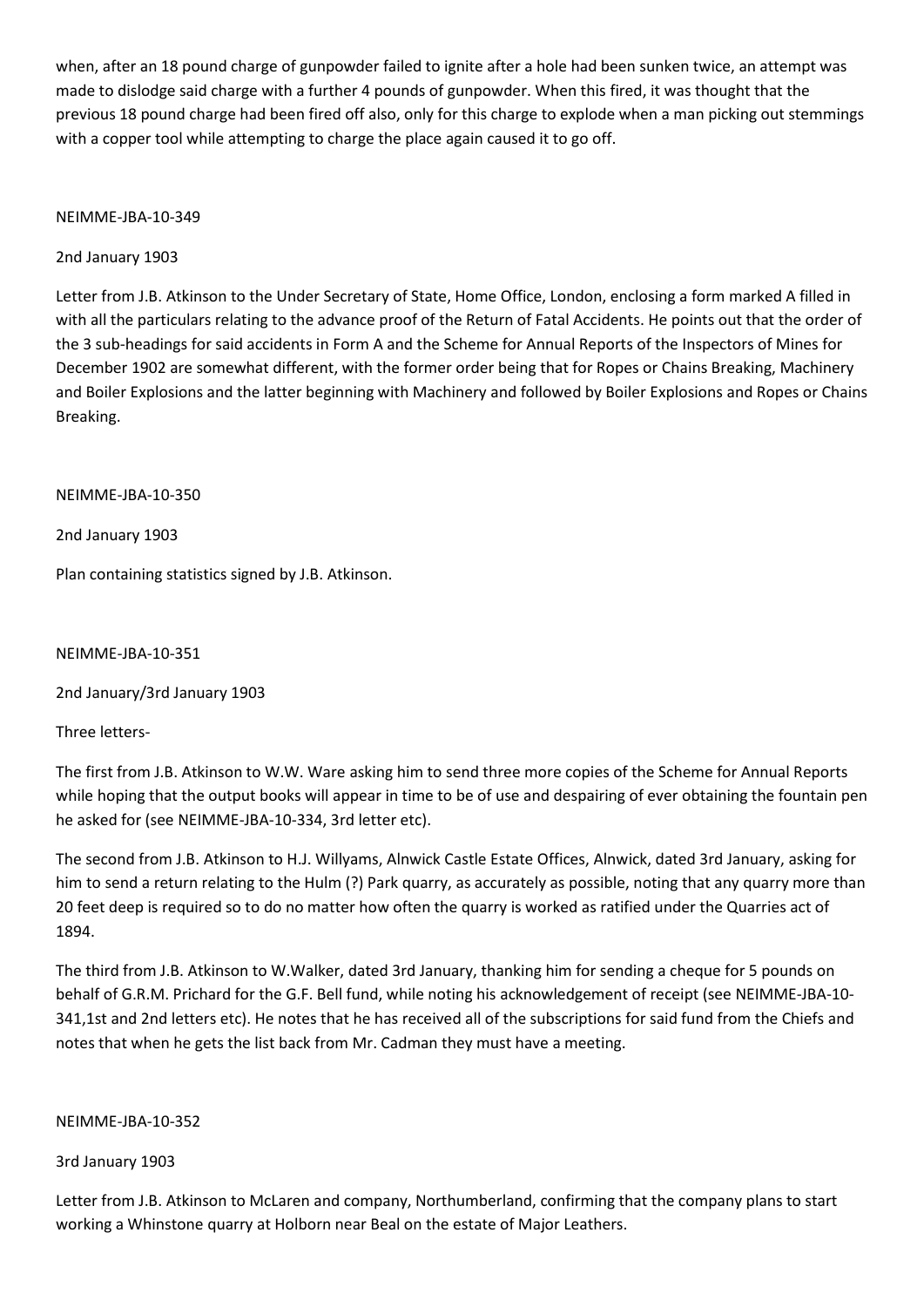when, after an 18 pound charge of gunpowder failed to ignite after a hole had been sunken twice, an attempt was made to dislodge said charge with a further 4 pounds of gunpowder. When this fired, it was thought that the previous 18 pound charge had been fired off also, only for this charge to explode when a man picking out stemmings with a copper tool while attempting to charge the place again caused it to go off.

NEIMME-JBA-10-349

2nd January 1903

Letter from J.B. Atkinson to the Under Secretary of State, Home Office, London, enclosing a form marked A filled in with all the particulars relating to the advance proof of the Return of Fatal Accidents. He points out that the order of the 3 sub-headings for said accidents in Form A and the Scheme for Annual Reports of the Inspectors of Mines for December 1902 are somewhat different, with the former order being that for Ropes or Chains Breaking, Machinery and Boiler Explosions and the latter beginning with Machinery and followed by Boiler Explosions and Ropes or Chains Breaking.

NEIMME-JBA-10-350

2nd January 1903

Plan containing statistics signed by J.B. Atkinson.

NEIMME-JBA-10-351

2nd January/3rd January 1903

Three letters-

The first from J.B. Atkinson to W.W. Ware asking him to send three more copies of the Scheme for Annual Reports while hoping that the output books will appear in time to be of use and despairing of ever obtaining the fountain pen he asked for (see NEIMME-JBA-10-334, 3rd letter etc).

The second from J.B. Atkinson to H.J. Willyams, Alnwick Castle Estate Offices, Alnwick, dated 3rd January, asking for him to send a return relating to the Hulm (?) Park quarry, as accurately as possible, noting that any quarry more than 20 feet deep is required so to do no matter how often the quarry is worked as ratified under the Quarries act of 1894.

The third from J.B. Atkinson to W.Walker, dated 3rd January, thanking him for sending a cheque for 5 pounds on behalf of G.R.M. Prichard for the G.F. Bell fund, while noting his acknowledgement of receipt (see NEIMME-JBA-10-341,1st and 2nd letters etc). He notes that he has received all of the subscriptions for said fund from the Chiefs and notes that when he gets the list back from Mr. Cadman they must have a meeting.

NEIMME-JBA-10-352

3rd January 1903

Letter from J.B. Atkinson to McLaren and company, Northumberland, confirming that the company plans to start working a Whinstone quarry at Holborn near Beal on the estate of Major Leathers.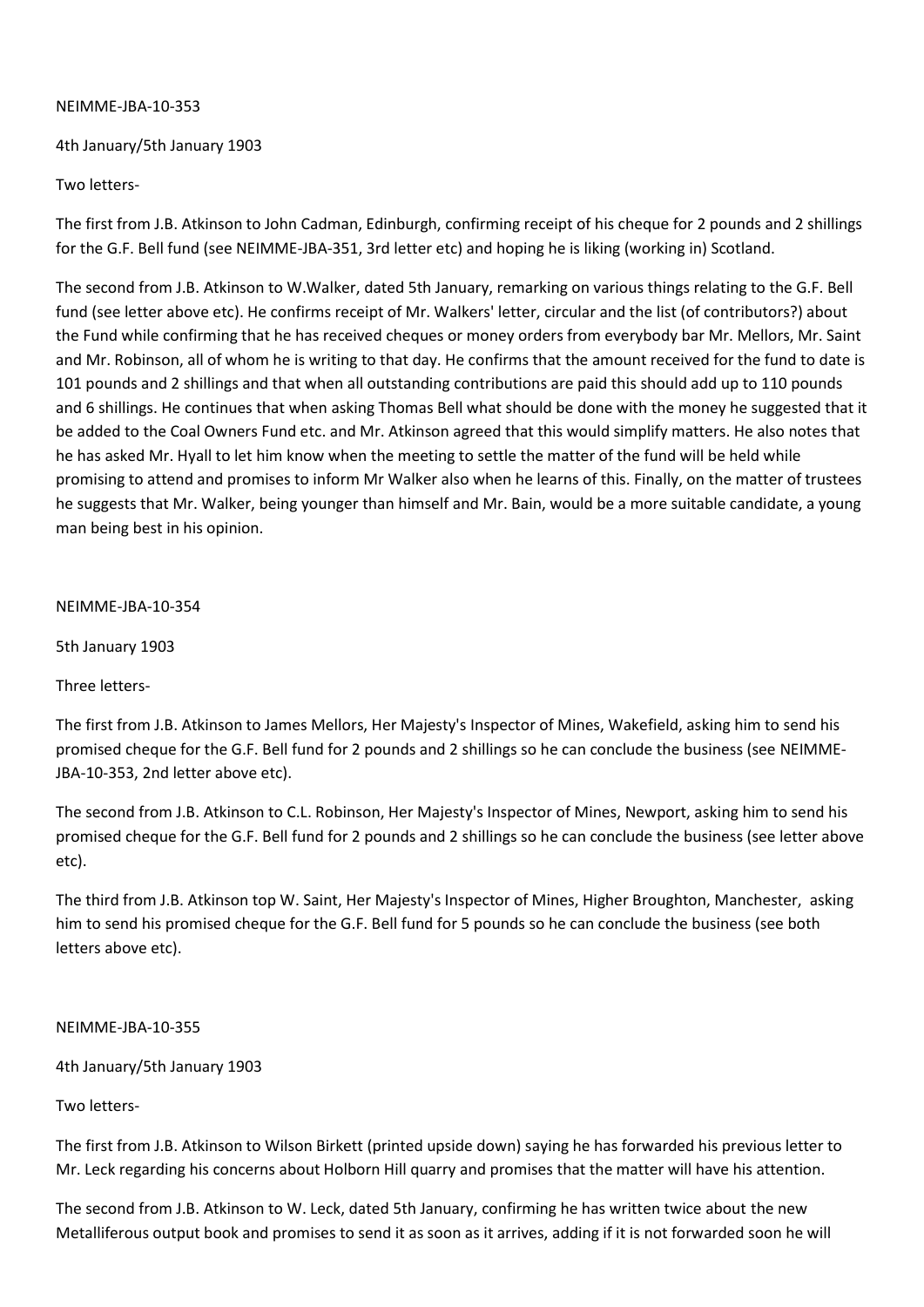NEIMME-JBA-10-353

4th January/5th January 1903

Two letters-

The first from J.B. Atkinson to John Cadman, Edinburgh, confirming receipt of his cheque for 2 pounds and 2 shillings for the G.F. Bell fund (see NEIMME-JBA-351, 3rd letter etc) and hoping he is liking (working in) Scotland.

The second from J.B. Atkinson to W.Walker, dated 5th January, remarking on various things relating to the G.F. Bell fund (see letter above etc). He confirms receipt of Mr. Walkers' letter, circular and the list (of contributors?) about the Fund while confirming that he has received cheques or money orders from everybody bar Mr. Mellors, Mr. Saint and Mr. Robinson, all of whom he is writing to that day. He confirms that the amount received for the fund to date is 101 pounds and 2 shillings and that when all outstanding contributions are paid this should add up to 110 pounds and 6 shillings. He continues that when asking Thomas Bell what should be done with the money he suggested that it be added to the Coal Owners Fund etc. and Mr. Atkinson agreed that this would simplify matters. He also notes that he has asked Mr. Hyall to let him know when the meeting to settle the matter of the fund will be held while promising to attend and promises to inform Mr Walker also when he learns of this. Finally, on the matter of trustees he suggests that Mr. Walker, being younger than himself and Mr. Bain, would be a more suitable candidate, a young man being best in his opinion.

NEIMME-JBA-10-354

5th January 1903

Three letters-

The first from J.B. Atkinson to James Mellors, Her Majesty's Inspector of Mines, Wakefield, asking him to send his promised cheque for the G.F. Bell fund for 2 pounds and 2 shillings so he can conclude the business (see NEIMME-JBA-10-353, 2nd letter above etc).

The second from J.B. Atkinson to C.L. Robinson, Her Majesty's Inspector of Mines, Newport, asking him to send his promised cheque for the G.F. Bell fund for 2 pounds and 2 shillings so he can conclude the business (see letter above etc).

The third from J.B. Atkinson top W. Saint, Her Majesty's Inspector of Mines, Higher Broughton, Manchester, asking him to send his promised cheque for the G.F. Bell fund for 5 pounds so he can conclude the business (see both letters above etc).

NEIMME-JBA-10-355

4th January/5th January 1903

Two letters-

The first from J.B. Atkinson to Wilson Birkett (printed upside down) saying he has forwarded his previous letter to Mr. Leck regarding his concerns about Holborn Hill quarry and promises that the matter will have his attention.

The second from J.B. Atkinson to W. Leck, dated 5th January, confirming he has written twice about the new Metalliferous output book and promises to send it as soon as it arrives, adding if it is not forwarded soon he will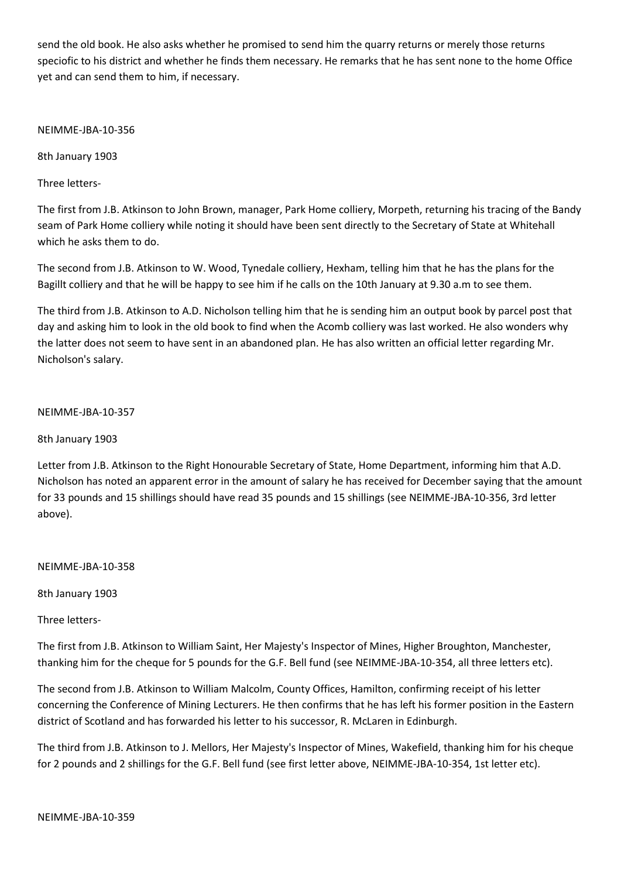send the old book. He also asks whether he promised to send him the quarry returns or merely those returns speciofic to his district and whether he finds them necessary. He remarks that he has sent none to the home Office yet and can send them to him, if necessary.

NEIMME-JBA-10-356

8th January 1903

Three letters-

The first from J.B. Atkinson to John Brown, manager, Park Home colliery, Morpeth, returning his tracing of the Bandy seam of Park Home colliery while noting it should have been sent directly to the Secretary of State at Whitehall which he asks them to do.

The second from J.B. Atkinson to W. Wood, Tynedale colliery, Hexham, telling him that he has the plans for the Bagillt colliery and that he will be happy to see him if he calls on the 10th January at 9.30 a.m to see them.

The third from J.B. Atkinson to A.D. Nicholson telling him that he is sending him an output book by parcel post that day and asking him to look in the old book to find when the Acomb colliery was last worked. He also wonders why the latter does not seem to have sent in an abandoned plan. He has also written an official letter regarding Mr. Nicholson's salary.

NEIMME-JBA-10-357

8th January 1903

Letter from J.B. Atkinson to the Right Honourable Secretary of State, Home Department, informing him that A.D. Nicholson has noted an apparent error in the amount of salary he has received for December saying that the amount for 33 pounds and 15 shillings should have read 35 pounds and 15 shillings (see NEIMME-JBA-10-356, 3rd letter above).

NEIMME-JBA-10-358

8th January 1903

Three letters-

The first from J.B. Atkinson to William Saint, Her Majesty's Inspector of Mines, Higher Broughton, Manchester, thanking him for the cheque for 5 pounds for the G.F. Bell fund (see NEIMME-JBA-10-354, all three letters etc).

The second from J.B. Atkinson to William Malcolm, County Offices, Hamilton, confirming receipt of his letter concerning the Conference of Mining Lecturers. He then confirms that he has left his former position in the Eastern district of Scotland and has forwarded his letter to his successor, R. McLaren in Edinburgh.

The third from J.B. Atkinson to J. Mellors, Her Majesty's Inspector of Mines, Wakefield, thanking him for his cheque for 2 pounds and 2 shillings for the G.F. Bell fund (see first letter above, NEIMME-JBA-10-354, 1st letter etc).

NEIMME-JBA-10-359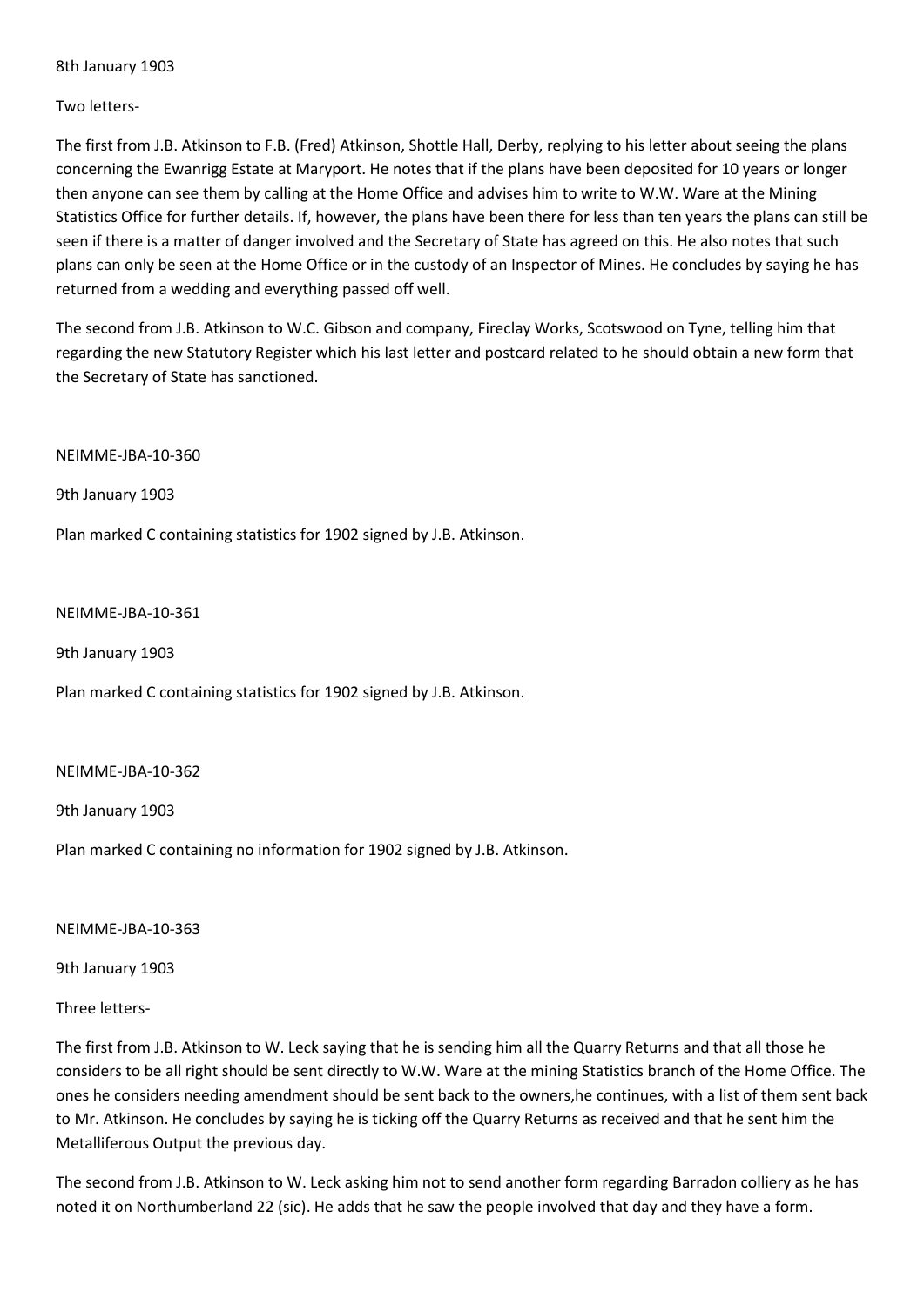8th January 1903

Two letters-

The first from J.B. Atkinson to F.B. (Fred) Atkinson, Shottle Hall, Derby, replying to his letter about seeing the plans concerning the Ewanrigg Estate at Maryport. He notes that if the plans have been deposited for 10 years or longer then anyone can see them by calling at the Home Office and advises him to write to W.W. Ware at the Mining Statistics Office for further details. If, however, the plans have been there for less than ten years the plans can still be seen if there is a matter of danger involved and the Secretary of State has agreed on this. He also notes that such plans can only be seen at the Home Office or in the custody of an Inspector of Mines. He concludes by saying he has returned from a wedding and everything passed off well.

The second from J.B. Atkinson to W.C. Gibson and company, Fireclay Works, Scotswood on Tyne, telling him that regarding the new Statutory Register which his last letter and postcard related to he should obtain a new form that the Secretary of State has sanctioned.

NEIMME-JBA-10-360

9th January 1903

Plan marked C containing statistics for 1902 signed by J.B. Atkinson.

NEIMME-JBA-10-361

9th January 1903

Plan marked C containing statistics for 1902 signed by J.B. Atkinson.

NEIMME-JBA-10-362

9th January 1903

Plan marked C containing no information for 1902 signed by J.B. Atkinson.

NEIMME-JBA-10-363

9th January 1903

Three letters-

The first from J.B. Atkinson to W. Leck saying that he is sending him all the Quarry Returns and that all those he considers to be all right should be sent directly to W.W. Ware at the mining Statistics branch of the Home Office. The ones he considers needing amendment should be sent back to the owners,he continues, with a list of them sent back to Mr. Atkinson. He concludes by saying he is ticking off the Quarry Returns as received and that he sent him the Metalliferous Output the previous day.

The second from J.B. Atkinson to W. Leck asking him not to send another form regarding Barradon colliery as he has noted it on Northumberland 22 (sic). He adds that he saw the people involved that day and they have a form.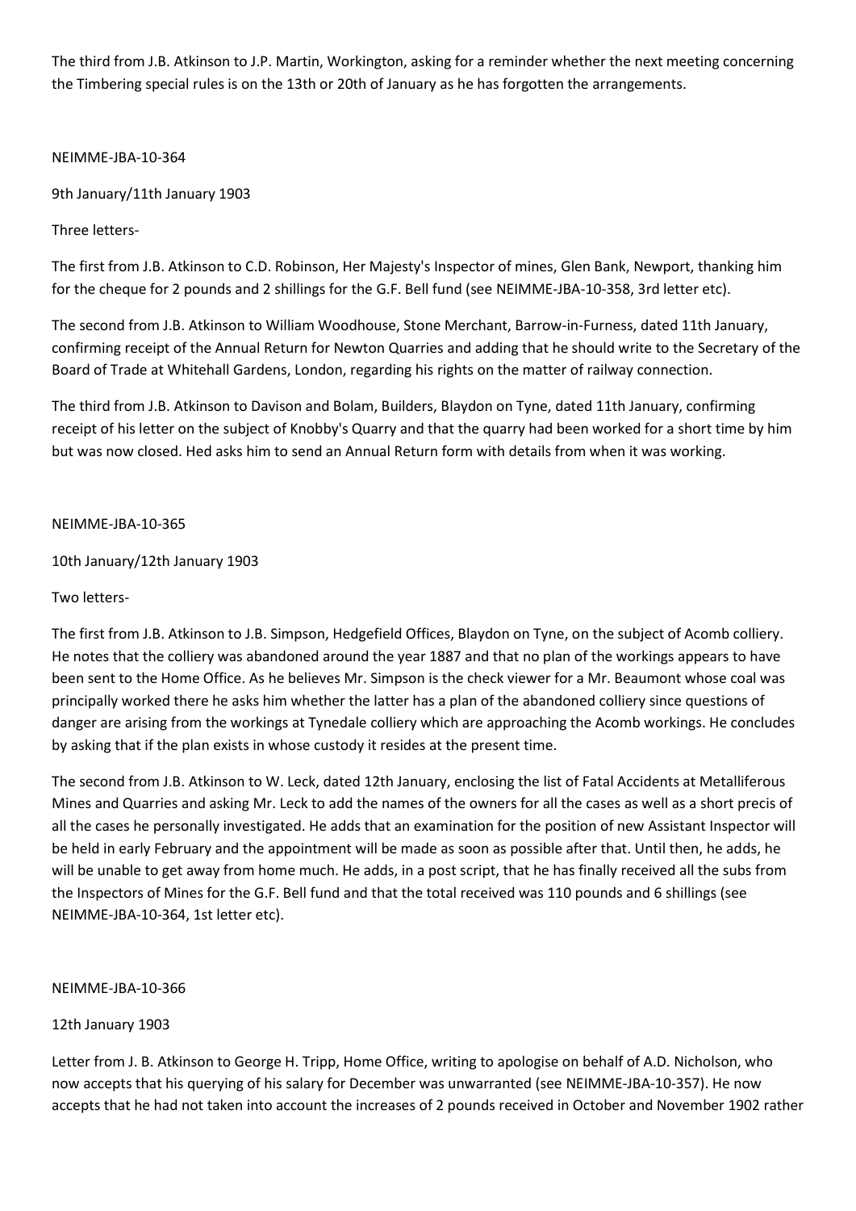The third from J.B. Atkinson to J.P. Martin, Workington, asking for a reminder whether the next meeting concerning the Timbering special rules is on the 13th or 20th of January as he has forgotten the arrangements.

NEIMME-JBA-10-364

9th January/11th January 1903

Three letters-

The first from J.B. Atkinson to C.D. Robinson, Her Majesty's Inspector of mines, Glen Bank, Newport, thanking him for the cheque for 2 pounds and 2 shillings for the G.F. Bell fund (see NEIMME-JBA-10-358, 3rd letter etc).

The second from J.B. Atkinson to William Woodhouse, Stone Merchant, Barrow-in-Furness, dated 11th January, confirming receipt of the Annual Return for Newton Quarries and adding that he should write to the Secretary of the Board of Trade at Whitehall Gardens, London, regarding his rights on the matter of railway connection.

The third from J.B. Atkinson to Davison and Bolam, Builders, Blaydon on Tyne, dated 11th January, confirming receipt of his letter on the subject of Knobby's Quarry and that the quarry had been worked for a short time by him but was now closed. Hed asks him to send an Annual Return form with details from when it was working.

NEIMME-JBA-10-365

10th January/12th January 1903

Two letters-

The first from J.B. Atkinson to J.B. Simpson, Hedgefield Offices, Blaydon on Tyne, on the subject of Acomb colliery. He notes that the colliery was abandoned around the year 1887 and that no plan of the workings appears to have been sent to the Home Office. As he believes Mr. Simpson is the check viewer for a Mr. Beaumont whose coal was principally worked there he asks him whether the latter has a plan of the abandoned colliery since questions of danger are arising from the workings at Tynedale colliery which are approaching the Acomb workings. He concludes by asking that if the plan exists in whose custody it resides at the present time.

The second from J.B. Atkinson to W. Leck, dated 12th January, enclosing the list of Fatal Accidents at Metalliferous Mines and Quarries and asking Mr. Leck to add the names of the owners for all the cases as well as a short precis of all the cases he personally investigated. He adds that an examination for the position of new Assistant Inspector will be held in early February and the appointment will be made as soon as possible after that. Until then, he adds, he will be unable to get away from home much. He adds, in a post script, that he has finally received all the subs from the Inspectors of Mines for the G.F. Bell fund and that the total received was 110 pounds and 6 shillings (see NEIMME-JBA-10-364, 1st letter etc).

NEIMME-JBA-10-366

12th January 1903

Letter from J. B. Atkinson to George H. Tripp, Home Office, writing to apologise on behalf of A.D. Nicholson, who now accepts that his querying of his salary for December was unwarranted (see NEIMME-JBA-10-357). He now accepts that he had not taken into account the increases of 2 pounds received in October and November 1902 rather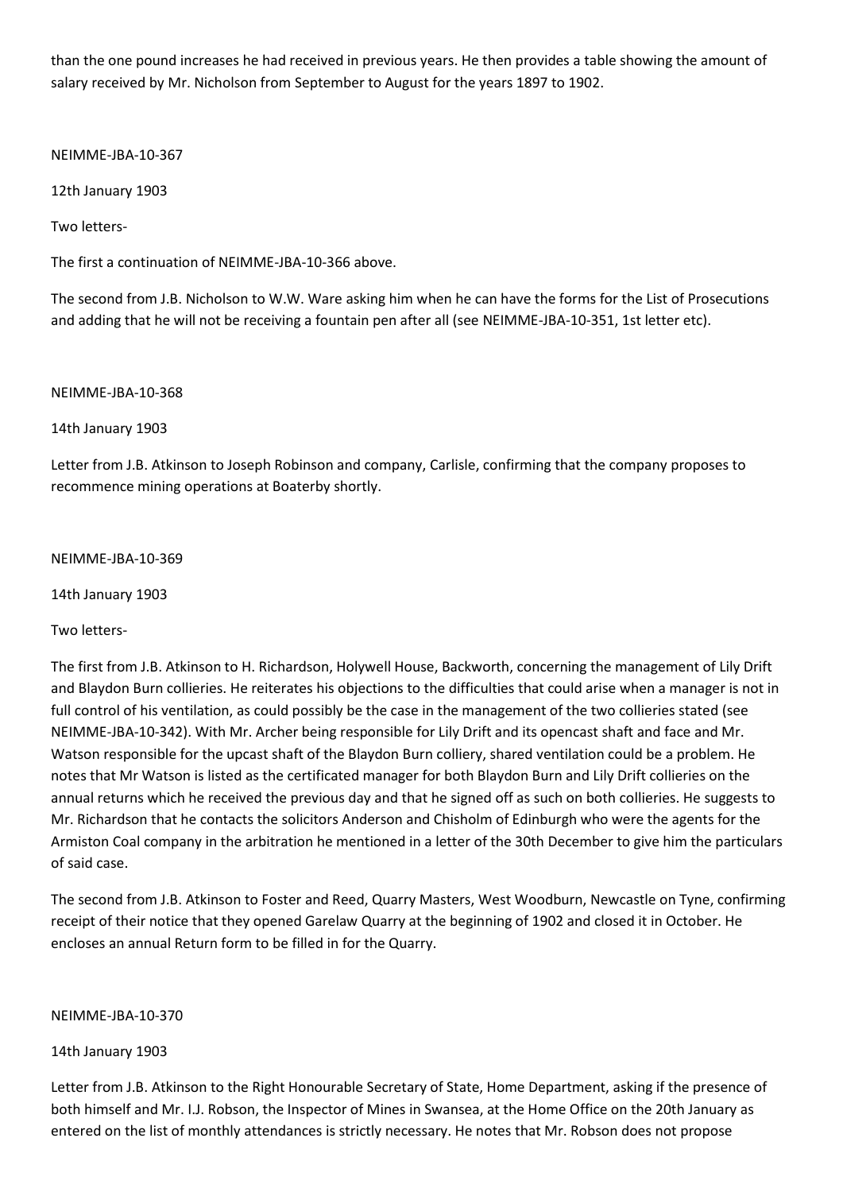than the one pound increases he had received in previous years. He then provides a table showing the amount of salary received by Mr. Nicholson from September to August for the years 1897 to 1902.

NEIMME-JBA-10-367

12th January 1903

Two letters-

The first a continuation of NEIMME-JBA-10-366 above.

The second from J.B. Nicholson to W.W. Ware asking him when he can have the forms for the List of Prosecutions and adding that he will not be receiving a fountain pen after all (see NEIMME-JBA-10-351, 1st letter etc).

NEIMME-JBA-10-368

14th January 1903

Letter from J.B. Atkinson to Joseph Robinson and company, Carlisle, confirming that the company proposes to recommence mining operations at Boaterby shortly.

NEIMME-JBA-10-369

14th January 1903

Two letters-

The first from J.B. Atkinson to H. Richardson, Holywell House, Backworth, concerning the management of Lily Drift and Blaydon Burn collieries. He reiterates his objections to the difficulties that could arise when a manager is not in full control of his ventilation, as could possibly be the case in the management of the two collieries stated (see NEIMME-JBA-10-342). With Mr. Archer being responsible for Lily Drift and its opencast shaft and face and Mr. Watson responsible for the upcast shaft of the Blaydon Burn colliery, shared ventilation could be a problem. He notes that Mr Watson is listed as the certificated manager for both Blaydon Burn and Lily Drift collieries on the annual returns which he received the previous day and that he signed off as such on both collieries. He suggests to Mr. Richardson that he contacts the solicitors Anderson and Chisholm of Edinburgh who were the agents for the Armiston Coal company in the arbitration he mentioned in a letter of the 30th December to give him the particulars of said case.

The second from J.B. Atkinson to Foster and Reed, Quarry Masters, West Woodburn, Newcastle on Tyne, confirming receipt of their notice that they opened Garelaw Quarry at the beginning of 1902 and closed it in October. He encloses an annual Return form to be filled in for the Quarry.

NEIMME-JBA-10-370

14th January 1903

Letter from J.B. Atkinson to the Right Honourable Secretary of State, Home Department, asking if the presence of both himself and Mr. I.J. Robson, the Inspector of Mines in Swansea, at the Home Office on the 20th January as entered on the list of monthly attendances is strictly necessary. He notes that Mr. Robson does not propose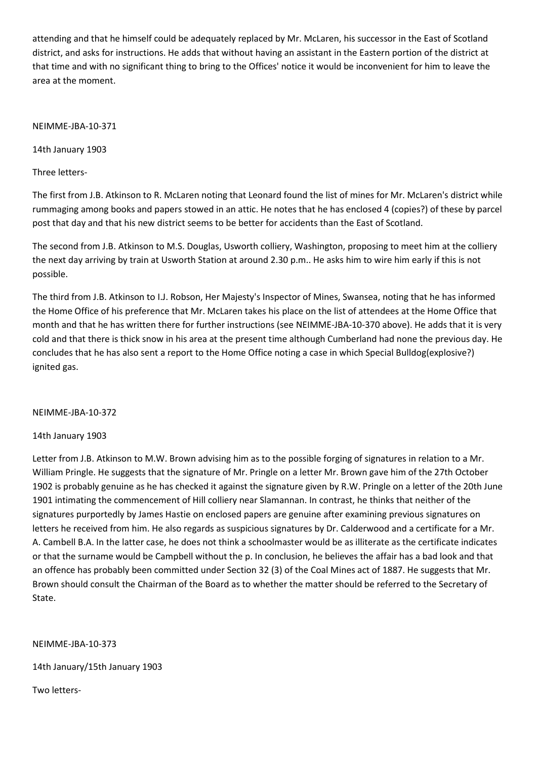attending and that he himself could be adequately replaced by Mr. McLaren, his successor in the East of Scotland district, and asks for instructions. He adds that without having an assistant in the Eastern portion of the district at that time and with no significant thing to bring to the Offices' notice it would be inconvenient for him to leave the area at the moment.

NEIMME-JBA-10-371

14th January 1903

Three letters-

The first from J.B. Atkinson to R. McLaren noting that Leonard found the list of mines for Mr. McLaren's district while rummaging among books and papers stowed in an attic. He notes that he has enclosed 4 (copies?) of these by parcel post that day and that his new district seems to be better for accidents than the East of Scotland.

The second from J.B. Atkinson to M.S. Douglas, Usworth colliery, Washington, proposing to meet him at the colliery the next day arriving by train at Usworth Station at around 2.30 p.m.. He asks him to wire him early if this is not possible.

The third from J.B. Atkinson to I.J. Robson, Her Majesty's Inspector of Mines, Swansea, noting that he has informed the Home Office of his preference that Mr. McLaren takes his place on the list of attendees at the Home Office that month and that he has written there for further instructions (see NEIMME-JBA-10-370 above). He adds that it is very cold and that there is thick snow in his area at the present time although Cumberland had none the previous day. He concludes that he has also sent a report to the Home Office noting a case in which Special Bulldog(explosive?) ignited gas.

NEIMME-JBA-10-372

14th January 1903

Letter from J.B. Atkinson to M.W. Brown advising him as to the possible forging of signatures in relation to a Mr. William Pringle. He suggests that the signature of Mr. Pringle on a letter Mr. Brown gave him of the 27th October 1902 is probably genuine as he has checked it against the signature given by R.W. Pringle on a letter of the 20th June 1901 intimating the commencement of Hill colliery near Slamannan. In contrast, he thinks that neither of the signatures purportedly by James Hastie on enclosed papers are genuine after examining previous signatures on letters he received from him. He also regards as suspicious signatures by Dr. Calderwood and a certificate for a Mr. A. Cambell B.A. In the latter case, he does not think a schoolmaster would be as illiterate as the certificate indicates or that the surname would be Campbell without the p. In conclusion, he believes the affair has a bad look and that an offence has probably been committed under Section 32 (3) of the Coal Mines act of 1887. He suggests that Mr. Brown should consult the Chairman of the Board as to whether the matter should be referred to the Secretary of State.

NEIMME-JBA-10-373

14th January/15th January 1903

Two letters-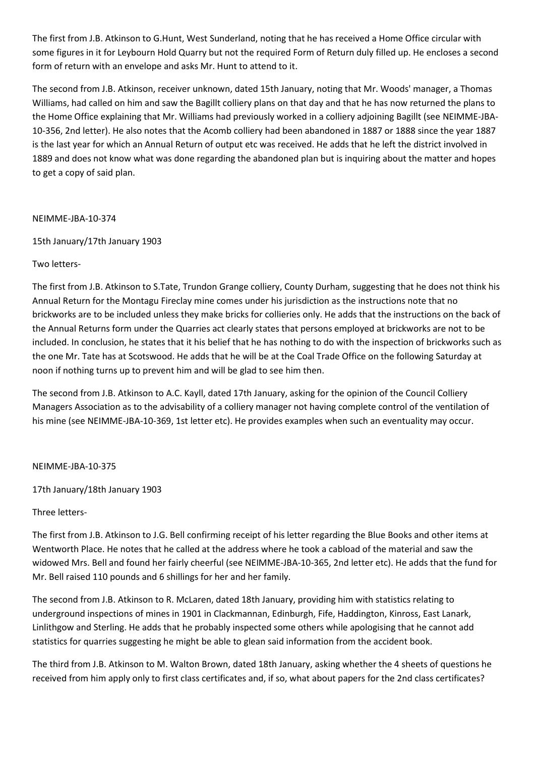The first from J.B. Atkinson to G.Hunt, West Sunderland, noting that he has received a Home Office circular with some figures in it for Leybourn Hold Quarry but not the required Form of Return duly filled up. He encloses a second form of return with an envelope and asks Mr. Hunt to attend to it.

The second from J.B. Atkinson, receiver unknown, dated 15th January, noting that Mr. Woods' manager, a Thomas Williams, had called on him and saw the Bagillt colliery plans on that day and that he has now returned the plans to the Home Office explaining that Mr. Williams had previously worked in a colliery adjoining Bagillt (see NEIMME-JBA-10-356, 2nd letter). He also notes that the Acomb colliery had been abandoned in 1887 or 1888 since the year 1887 is the last year for which an Annual Return of output etc was received. He adds that he left the district involved in 1889 and does not know what was done regarding the abandoned plan but is inquiring about the matter and hopes to get a copy of said plan.

NEIMME-JBA-10-374

15th January/17th January 1903

Two letters-

The first from J.B. Atkinson to S.Tate, Trundon Grange colliery, County Durham, suggesting that he does not think his Annual Return for the Montagu Fireclay mine comes under his jurisdiction as the instructions note that no brickworks are to be included unless they make bricks for collieries only. He adds that the instructions on the back of the Annual Returns form under the Quarries act clearly states that persons employed at brickworks are not to be included. In conclusion, he states that it his belief that he has nothing to do with the inspection of brickworks such as the one Mr. Tate has at Scotswood. He adds that he will be at the Coal Trade Office on the following Saturday at noon if nothing turns up to prevent him and will be glad to see him then.

The second from J.B. Atkinson to A.C. Kayll, dated 17th January, asking for the opinion of the Council Colliery Managers Association as to the advisability of a colliery manager not having complete control of the ventilation of his mine (see NEIMME-JBA-10-369, 1st letter etc). He provides examples when such an eventuality may occur.

NEIMME-JBA-10-375

17th January/18th January 1903

Three letters-

The first from J.B. Atkinson to J.G. Bell confirming receipt of his letter regarding the Blue Books and other items at Wentworth Place. He notes that he called at the address where he took a cabload of the material and saw the widowed Mrs. Bell and found her fairly cheerful (see NEIMME-JBA-10-365, 2nd letter etc). He adds that the fund for Mr. Bell raised 110 pounds and 6 shillings for her and her family.

The second from J.B. Atkinson to R. McLaren, dated 18th January, providing him with statistics relating to underground inspections of mines in 1901 in Clackmannan, Edinburgh, Fife, Haddington, Kinross, East Lanark, Linlithgow and Sterling. He adds that he probably inspected some others while apologising that he cannot add statistics for quarries suggesting he might be able to glean said information from the accident book.

The third from J.B. Atkinson to M. Walton Brown, dated 18th January, asking whether the 4 sheets of questions he received from him apply only to first class certificates and, if so, what about papers for the 2nd class certificates?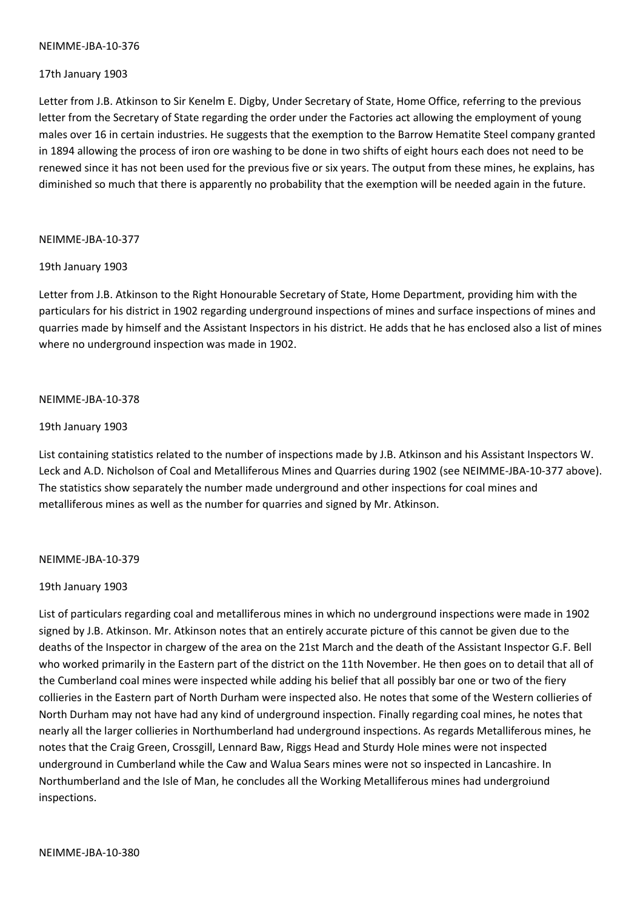NEIMME-JBA-10-376

17th January 1903

Letter from J.B. Atkinson to Sir Kenelm E. Digby, Under Secretary of State, Home Office, referring to the previous letter from the Secretary of State regarding the order under the Factories act allowing the employment of young males over 16 in certain industries. He suggests that the exemption to the Barrow Hematite Steel company granted in 1894 allowing the process of iron ore washing to be done in two shifts of eight hours each does not need to be renewed since it has not been used for the previous five or six years. The output from these mines, he explains, has diminished so much that there is apparently no probability that the exemption will be needed again in the future.

NEIMME-JBA-10-377

19th January 1903

Letter from J.B. Atkinson to the Right Honourable Secretary of State, Home Department, providing him with the particulars for his district in 1902 regarding underground inspections of mines and surface inspections of mines and quarries made by himself and the Assistant Inspectors in his district. He adds that he has enclosed also a list of mines where no underground inspection was made in 1902.

NEIMME-JBA-10-378

19th January 1903

List containing statistics related to the number of inspections made by J.B. Atkinson and his Assistant Inspectors W. Leck and A.D. Nicholson of Coal and Metalliferous Mines and Quarries during 1902 (see NEIMME-JBA-10-377 above). The statistics show separately the number made underground and other inspections for coal mines and metalliferous mines as well as the number for quarries and signed by Mr. Atkinson.

NEIMME-JBA-10-379

19th January 1903

List of particulars regarding coal and metalliferous mines in which no underground inspections were made in 1902 signed by J.B. Atkinson. Mr. Atkinson notes that an entirely accurate picture of this cannot be given due to the deaths of the Inspector in chargew of the area on the 21st March and the death of the Assistant Inspector G.F. Bell who worked primarily in the Eastern part of the district on the 11th November. He then goes on to detail that all of the Cumberland coal mines were inspected while adding his belief that all possibly bar one or two of the fiery collieries in the Eastern part of North Durham were inspected also. He notes that some of the Western collieries of North Durham may not have had any kind of underground inspection. Finally regarding coal mines, he notes that nearly all the larger collieries in Northumberland had underground inspections. As regards Metalliferous mines, he notes that the Craig Green, Crossgill, Lennard Baw, Riggs Head and Sturdy Hole mines were not inspected underground in Cumberland while the Caw and Walua Sears mines were not so inspected in Lancashire. In Northumberland and the Isle of Man, he concludes all the Working Metalliferous mines had undergroiund inspections.

NEIMME-JBA-10-380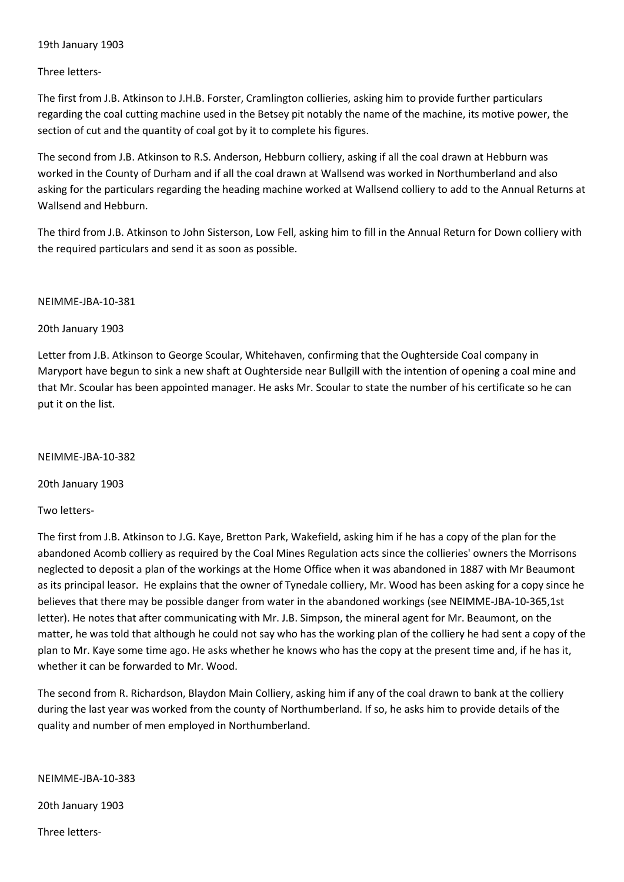19th January 1903

Three letters-

The first from J.B. Atkinson to J.H.B. Forster, Cramlington collieries, asking him to provide further particulars regarding the coal cutting machine used in the Betsey pit notably the name of the machine, its motive power, the section of cut and the quantity of coal got by it to complete his figures.

The second from J.B. Atkinson to R.S. Anderson, Hebburn colliery, asking if all the coal drawn at Hebburn was worked in the County of Durham and if all the coal drawn at Wallsend was worked in Northumberland and also asking for the particulars regarding the heading machine worked at Wallsend colliery to add to the Annual Returns at Wallsend and Hebburn.

The third from J.B. Atkinson to John Sisterson, Low Fell, asking him to fill in the Annual Return for Down colliery with the required particulars and send it as soon as possible.

NEIMME-JBA-10-381

20th January 1903

Letter from J.B. Atkinson to George Scoular, Whitehaven, confirming that the Oughterside Coal company in Maryport have begun to sink a new shaft at Oughterside near Bullgill with the intention of opening a coal mine and that Mr. Scoular has been appointed manager. He asks Mr. Scoular to state the number of his certificate so he can put it on the list.

NEIMME-JBA-10-382

20th January 1903

Two letters-

The first from J.B. Atkinson to J.G. Kaye, Bretton Park, Wakefield, asking him if he has a copy of the plan for the abandoned Acomb colliery as required by the Coal Mines Regulation acts since the collieries' owners the Morrisons neglected to deposit a plan of the workings at the Home Office when it was abandoned in 1887 with Mr Beaumont as its principal leasor. He explains that the owner of Tynedale colliery, Mr. Wood has been asking for a copy since he believes that there may be possible danger from water in the abandoned workings (see NEIMME-JBA-10-365,1st letter). He notes that after communicating with Mr. J.B. Simpson, the mineral agent for Mr. Beaumont, on the matter, he was told that although he could not say who has the working plan of the colliery he had sent a copy of the plan to Mr. Kaye some time ago. He asks whether he knows who has the copy at the present time and, if he has it, whether it can be forwarded to Mr. Wood.

The second from R. Richardson, Blaydon Main Colliery, asking him if any of the coal drawn to bank at the colliery during the last year was worked from the county of Northumberland. If so, he asks him to provide details of the quality and number of men employed in Northumberland.

NEIMME-JBA-10-383

20th January 1903

Three letters-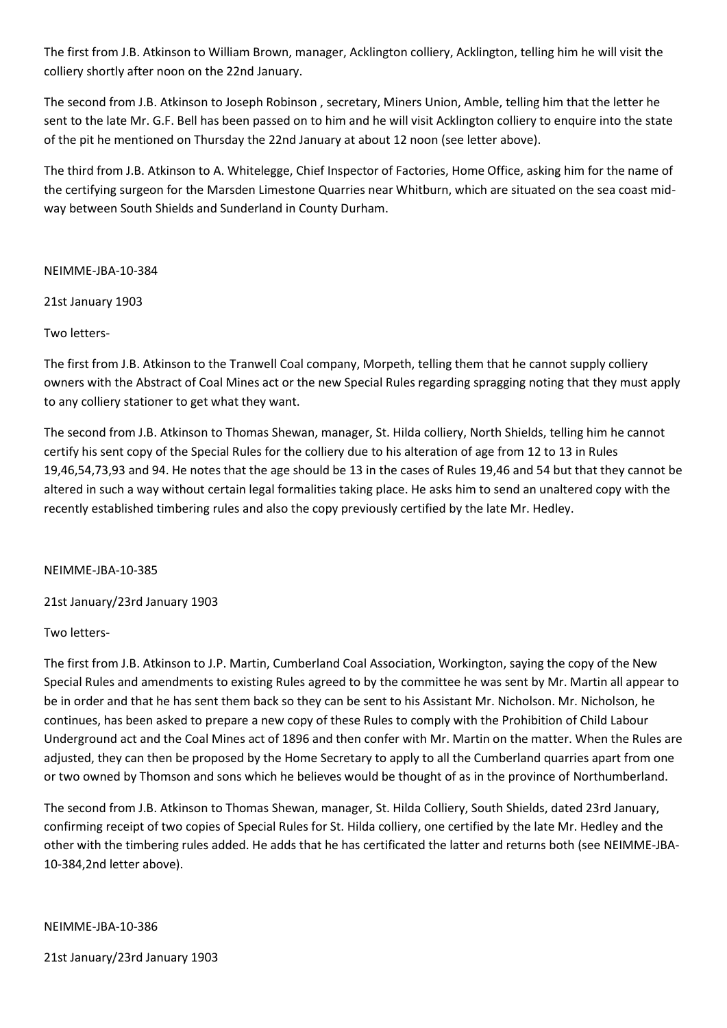The first from J.B. Atkinson to William Brown, manager, Acklington colliery, Acklington, telling him he will visit the colliery shortly after noon on the 22nd January.

The second from J.B. Atkinson to Joseph Robinson , secretary, Miners Union, Amble, telling him that the letter he sent to the late Mr. G.F. Bell has been passed on to him and he will visit Acklington colliery to enquire into the state of the pit he mentioned on Thursday the 22nd January at about 12 noon (see letter above).

The third from J.B. Atkinson to A. Whitelegge, Chief Inspector of Factories, Home Office, asking him for the name of the certifying surgeon for the Marsden Limestone Quarries near Whitburn, which are situated on the sea coast mid-way between South Shields and Sunderland in County Durham.

NEIMME-JBA-10-384

21st January 1903

Two letters-

The first from J.B. Atkinson to the Tranwell Coal company, Morpeth, telling them that he cannot supply colliery owners with the Abstract of Coal Mines act or the new Special Rules regarding spragging noting that they must apply to any colliery stationer to get what they want.

The second from J.B. Atkinson to Thomas Shewan, manager, St. Hilda colliery, North Shields, telling him he cannot certify his sent copy of the Special Rules for the colliery due to his alteration of age from 12 to 13 in Rules 19,46,54,73,93 and 94. He notes that the age should be 13 in the cases of Rules 19,46 and 54 but that they cannot be altered in such a way without certain legal formalities taking place. He asks him to send an unaltered copy with the recently established timbering rules and also the copy previously certified by the late Mr. Hedley.

NEIMME-JBA-10-385

21st January/23rd January 1903

Two letters-

The first from J.B. Atkinson to J.P. Martin, Cumberland Coal Association, Workington, saying the copy of the New Special Rules and amendments to existing Rules agreed to by the committee he was sent by Mr. Martin all appear to be in order and that he has sent them back so they can be sent to his Assistant Mr. Nicholson. Mr. Nicholson, he continues, has been asked to prepare a new copy of these Rules to comply with the Prohibition of Child Labour Underground act and the Coal Mines act of 1896 and then confer with Mr. Martin on the matter. When the Rules are adjusted, they can then be proposed by the Home Secretary to apply to all the Cumberland quarries apart from one or two owned by Thomson and sons which he believes would be thought of as in the province of Northumberland.

The second from J.B. Atkinson to Thomas Shewan, manager, St. Hilda Colliery, South Shields, dated 23rd January, confirming receipt of two copies of Special Rules for St. Hilda colliery, one certified by the late Mr. Hedley and the other with the timbering rules added. He adds that he has certificated the latter and returns both (see NEIMME-JBA-10-384,2nd letter above).

NEIMME-JBA-10-386

21st January/23rd January 1903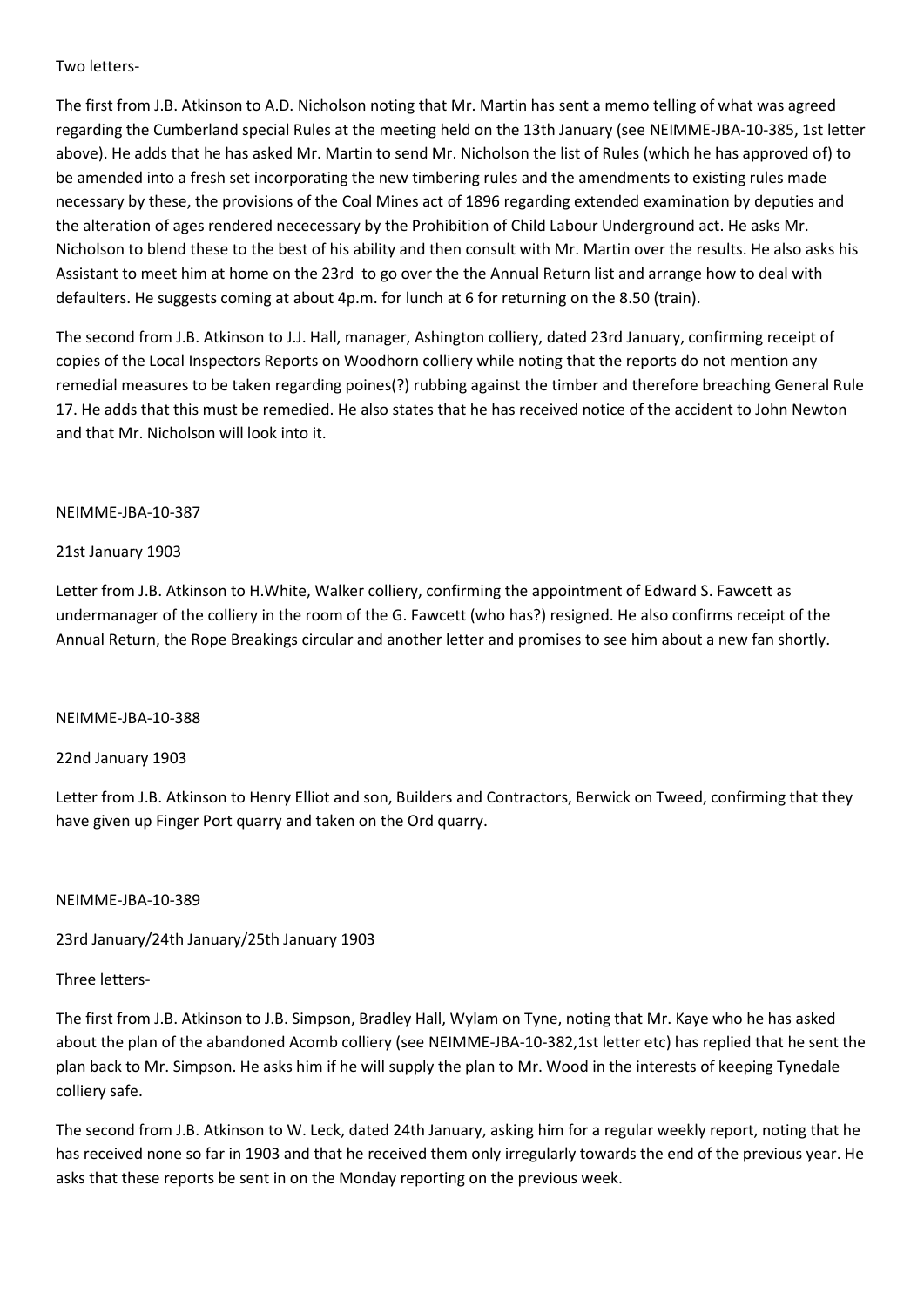Two letters-

The first from J.B. Atkinson to A.D. Nicholson noting that Mr. Martin has sent a memo telling of what was agreed regarding the Cumberland special Rules at the meeting held on the 13th January (see NEIMME-JBA-10-385, 1st letter above). He adds that he has asked Mr. Martin to send Mr. Nicholson the list of Rules (which he has approved of) to be amended into a fresh set incorporating the new timbering rules and the amendments to existing rules made necessary by these, the provisions of the Coal Mines act of 1896 regarding extended examination by deputies and the alteration of ages rendered nececessary by the Prohibition of Child Labour Underground act. He asks Mr. Nicholson to blend these to the best of his ability and then consult with Mr. Martin over the results. He also asks his Assistant to meet him at home on the 23rd to go over the the Annual Return list and arrange how to deal with defaulters. He suggests coming at about 4p.m. for lunch at 6 for returning on the 8.50 (train).

The second from J.B. Atkinson to J.J. Hall, manager, Ashington colliery, dated 23rd January, confirming receipt of copies of the Local Inspectors Reports on Woodhorn colliery while noting that the reports do not mention any remedial measures to be taken regarding poines(?) rubbing against the timber and therefore breaching General Rule 17. He adds that this must be remedied. He also states that he has received notice of the accident to John Newton and that Mr. Nicholson will look into it.

NEIMME-JBA-10-387

21st January 1903

Letter from J.B. Atkinson to H.White, Walker colliery, confirming the appointment of Edward S. Fawcett as undermanager of the colliery in the room of the G. Fawcett (who has?) resigned. He also confirms receipt of the Annual Return, the Rope Breakings circular and another letter and promises to see him about a new fan shortly.

NEIMME-JBA-10-388

22nd January 1903

Letter from J.B. Atkinson to Henry Elliot and son, Builders and Contractors, Berwick on Tweed, confirming that they have given up Finger Port quarry and taken on the Ord quarry.

NEIMME-JBA-10-389

23rd January/24th January/25th January 1903

Three letters-

The first from J.B. Atkinson to J.B. Simpson, Bradley Hall, Wylam on Tyne, noting that Mr. Kaye who he has asked about the plan of the abandoned Acomb colliery (see NEIMME-JBA-10-382,1st letter etc) has replied that he sent the plan back to Mr. Simpson. He asks him if he will supply the plan to Mr. Wood in the interests of keeping Tynedale colliery safe.

The second from J.B. Atkinson to W. Leck, dated 24th January, asking him for a regular weekly report, noting that he has received none so far in 1903 and that he received them only irregularly towards the end of the previous year. He asks that these reports be sent in on the Monday reporting on the previous week.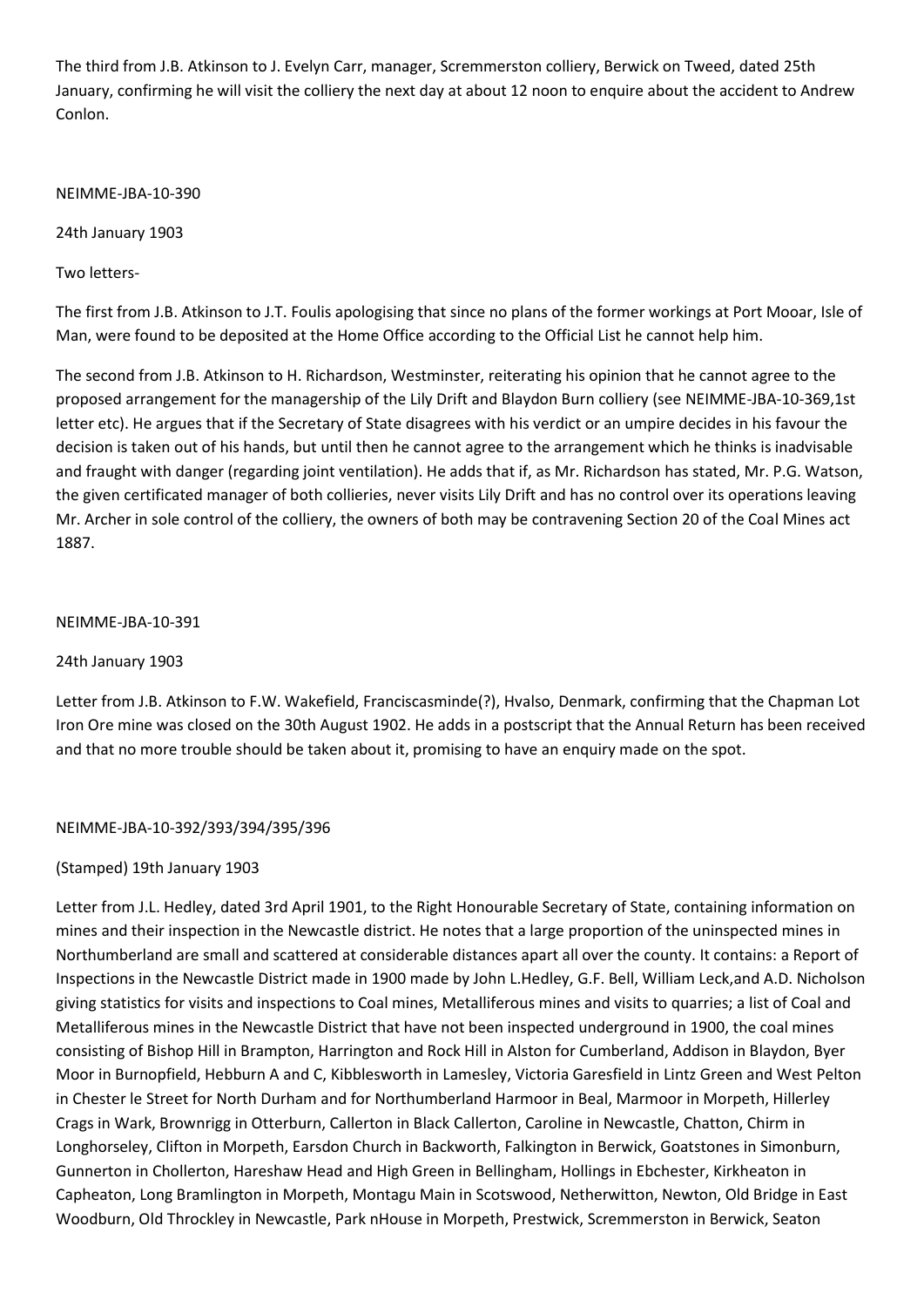The third from J.B. Atkinson to J. Evelyn Carr, manager, Scremmerston colliery, Berwick on Tweed, dated 25th January, confirming he will visit the colliery the next day at about 12 noon to enquire about the accident to Andrew Conlon.

NEIMME-JBA-10-390

24th January 1903

Two letters-

The first from J.B. Atkinson to J.T. Foulis apologising that since no plans of the former workings at Port Mooar, Isle of Man, were found to be deposited at the Home Office according to the Official List he cannot help him.

The second from J.B. Atkinson to H. Richardson, Westminster, reiterating his opinion that he cannot agree to the proposed arrangement for the managership of the Lily Drift and Blaydon Burn colliery (see NEIMME-JBA-10-369,1st letter etc). He argues that if the Secretary of State disagrees with his verdict or an umpire decides in his favour the decision is taken out of his hands, but until then he cannot agree to the arrangement which he thinks is inadvisable and fraught with danger (regarding joint ventilation). He adds that if, as Mr. Richardson has stated, Mr. P.G. Watson, the given certificated manager of both collieries, never visits Lily Drift and has no control over its operations leaving Mr. Archer in sole control of the colliery, the owners of both may be contravening Section 20 of the Coal Mines act 1887.

NEIMME-JBA-10-391

24th January 1903

Letter from J.B. Atkinson to F.W. Wakefield, Franciscasminde(?), Hvalso, Denmark, confirming that the Chapman Lot Iron Ore mine was closed on the 30th August 1902. He adds in a postscript that the Annual Return has been received and that no more trouble should be taken about it, promising to have an enquiry made on the spot.

NEIMME-JBA-10-392/393/394/395/396

(Stamped) 19th January 1903

Letter from J.L. Hedley, dated 3rd April 1901, to the Right Honourable Secretary of State, containing information on mines and their inspection in the Newcastle district. He notes that a large proportion of the uninspected mines in Northumberland are small and scattered at considerable distances apart all over the county. It contains: a Report of Inspections in the Newcastle District made in 1900 made by John L.Hedley, G.F. Bell, William Leck,and A.D. Nicholson giving statistics for visits and inspections to Coal mines, Metalliferous mines and visits to quarries; a list of Coal and Metalliferous mines in the Newcastle District that have not been inspected underground in 1900, the coal mines consisting of Bishop Hill in Brampton, Harrington and Rock Hill in Alston for Cumberland, Addison in Blaydon, Byer Moor in Burnopfield, Hebburn A and C, Kibblesworth in Lamesley, Victoria Garesfield in Lintz Green and West Pelton in Chester le Street for North Durham and for Northumberland Harmoor in Beal, Marmoor in Morpeth, Hillerley Crags in Wark, Brownrigg in Otterburn, Callerton in Black Callerton, Caroline in Newcastle, Chatton, Chirm in Longhorseley, Clifton in Morpeth, Earsdon Church in Backworth, Falkington in Berwick, Goatstones in Simonburn, Gunnerton in Chollerton, Hareshaw Head and High Green in Bellingham, Hollings in Ebchester, Kirkheaton in Capheaton, Long Bramlington in Morpeth, Montagu Main in Scotswood, Netherwitton, Newton, Old Bridge in East Woodburn, Old Throckley in Newcastle, Park nHouse in Morpeth, Prestwick, Scremmerston in Berwick, Seaton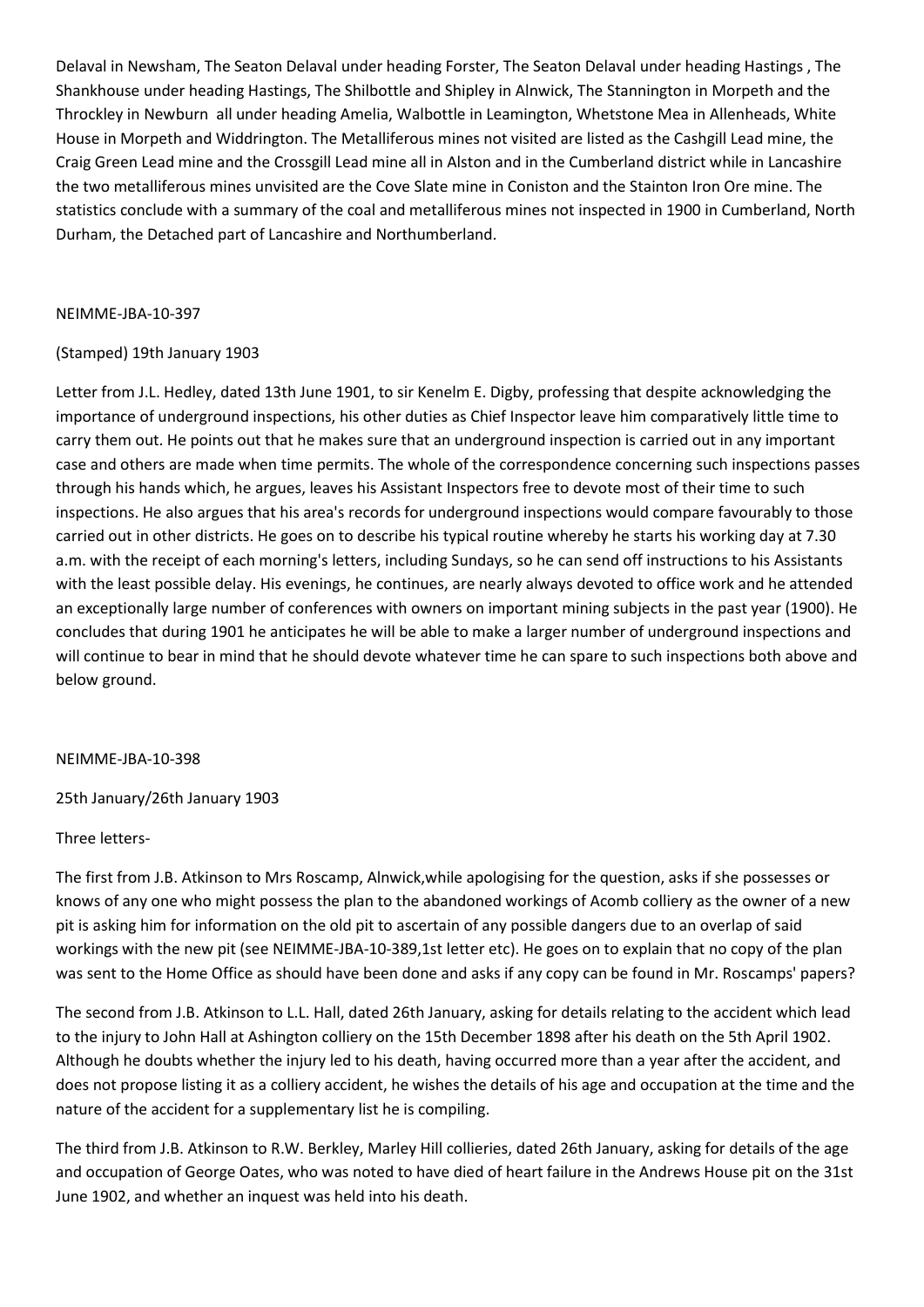Delaval in Newsham, The Seaton Delaval under heading Forster, The Seaton Delaval under heading Hastings , The Shankhouse under heading Hastings, The Shilbottle and Shipley in Alnwick, The Stannington in Morpeth and the Throckley in Newburn all under heading Amelia, Walbottle in Leamington, Whetstone Mea in Allenheads, White House in Morpeth and Widdrington. The Metalliferous mines not visited are listed as the Cashgill Lead mine, the Craig Green Lead mine and the Crossgill Lead mine all in Alston and in the Cumberland district while in Lancashire the two metalliferous mines unvisited are the Cove Slate mine in Coniston and the Stainton Iron Ore mine. The statistics conclude with a summary of the coal and metalliferous mines not inspected in 1900 in Cumberland, North Durham, the Detached part of Lancashire and Northumberland.

NEIMME-JBA-10-397

(Stamped) 19th January 1903

Letter from J.L. Hedley, dated 13th June 1901, to sir Kenelm E. Digby, professing that despite acknowledging the importance of underground inspections, his other duties as Chief Inspector leave him comparatively little time to carry them out. He points out that he makes sure that an underground inspection is carried out in any important case and others are made when time permits. The whole of the correspondence concerning such inspections passes through his hands which, he argues, leaves his Assistant Inspectors free to devote most of their time to such inspections. He also argues that his area's records for underground inspections would compare favourably to those carried out in other districts. He goes on to describe his typical routine whereby he starts his working day at 7.30 a.m. with the receipt of each morning's letters, including Sundays, so he can send off instructions to his Assistants with the least possible delay. His evenings, he continues, are nearly always devoted to office work and he attended an exceptionally large number of conferences with owners on important mining subjects in the past year (1900). He concludes that during 1901 he anticipates he will be able to make a larger number of underground inspections and will continue to bear in mind that he should devote whatever time he can spare to such inspections both above and below ground.

NEIMME-JBA-10-398

25th January/26th January 1903

Three letters-

The first from J.B. Atkinson to Mrs Roscamp, Alnwick,while apologising for the question, asks if she possesses or knows of any one who might possess the plan to the abandoned workings of Acomb colliery as the owner of a new pit is asking him for information on the old pit to ascertain of any possible dangers due to an overlap of said workings with the new pit (see NEIMME-JBA-10-389,1st letter etc). He goes on to explain that no copy of the plan was sent to the Home Office as should have been done and asks if any copy can be found in Mr. Roscamps' papers?

The second from J.B. Atkinson to L.L. Hall, dated 26th January, asking for details relating to the accident which lead to the injury to John Hall at Ashington colliery on the 15th December 1898 after his death on the 5th April 1902. Although he doubts whether the injury led to his death, having occurred more than a year after the accident, and does not propose listing it as a colliery accident, he wishes the details of his age and occupation at the time and the nature of the accident for a supplementary list he is compiling.

The third from J.B. Atkinson to R.W. Berkley, Marley Hill collieries, dated 26th January, asking for details of the age and occupation of George Oates, who was noted to have died of heart failure in the Andrews House pit on the 31st June 1902, and whether an inquest was held into his death.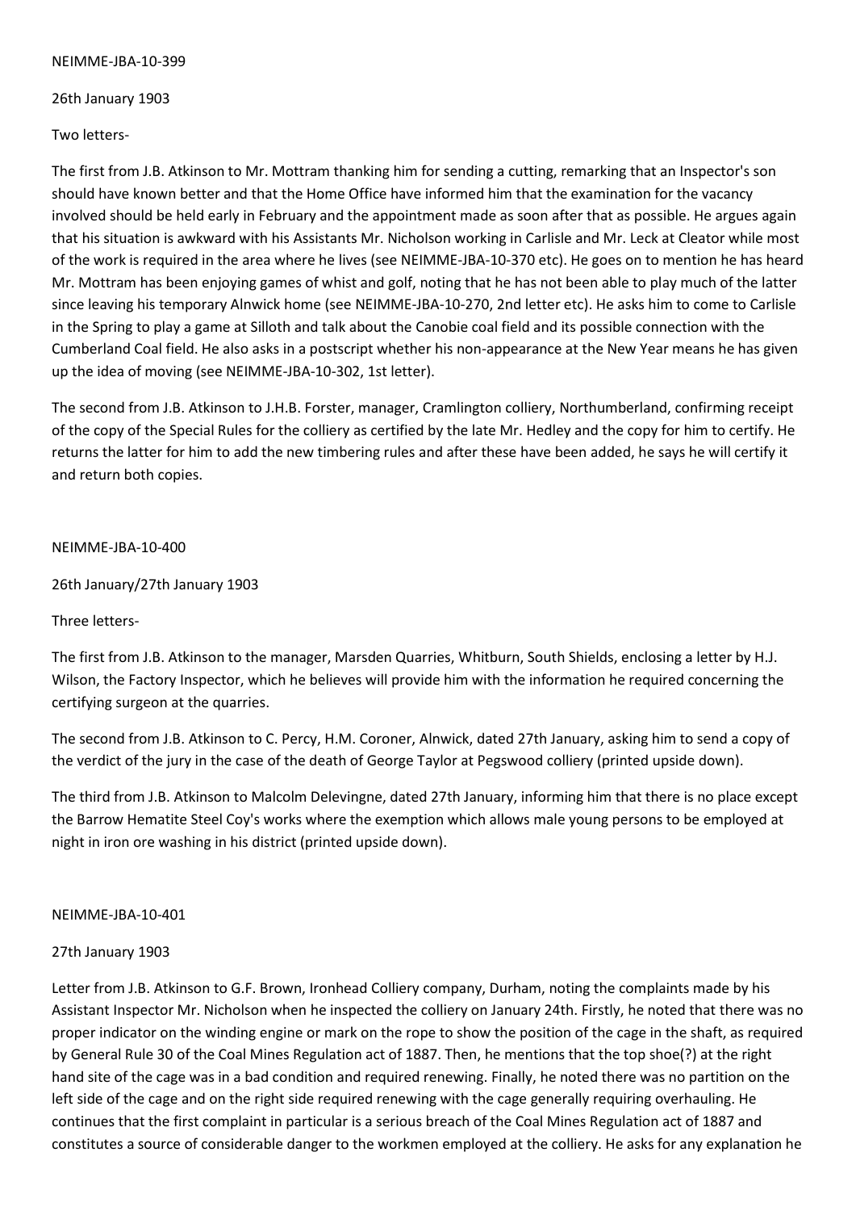NEIMME-JBA-10-399

26th January 1903

Two letters-

The first from J.B. Atkinson to Mr. Mottram thanking him for sending a cutting, remarking that an Inspector's son should have known better and that the Home Office have informed him that the examination for the vacancy involved should be held early in February and the appointment made as soon after that as possible. He argues again that his situation is awkward with his Assistants Mr. Nicholson working in Carlisle and Mr. Leck at Cleator while most of the work is required in the area where he lives (see NEIMME-JBA-10-370 etc). He goes on to mention he has heard Mr. Mottram has been enjoying games of whist and golf, noting that he has not been able to play much of the latter since leaving his temporary Alnwick home (see NEIMME-JBA-10-270, 2nd letter etc). He asks him to come to Carlisle in the Spring to play a game at Silloth and talk about the Canobie coal field and its possible connection with the Cumberland Coal field. He also asks in a postscript whether his non-appearance at the New Year means he has given up the idea of moving (see NEIMME-JBA-10-302, 1st letter).

The second from J.B. Atkinson to J.H.B. Forster, manager, Cramlington colliery, Northumberland, confirming receipt of the copy of the Special Rules for the colliery as certified by the late Mr. Hedley and the copy for him to certify. He returns the latter for him to add the new timbering rules and after these have been added, he says he will certify it and return both copies.

NEIMME-JBA-10-400

26th January/27th January 1903

Three letters-

The first from J.B. Atkinson to the manager, Marsden Quarries, Whitburn, South Shields, enclosing a letter by H.J. Wilson, the Factory Inspector, which he believes will provide him with the information he required concerning the certifying surgeon at the quarries.

The second from J.B. Atkinson to C. Percy, H.M. Coroner, Alnwick, dated 27th January, asking him to send a copy of the verdict of the jury in the case of the death of George Taylor at Pegswood colliery (printed upside down).

The third from J.B. Atkinson to Malcolm Delevingne, dated 27th January, informing him that there is no place except the Barrow Hematite Steel Coy's works where the exemption which allows male young persons to be employed at night in iron ore washing in his district (printed upside down).

NEIMME-JBA-10-401

27th January 1903

Letter from J.B. Atkinson to G.F. Brown, Ironhead Colliery company, Durham, noting the complaints made by his Assistant Inspector Mr. Nicholson when he inspected the colliery on January 24th. Firstly, he noted that there was no proper indicator on the winding engine or mark on the rope to show the position of the cage in the shaft, as required by General Rule 30 of the Coal Mines Regulation act of 1887. Then, he mentions that the top shoe(?) at the right hand site of the cage was in a bad condition and required renewing. Finally, he noted there was no partition on the left side of the cage and on the right side required renewing with the cage generally requiring overhauling. He continues that the first complaint in particular is a serious breach of the Coal Mines Regulation act of 1887 and constitutes a source of considerable danger to the workmen employed at the colliery. He asks for any explanation he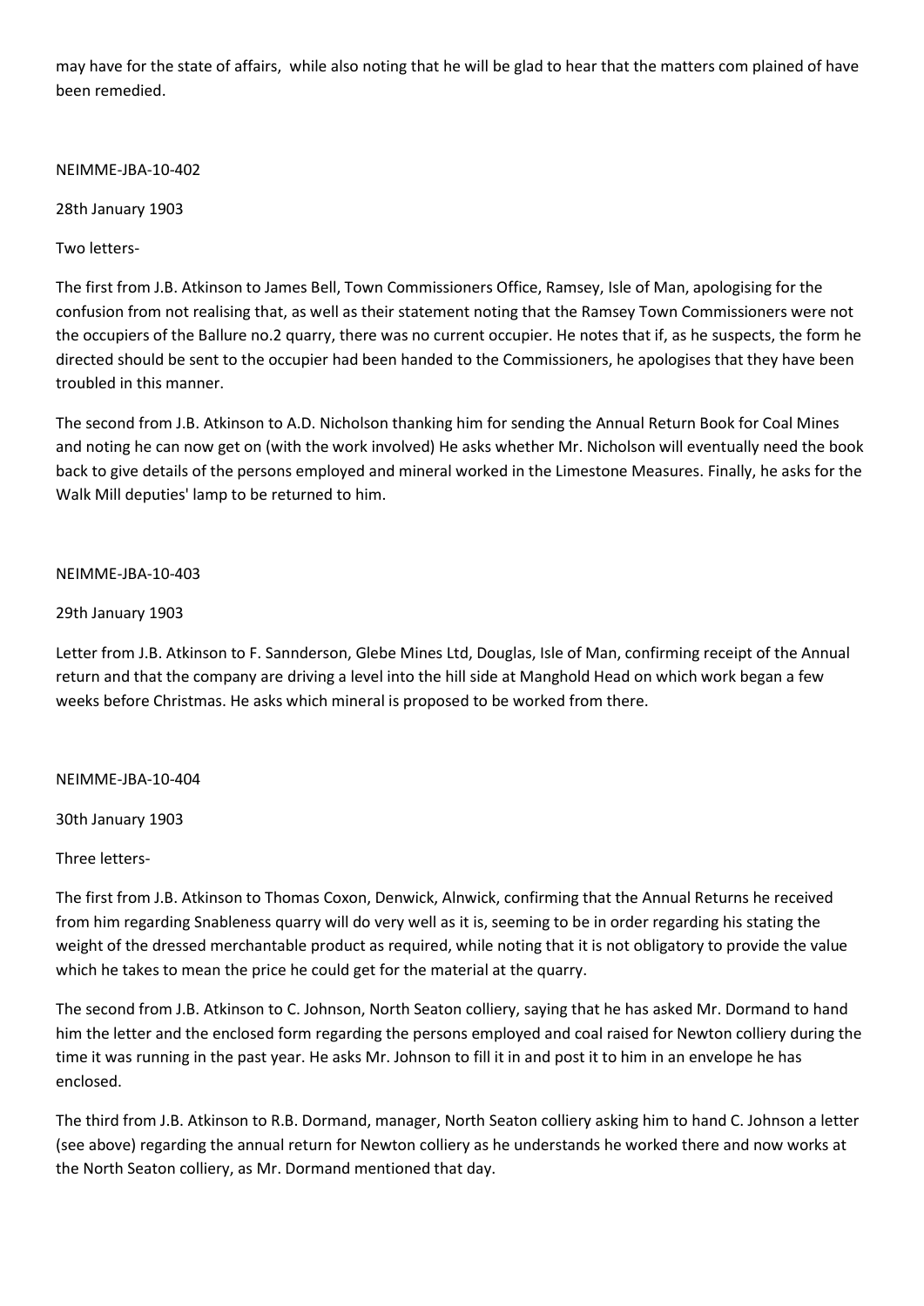may have for the state of affairs, while also noting that he will be glad to hear that the matters com plained of have been remedied.

NEIMME-JBA-10-402

28th January 1903

Two letters-

The first from J.B. Atkinson to James Bell, Town Commissioners Office, Ramsey, Isle of Man, apologising for the confusion from not realising that, as well as their statement noting that the Ramsey Town Commissioners were not the occupiers of the Ballure no.2 quarry, there was no current occupier. He notes that if, as he suspects, the form he directed should be sent to the occupier had been handed to the Commissioners, he apologises that they have been troubled in this manner.

The second from J.B. Atkinson to A.D. Nicholson thanking him for sending the Annual Return Book for Coal Mines and noting he can now get on (with the work involved) He asks whether Mr. Nicholson will eventually need the book back to give details of the persons employed and mineral worked in the Limestone Measures. Finally, he asks for the Walk Mill deputies' lamp to be returned to him.

NEIMME-JBA-10-403

29th January 1903

Letter from J.B. Atkinson to F. Sannderson, Glebe Mines Ltd, Douglas, Isle of Man, confirming receipt of the Annual return and that the company are driving a level into the hill side at Manghold Head on which work began a few weeks before Christmas. He asks which mineral is proposed to be worked from there.

NEIMME-JBA-10-404

30th January 1903

Three letters-

The first from J.B. Atkinson to Thomas Coxon, Denwick, Alnwick, confirming that the Annual Returns he received from him regarding Snableness quarry will do very well as it is, seeming to be in order regarding his stating the weight of the dressed merchantable product as required, while noting that it is not obligatory to provide the value which he takes to mean the price he could get for the material at the quarry.

The second from J.B. Atkinson to C. Johnson, North Seaton colliery, saying that he has asked Mr. Dormand to hand him the letter and the enclosed form regarding the persons employed and coal raised for Newton colliery during the time it was running in the past year. He asks Mr. Johnson to fill it in and post it to him in an envelope he has enclosed.

The third from J.B. Atkinson to R.B. Dormand, manager, North Seaton colliery asking him to hand C. Johnson a letter (see above) regarding the annual return for Newton colliery as he understands he worked there and now works at the North Seaton colliery, as Mr. Dormand mentioned that day.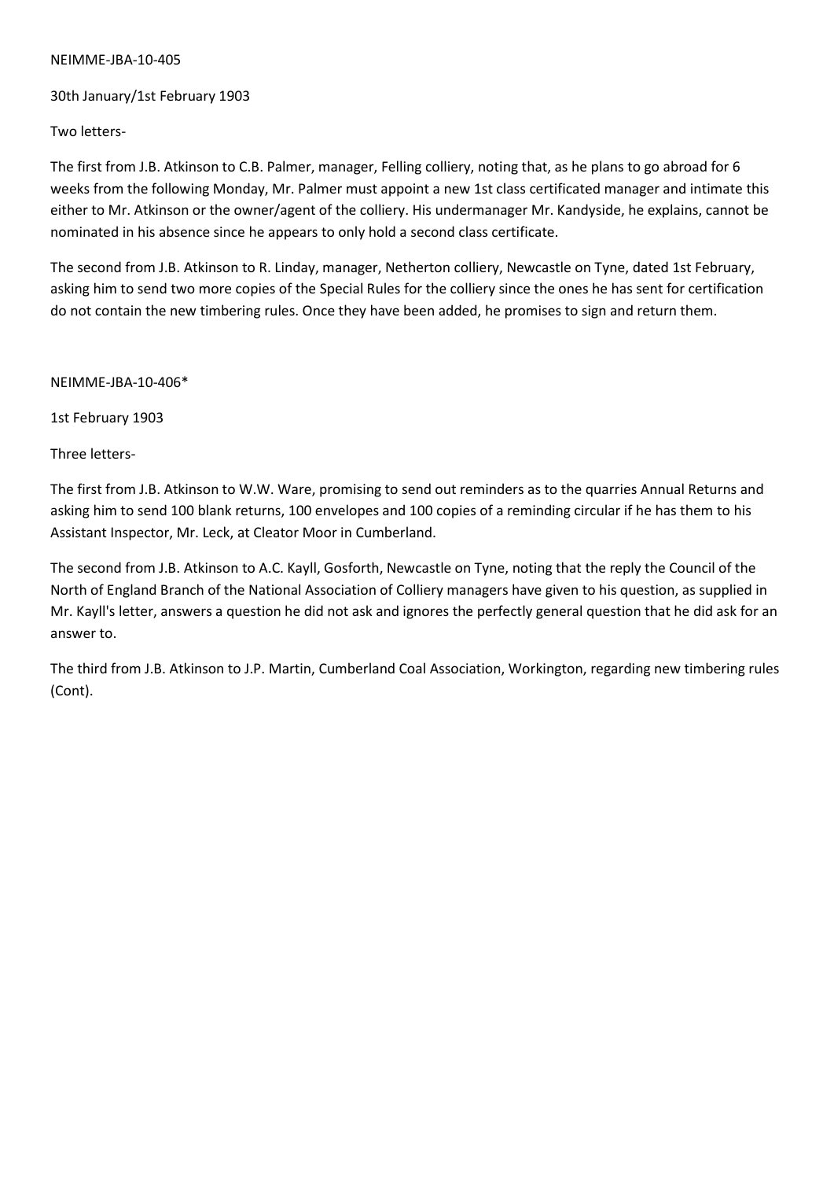NEIMME-JBA-10-405

30th January/1st February 1903

Two letters-

The first from J.B. Atkinson to C.B. Palmer, manager, Felling colliery, noting that, as he plans to go abroad for 6 weeks from the following Monday, Mr. Palmer must appoint a new 1st class certificated manager and intimate this either to Mr. Atkinson or the owner/agent of the colliery. His undermanager Mr. Kandyside, he explains, cannot be nominated in his absence since he appears to only hold a second class certificate.

The second from J.B. Atkinson to R. Linday, manager, Netherton colliery, Newcastle on Tyne, dated 1st February, asking him to send two more copies of the Special Rules for the colliery since the ones he has sent for certification do not contain the new timbering rules. Once they have been added, he promises to sign and return them.

NEIMME-JBA-10-406*

1st February 1903

Three letters-

The first from J.B. Atkinson to W.W. Ware, promising to send out reminders as to the quarries Annual Returns and asking him to send 100 blank returns, 100 envelopes and 100 copies of a reminding circular if he has them to his Assistant Inspector, Mr. Leck, at Cleator Moor in Cumberland.

The second from J.B. Atkinson to A.C. Kayll, Gosforth, Newcastle on Tyne, noting that the reply the Council of the North of England Branch of the National Association of Colliery managers have given to his question, as supplied in Mr. Kayll's letter, answers a question he did not ask and ignores the perfectly general question that he did ask for an answer to.

The third from J.B. Atkinson to J.P. Martin, Cumberland Coal Association, Workington, regarding new timbering rules (Cont).